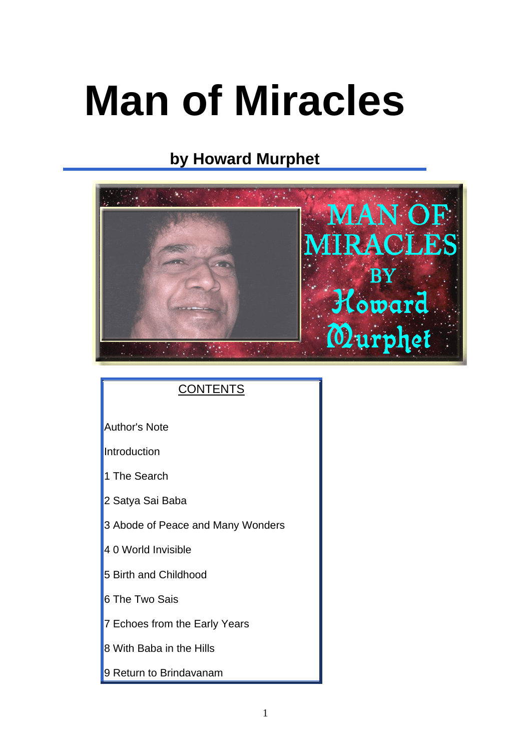# Man of Miracles

## by Howard Murphet

CONTENTS

Author's Note

Introduction

1 The Search

2 Satya Sai Baba

3 Abode of Peace and Many Wonders

4 0 World Invisible

5 Birth and Childhood

6 The Two Sais

7 Echoes from the Early Years

8 With Baba in the Hills

9 Return to Brindavanam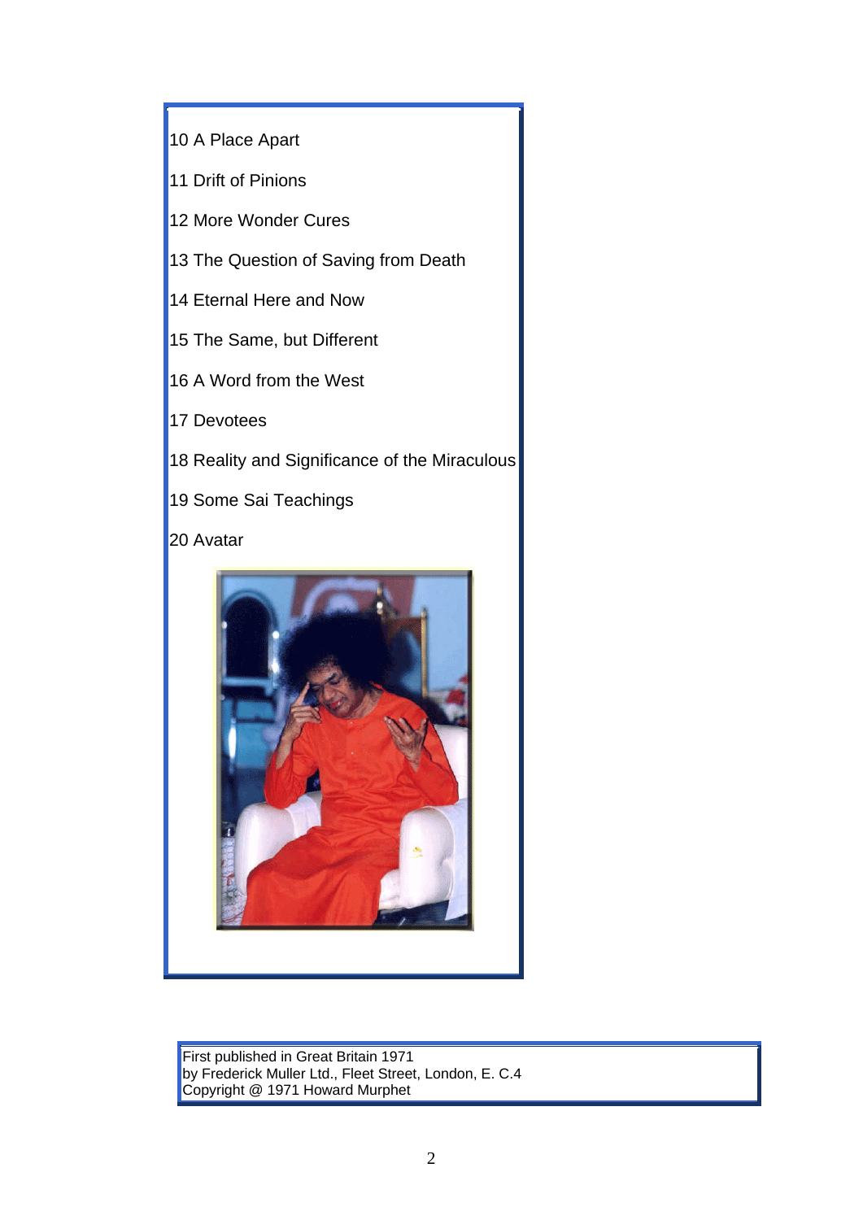10 A Place Apart

11 Drift of Pinions

12 More Wonder Cures

13 The Question of Saving from Death

14 Eternal Here and Now

15 The Same, but Different

16 A Word from the West

17 Devotees

18 Reality and Significance of the Miraculous

19 Some Sai Teachings

20 Avatar

First published in Great Britain 1971
by Frederick Muller Ltd., Fleet Street, London, E. C.4
Copyright @ 1971 Howard Murphet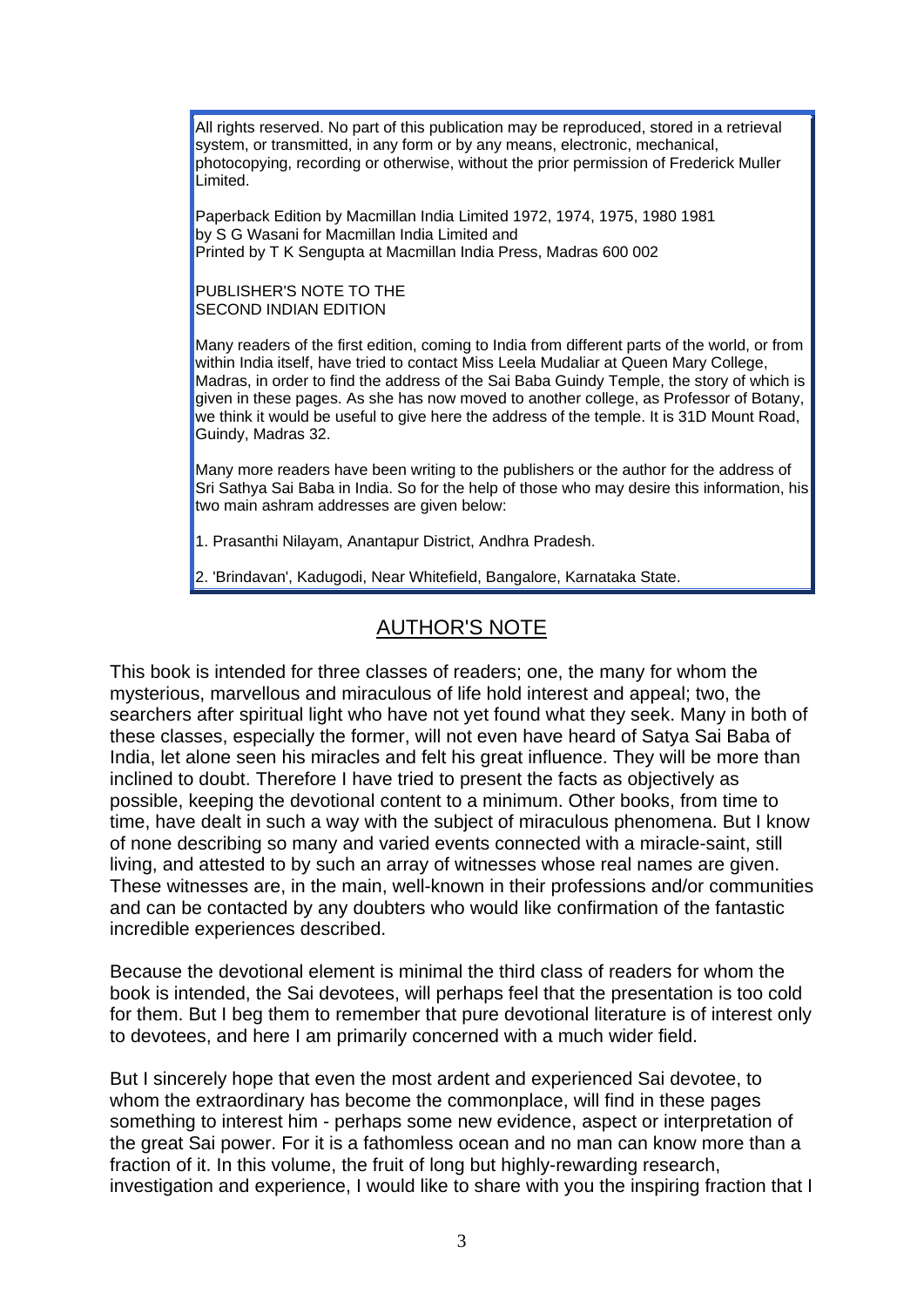All rights reserved. No part of this publication may be reproduced, stored in a retrieval system, or transmitted, in any form or by any means, electronic, mechanical, photocopying, recording or otherwise, without the prior permission of Frederick Muller Limited.

Paperback Edition by Macmillan India Limited 1972, 1974, 1975, 1980 1981
by S G Wasani for Macmillan India Limited and
Printed by T K Sengupta at Macmillan India Press, Madras 600 002

PUBLISHER'S NOTE TO THE
SECOND INDIAN EDITION

Many readers of the first edition, coming to India from different parts of the world, or from within India itself, have tried to contact Miss Leela Mudaliar at Queen Mary College, Madras, in order to find the address of the Sai Baba Guindy Temple, the story of which is given in these pages. As she has now moved to another college, as Professor of Botany, we think it would be useful to give here the address of the temple. It is 31D Mount Road, Guindy, Madras 32.

Many more readers have been writing to the publishers or the author for the address of Sri Sathya Sai Baba in India. So for the help of those who may desire this information, his two main ashram addresses are given below:

1. Prasanthi Nilayam, Anantapur District, Andhra Pradesh.

2. 'Brindavan', Kadugodi, Near Whitefield, Bangalore, Karnataka State.

## AUTHOR'S NOTE

This book is intended for three classes of readers; one, the many for whom the mysterious, marvellous and miraculous of life hold interest and appeal; two, the searchers after spiritual light who have not yet found what they seek. Many in both of these classes, especially the former, will not even have heard of Satya Sai Baba of India, let alone seen his miracles and felt his great influence. They will be more than inclined to doubt. Therefore I have tried to present the facts as objectively as possible, keeping the devotional content to a minimum. Other books, from time to time, have dealt in such a way with the subject of miraculous phenomena. But I know of none describing so many and varied events connected with a miracle-saint, still living, and attested to by such an array of witnesses whose real names are given. These witnesses are, in the main, well-known in their professions and/or communities and can be contacted by any doubters who would like confirmation of the fantastic incredible experiences described.

Because the devotional element is minimal the third class of readers for whom the book is intended, the Sai devotees, will perhaps feel that the presentation is too cold for them. But I beg them to remember that pure devotional literature is of interest only to devotees, and here I am primarily concerned with a much wider field.

But I sincerely hope that even the most ardent and experienced Sai devotee, to whom the extraordinary has become the commonplace, will find in these pages something to interest him - perhaps some new evidence, aspect or interpretation of the great Sai power. For it is a fathomless ocean and no man can know more than a fraction of it. In this volume, the fruit of long but highly-rewarding research, investigation and experience, I would like to share with you the inspiring fraction that I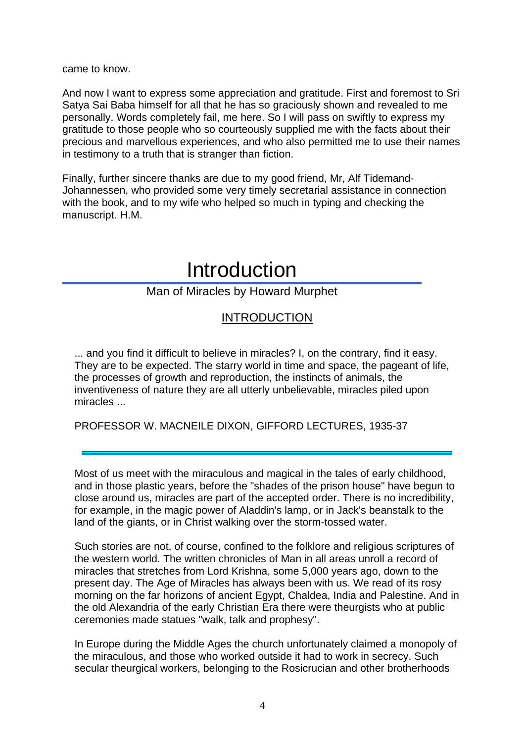came to know.

And now I want to express some appreciation and gratitude. First and foremost to Sri Satya Sai Baba himself for all that he has so graciously shown and revealed to me personally. Words completely fail, me here. So I will pass on swiftly to express my gratitude to those people who so courteously supplied me with the facts about their precious and marvellous experiences, and who also permitted me to use their names in testimony to a truth that is stranger than fiction.

Finally, further sincere thanks are due to my good friend, Mr, Alf Tidemand-Johannessen, who provided some very timely secretarial assistance in connection with the book, and to my wife who helped so much in typing and checking the manuscript. H.M.

# Introduction

Man of Miracles by Howard Murphet

## INTRODUCTION

... and you find it difficult to believe in miracles? I, on the contrary, find it easy. They are to be expected. The starry world in time and space, the pageant of life, the processes of growth and reproduction, the instincts of animals, the inventiveness of nature they are all utterly unbelievable, miracles piled upon miracles ...

PROFESSOR W. MACNEILE DIXON, GIFFORD LECTURES, 1935-37

---

Most of us meet with the miraculous and magical in the tales of early childhood, and in those plastic years, before the "shades of the prison house" have begun to close around us, miracles are part of the accepted order. There is no incredibility, for example, in the magic power of Aladdin's lamp, or in Jack's beanstalk to the land of the giants, or in Christ walking over the storm-tossed water.

Such stories are not, of course, confined to the folklore and religious scriptures of the western world. The written chronicles of Man in all areas unroll a record of miracles that stretches from Lord Krishna, some 5,000 years ago, down to the present day. The Age of Miracles has always been with us. We read of its rosy morning on the far horizons of ancient Egypt, Chaldea, India and Palestine. And in the old Alexandria of the early Christian Era there were theurgists who at public ceremonies made statues "walk, talk and prophesy".

In Europe during the Middle Ages the church unfortunately claimed a monopoly of the miraculous, and those who worked outside it had to work in secrecy. Such secular theurgical workers, belonging to the Rosicrucian and other brotherhoods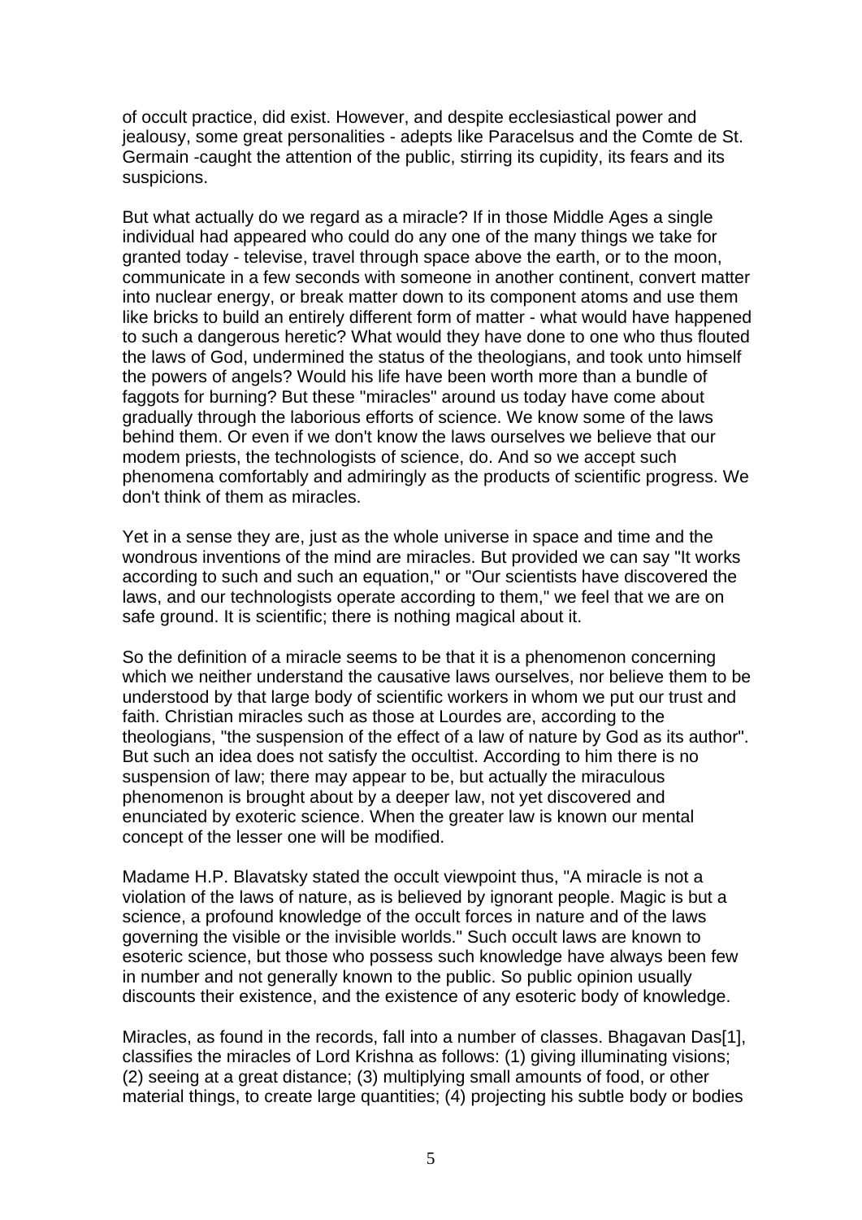of occult practice, did exist. However, and despite ecclesiastical power and jealousy, some great personalities - adepts like Paracelsus and the Comte de St. Germain -caught the attention of the public, stirring its cupidity, its fears and its suspicions.

But what actually do we regard as a miracle? If in those Middle Ages a single individual had appeared who could do any one of the many things we take for granted today - televise, travel through space above the earth, or to the moon, communicate in a few seconds with someone in another continent, convert matter into nuclear energy, or break matter down to its component atoms and use them like bricks to build an entirely different form of matter - what would have happened to such a dangerous heretic? What would they have done to one who thus flouted the laws of God, undermined the status of the theologians, and took unto himself the powers of angels? Would his life have been worth more than a bundle of faggots for burning? But these "miracles" around us today have come about gradually through the laborious efforts of science. We know some of the laws behind them. Or even if we don't know the laws ourselves we believe that our modem priests, the technologists of science, do. And so we accept such phenomena comfortably and admiringly as the products of scientific progress. We don't think of them as miracles.

Yet in a sense they are, just as the whole universe in space and time and the wondrous inventions of the mind are miracles. But provided we can say "It works according to such and such an equation," or "Our scientists have discovered the laws, and our technologists operate according to them," we feel that we are on safe ground. It is scientific; there is nothing magical about it.

So the definition of a miracle seems to be that it is a phenomenon concerning which we neither understand the causative laws ourselves, nor believe them to be understood by that large body of scientific workers in whom we put our trust and faith. Christian miracles such as those at Lourdes are, according to the theologians, "the suspension of the effect of a law of nature by God as its author". But such an idea does not satisfy the occultist. According to him there is no suspension of law; there may appear to be, but actually the miraculous phenomenon is brought about by a deeper law, not yet discovered and enunciated by exoteric science. When the greater law is known our mental concept of the lesser one will be modified.

Madame H.P. Blavatsky stated the occult viewpoint thus, "A miracle is not a violation of the laws of nature, as is believed by ignorant people. Magic is but a science, a profound knowledge of the occult forces in nature and of the laws governing the visible or the invisible worlds." Such occult laws are known to esoteric science, but those who possess such knowledge have always been few in number and not generally known to the public. So public opinion usually discounts their existence, and the existence of any esoteric body of knowledge.

Miracles, as found in the records, fall into a number of classes. Bhagavan Das[1], classifies the miracles of Lord Krishna as follows: (1) giving illuminating visions; (2) seeing at a great distance; (3) multiplying small amounts of food, or other material things, to create large quantities; (4) projecting his subtle body or bodies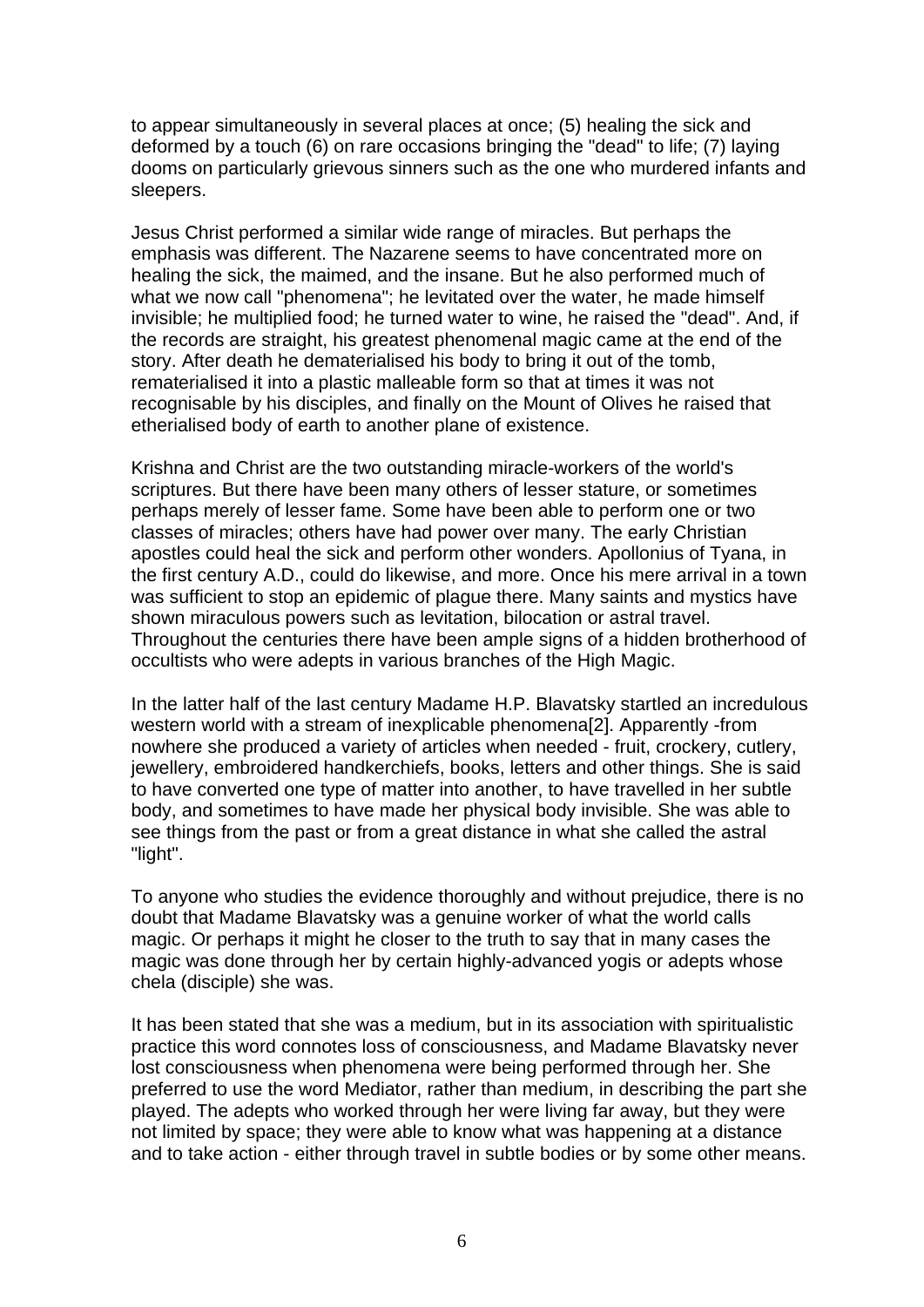to appear simultaneously in several places at once; (5) healing the sick and deformed by a touch (6) on rare occasions bringing the "dead" to life; (7) laying dooms on particularly grievous sinners such as the one who murdered infants and sleepers.

Jesus Christ performed a similar wide range of miracles. But perhaps the emphasis was different. The Nazarene seems to have concentrated more on healing the sick, the maimed, and the insane. But he also performed much of what we now call "phenomena"; he levitated over the water, he made himself invisible; he multiplied food; he turned water to wine, he raised the "dead". And, if the records are straight, his greatest phenomenal magic came at the end of the story. After death he dematerialised his body to bring it out of the tomb, rematerialised it into a plastic malleable form so that at times it was not recognisable by his disciples, and finally on the Mount of Olives he raised that etherialised body of earth to another plane of existence.

Krishna and Christ are the two outstanding miracle-workers of the world's scriptures. But there have been many others of lesser stature, or sometimes perhaps merely of lesser fame. Some have been able to perform one or two classes of miracles; others have had power over many. The early Christian apostles could heal the sick and perform other wonders. Apollonius of Tyana, in the first century A.D., could do likewise, and more. Once his mere arrival in a town was sufficient to stop an epidemic of plague there. Many saints and mystics have shown miraculous powers such as levitation, bilocation or astral travel. Throughout the centuries there have been ample signs of a hidden brotherhood of occultists who were adepts in various branches of the High Magic.

In the latter half of the last century Madame H.P. Blavatsky startled an incredulous western world with a stream of inexplicable phenomena[2]. Apparently -from nowhere she produced a variety of articles when needed - fruit, crockery, cutlery, jewellery, embroidered handkerchiefs, books, letters and other things. She is said to have converted one type of matter into another, to have travelled in her subtle body, and sometimes to have made her physical body invisible. She was able to see things from the past or from a great distance in what she called the astral "light".

To anyone who studies the evidence thoroughly and without prejudice, there is no doubt that Madame Blavatsky was a genuine worker of what the world calls magic. Or perhaps it might he closer to the truth to say that in many cases the magic was done through her by certain highly-advanced yogis or adepts whose chela (disciple) she was.

It has been stated that she was a medium, but in its association with spiritualistic practice this word connotes loss of consciousness, and Madame Blavatsky never lost consciousness when phenomena were being performed through her. She preferred to use the word Mediator, rather than medium, in describing the part she played. The adepts who worked through her were living far away, but they were not limited by space; they were able to know what was happening at a distance and to take action - either through travel in subtle bodies or by some other means.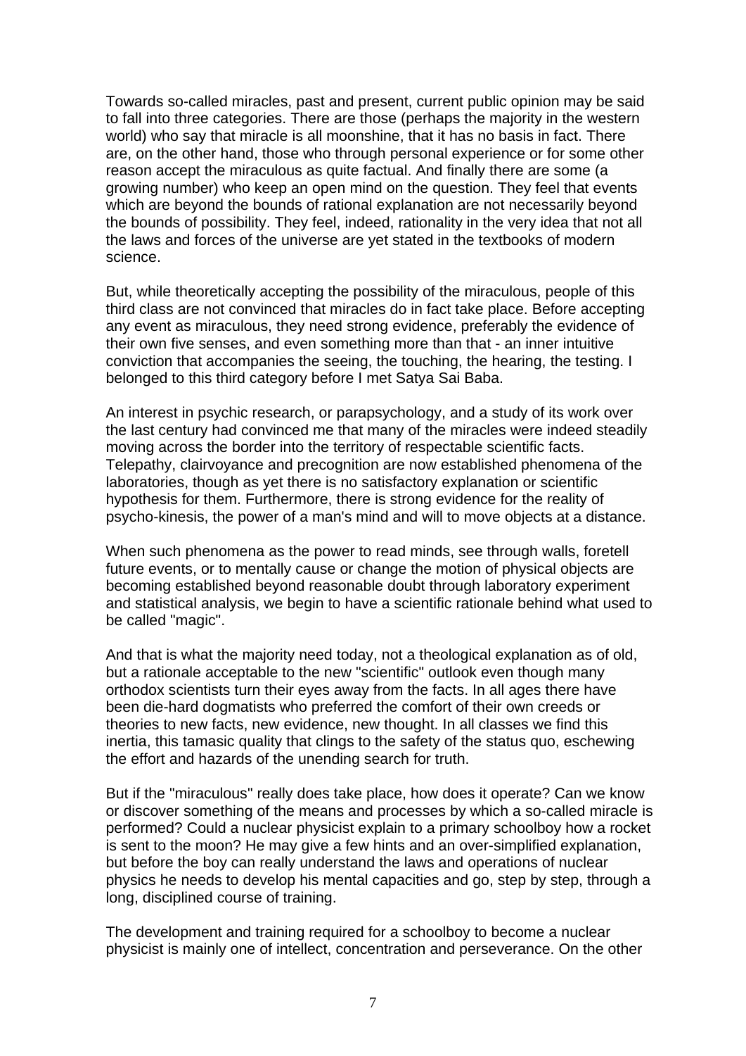Towards so-called miracles, past and present, current public opinion may be said to fall into three categories. There are those (perhaps the majority in the western world) who say that miracle is all moonshine, that it has no basis in fact. There are, on the other hand, those who through personal experience or for some other reason accept the miraculous as quite factual. And finally there are some (a growing number) who keep an open mind on the question. They feel that events which are beyond the bounds of rational explanation are not necessarily beyond the bounds of possibility. They feel, indeed, rationality in the very idea that not all the laws and forces of the universe are yet stated in the textbooks of modern science.

But, while theoretically accepting the possibility of the miraculous, people of this third class are not convinced that miracles do in fact take place. Before accepting any event as miraculous, they need strong evidence, preferably the evidence of their own five senses, and even something more than that - an inner intuitive conviction that accompanies the seeing, the touching, the hearing, the testing. I belonged to this third category before I met Satya Sai Baba.

An interest in psychic research, or parapsychology, and a study of its work over the last century had convinced me that many of the miracles were indeed steadily moving across the border into the territory of respectable scientific facts. Telepathy, clairvoyance and precognition are now established phenomena of the laboratories, though as yet there is no satisfactory explanation or scientific hypothesis for them. Furthermore, there is strong evidence for the reality of psycho-kinesis, the power of a man's mind and will to move objects at a distance.

When such phenomena as the power to read minds, see through walls, foretell future events, or to mentally cause or change the motion of physical objects are becoming established beyond reasonable doubt through laboratory experiment and statistical analysis, we begin to have a scientific rationale behind what used to be called "magic".

And that is what the majority need today, not a theological explanation as of old, but a rationale acceptable to the new "scientific" outlook even though many orthodox scientists turn their eyes away from the facts. In all ages there have been die-hard dogmatists who preferred the comfort of their own creeds or theories to new facts, new evidence, new thought. In all classes we find this inertia, this tamasic quality that clings to the safety of the status quo, eschewing the effort and hazards of the unending search for truth.

But if the "miraculous" really does take place, how does it operate? Can we know or discover something of the means and processes by which a so-called miracle is performed? Could a nuclear physicist explain to a primary schoolboy how a rocket is sent to the moon? He may give a few hints and an over-simplified explanation, but before the boy can really understand the laws and operations of nuclear physics he needs to develop his mental capacities and go, step by step, through a long, disciplined course of training.

The development and training required for a schoolboy to become a nuclear physicist is mainly one of intellect, concentration and perseverance. On the other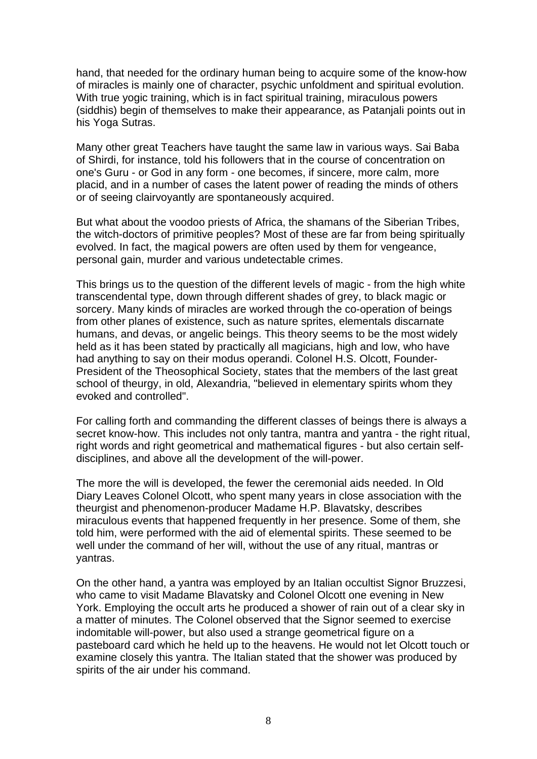hand, that needed for the ordinary human being to acquire some of the know-how of miracles is mainly one of character, psychic unfoldment and spiritual evolution. With true yogic training, which is in fact spiritual training, miraculous powers (siddhis) begin of themselves to make their appearance, as Patanjali points out in his Yoga Sutras.

Many other great Teachers have taught the same law in various ways. Sai Baba of Shirdi, for instance, told his followers that in the course of concentration on one's Guru - or God in any form - one becomes, if sincere, more calm, more placid, and in a number of cases the latent power of reading the minds of others or of seeing clairvoyantly are spontaneously acquired.

But what about the voodoo priests of Africa, the shamans of the Siberian Tribes, the witch-doctors of primitive peoples? Most of these are far from being spiritually evolved. In fact, the magical powers are often used by them for vengeance, personal gain, murder and various undetectable crimes.

This brings us to the question of the different levels of magic - from the high white transcendental type, down through different shades of grey, to black magic or sorcery. Many kinds of miracles are worked through the co-operation of beings from other planes of existence, such as nature sprites, elementals discarnate humans, and devas, or angelic beings. This theory seems to be the most widely held as it has been stated by practically all magicians, high and low, who have had anything to say on their modus operandi. Colonel H.S. Olcott, Founder-President of the Theosophical Society, states that the members of the last great school of theurgy, in old, Alexandria, "believed in elementary spirits whom they evoked and controlled".

For calling forth and commanding the different classes of beings there is always a secret know-how. This includes not only tantra, mantra and yantra - the right ritual, right words and right geometrical and mathematical figures - but also certain self-disciplines, and above all the development of the will-power.

The more the will is developed, the fewer the ceremonial aids needed. In Old Diary Leaves Colonel Olcott, who spent many years in close association with the theurgist and phenomenon-producer Madame H.P. Blavatsky, describes miraculous events that happened frequently in her presence. Some of them, she told him, were performed with the aid of elemental spirits. These seemed to be well under the command of her will, without the use of any ritual, mantras or yantras.

On the other hand, a yantra was employed by an Italian occultist Signor Bruzzesi, who came to visit Madame Blavatsky and Colonel Olcott one evening in New York. Employing the occult arts he produced a shower of rain out of a clear sky in a matter of minutes. The Colonel observed that the Signor seemed to exercise indomitable will-power, but also used a strange geometrical figure on a pasteboard card which he held up to the heavens. He would not let Olcott touch or examine closely this yantra. The Italian stated that the shower was produced by spirits of the air under his command.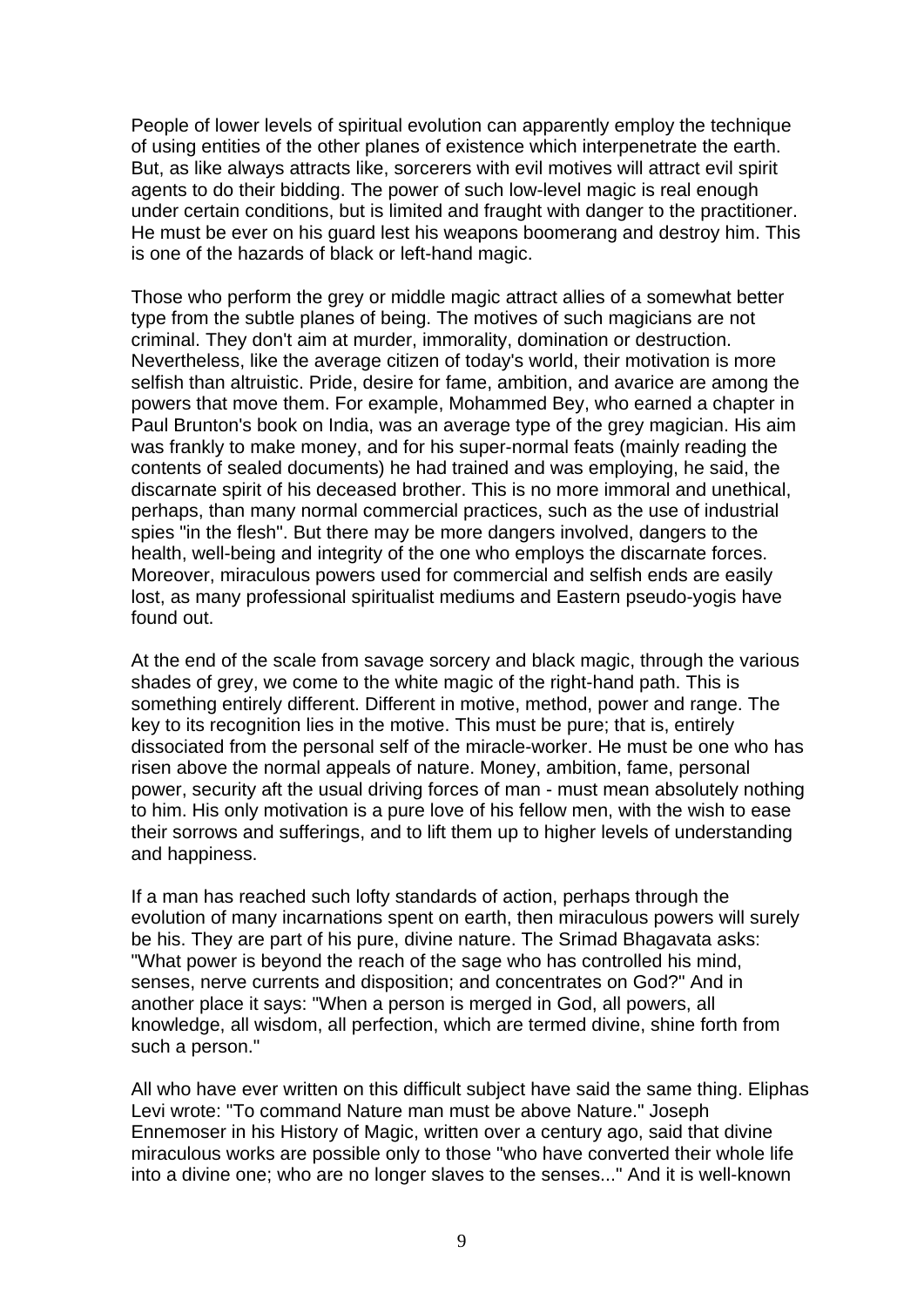People of lower levels of spiritual evolution can apparently employ the technique of using entities of the other planes of existence which interpenetrate the earth. But, as like always attracts like, sorcerers with evil motives will attract evil spirit agents to do their bidding. The power of such low-level magic is real enough under certain conditions, but is limited and fraught with danger to the practitioner. He must be ever on his guard lest his weapons boomerang and destroy him. This is one of the hazards of black or left-hand magic.

Those who perform the grey or middle magic attract allies of a somewhat better type from the subtle planes of being. The motives of such magicians are not criminal. They don't aim at murder, immorality, domination or destruction. Nevertheless, like the average citizen of today's world, their motivation is more selfish than altruistic. Pride, desire for fame, ambition, and avarice are among the powers that move them. For example, Mohammed Bey, who earned a chapter in Paul Brunton's book on India, was an average type of the grey magician. His aim was frankly to make money, and for his super-normal feats (mainly reading the contents of sealed documents) he had trained and was employing, he said, the discarnate spirit of his deceased brother. This is no more immoral and unethical, perhaps, than many normal commercial practices, such as the use of industrial spies "in the flesh". But there may be more dangers involved, dangers to the health, well-being and integrity of the one who employs the discarnate forces. Moreover, miraculous powers used for commercial and selfish ends are easily lost, as many professional spiritualist mediums and Eastern pseudo-yogis have found out.

At the end of the scale from savage sorcery and black magic, through the various shades of grey, we come to the white magic of the right-hand path. This is something entirely different. Different in motive, method, power and range. The key to its recognition lies in the motive. This must be pure; that is, entirely dissociated from the personal self of the miracle-worker. He must be one who has risen above the normal appeals of nature. Money, ambition, fame, personal power, security aft the usual driving forces of man - must mean absolutely nothing to him. His only motivation is a pure love of his fellow men, with the wish to ease their sorrows and sufferings, and to lift them up to higher levels of understanding and happiness.

If a man has reached such lofty standards of action, perhaps through the evolution of many incarnations spent on earth, then miraculous powers will surely be his. They are part of his pure, divine nature. The Srimad Bhagavata asks: "What power is beyond the reach of the sage who has controlled his mind, senses, nerve currents and disposition; and concentrates on God?" And in another place it says: "When a person is merged in God, all powers, all knowledge, all wisdom, all perfection, which are termed divine, shine forth from such a person."

All who have ever written on this difficult subject have said the same thing. Eliphas Levi wrote: "To command Nature man must be above Nature." Joseph Ennemoser in his History of Magic, written over a century ago, said that divine miraculous works are possible only to those "who have converted their whole life into a divine one; who are no longer slaves to the senses..." And it is well-known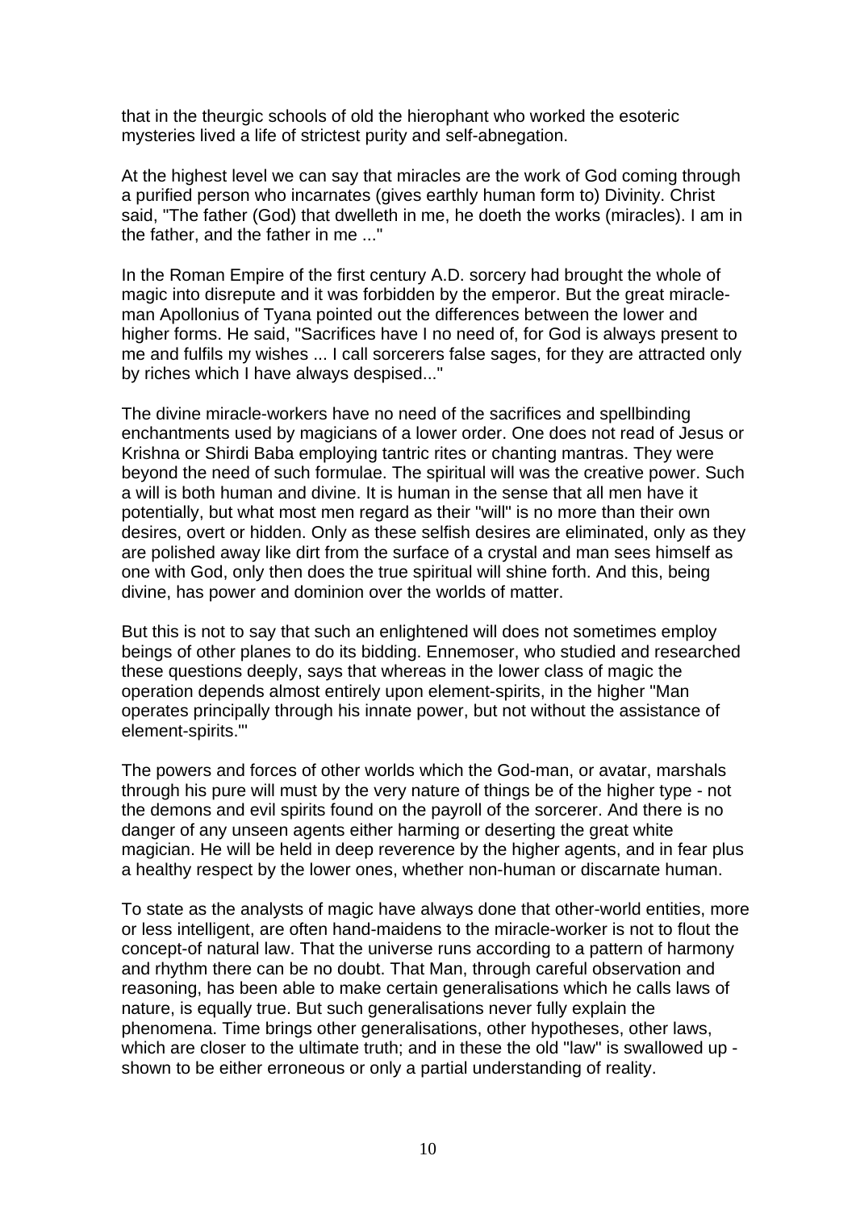that in the theurgic schools of old the hierophant who worked the esoteric mysteries lived a life of strictest purity and self-abnegation.

At the highest level we can say that miracles are the work of God coming through a purified person who incarnates (gives earthly human form to) Divinity. Christ said, "The father (God) that dwelleth in me, he doeth the works (miracles). I am in the father, and the father in me ..."

In the Roman Empire of the first century A.D. sorcery had brought the whole of magic into disrepute and it was forbidden by the emperor. But the great miracle-man Apollonius of Tyana pointed out the differences between the lower and higher forms. He said, "Sacrifices have I no need of, for God is always present to me and fulfils my wishes ... I call sorcerers false sages, for they are attracted only by riches which I have always despised..."

The divine miracle-workers have no need of the sacrifices and spellbinding enchantments used by magicians of a lower order. One does not read of Jesus or Krishna or Shirdi Baba employing tantric rites or chanting mantras. They were beyond the need of such formulae. The spiritual will was the creative power. Such a will is both human and divine. It is human in the sense that all men have it potentially, but what most men regard as their "will" is no more than their own desires, overt or hidden. Only as these selfish desires are eliminated, only as they are polished away like dirt from the surface of a crystal and man sees himself as one with God, only then does the true spiritual will shine forth. And this, being divine, has power and dominion over the worlds of matter.

But this is not to say that such an enlightened will does not sometimes employ beings of other planes to do its bidding. Ennemoser, who studied and researched these questions deeply, says that whereas in the lower class of magic the operation depends almost entirely upon element-spirits, in the higher "Man operates principally through his innate power, but not without the assistance of element-spirits."'

The powers and forces of other worlds which the God-man, or avatar, marshals through his pure will must by the very nature of things be of the higher type - not the demons and evil spirits found on the payroll of the sorcerer. And there is no danger of any unseen agents either harming or deserting the great white magician. He will be held in deep reverence by the higher agents, and in fear plus a healthy respect by the lower ones, whether non-human or discarnate human.

To state as the analysts of magic have always done that other-world entities, more or less intelligent, are often hand-maidens to the miracle-worker is not to flout the concept-of natural law. That the universe runs according to a pattern of harmony and rhythm there can be no doubt. That Man, through careful observation and reasoning, has been able to make certain generalisations which he calls laws of nature, is equally true. But such generalisations never fully explain the phenomena. Time brings other generalisations, other hypotheses, other laws, which are closer to the ultimate truth; and in these the old "law" is swallowed up - shown to be either erroneous or only a partial understanding of reality.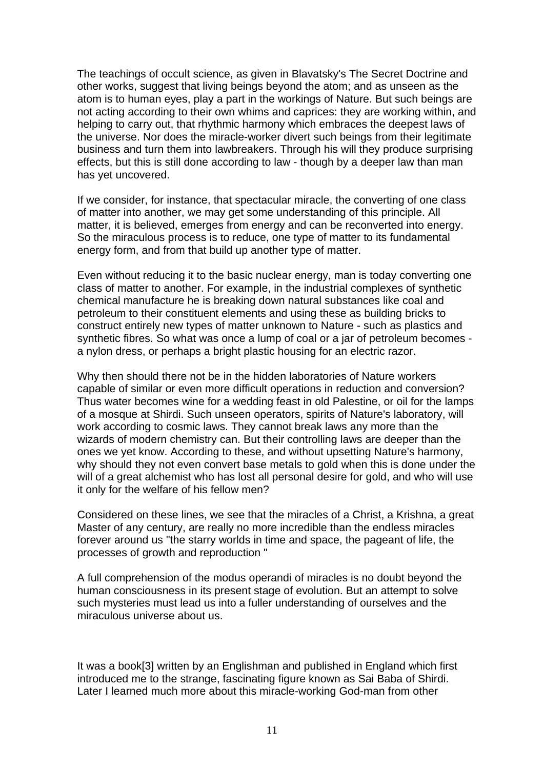The teachings of occult science, as given in Blavatsky's The Secret Doctrine and other works, suggest that living beings beyond the atom; and as unseen as the atom is to human eyes, play a part in the workings of Nature. But such beings are not acting according to their own whims and caprices: they are working within, and helping to carry out, that rhythmic harmony which embraces the deepest laws of the universe. Nor does the miracle-worker divert such beings from their legitimate business and turn them into lawbreakers. Through his will they produce surprising effects, but this is still done according to law - though by a deeper law than man has yet uncovered.

If we consider, for instance, that spectacular miracle, the converting of one class of matter into another, we may get some understanding of this principle. All matter, it is believed, emerges from energy and can be reconverted into energy. So the miraculous process is to reduce, one type of matter to its fundamental energy form, and from that build up another type of matter.

Even without reducing it to the basic nuclear energy, man is today converting one class of matter to another. For example, in the industrial complexes of synthetic chemical manufacture he is breaking down natural substances like coal and petroleum to their constituent elements and using these as building bricks to construct entirely new types of matter unknown to Nature - such as plastics and synthetic fibres. So what was once a lump of coal or a jar of petroleum becomes - a nylon dress, or perhaps a bright plastic housing for an electric razor.

Why then should there not be in the hidden laboratories of Nature workers capable of similar or even more difficult operations in reduction and conversion? Thus water becomes wine for a wedding feast in old Palestine, or oil for the lamps of a mosque at Shirdi. Such unseen operators, spirits of Nature's laboratory, will work according to cosmic laws. They cannot break laws any more than the wizards of modern chemistry can. But their controlling laws are deeper than the ones we yet know. According to these, and without upsetting Nature's harmony, why should they not even convert base metals to gold when this is done under the will of a great alchemist who has lost all personal desire for gold, and who will use it only for the welfare of his fellow men?

Considered on these lines, we see that the miracles of a Christ, a Krishna, a great Master of any century, are really no more incredible than the endless miracles forever around us "the starry worlds in time and space, the pageant of life, the processes of growth and reproduction "

A full comprehension of the modus operandi of miracles is no doubt beyond the human consciousness in its present stage of evolution. But an attempt to solve such mysteries must lead us into a fuller understanding of ourselves and the miraculous universe about us.

It was a book[3] written by an Englishman and published in England which first introduced me to the strange, fascinating figure known as Sai Baba of Shirdi. Later I learned much more about this miracle-working God-man from other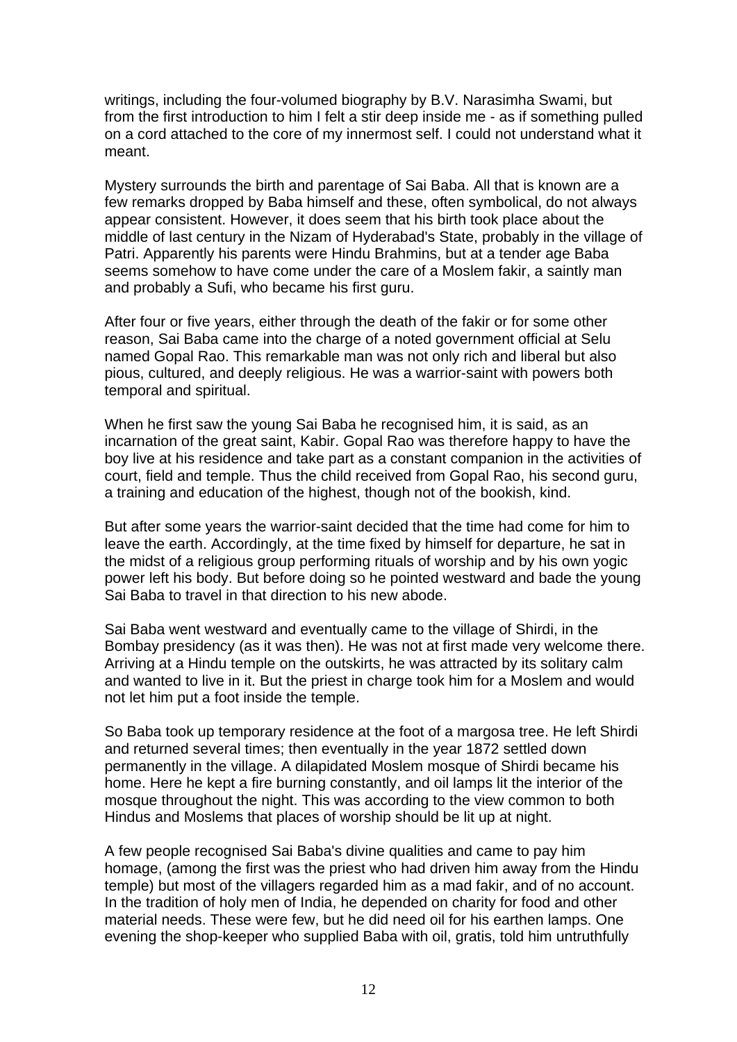writings, including the four-volumed biography by B.V. Narasimha Swami, but from the first introduction to him I felt a stir deep inside me - as if something pulled on a cord attached to the core of my innermost self. I could not understand what it meant.

Mystery surrounds the birth and parentage of Sai Baba. All that is known are a few remarks dropped by Baba himself and these, often symbolical, do not always appear consistent. However, it does seem that his birth took place about the middle of last century in the Nizam of Hyderabad's State, probably in the village of Patri. Apparently his parents were Hindu Brahmins, but at a tender age Baba seems somehow to have come under the care of a Moslem fakir, a saintly man and probably a Sufi, who became his first guru.

After four or five years, either through the death of the fakir or for some other reason, Sai Baba came into the charge of a noted government official at Selu named Gopal Rao. This remarkable man was not only rich and liberal but also pious, cultured, and deeply religious. He was a warrior-saint with powers both temporal and spiritual.

When he first saw the young Sai Baba he recognised him, it is said, as an incarnation of the great saint, Kabir. Gopal Rao was therefore happy to have the boy live at his residence and take part as a constant companion in the activities of court, field and temple. Thus the child received from Gopal Rao, his second guru, a training and education of the highest, though not of the bookish, kind.

But after some years the warrior-saint decided that the time had come for him to leave the earth. Accordingly, at the time fixed by himself for departure, he sat in the midst of a religious group performing rituals of worship and by his own yogic power left his body. But before doing so he pointed westward and bade the young Sai Baba to travel in that direction to his new abode.

Sai Baba went westward and eventually came to the village of Shirdi, in the Bombay presidency (as it was then). He was not at first made very welcome there. Arriving at a Hindu temple on the outskirts, he was attracted by its solitary calm and wanted to live in it. But the priest in charge took him for a Moslem and would not let him put a foot inside the temple.

So Baba took up temporary residence at the foot of a margosa tree. He left Shirdi and returned several times; then eventually in the year 1872 settled down permanently in the village. A dilapidated Moslem mosque of Shirdi became his home. Here he kept a fire burning constantly, and oil lamps lit the interior of the mosque throughout the night. This was according to the view common to both Hindus and Moslems that places of worship should be lit up at night.

A few people recognised Sai Baba's divine qualities and came to pay him homage, (among the first was the priest who had driven him away from the Hindu temple) but most of the villagers regarded him as a mad fakir, and of no account. In the tradition of holy men of India, he depended on charity for food and other material needs. These were few, but he did need oil for his earthen lamps. One evening the shop-keeper who supplied Baba with oil, gratis, told him untruthfully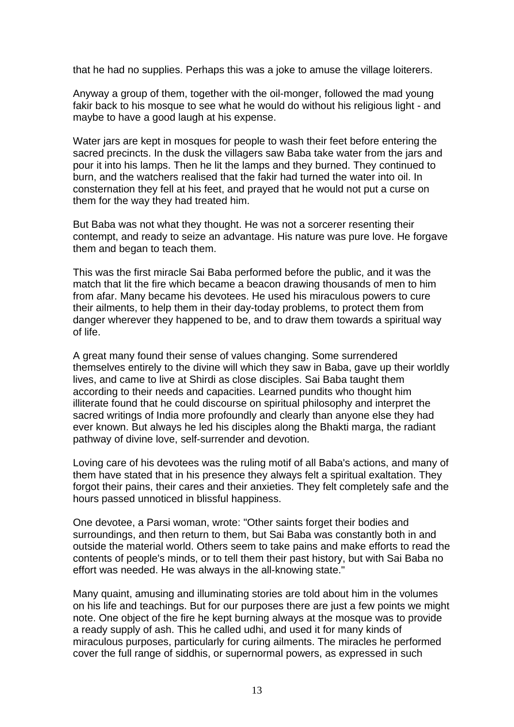that he had no supplies. Perhaps this was a joke to amuse the village loiterers.

Anyway a group of them, together with the oil-monger, followed the mad young fakir back to his mosque to see what he would do without his religious light - and maybe to have a good laugh at his expense.

Water jars are kept in mosques for people to wash their feet before entering the sacred precincts. In the dusk the villagers saw Baba take water from the jars and pour it into his lamps. Then he lit the lamps and they burned. They continued to burn, and the watchers realised that the fakir had turned the water into oil. In consternation they fell at his feet, and prayed that he would not put a curse on them for the way they had treated him.

But Baba was not what they thought. He was not a sorcerer resenting their contempt, and ready to seize an advantage. His nature was pure love. He forgave them and began to teach them.

This was the first miracle Sai Baba performed before the public, and it was the match that lit the fire which became a beacon drawing thousands of men to him from afar. Many became his devotees. He used his miraculous powers to cure their ailments, to help them in their day-today problems, to protect them from danger wherever they happened to be, and to draw them towards a spiritual way of life.

A great many found their sense of values changing. Some surrendered themselves entirely to the divine will which they saw in Baba, gave up their worldly lives, and came to live at Shirdi as close disciples. Sai Baba taught them according to their needs and capacities. Learned pundits who thought him illiterate found that he could discourse on spiritual philosophy and interpret the sacred writings of India more profoundly and clearly than anyone else they had ever known. But always he led his disciples along the Bhakti marga, the radiant pathway of divine love, self-surrender and devotion.

Loving care of his devotees was the ruling motif of all Baba's actions, and many of them have stated that in his presence they always felt a spiritual exaltation. They forgot their pains, their cares and their anxieties. They felt completely safe and the hours passed unnoticed in blissful happiness.

One devotee, a Parsi woman, wrote: "Other saints forget their bodies and surroundings, and then return to them, but Sai Baba was constantly both in and outside the material world. Others seem to take pains and make efforts to read the contents of people's minds, or to tell them their past history, but with Sai Baba no effort was needed. He was always in the all-knowing state."

Many quaint, amusing and illuminating stories are told about him in the volumes on his life and teachings. But for our purposes there are just a few points we might note. One object of the fire he kept burning always at the mosque was to provide a ready supply of ash. This he called udhi, and used it for many kinds of miraculous purposes, particularly for curing ailments. The miracles he performed cover the full range of siddhis, or supernormal powers, as expressed in such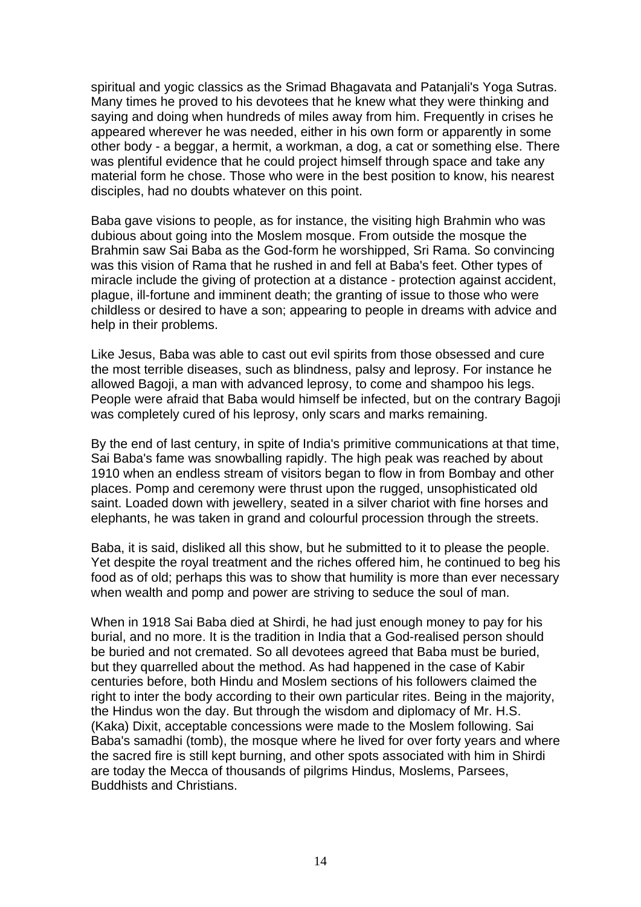spiritual and yogic classics as the Srimad Bhagavata and Patanjali's Yoga Sutras. Many times he proved to his devotees that he knew what they were thinking and saying and doing when hundreds of miles away from him. Frequently in crises he appeared wherever he was needed, either in his own form or apparently in some other body - a beggar, a hermit, a workman, a dog, a cat or something else. There was plentiful evidence that he could project himself through space and take any material form he chose. Those who were in the best position to know, his nearest disciples, had no doubts whatever on this point.

Baba gave visions to people, as for instance, the visiting high Brahmin who was dubious about going into the Moslem mosque. From outside the mosque the Brahmin saw Sai Baba as the God-form he worshipped, Sri Rama. So convincing was this vision of Rama that he rushed in and fell at Baba's feet. Other types of miracle include the giving of protection at a distance - protection against accident, plague, ill-fortune and imminent death; the granting of issue to those who were childless or desired to have a son; appearing to people in dreams with advice and help in their problems.

Like Jesus, Baba was able to cast out evil spirits from those obsessed and cure the most terrible diseases, such as blindness, palsy and leprosy. For instance he allowed Bagoji, a man with advanced leprosy, to come and shampoo his legs. People were afraid that Baba would himself be infected, but on the contrary Bagoji was completely cured of his leprosy, only scars and marks remaining.

By the end of last century, in spite of India's primitive communications at that time, Sai Baba's fame was snowballing rapidly. The high peak was reached by about 1910 when an endless stream of visitors began to flow in from Bombay and other places. Pomp and ceremony were thrust upon the rugged, unsophisticated old saint. Loaded down with jewellery, seated in a silver chariot with fine horses and elephants, he was taken in grand and colourful procession through the streets.

Baba, it is said, disliked all this show, but he submitted to it to please the people. Yet despite the royal treatment and the riches offered him, he continued to beg his food as of old; perhaps this was to show that humility is more than ever necessary when wealth and pomp and power are striving to seduce the soul of man.

When in 1918 Sai Baba died at Shirdi, he had just enough money to pay for his burial, and no more. It is the tradition in India that a God-realised person should be buried and not cremated. So all devotees agreed that Baba must be buried, but they quarrelled about the method. As had happened in the case of Kabir centuries before, both Hindu and Moslem sections of his followers claimed the right to inter the body according to their own particular rites. Being in the majority, the Hindus won the day. But through the wisdom and diplomacy of Mr. H.S. (Kaka) Dixit, acceptable concessions were made to the Moslem following. Sai Baba's samadhi (tomb), the mosque where he lived for over forty years and where the sacred fire is still kept burning, and other spots associated with him in Shirdi are today the Mecca of thousands of pilgrims Hindus, Moslems, Parsees, Buddhists and Christians.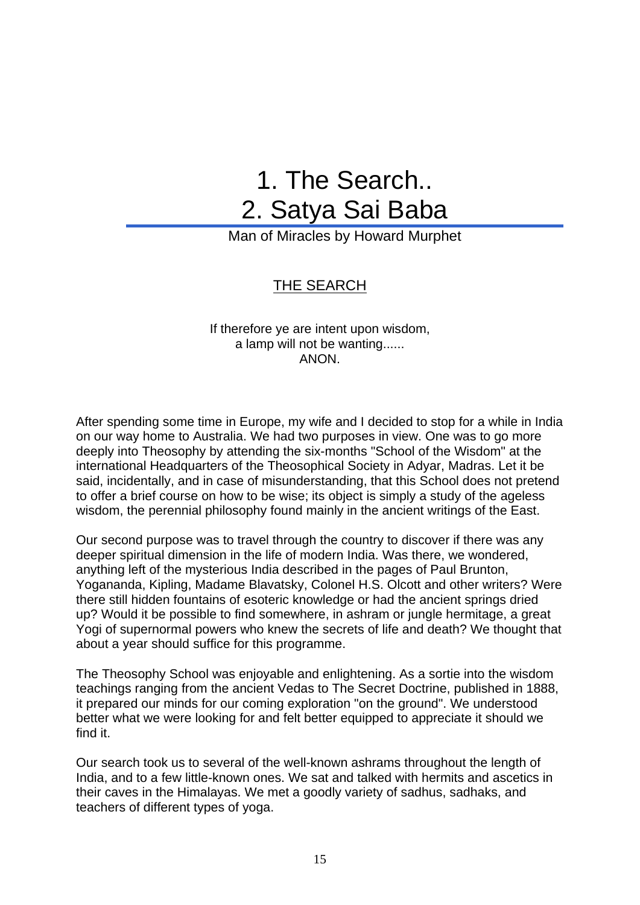# 1. The Search..
# 2. Satya Sai Baba

Man of Miracles by Howard Murphet

## THE SEARCH

If therefore ye are intent upon wisdom,
a lamp will not be wanting......
ANON.

After spending some time in Europe, my wife and I decided to stop for a while in India on our way home to Australia. We had two purposes in view. One was to go more deeply into Theosophy by attending the six-months "School of the Wisdom" at the international Headquarters of the Theosophical Society in Adyar, Madras. Let it be said, incidentally, and in case of misunderstanding, that this School does not pretend to offer a brief course on how to be wise; its object is simply a study of the ageless wisdom, the perennial philosophy found mainly in the ancient writings of the East.

Our second purpose was to travel through the country to discover if there was any deeper spiritual dimension in the life of modern India. Was there, we wondered, anything left of the mysterious India described in the pages of Paul Brunton, Yogananda, Kipling, Madame Blavatsky, Colonel H.S. Olcott and other writers? Were there still hidden fountains of esoteric knowledge or had the ancient springs dried up? Would it be possible to find somewhere, in ashram or jungle hermitage, a great Yogi of supernormal powers who knew the secrets of life and death? We thought that about a year should suffice for this programme.

The Theosophy School was enjoyable and enlightening. As a sortie into the wisdom teachings ranging from the ancient Vedas to The Secret Doctrine, published in 1888, it prepared our minds for our coming exploration "on the ground". We understood better what we were looking for and felt better equipped to appreciate it should we find it.

Our search took us to several of the well-known ashrams throughout the length of India, and to a few little-known ones. We sat and talked with hermits and ascetics in their caves in the Himalayas. We met a goodly variety of sadhus, sadhaks, and teachers of different types of yoga.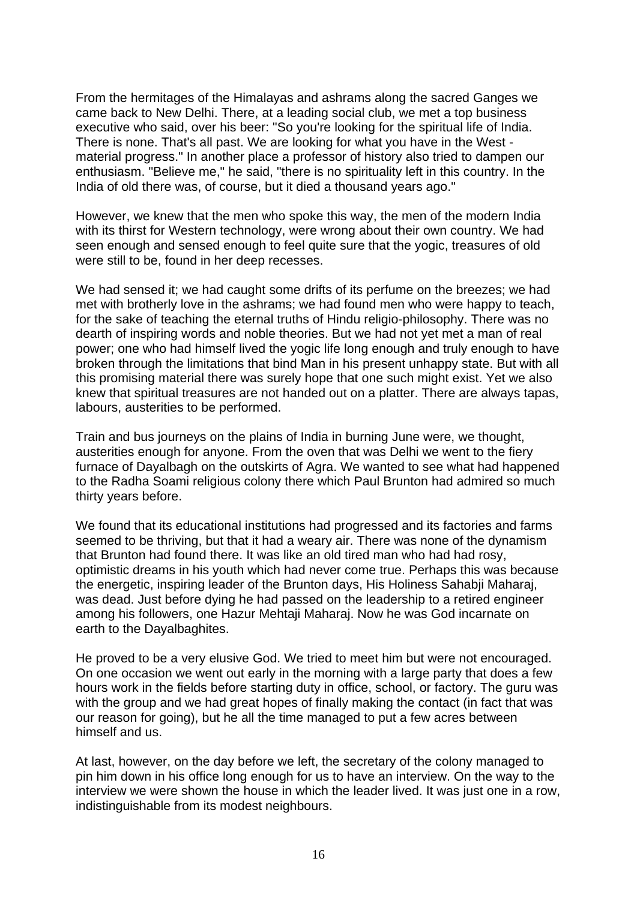From the hermitages of the Himalayas and ashrams along the sacred Ganges we came back to New Delhi. There, at a leading social club, we met a top business executive who said, over his beer: "So you're looking for the spiritual life of India. There is none. That's all past. We are looking for what you have in the West - material progress." In another place a professor of history also tried to dampen our enthusiasm. "Believe me," he said, "there is no spirituality left in this country. In the India of old there was, of course, but it died a thousand years ago."

However, we knew that the men who spoke this way, the men of the modern India with its thirst for Western technology, were wrong about their own country. We had seen enough and sensed enough to feel quite sure that the yogic, treasures of old were still to be, found in her deep recesses.

We had sensed it; we had caught some drifts of its perfume on the breezes; we had met with brotherly love in the ashrams; we had found men who were happy to teach, for the sake of teaching the eternal truths of Hindu religio-philosophy. There was no dearth of inspiring words and noble theories. But we had not yet met a man of real power; one who had himself lived the yogic life long enough and truly enough to have broken through the limitations that bind Man in his present unhappy state. But with all this promising material there was surely hope that one such might exist. Yet we also knew that spiritual treasures are not handed out on a platter. There are always tapas, labours, austerities to be performed.

Train and bus journeys on the plains of India in burning June were, we thought, austerities enough for anyone. From the oven that was Delhi we went to the fiery furnace of Dayalbagh on the outskirts of Agra. We wanted to see what had happened to the Radha Soami religious colony there which Paul Brunton had admired so much thirty years before.

We found that its educational institutions had progressed and its factories and farms seemed to be thriving, but that it had a weary air. There was none of the dynamism that Brunton had found there. It was like an old tired man who had had rosy, optimistic dreams in his youth which had never come true. Perhaps this was because the energetic, inspiring leader of the Brunton days, His Holiness Sahabji Maharaj, was dead. Just before dying he had passed on the leadership to a retired engineer among his followers, one Hazur Mehtaji Maharaj. Now he was God incarnate on earth to the Dayalbaghites.

He proved to be a very elusive God. We tried to meet him but were not encouraged. On one occasion we went out early in the morning with a large party that does a few hours work in the fields before starting duty in office, school, or factory. The guru was with the group and we had great hopes of finally making the contact (in fact that was our reason for going), but he all the time managed to put a few acres between himself and us.

At last, however, on the day before we left, the secretary of the colony managed to pin him down in his office long enough for us to have an interview. On the way to the interview we were shown the house in which the leader lived. It was just one in a row, indistinguishable from its modest neighbours.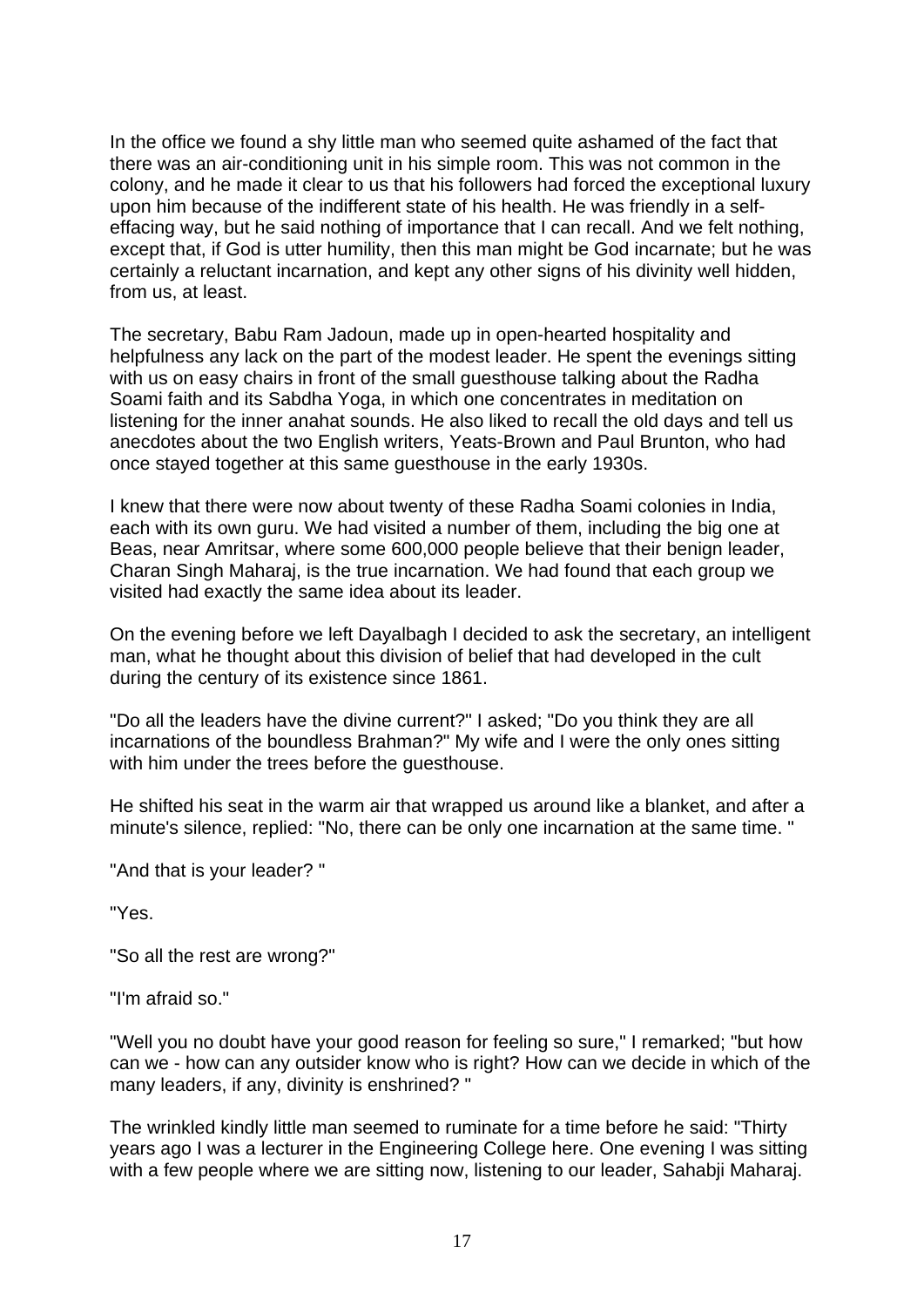In the office we found a shy little man who seemed quite ashamed of the fact that there was an air-conditioning unit in his simple room. This was not common in the colony, and he made it clear to us that his followers had forced the exceptional luxury upon him because of the indifferent state of his health. He was friendly in a self-effacing way, but he said nothing of importance that I can recall. And we felt nothing, except that, if God is utter humility, then this man might be God incarnate; but he was certainly a reluctant incarnation, and kept any other signs of his divinity well hidden, from us, at least.

The secretary, Babu Ram Jadoun, made up in open-hearted hospitality and helpfulness any lack on the part of the modest leader. He spent the evenings sitting with us on easy chairs in front of the small guesthouse talking about the Radha Soami faith and its Sabdha Yoga, in which one concentrates in meditation on listening for the inner anahat sounds. He also liked to recall the old days and tell us anecdotes about the two English writers, Yeats-Brown and Paul Brunton, who had once stayed together at this same guesthouse in the early 1930s.

I knew that there were now about twenty of these Radha Soami colonies in India, each with its own guru. We had visited a number of them, including the big one at Beas, near Amritsar, where some 600,000 people believe that their benign leader, Charan Singh Maharaj, is the true incarnation. We had found that each group we visited had exactly the same idea about its leader.

On the evening before we left Dayalbagh I decided to ask the secretary, an intelligent man, what he thought about this division of belief that had developed in the cult during the century of its existence since 1861.

"Do all the leaders have the divine current?" I asked; "Do you think they are all incarnations of the boundless Brahman?" My wife and I were the only ones sitting with him under the trees before the guesthouse.

He shifted his seat in the warm air that wrapped us around like a blanket, and after a minute's silence, replied: "No, there can be only one incarnation at the same time. "

"And that is your leader? "

"Yes.

"So all the rest are wrong?"

"I'm afraid so."

"Well you no doubt have your good reason for feeling so sure," I remarked; "but how can we - how can any outsider know who is right? How can we decide in which of the many leaders, if any, divinity is enshrined? "

The wrinkled kindly little man seemed to ruminate for a time before he said: "Thirty years ago I was a lecturer in the Engineering College here. One evening I was sitting with a few people where we are sitting now, listening to our leader, Sahabji Maharaj.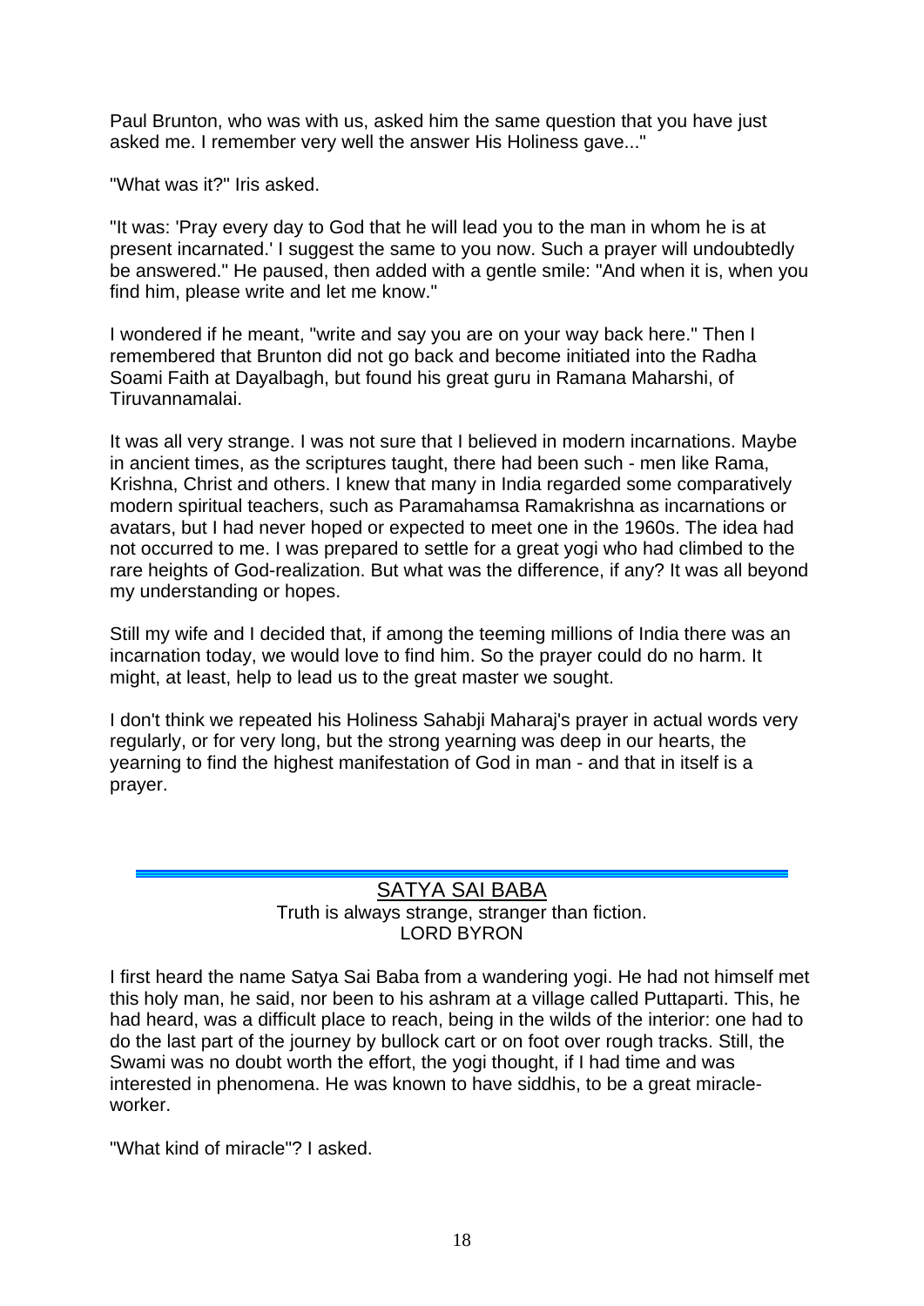Paul Brunton, who was with us, asked him the same question that you have just asked me. I remember very well the answer His Holiness gave..."

"What was it?" Iris asked.

"It was: 'Pray every day to God that he will lead you to the man in whom he is at present incarnated.' I suggest the same to you now. Such a prayer will undoubtedly be answered." He paused, then added with a gentle smile: "And when it is, when you find him, please write and let me know."

I wondered if he meant, "write and say you are on your way back here." Then I remembered that Brunton did not go back and become initiated into the Radha Soami Faith at Dayalbagh, but found his great guru in Ramana Maharshi, of Tiruvannamalai.

It was all very strange. I was not sure that I believed in modern incarnations. Maybe in ancient times, as the scriptures taught, there had been such - men like Rama, Krishna, Christ and others. I knew that many in India regarded some comparatively modern spiritual teachers, such as Paramahamsa Ramakrishna as incarnations or avatars, but I had never hoped or expected to meet one in the 1960s. The idea had not occurred to me. I was prepared to settle for a great yogi who had climbed to the rare heights of God-realization. But what was the difference, if any? It was all beyond my understanding or hopes.

Still my wife and I decided that, if among the teeming millions of India there was an incarnation today, we would love to find him. So the prayer could do no harm. It might, at least, help to lead us to the great master we sought.

I don't think we repeated his Holiness Sahabji Maharaj's prayer in actual words very regularly, or for very long, but the strong yearning was deep in our hearts, the yearning to find the highest manifestation of God in man - and that in itself is a prayer.

---

## SATYA SAI BABA

Truth is always strange, stranger than fiction.
LORD BYRON

I first heard the name Satya Sai Baba from a wandering yogi. He had not himself met this holy man, he said, nor been to his ashram at a village called Puttaparti. This, he had heard, was a difficult place to reach, being in the wilds of the interior: one had to do the last part of the journey by bullock cart or on foot over rough tracks. Still, the Swami was no doubt worth the effort, the yogi thought, if I had time and was interested in phenomena. He was known to have siddhis, to be a great miracle-worker.

"What kind of miracle"? I asked.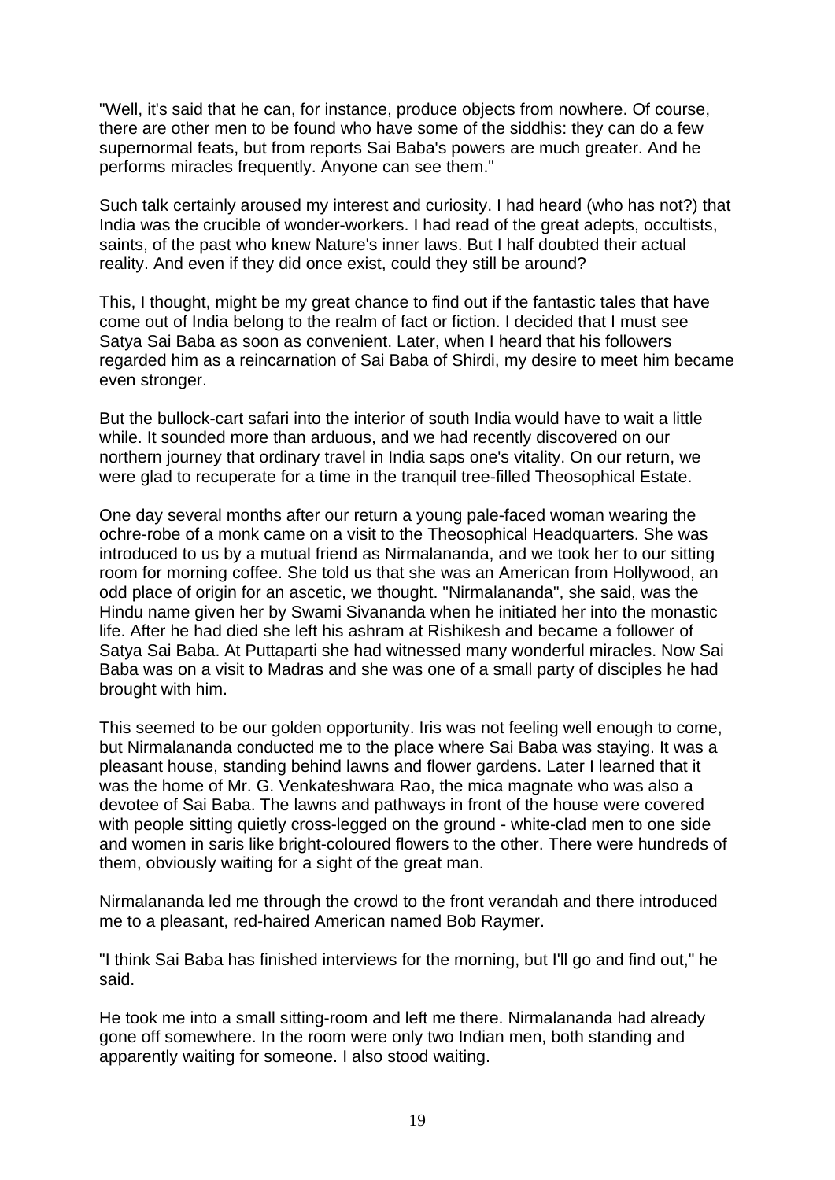"Well, it's said that he can, for instance, produce objects from nowhere. Of course, there are other men to be found who have some of the siddhis: they can do a few supernormal feats, but from reports Sai Baba's powers are much greater. And he performs miracles frequently. Anyone can see them."

Such talk certainly aroused my interest and curiosity. I had heard (who has not?) that India was the crucible of wonder-workers. I had read of the great adepts, occultists, saints, of the past who knew Nature's inner laws. But I half doubted their actual reality. And even if they did once exist, could they still be around?

This, I thought, might be my great chance to find out if the fantastic tales that have come out of India belong to the realm of fact or fiction. I decided that I must see Satya Sai Baba as soon as convenient. Later, when I heard that his followers regarded him as a reincarnation of Sai Baba of Shirdi, my desire to meet him became even stronger.

But the bullock-cart safari into the interior of south India would have to wait a little while. It sounded more than arduous, and we had recently discovered on our northern journey that ordinary travel in India saps one's vitality. On our return, we were glad to recuperate for a time in the tranquil tree-filled Theosophical Estate.

One day several months after our return a young pale-faced woman wearing the ochre-robe of a monk came on a visit to the Theosophical Headquarters. She was introduced to us by a mutual friend as Nirmalananda, and we took her to our sitting room for morning coffee. She told us that she was an American from Hollywood, an odd place of origin for an ascetic, we thought. "Nirmalananda", she said, was the Hindu name given her by Swami Sivananda when he initiated her into the monastic life. After he had died she left his ashram at Rishikesh and became a follower of Satya Sai Baba. At Puttaparti she had witnessed many wonderful miracles. Now Sai Baba was on a visit to Madras and she was one of a small party of disciples he had brought with him.

This seemed to be our golden opportunity. Iris was not feeling well enough to come, but Nirmalananda conducted me to the place where Sai Baba was staying. It was a pleasant house, standing behind lawns and flower gardens. Later I learned that it was the home of Mr. G. Venkateshwara Rao, the mica magnate who was also a devotee of Sai Baba. The lawns and pathways in front of the house were covered with people sitting quietly cross-legged on the ground - white-clad men to one side and women in saris like bright-coloured flowers to the other. There were hundreds of them, obviously waiting for a sight of the great man.

Nirmalananda led me through the crowd to the front verandah and there introduced me to a pleasant, red-haired American named Bob Raymer.

"I think Sai Baba has finished interviews for the morning, but I'll go and find out," he said.

He took me into a small sitting-room and left me there. Nirmalananda had already gone off somewhere. In the room were only two Indian men, both standing and apparently waiting for someone. I also stood waiting.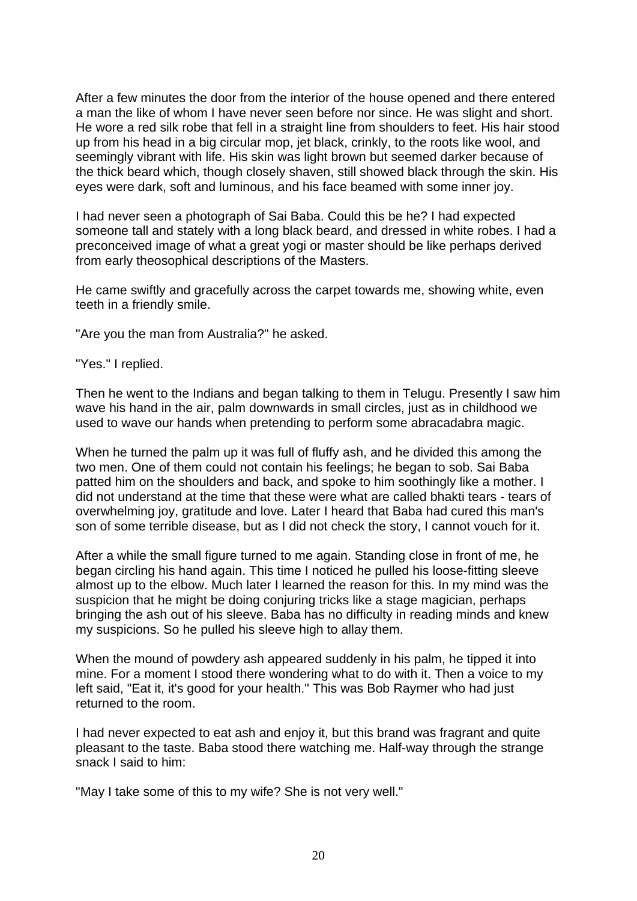After a few minutes the door from the interior of the house opened and there entered a man the like of whom I have never seen before nor since. He was slight and short. He wore a red silk robe that fell in a straight line from shoulders to feet. His hair stood up from his head in a big circular mop, jet black, crinkly, to the roots like wool, and seemingly vibrant with life. His skin was light brown but seemed darker because of the thick beard which, though closely shaven, still showed black through the skin. His eyes were dark, soft and luminous, and his face beamed with some inner joy.

I had never seen a photograph of Sai Baba. Could this be he? I had expected someone tall and stately with a long black beard, and dressed in white robes. I had a preconceived image of what a great yogi or master should be like perhaps derived from early theosophical descriptions of the Masters.

He came swiftly and gracefully across the carpet towards me, showing white, even teeth in a friendly smile.

"Are you the man from Australia?" he asked.

"Yes." I replied.

Then he went to the Indians and began talking to them in Telugu. Presently I saw him wave his hand in the air, palm downwards in small circles, just as in childhood we used to wave our hands when pretending to perform some abracadabra magic.

When he turned the palm up it was full of fluffy ash, and he divided this among the two men. One of them could not contain his feelings; he began to sob. Sai Baba patted him on the shoulders and back, and spoke to him soothingly like a mother. I did not understand at the time that these were what are called bhakti tears - tears of overwhelming joy, gratitude and love. Later I heard that Baba had cured this man's son of some terrible disease, but as I did not check the story, I cannot vouch for it.

After a while the small figure turned to me again. Standing close in front of me, he began circling his hand again. This time I noticed he pulled his loose-fitting sleeve almost up to the elbow. Much later I learned the reason for this. In my mind was the suspicion that he might be doing conjuring tricks like a stage magician, perhaps bringing the ash out of his sleeve. Baba has no difficulty in reading minds and knew my suspicions. So he pulled his sleeve high to allay them.

When the mound of powdery ash appeared suddenly in his palm, he tipped it into mine. For a moment I stood there wondering what to do with it. Then a voice to my left said, "Eat it, it's good for your health." This was Bob Raymer who had just returned to the room.

I had never expected to eat ash and enjoy it, but this brand was fragrant and quite pleasant to the taste. Baba stood there watching me. Half-way through the strange snack I said to him:

"May I take some of this to my wife? She is not very well."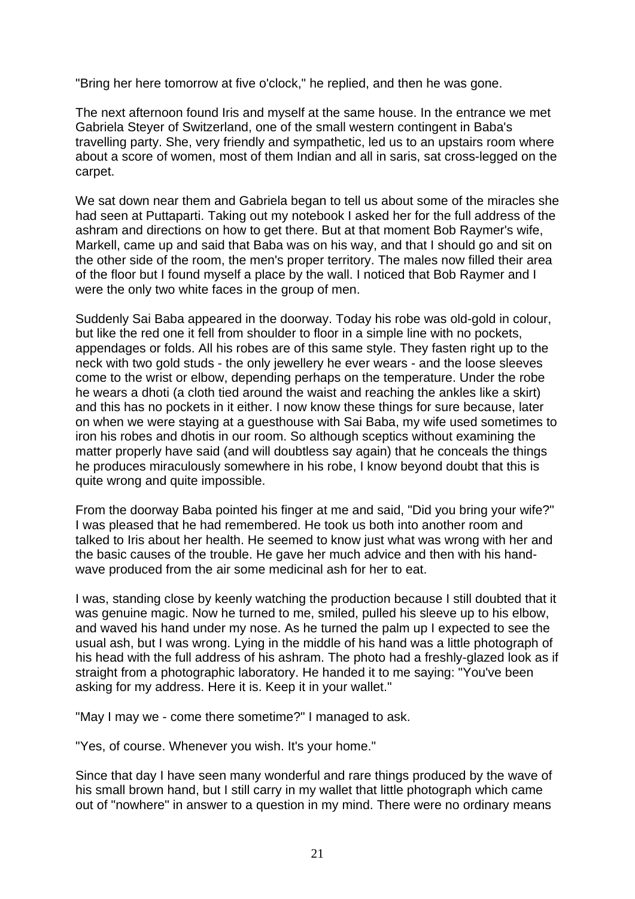"Bring her here tomorrow at five o'clock," he replied, and then he was gone.

The next afternoon found Iris and myself at the same house. In the entrance we met Gabriela Steyer of Switzerland, one of the small western contingent in Baba's travelling party. She, very friendly and sympathetic, led us to an upstairs room where about a score of women, most of them Indian and all in saris, sat cross-legged on the carpet.

We sat down near them and Gabriela began to tell us about some of the miracles she had seen at Puttaparti. Taking out my notebook I asked her for the full address of the ashram and directions on how to get there. But at that moment Bob Raymer's wife, Markell, came up and said that Baba was on his way, and that I should go and sit on the other side of the room, the men's proper territory. The males now filled their area of the floor but I found myself a place by the wall. I noticed that Bob Raymer and I were the only two white faces in the group of men.

Suddenly Sai Baba appeared in the doorway. Today his robe was old-gold in colour, but like the red one it fell from shoulder to floor in a simple line with no pockets, appendages or folds. All his robes are of this same style. They fasten right up to the neck with two gold studs - the only jewellery he ever wears - and the loose sleeves come to the wrist or elbow, depending perhaps on the temperature. Under the robe he wears a dhoti (a cloth tied around the waist and reaching the ankles like a skirt) and this has no pockets in it either. I now know these things for sure because, later on when we were staying at a guesthouse with Sai Baba, my wife used sometimes to iron his robes and dhotis in our room. So although sceptics without examining the matter properly have said (and will doubtless say again) that he conceals the things he produces miraculously somewhere in his robe, I know beyond doubt that this is quite wrong and quite impossible.

From the doorway Baba pointed his finger at me and said, "Did you bring your wife?" I was pleased that he had remembered. He took us both into another room and talked to Iris about her health. He seemed to know just what was wrong with her and the basic causes of the trouble. He gave her much advice and then with his hand-wave produced from the air some medicinal ash for her to eat.

I was, standing close by keenly watching the production because I still doubted that it was genuine magic. Now he turned to me, smiled, pulled his sleeve up to his elbow, and waved his hand under my nose. As he turned the palm up I expected to see the usual ash, but I was wrong. Lying in the middle of his hand was a little photograph of his head with the full address of his ashram. The photo had a freshly-glazed look as if straight from a photographic laboratory. He handed it to me saying: "You've been asking for my address. Here it is. Keep it in your wallet."

"May I may we - come there sometime?" I managed to ask.

"Yes, of course. Whenever you wish. It's your home."

Since that day I have seen many wonderful and rare things produced by the wave of his small brown hand, but I still carry in my wallet that little photograph which came out of "nowhere" in answer to a question in my mind. There were no ordinary means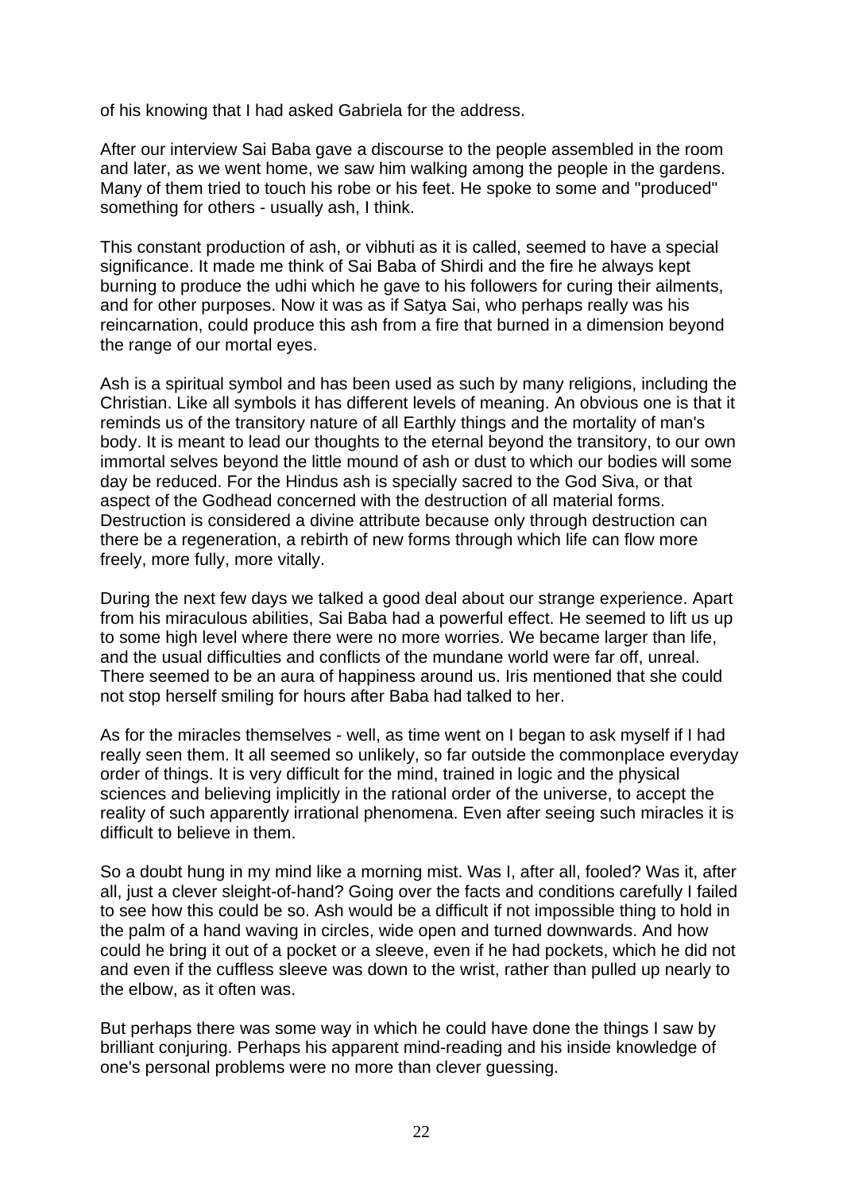of his knowing that I had asked Gabriela for the address.

After our interview Sai Baba gave a discourse to the people assembled in the room and later, as we went home, we saw him walking among the people in the gardens. Many of them tried to touch his robe or his feet. He spoke to some and "produced" something for others - usually ash, I think.

This constant production of ash, or vibhuti as it is called, seemed to have a special significance. It made me think of Sai Baba of Shirdi and the fire he always kept burning to produce the udhi which he gave to his followers for curing their ailments, and for other purposes. Now it was as if Satya Sai, who perhaps really was his reincarnation, could produce this ash from a fire that burned in a dimension beyond the range of our mortal eyes.

Ash is a spiritual symbol and has been used as such by many religions, including the Christian. Like all symbols it has different levels of meaning. An obvious one is that it reminds us of the transitory nature of all Earthly things and the mortality of man's body. It is meant to lead our thoughts to the eternal beyond the transitory, to our own immortal selves beyond the little mound of ash or dust to which our bodies will some day be reduced. For the Hindus ash is specially sacred to the God Siva, or that aspect of the Godhead concerned with the destruction of all material forms. Destruction is considered a divine attribute because only through destruction can there be a regeneration, a rebirth of new forms through which life can flow more freely, more fully, more vitally.

During the next few days we talked a good deal about our strange experience. Apart from his miraculous abilities, Sai Baba had a powerful effect. He seemed to lift us up to some high level where there were no more worries. We became larger than life, and the usual difficulties and conflicts of the mundane world were far off, unreal. There seemed to be an aura of happiness around us. Iris mentioned that she could not stop herself smiling for hours after Baba had talked to her.

As for the miracles themselves - well, as time went on I began to ask myself if I had really seen them. It all seemed so unlikely, so far outside the commonplace everyday order of things. It is very difficult for the mind, trained in logic and the physical sciences and believing implicitly in the rational order of the universe, to accept the reality of such apparently irrational phenomena. Even after seeing such miracles it is difficult to believe in them.

So a doubt hung in my mind like a morning mist. Was I, after all, fooled? Was it, after all, just a clever sleight-of-hand? Going over the facts and conditions carefully I failed to see how this could be so. Ash would be a difficult if not impossible thing to hold in the palm of a hand waving in circles, wide open and turned downwards. And how could he bring it out of a pocket or a sleeve, even if he had pockets, which he did not and even if the cuffless sleeve was down to the wrist, rather than pulled up nearly to the elbow, as it often was.

But perhaps there was some way in which he could have done the things I saw by brilliant conjuring. Perhaps his apparent mind-reading and his inside knowledge of one's personal problems were no more than clever guessing.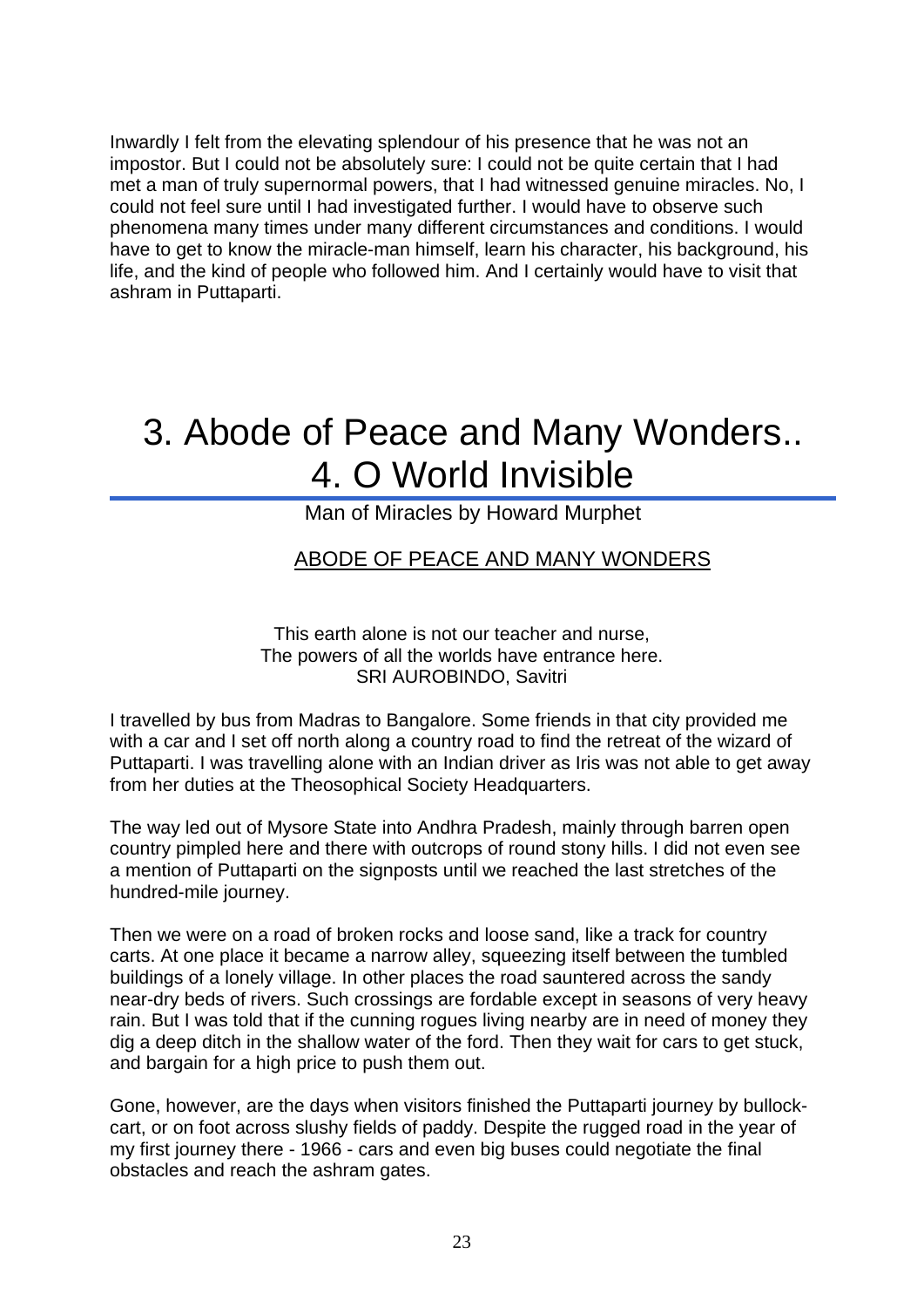Inwardly I felt from the elevating splendour of his presence that he was not an impostor. But I could not be absolutely sure: I could not be quite certain that I had met a man of truly supernormal powers, that I had witnessed genuine miracles. No, I could not feel sure until I had investigated further. I would have to observe such phenomena many times under many different circumstances and conditions. I would have to get to know the miracle-man himself, learn his character, his background, his life, and the kind of people who followed him. And I certainly would have to visit that ashram in Puttaparti.

# 3. Abode of Peace and Many Wonders.. 4. O World Invisible

Man of Miracles by Howard Murphet

## ABODE OF PEACE AND MANY WONDERS

This earth alone is not our teacher and nurse,
The powers of all the worlds have entrance here.
SRI AUROBINDO, Savitri

I travelled by bus from Madras to Bangalore. Some friends in that city provided me with a car and I set off north along a country road to find the retreat of the wizard of Puttaparti. I was travelling alone with an Indian driver as Iris was not able to get away from her duties at the Theosophical Society Headquarters.

The way led out of Mysore State into Andhra Pradesh, mainly through barren open country pimpled here and there with outcrops of round stony hills. I did not even see a mention of Puttaparti on the signposts until we reached the last stretches of the hundred-mile journey.

Then we were on a road of broken rocks and loose sand, like a track for country carts. At one place it became a narrow alley, squeezing itself between the tumbled buildings of a lonely village. In other places the road sauntered across the sandy near-dry beds of rivers. Such crossings are fordable except in seasons of very heavy rain. But I was told that if the cunning rogues living nearby are in need of money they dig a deep ditch in the shallow water of the ford. Then they wait for cars to get stuck, and bargain for a high price to push them out.

Gone, however, are the days when visitors finished the Puttaparti journey by bullock-cart, or on foot across slushy fields of paddy. Despite the rugged road in the year of my first journey there - 1966 - cars and even big buses could negotiate the final obstacles and reach the ashram gates.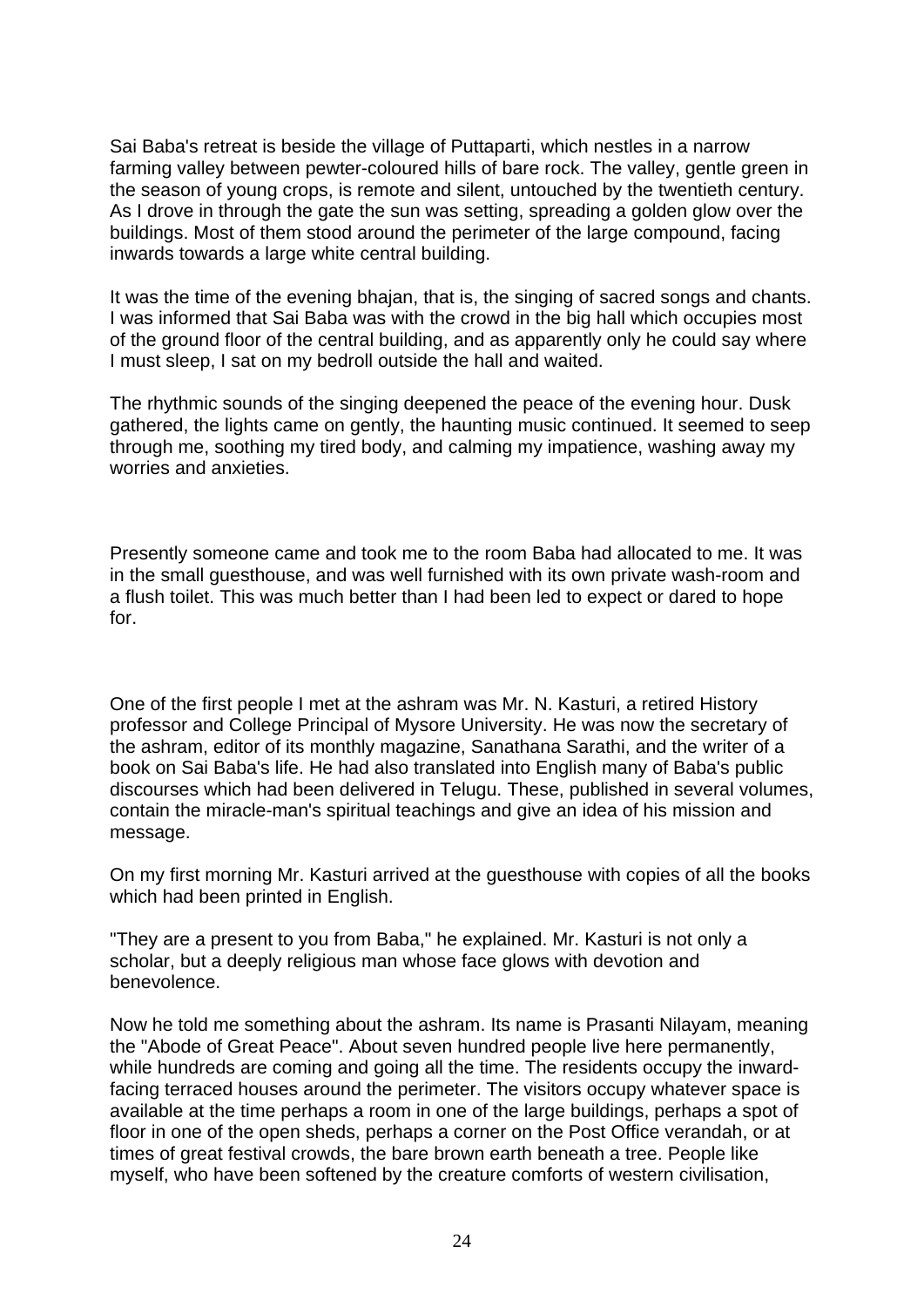Sai Baba's retreat is beside the village of Puttaparti, which nestles in a narrow farming valley between pewter-coloured hills of bare rock. The valley, gentle green in the season of young crops, is remote and silent, untouched by the twentieth century. As I drove in through the gate the sun was setting, spreading a golden glow over the buildings. Most of them stood around the perimeter of the large compound, facing inwards towards a large white central building.

It was the time of the evening bhajan, that is, the singing of sacred songs and chants. I was informed that Sai Baba was with the crowd in the big hall which occupies most of the ground floor of the central building, and as apparently only he could say where I must sleep, I sat on my bedroll outside the hall and waited.

The rhythmic sounds of the singing deepened the peace of the evening hour. Dusk gathered, the lights came on gently, the haunting music continued. It seemed to seep through me, soothing my tired body, and calming my impatience, washing away my worries and anxieties.

Presently someone came and took me to the room Baba had allocated to me. It was in the small guesthouse, and was well furnished with its own private wash-room and a flush toilet. This was much better than I had been led to expect or dared to hope for.

One of the first people I met at the ashram was Mr. N. Kasturi, a retired History professor and College Principal of Mysore University. He was now the secretary of the ashram, editor of its monthly magazine, Sanathana Sarathi, and the writer of a book on Sai Baba's life. He had also translated into English many of Baba's public discourses which had been delivered in Telugu. These, published in several volumes, contain the miracle-man's spiritual teachings and give an idea of his mission and message.

On my first morning Mr. Kasturi arrived at the guesthouse with copies of all the books which had been printed in English.

"They are a present to you from Baba," he explained. Mr. Kasturi is not only a scholar, but a deeply religious man whose face glows with devotion and benevolence.

Now he told me something about the ashram. Its name is Prasanti Nilayam, meaning the "Abode of Great Peace". About seven hundred people live here permanently, while hundreds are coming and going all the time. The residents occupy the inward-facing terraced houses around the perimeter. The visitors occupy whatever space is available at the time perhaps a room in one of the large buildings, perhaps a spot of floor in one of the open sheds, perhaps a corner on the Post Office verandah, or at times of great festival crowds, the bare brown earth beneath a tree. People like myself, who have been softened by the creature comforts of western civilisation,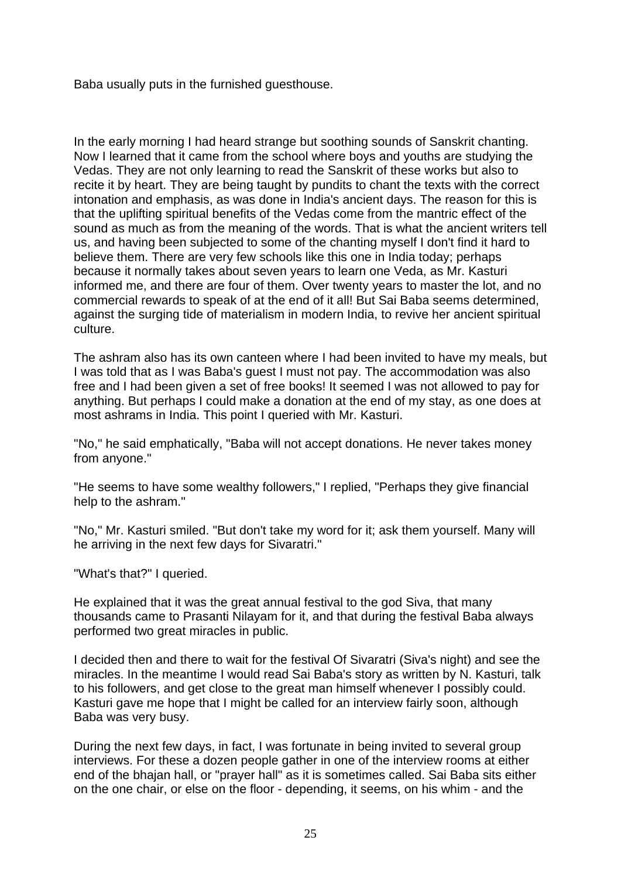Baba usually puts in the furnished guesthouse.

In the early morning I had heard strange but soothing sounds of Sanskrit chanting. Now I learned that it came from the school where boys and youths are studying the Vedas. They are not only learning to read the Sanskrit of these works but also to recite it by heart. They are being taught by pundits to chant the texts with the correct intonation and emphasis, as was done in India's ancient days. The reason for this is that the uplifting spiritual benefits of the Vedas come from the mantric effect of the sound as much as from the meaning of the words. That is what the ancient writers tell us, and having been subjected to some of the chanting myself I don't find it hard to believe them. There are very few schools like this one in India today; perhaps because it normally takes about seven years to learn one Veda, as Mr. Kasturi informed me, and there are four of them. Over twenty years to master the lot, and no commercial rewards to speak of at the end of it all! But Sai Baba seems determined, against the surging tide of materialism in modern India, to revive her ancient spiritual culture.

The ashram also has its own canteen where I had been invited to have my meals, but I was told that as I was Baba's guest I must not pay. The accommodation was also free and I had been given a set of free books! It seemed I was not allowed to pay for anything. But perhaps I could make a donation at the end of my stay, as one does at most ashrams in India. This point I queried with Mr. Kasturi.

"No," he said emphatically, "Baba will not accept donations. He never takes money from anyone."

"He seems to have some wealthy followers," I replied, "Perhaps they give financial help to the ashram."

"No," Mr. Kasturi smiled. "But don't take my word for it; ask them yourself. Many will he arriving in the next few days for Sivaratri."

"What's that?" I queried.

He explained that it was the great annual festival to the god Siva, that many thousands came to Prasanti Nilayam for it, and that during the festival Baba always performed two great miracles in public.

I decided then and there to wait for the festival Of Sivaratri (Siva's night) and see the miracles. In the meantime I would read Sai Baba's story as written by N. Kasturi, talk to his followers, and get close to the great man himself whenever I possibly could. Kasturi gave me hope that I might be called for an interview fairly soon, although Baba was very busy.

During the next few days, in fact, I was fortunate in being invited to several group interviews. For these a dozen people gather in one of the interview rooms at either end of the bhajan hall, or "prayer hall" as it is sometimes called. Sai Baba sits either on the one chair, or else on the floor - depending, it seems, on his whim - and the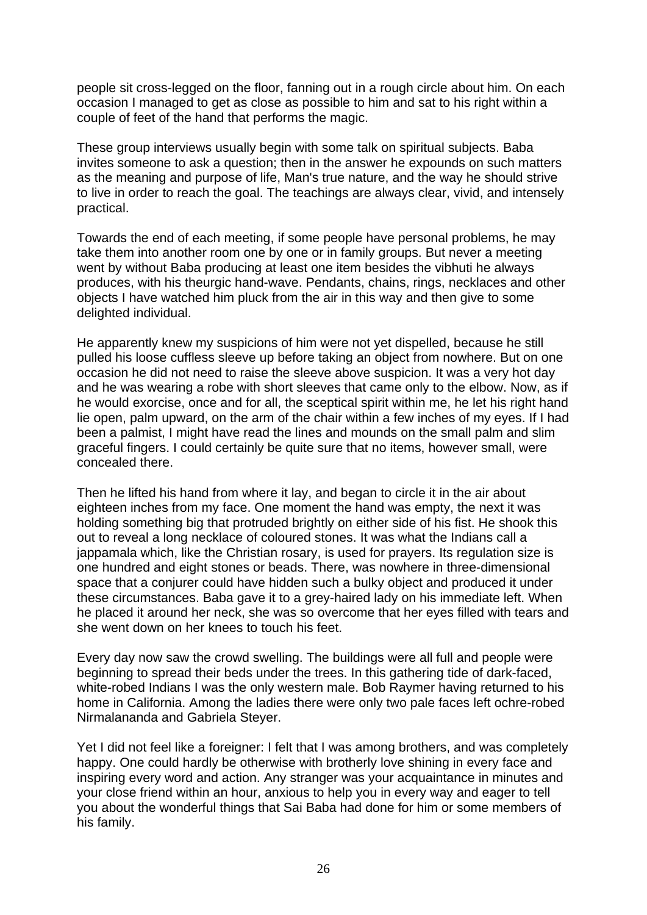people sit cross-legged on the floor, fanning out in a rough circle about him. On each occasion I managed to get as close as possible to him and sat to his right within a couple of feet of the hand that performs the magic.

These group interviews usually begin with some talk on spiritual subjects. Baba invites someone to ask a question; then in the answer he expounds on such matters as the meaning and purpose of life, Man's true nature, and the way he should strive to live in order to reach the goal. The teachings are always clear, vivid, and intensely practical.

Towards the end of each meeting, if some people have personal problems, he may take them into another room one by one or in family groups. But never a meeting went by without Baba producing at least one item besides the vibhuti he always produces, with his theurgic hand-wave. Pendants, chains, rings, necklaces and other objects I have watched him pluck from the air in this way and then give to some delighted individual.

He apparently knew my suspicions of him were not yet dispelled, because he still pulled his loose cuffless sleeve up before taking an object from nowhere. But on one occasion he did not need to raise the sleeve above suspicion. It was a very hot day and he was wearing a robe with short sleeves that came only to the elbow. Now, as if he would exorcise, once and for all, the sceptical spirit within me, he let his right hand lie open, palm upward, on the arm of the chair within a few inches of my eyes. If I had been a palmist, I might have read the lines and mounds on the small palm and slim graceful fingers. I could certainly be quite sure that no items, however small, were concealed there.

Then he lifted his hand from where it lay, and began to circle it in the air about eighteen inches from my face. One moment the hand was empty, the next it was holding something big that protruded brightly on either side of his fist. He shook this out to reveal a long necklace of coloured stones. It was what the Indians call a jappamala which, like the Christian rosary, is used for prayers. Its regulation size is one hundred and eight stones or beads. There, was nowhere in three-dimensional space that a conjurer could have hidden such a bulky object and produced it under these circumstances. Baba gave it to a grey-haired lady on his immediate left. When he placed it around her neck, she was so overcome that her eyes filled with tears and she went down on her knees to touch his feet.

Every day now saw the crowd swelling. The buildings were all full and people were beginning to spread their beds under the trees. In this gathering tide of dark-faced, white-robed Indians I was the only western male. Bob Raymer having returned to his home in California. Among the ladies there were only two pale faces left ochre-robed Nirmalananda and Gabriela Steyer.

Yet I did not feel like a foreigner: I felt that I was among brothers, and was completely happy. One could hardly be otherwise with brotherly love shining in every face and inspiring every word and action. Any stranger was your acquaintance in minutes and your close friend within an hour, anxious to help you in every way and eager to tell you about the wonderful things that Sai Baba had done for him or some members of his family.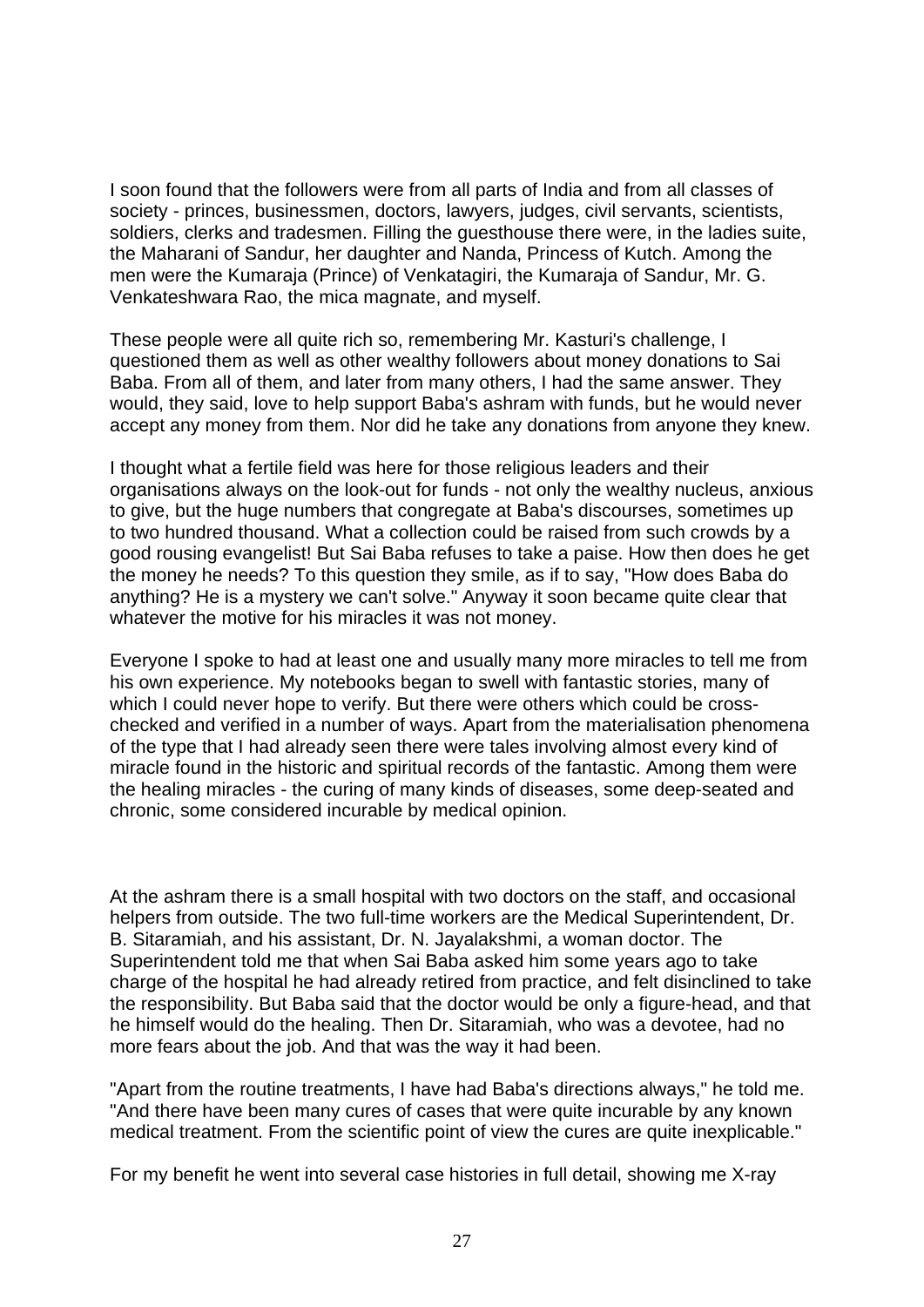I soon found that the followers were from all parts of India and from all classes of society - princes, businessmen, doctors, lawyers, judges, civil servants, scientists, soldiers, clerks and tradesmen. Filling the guesthouse there were, in the ladies suite, the Maharani of Sandur, her daughter and Nanda, Princess of Kutch. Among the men were the Kumaraja (Prince) of Venkatagiri, the Kumaraja of Sandur, Mr. G. Venkateshwara Rao, the mica magnate, and myself.

These people were all quite rich so, remembering Mr. Kasturi's challenge, I questioned them as well as other wealthy followers about money donations to Sai Baba. From all of them, and later from many others, I had the same answer. They would, they said, love to help support Baba's ashram with funds, but he would never accept any money from them. Nor did he take any donations from anyone they knew.

I thought what a fertile field was here for those religious leaders and their organisations always on the look-out for funds - not only the wealthy nucleus, anxious to give, but the huge numbers that congregate at Baba's discourses, sometimes up to two hundred thousand. What a collection could be raised from such crowds by a good rousing evangelist! But Sai Baba refuses to take a paise. How then does he get the money he needs? To this question they smile, as if to say, "How does Baba do anything? He is a mystery we can't solve." Anyway it soon became quite clear that whatever the motive for his miracles it was not money.

Everyone I spoke to had at least one and usually many more miracles to tell me from his own experience. My notebooks began to swell with fantastic stories, many of which I could never hope to verify. But there were others which could be cross-checked and verified in a number of ways. Apart from the materialisation phenomena of the type that I had already seen there were tales involving almost every kind of miracle found in the historic and spiritual records of the fantastic. Among them were the healing miracles - the curing of many kinds of diseases, some deep-seated and chronic, some considered incurable by medical opinion.

At the ashram there is a small hospital with two doctors on the staff, and occasional helpers from outside. The two full-time workers are the Medical Superintendent, Dr. B. Sitaramiah, and his assistant, Dr. N. Jayalakshmi, a woman doctor. The Superintendent told me that when Sai Baba asked him some years ago to take charge of the hospital he had already retired from practice, and felt disinclined to take the responsibility. But Baba said that the doctor would be only a figure-head, and that he himself would do the healing. Then Dr. Sitaramiah, who was a devotee, had no more fears about the job. And that was the way it had been.

"Apart from the routine treatments, I have had Baba's directions always," he told me. "And there have been many cures of cases that were quite incurable by any known medical treatment. From the scientific point of view the cures are quite inexplicable."

For my benefit he went into several case histories in full detail, showing me X-ray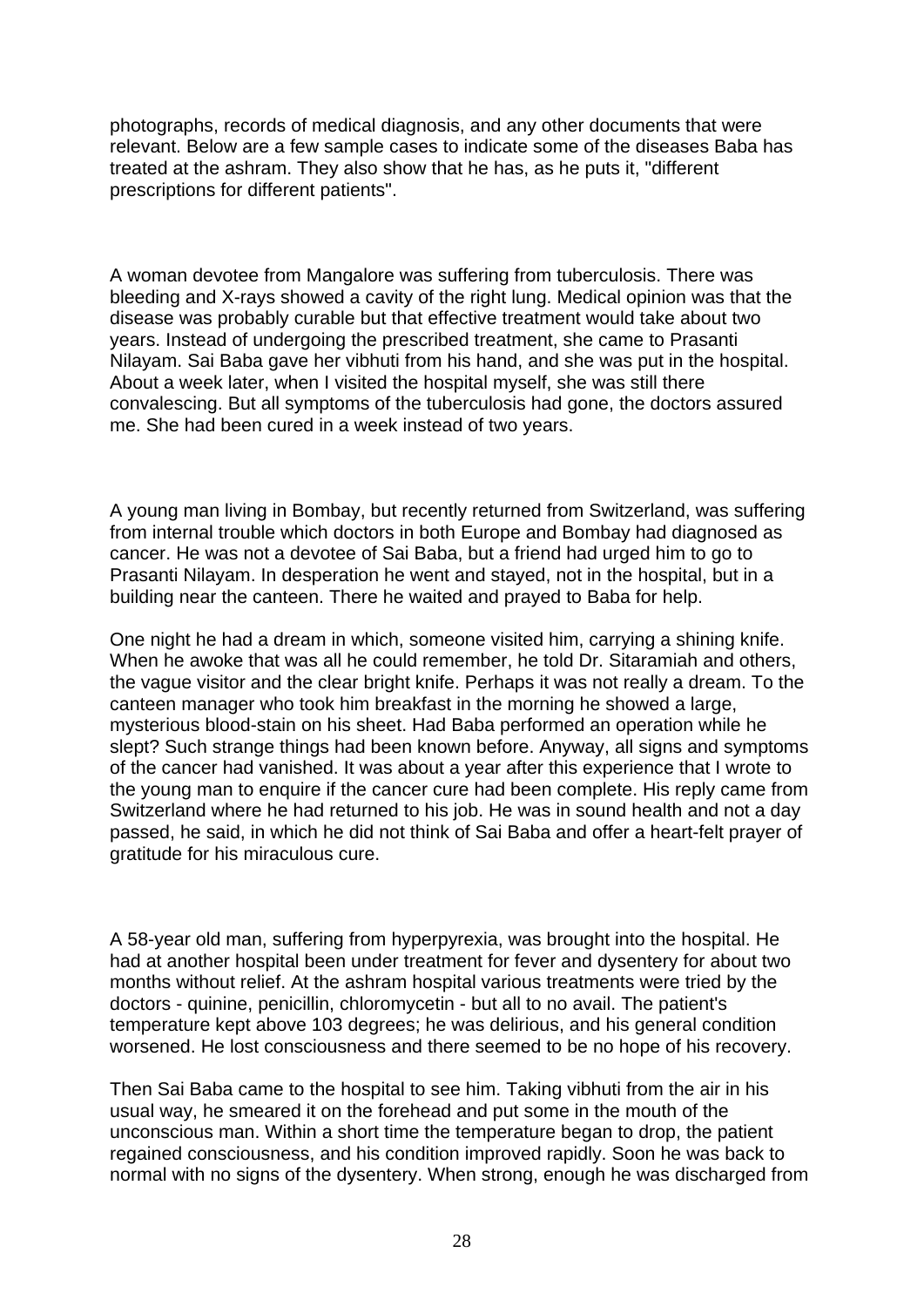photographs, records of medical diagnosis, and any other documents that were relevant. Below are a few sample cases to indicate some of the diseases Baba has treated at the ashram. They also show that he has, as he puts it, "different prescriptions for different patients".

A woman devotee from Mangalore was suffering from tuberculosis. There was bleeding and X-rays showed a cavity of the right lung. Medical opinion was that the disease was probably curable but that effective treatment would take about two years. Instead of undergoing the prescribed treatment, she came to Prasanti Nilayam. Sai Baba gave her vibhuti from his hand, and she was put in the hospital. About a week later, when I visited the hospital myself, she was still there convalescing. But all symptoms of the tuberculosis had gone, the doctors assured me. She had been cured in a week instead of two years.

A young man living in Bombay, but recently returned from Switzerland, was suffering from internal trouble which doctors in both Europe and Bombay had diagnosed as cancer. He was not a devotee of Sai Baba, but a friend had urged him to go to Prasanti Nilayam. In desperation he went and stayed, not in the hospital, but in a building near the canteen. There he waited and prayed to Baba for help.

One night he had a dream in which, someone visited him, carrying a shining knife. When he awoke that was all he could remember, he told Dr. Sitaramiah and others, the vague visitor and the clear bright knife. Perhaps it was not really a dream. To the canteen manager who took him breakfast in the morning he showed a large, mysterious blood-stain on his sheet. Had Baba performed an operation while he slept? Such strange things had been known before. Anyway, all signs and symptoms of the cancer had vanished. It was about a year after this experience that I wrote to the young man to enquire if the cancer cure had been complete. His reply came from Switzerland where he had returned to his job. He was in sound health and not a day passed, he said, in which he did not think of Sai Baba and offer a heart-felt prayer of gratitude for his miraculous cure.

A 58-year old man, suffering from hyperpyrexia, was brought into the hospital. He had at another hospital been under treatment for fever and dysentery for about two months without relief. At the ashram hospital various treatments were tried by the doctors - quinine, penicillin, chloromycetin - but all to no avail. The patient's temperature kept above 103 degrees; he was delirious, and his general condition worsened. He lost consciousness and there seemed to be no hope of his recovery.

Then Sai Baba came to the hospital to see him. Taking vibhuti from the air in his usual way, he smeared it on the forehead and put some in the mouth of the unconscious man. Within a short time the temperature began to drop, the patient regained consciousness, and his condition improved rapidly. Soon he was back to normal with no signs of the dysentery. When strong, enough he was discharged from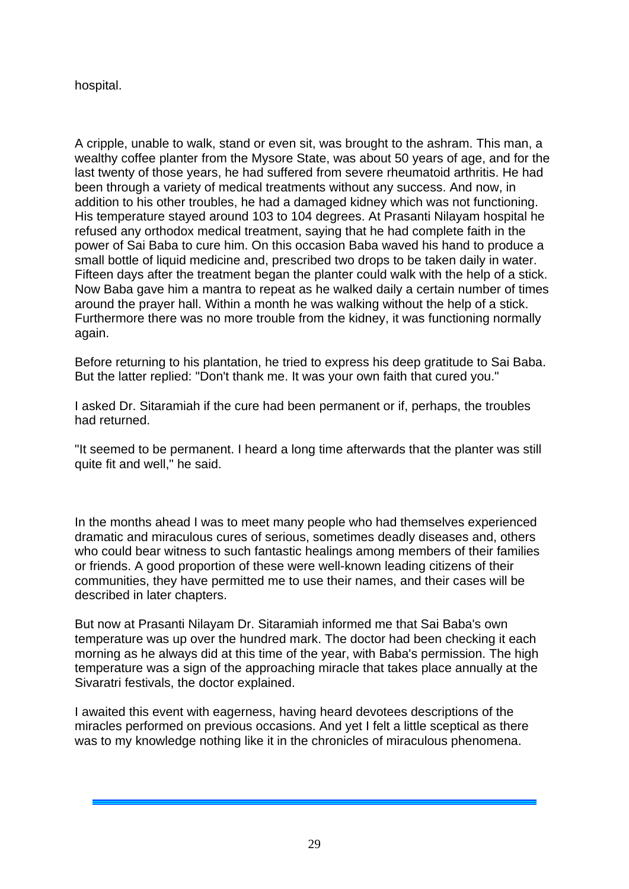hospital.

A cripple, unable to walk, stand or even sit, was brought to the ashram. This man, a wealthy coffee planter from the Mysore State, was about 50 years of age, and for the last twenty of those years, he had suffered from severe rheumatoid arthritis. He had been through a variety of medical treatments without any success. And now, in addition to his other troubles, he had a damaged kidney which was not functioning. His temperature stayed around 103 to 104 degrees. At Prasanti Nilayam hospital he refused any orthodox medical treatment, saying that he had complete faith in the power of Sai Baba to cure him. On this occasion Baba waved his hand to produce a small bottle of liquid medicine and, prescribed two drops to be taken daily in water. Fifteen days after the treatment began the planter could walk with the help of a stick. Now Baba gave him a mantra to repeat as he walked daily a certain number of times around the prayer hall. Within a month he was walking without the help of a stick. Furthermore there was no more trouble from the kidney, it was functioning normally again.

Before returning to his plantation, he tried to express his deep gratitude to Sai Baba. But the latter replied: "Don't thank me. It was your own faith that cured you."

I asked Dr. Sitaramiah if the cure had been permanent or if, perhaps, the troubles had returned.

"It seemed to be permanent. I heard a long time afterwards that the planter was still quite fit and well," he said.

In the months ahead I was to meet many people who had themselves experienced dramatic and miraculous cures of serious, sometimes deadly diseases and, others who could bear witness to such fantastic healings among members of their families or friends. A good proportion of these were well-known leading citizens of their communities, they have permitted me to use their names, and their cases will be described in later chapters.

But now at Prasanti Nilayam Dr. Sitaramiah informed me that Sai Baba's own temperature was up over the hundred mark. The doctor had been checking it each morning as he always did at this time of the year, with Baba's permission. The high temperature was a sign of the approaching miracle that takes place annually at the Sivaratri festivals, the doctor explained.

I awaited this event with eagerness, having heard devotees descriptions of the miracles performed on previous occasions. And yet I felt a little sceptical as there was to my knowledge nothing like it in the chronicles of miraculous phenomena.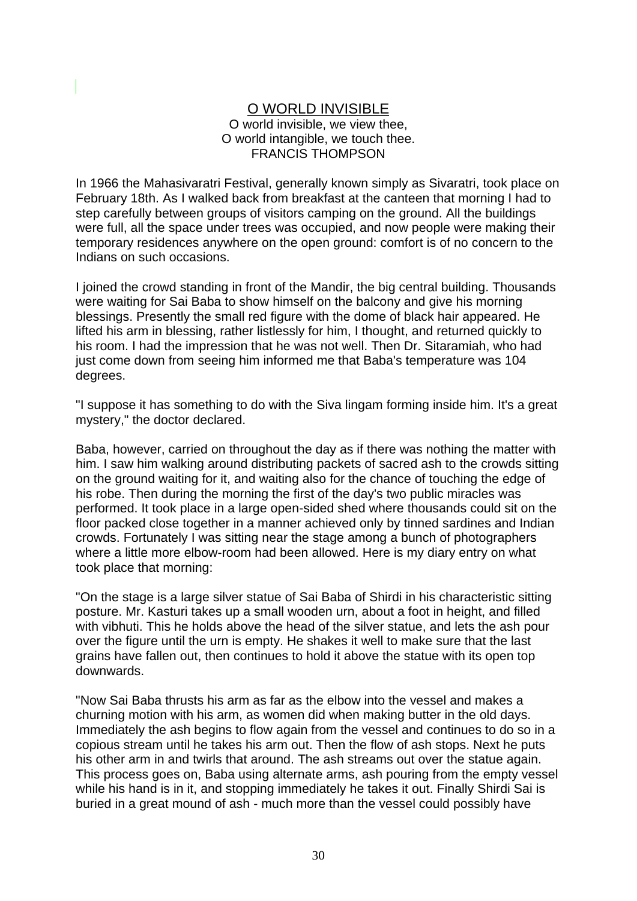## O WORLD INVISIBLE

O world invisible, we view thee,
O world intangible, we touch thee.
FRANCIS THOMPSON

In 1966 the Mahasivaratri Festival, generally known simply as Sivaratri, took place on February 18th. As I walked back from breakfast at the canteen that morning I had to step carefully between groups of visitors camping on the ground. All the buildings were full, all the space under trees was occupied, and now people were making their temporary residences anywhere on the open ground: comfort is of no concern to the Indians on such occasions.

I joined the crowd standing in front of the Mandir, the big central building. Thousands were waiting for Sai Baba to show himself on the balcony and give his morning blessings. Presently the small red figure with the dome of black hair appeared. He lifted his arm in blessing, rather listlessly for him, I thought, and returned quickly to his room. I had the impression that he was not well. Then Dr. Sitaramiah, who had just come down from seeing him informed me that Baba's temperature was 104 degrees.

"I suppose it has something to do with the Siva lingam forming inside him. It's a great mystery," the doctor declared.

Baba, however, carried on throughout the day as if there was nothing the matter with him. I saw him walking around distributing packets of sacred ash to the crowds sitting on the ground waiting for it, and waiting also for the chance of touching the edge of his robe. Then during the morning the first of the day's two public miracles was performed. It took place in a large open-sided shed where thousands could sit on the floor packed close together in a manner achieved only by tinned sardines and Indian crowds. Fortunately I was sitting near the stage among a bunch of photographers where a little more elbow-room had been allowed. Here is my diary entry on what took place that morning:

"On the stage is a large silver statue of Sai Baba of Shirdi in his characteristic sitting posture. Mr. Kasturi takes up a small wooden urn, about a foot in height, and filled with vibhuti. This he holds above the head of the silver statue, and lets the ash pour over the figure until the urn is empty. He shakes it well to make sure that the last grains have fallen out, then continues to hold it above the statue with its open top downwards.

"Now Sai Baba thrusts his arm as far as the elbow into the vessel and makes a churning motion with his arm, as women did when making butter in the old days. Immediately the ash begins to flow again from the vessel and continues to do so in a copious stream until he takes his arm out. Then the flow of ash stops. Next he puts his other arm in and twirls that around. The ash streams out over the statue again. This process goes on, Baba using alternate arms, ash pouring from the empty vessel while his hand is in it, and stopping immediately he takes it out. Finally Shirdi Sai is buried in a great mound of ash - much more than the vessel could possibly have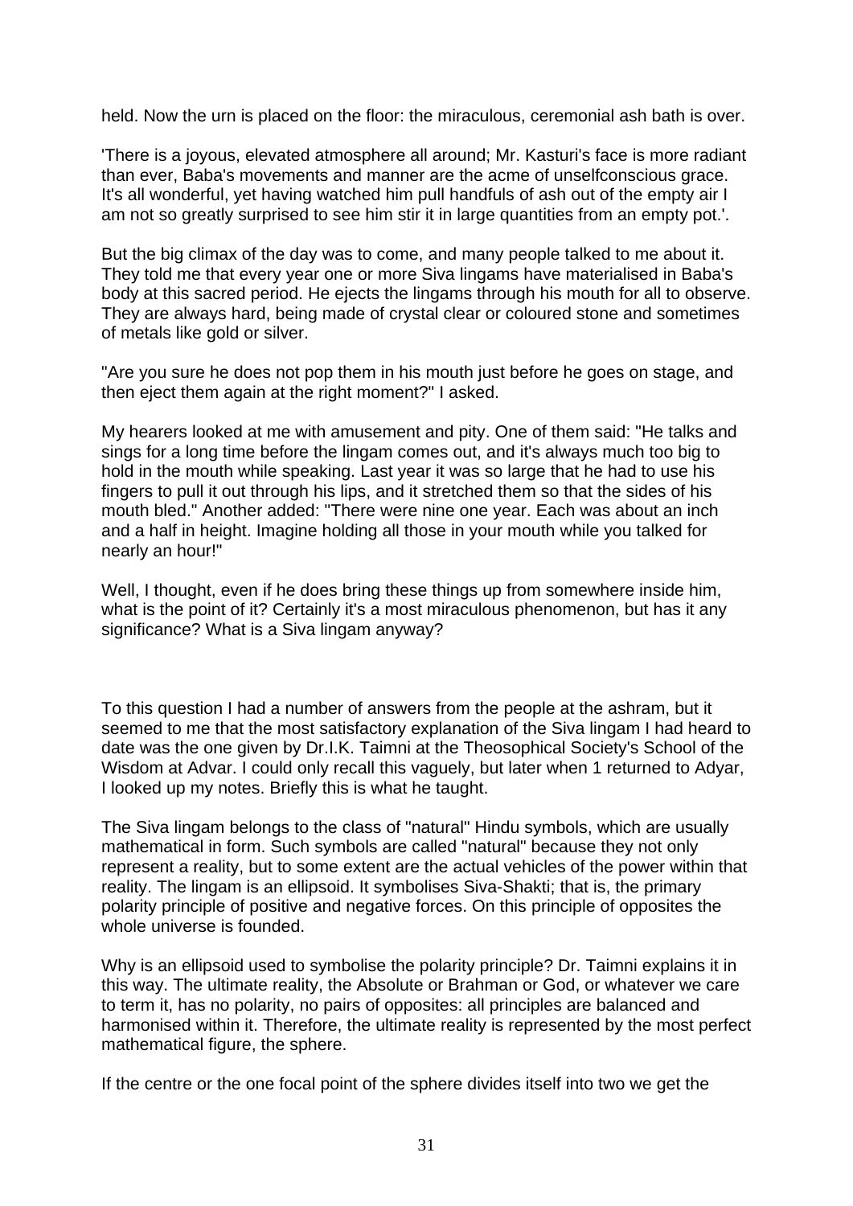held. Now the urn is placed on the floor: the miraculous, ceremonial ash bath is over.

'There is a joyous, elevated atmosphere all around; Mr. Kasturi's face is more radiant than ever, Baba's movements and manner are the acme of unselfconscious grace. It's all wonderful, yet having watched him pull handfuls of ash out of the empty air I am not so greatly surprised to see him stir it in large quantities from an empty pot.'.

But the big climax of the day was to come, and many people talked to me about it. They told me that every year one or more Siva lingams have materialised in Baba's body at this sacred period. He ejects the lingams through his mouth for all to observe. They are always hard, being made of crystal clear or coloured stone and sometimes of metals like gold or silver.

"Are you sure he does not pop them in his mouth just before he goes on stage, and then eject them again at the right moment?" I asked.

My hearers looked at me with amusement and pity. One of them said: "He talks and sings for a long time before the lingam comes out, and it's always much too big to hold in the mouth while speaking. Last year it was so large that he had to use his fingers to pull it out through his lips, and it stretched them so that the sides of his mouth bled." Another added: "There were nine one year. Each was about an inch and a half in height. Imagine holding all those in your mouth while you talked for nearly an hour!"

Well, I thought, even if he does bring these things up from somewhere inside him, what is the point of it? Certainly it's a most miraculous phenomenon, but has it any significance? What is a Siva lingam anyway?

To this question I had a number of answers from the people at the ashram, but it seemed to me that the most satisfactory explanation of the Siva lingam I had heard to date was the one given by Dr.I.K. Taimni at the Theosophical Society's School of the Wisdom at Advar. I could only recall this vaguely, but later when 1 returned to Adyar, I looked up my notes. Briefly this is what he taught.

The Siva lingam belongs to the class of "natural" Hindu symbols, which are usually mathematical in form. Such symbols are called "natural" because they not only represent a reality, but to some extent are the actual vehicles of the power within that reality. The lingam is an ellipsoid. It symbolises Siva-Shakti; that is, the primary polarity principle of positive and negative forces. On this principle of opposites the whole universe is founded.

Why is an ellipsoid used to symbolise the polarity principle? Dr. Taimni explains it in this way. The ultimate reality, the Absolute or Brahman or God, or whatever we care to term it, has no polarity, no pairs of opposites: all principles are balanced and harmonised within it. Therefore, the ultimate reality is represented by the most perfect mathematical figure, the sphere.

If the centre or the one focal point of the sphere divides itself into two we get the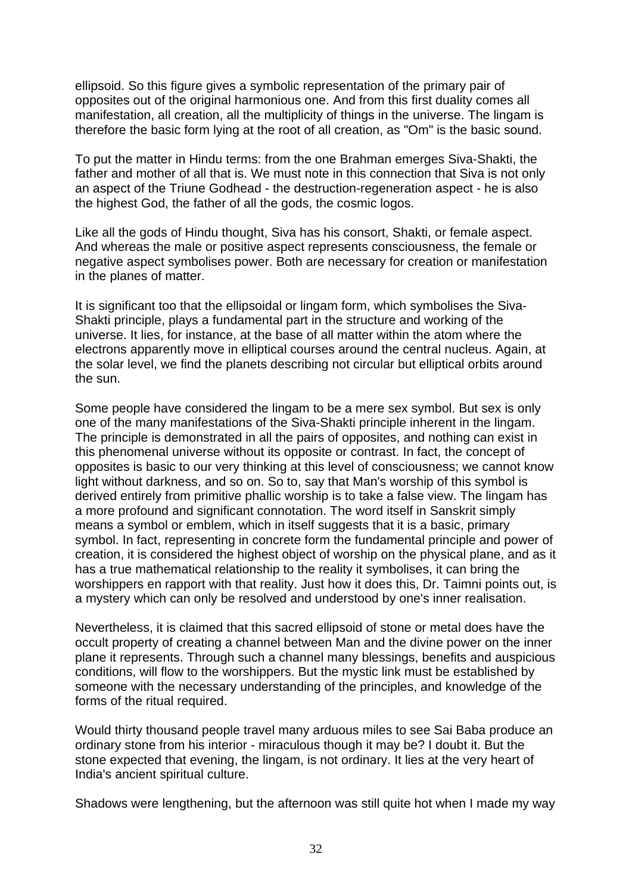ellipsoid. So this figure gives a symbolic representation of the primary pair of opposites out of the original harmonious one. And from this first duality comes all manifestation, all creation, all the multiplicity of things in the universe. The lingam is therefore the basic form lying at the root of all creation, as "Om" is the basic sound.

To put the matter in Hindu terms: from the one Brahman emerges Siva-Shakti, the father and mother of all that is. We must note in this connection that Siva is not only an aspect of the Triune Godhead - the destruction-regeneration aspect - he is also the highest God, the father of all the gods, the cosmic logos.

Like all the gods of Hindu thought, Siva has his consort, Shakti, or female aspect. And whereas the male or positive aspect represents consciousness, the female or negative aspect symbolises power. Both are necessary for creation or manifestation in the planes of matter.

It is significant too that the ellipsoidal or lingam form, which symbolises the Siva-Shakti principle, plays a fundamental part in the structure and working of the universe. It lies, for instance, at the base of all matter within the atom where the electrons apparently move in elliptical courses around the central nucleus. Again, at the solar level, we find the planets describing not circular but elliptical orbits around the sun.

Some people have considered the lingam to be a mere sex symbol. But sex is only one of the many manifestations of the Siva-Shakti principle inherent in the lingam. The principle is demonstrated in all the pairs of opposites, and nothing can exist in this phenomenal universe without its opposite or contrast. In fact, the concept of opposites is basic to our very thinking at this level of consciousness; we cannot know light without darkness, and so on. So to, say that Man's worship of this symbol is derived entirely from primitive phallic worship is to take a false view. The lingam has a more profound and significant connotation. The word itself in Sanskrit simply means a symbol or emblem, which in itself suggests that it is a basic, primary symbol. In fact, representing in concrete form the fundamental principle and power of creation, it is considered the highest object of worship on the physical plane, and as it has a true mathematical relationship to the reality it symbolises, it can bring the worshippers en rapport with that reality. Just how it does this, Dr. Taimni points out, is a mystery which can only be resolved and understood by one's inner realisation.

Nevertheless, it is claimed that this sacred ellipsoid of stone or metal does have the occult property of creating a channel between Man and the divine power on the inner plane it represents. Through such a channel many blessings, benefits and auspicious conditions, will flow to the worshippers. But the mystic link must be established by someone with the necessary understanding of the principles, and knowledge of the forms of the ritual required.

Would thirty thousand people travel many arduous miles to see Sai Baba produce an ordinary stone from his interior - miraculous though it may be? I doubt it. But the stone expected that evening, the lingam, is not ordinary. It lies at the very heart of India's ancient spiritual culture.

Shadows were lengthening, but the afternoon was still quite hot when I made my way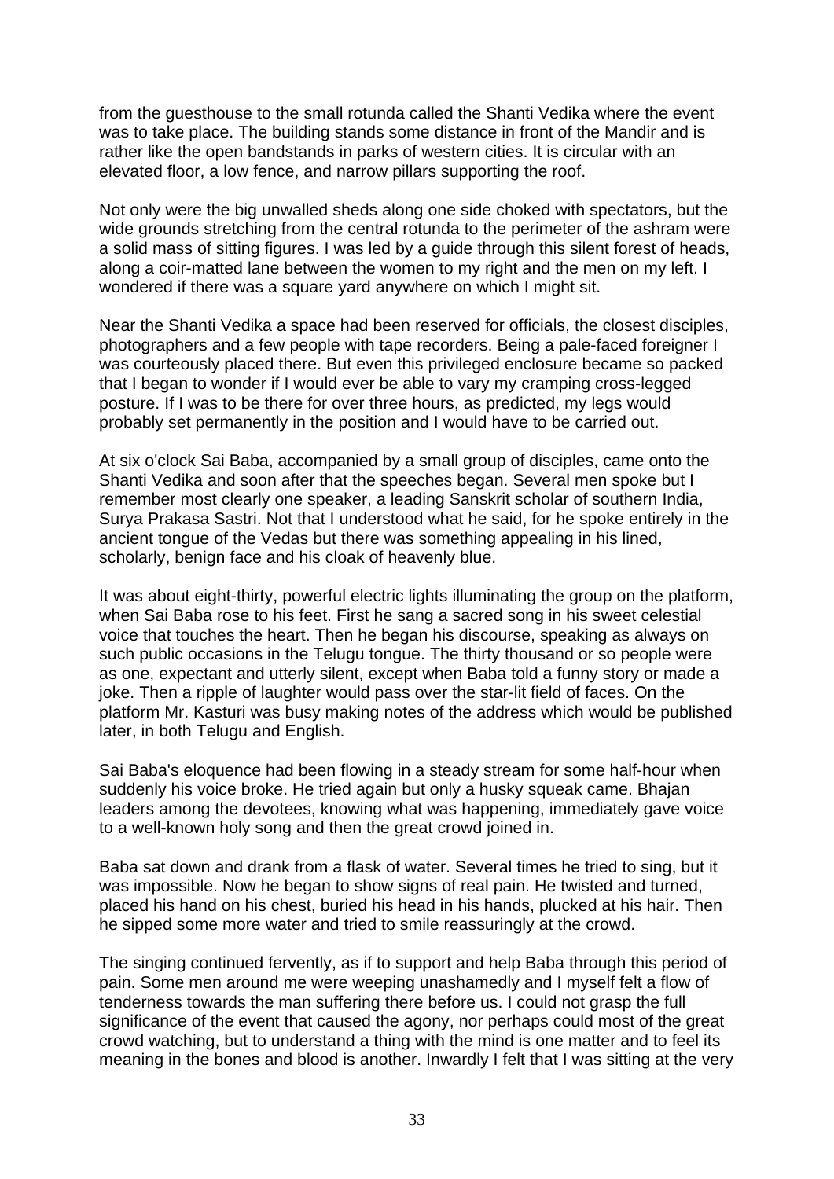from the guesthouse to the small rotunda called the Shanti Vedika where the event was to take place. The building stands some distance in front of the Mandir and is rather like the open bandstands in parks of western cities. It is circular with an elevated floor, a low fence, and narrow pillars supporting the roof.

Not only were the big unwalled sheds along one side choked with spectators, but the wide grounds stretching from the central rotunda to the perimeter of the ashram were a solid mass of sitting figures. I was led by a guide through this silent forest of heads, along a coir-matted lane between the women to my right and the men on my left. I wondered if there was a square yard anywhere on which I might sit.

Near the Shanti Vedika a space had been reserved for officials, the closest disciples, photographers and a few people with tape recorders. Being a pale-faced foreigner I was courteously placed there. But even this privileged enclosure became so packed that I began to wonder if I would ever be able to vary my cramping cross-legged posture. If I was to be there for over three hours, as predicted, my legs would probably set permanently in the position and I would have to be carried out.

At six o'clock Sai Baba, accompanied by a small group of disciples, came onto the Shanti Vedika and soon after that the speeches began. Several men spoke but I remember most clearly one speaker, a leading Sanskrit scholar of southern India, Surya Prakasa Sastri. Not that I understood what he said, for he spoke entirely in the ancient tongue of the Vedas but there was something appealing in his lined, scholarly, benign face and his cloak of heavenly blue.

It was about eight-thirty, powerful electric lights illuminating the group on the platform, when Sai Baba rose to his feet. First he sang a sacred song in his sweet celestial voice that touches the heart. Then he began his discourse, speaking as always on such public occasions in the Telugu tongue. The thirty thousand or so people were as one, expectant and utterly silent, except when Baba told a funny story or made a joke. Then a ripple of laughter would pass over the star-lit field of faces. On the platform Mr. Kasturi was busy making notes of the address which would be published later, in both Telugu and English.

Sai Baba's eloquence had been flowing in a steady stream for some half-hour when suddenly his voice broke. He tried again but only a husky squeak came. Bhajan leaders among the devotees, knowing what was happening, immediately gave voice to a well-known holy song and then the great crowd joined in.

Baba sat down and drank from a flask of water. Several times he tried to sing, but it was impossible. Now he began to show signs of real pain. He twisted and turned, placed his hand on his chest, buried his head in his hands, plucked at his hair. Then he sipped some more water and tried to smile reassuringly at the crowd.

The singing continued fervently, as if to support and help Baba through this period of pain. Some men around me were weeping unashamedly and I myself felt a flow of tenderness towards the man suffering there before us. I could not grasp the full significance of the event that caused the agony, nor perhaps could most of the great crowd watching, but to understand a thing with the mind is one matter and to feel its meaning in the bones and blood is another. Inwardly I felt that I was sitting at the very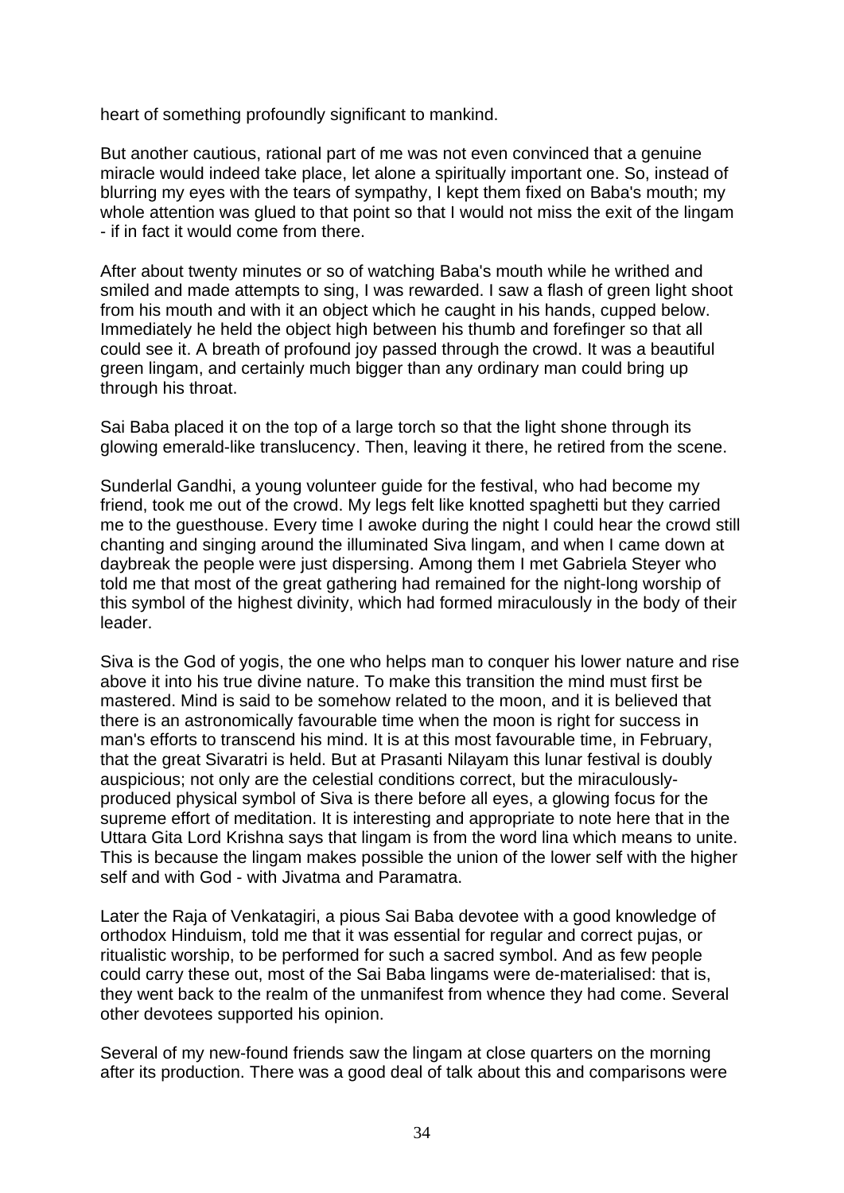heart of something profoundly significant to mankind.

But another cautious, rational part of me was not even convinced that a genuine miracle would indeed take place, let alone a spiritually important one. So, instead of blurring my eyes with the tears of sympathy, I kept them fixed on Baba's mouth; my whole attention was glued to that point so that I would not miss the exit of the lingam - if in fact it would come from there.

After about twenty minutes or so of watching Baba's mouth while he writhed and smiled and made attempts to sing, I was rewarded. I saw a flash of green light shoot from his mouth and with it an object which he caught in his hands, cupped below. Immediately he held the object high between his thumb and forefinger so that all could see it. A breath of profound joy passed through the crowd. It was a beautiful green lingam, and certainly much bigger than any ordinary man could bring up through his throat.

Sai Baba placed it on the top of a large torch so that the light shone through its glowing emerald-like translucency. Then, leaving it there, he retired from the scene.

Sunderlal Gandhi, a young volunteer guide for the festival, who had become my friend, took me out of the crowd. My legs felt like knotted spaghetti but they carried me to the guesthouse. Every time I awoke during the night I could hear the crowd still chanting and singing around the illuminated Siva lingam, and when I came down at daybreak the people were just dispersing. Among them I met Gabriela Steyer who told me that most of the great gathering had remained for the night-long worship of this symbol of the highest divinity, which had formed miraculously in the body of their leader.

Siva is the God of yogis, the one who helps man to conquer his lower nature and rise above it into his true divine nature. To make this transition the mind must first be mastered. Mind is said to be somehow related to the moon, and it is believed that there is an astronomically favourable time when the moon is right for success in man's efforts to transcend his mind. It is at this most favourable time, in February, that the great Sivaratri is held. But at Prasanti Nilayam this lunar festival is doubly auspicious; not only are the celestial conditions correct, but the miraculously-produced physical symbol of Siva is there before all eyes, a glowing focus for the supreme effort of meditation. It is interesting and appropriate to note here that in the Uttara Gita Lord Krishna says that lingam is from the word lina which means to unite. This is because the lingam makes possible the union of the lower self with the higher self and with God - with Jivatma and Paramatra.

Later the Raja of Venkatagiri, a pious Sai Baba devotee with a good knowledge of orthodox Hinduism, told me that it was essential for regular and correct pujas, or ritualistic worship, to be performed for such a sacred symbol. And as few people could carry these out, most of the Sai Baba lingams were de-materialised: that is, they went back to the realm of the unmanifest from whence they had come. Several other devotees supported his opinion.

Several of my new-found friends saw the lingam at close quarters on the morning after its production. There was a good deal of talk about this and comparisons were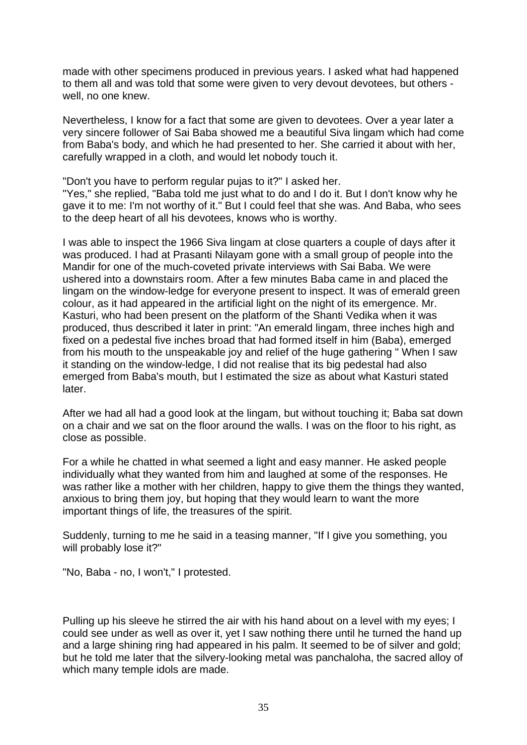made with other specimens produced in previous years. I asked what had happened to them all and was told that some were given to very devout devotees, but others - well, no one knew.

Nevertheless, I know for a fact that some are given to devotees. Over a year later a very sincere follower of Sai Baba showed me a beautiful Siva lingam which had come from Baba's body, and which he had presented to her. She carried it about with her, carefully wrapped in a cloth, and would let nobody touch it.

"Don't you have to perform regular pujas to it?" I asked her.
"Yes," she replied, "Baba told me just what to do and I do it. But I don't know why he gave it to me: I'm not worthy of it." But I could feel that she was. And Baba, who sees to the deep heart of all his devotees, knows who is worthy.

I was able to inspect the 1966 Siva lingam at close quarters a couple of days after it was produced. I had at Prasanti Nilayam gone with a small group of people into the Mandir for one of the much-coveted private interviews with Sai Baba. We were ushered into a downstairs room. After a few minutes Baba came in and placed the lingam on the window-ledge for everyone present to inspect. It was of emerald green colour, as it had appeared in the artificial light on the night of its emergence. Mr. Kasturi, who had been present on the platform of the Shanti Vedika when it was produced, thus described it later in print: "An emerald lingam, three inches high and fixed on a pedestal five inches broad that had formed itself in him (Baba), emerged from his mouth to the unspeakable joy and relief of the huge gathering " When I saw it standing on the window-ledge, I did not realise that its big pedestal had also emerged from Baba's mouth, but I estimated the size as about what Kasturi stated later.

After we had all had a good look at the lingam, but without touching it; Baba sat down on a chair and we sat on the floor around the walls. I was on the floor to his right, as close as possible.

For a while he chatted in what seemed a light and easy manner. He asked people individually what they wanted from him and laughed at some of the responses. He was rather like a mother with her children, happy to give them the things they wanted, anxious to bring them joy, but hoping that they would learn to want the more important things of life, the treasures of the spirit.

Suddenly, turning to me he said in a teasing manner, "If I give you something, you will probably lose it?"

"No, Baba - no, I won't," I protested.

Pulling up his sleeve he stirred the air with his hand about on a level with my eyes; I could see under as well as over it, yet I saw nothing there until he turned the hand up and a large shining ring had appeared in his palm. It seemed to be of silver and gold; but he told me later that the silvery-looking metal was panchaloha, the sacred alloy of which many temple idols are made.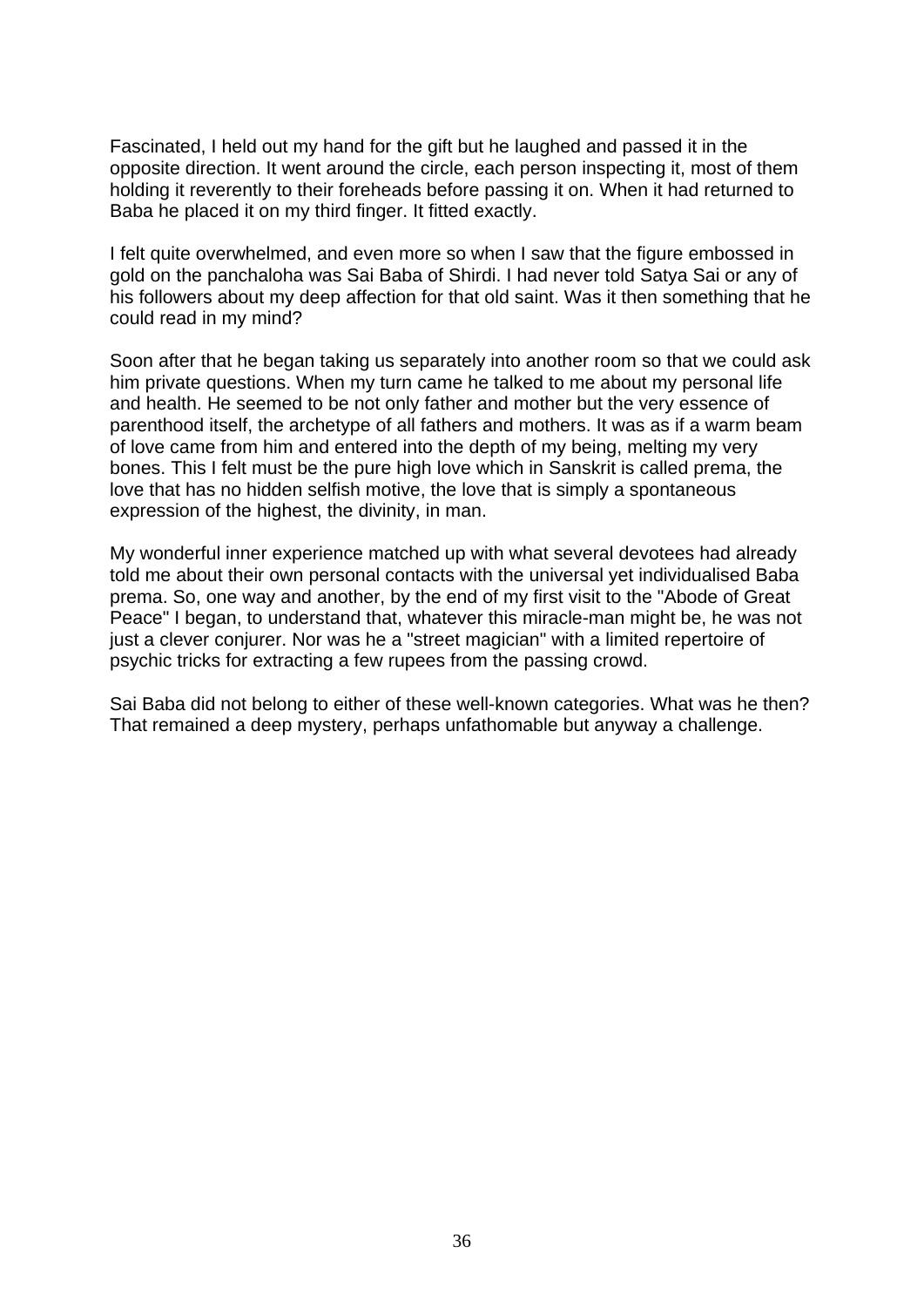Fascinated, I held out my hand for the gift but he laughed and passed it in the opposite direction. It went around the circle, each person inspecting it, most of them holding it reverently to their foreheads before passing it on. When it had returned to Baba he placed it on my third finger. It fitted exactly.

I felt quite overwhelmed, and even more so when I saw that the figure embossed in gold on the panchaloha was Sai Baba of Shirdi. I had never told Satya Sai or any of his followers about my deep affection for that old saint. Was it then something that he could read in my mind?

Soon after that he began taking us separately into another room so that we could ask him private questions. When my turn came he talked to me about my personal life and health. He seemed to be not only father and mother but the very essence of parenthood itself, the archetype of all fathers and mothers. It was as if a warm beam of love came from him and entered into the depth of my being, melting my very bones. This I felt must be the pure high love which in Sanskrit is called prema, the love that has no hidden selfish motive, the love that is simply a spontaneous expression of the highest, the divinity, in man.

My wonderful inner experience matched up with what several devotees had already told me about their own personal contacts with the universal yet individualised Baba prema. So, one way and another, by the end of my first visit to the "Abode of Great Peace" I began, to understand that, whatever this miracle-man might be, he was not just a clever conjurer. Nor was he a "street magician" with a limited repertoire of psychic tricks for extracting a few rupees from the passing crowd.

Sai Baba did not belong to either of these well-known categories. What was he then? That remained a deep mystery, perhaps unfathomable but anyway a challenge.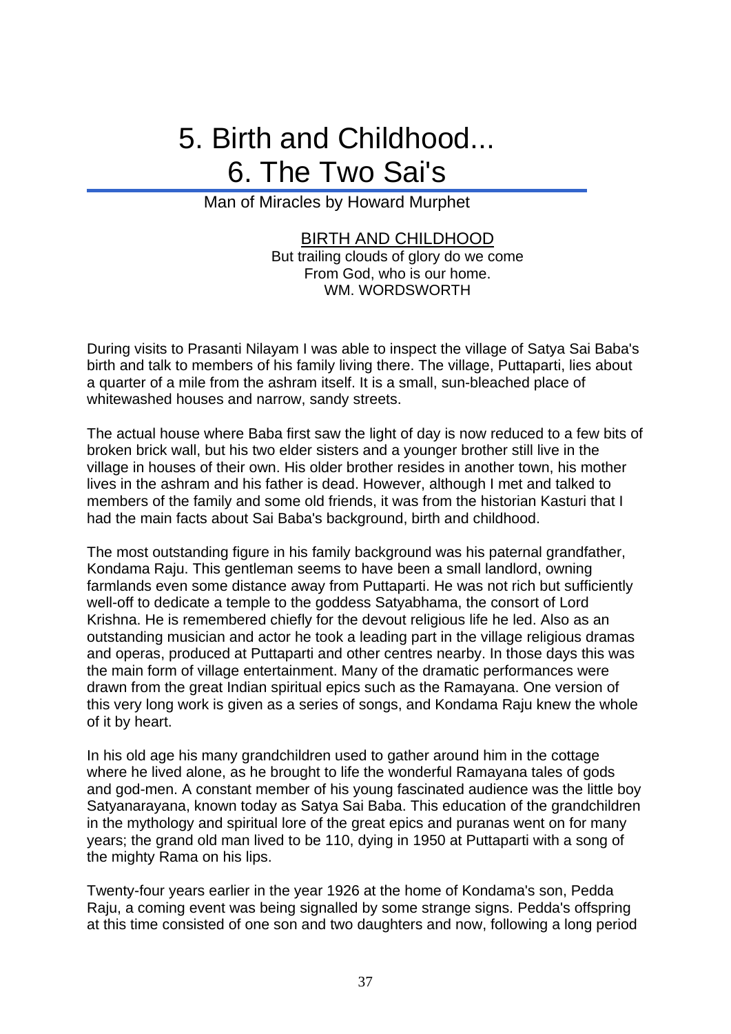# 5. Birth and Childhood...
# 6. The Two Sai's

Man of Miracles by Howard Murphet

## BIRTH AND CHILDHOOD

But trailing clouds of glory do we come
From God, who is our home.
WM. WORDSWORTH

During visits to Prasanti Nilayam I was able to inspect the village of Satya Sai Baba's birth and talk to members of his family living there. The village, Puttaparti, lies about a quarter of a mile from the ashram itself. It is a small, sun-bleached place of whitewashed houses and narrow, sandy streets.

The actual house where Baba first saw the light of day is now reduced to a few bits of broken brick wall, but his two elder sisters and a younger brother still live in the village in houses of their own. His older brother resides in another town, his mother lives in the ashram and his father is dead. However, although I met and talked to members of the family and some old friends, it was from the historian Kasturi that I had the main facts about Sai Baba's background, birth and childhood.

The most outstanding figure in his family background was his paternal grandfather, Kondama Raju. This gentleman seems to have been a small landlord, owning farmlands even some distance away from Puttaparti. He was not rich but sufficiently well-off to dedicate a temple to the goddess Satyabhama, the consort of Lord Krishna. He is remembered chiefly for the devout religious life he led. Also as an outstanding musician and actor he took a leading part in the village religious dramas and operas, produced at Puttaparti and other centres nearby. In those days this was the main form of village entertainment. Many of the dramatic performances were drawn from the great Indian spiritual epics such as the Ramayana. One version of this very long work is given as a series of songs, and Kondama Raju knew the whole of it by heart.

In his old age his many grandchildren used to gather around him in the cottage where he lived alone, as he brought to life the wonderful Ramayana tales of gods and god-men. A constant member of his young fascinated audience was the little boy Satyanarayana, known today as Satya Sai Baba. This education of the grandchildren in the mythology and spiritual lore of the great epics and puranas went on for many years; the grand old man lived to be 110, dying in 1950 at Puttaparti with a song of the mighty Rama on his lips.

Twenty-four years earlier in the year 1926 at the home of Kondama's son, Pedda Raju, a coming event was being signalled by some strange signs. Pedda's offspring at this time consisted of one son and two daughters and now, following a long period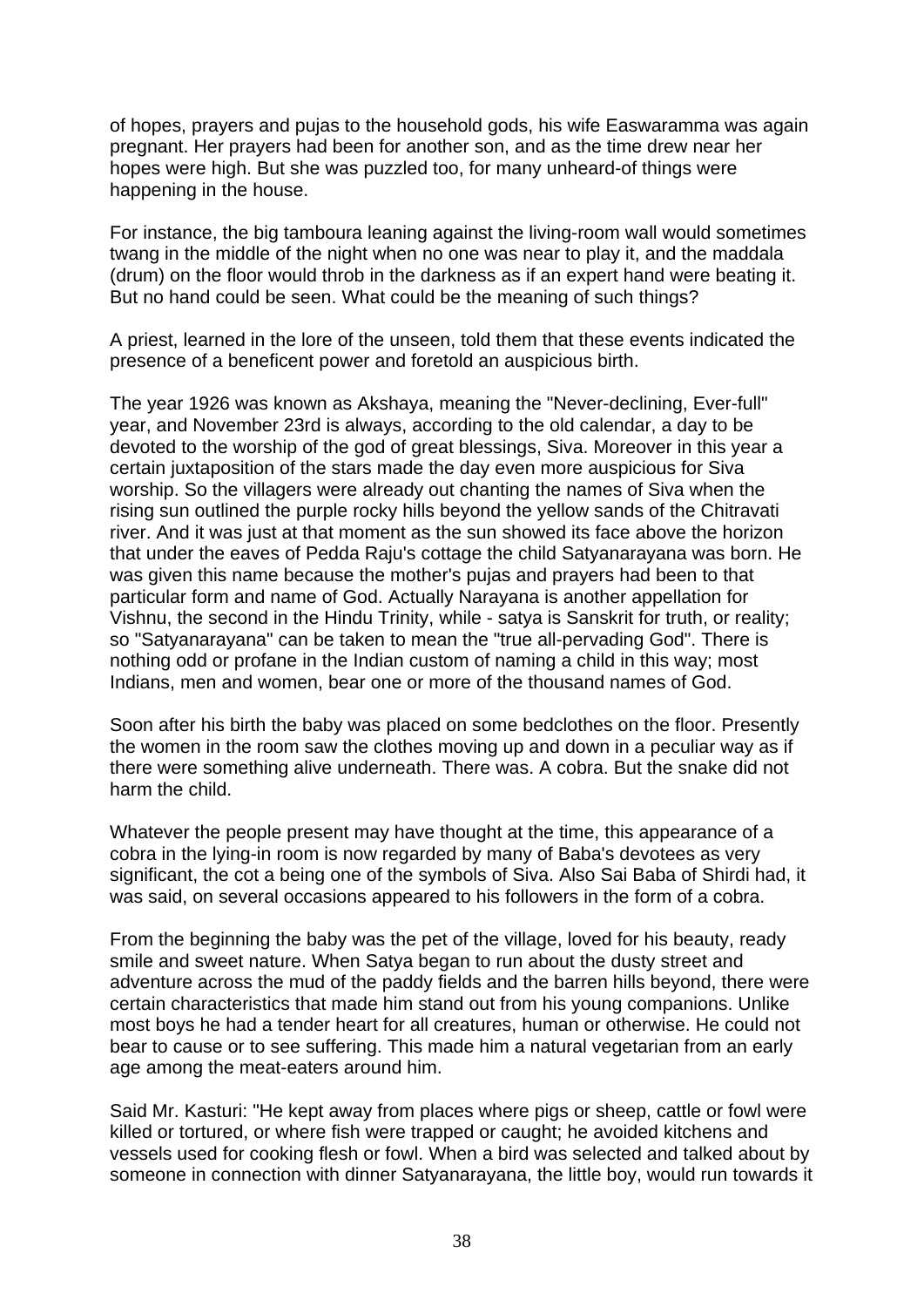of hopes, prayers and pujas to the household gods, his wife Easwaramma was again pregnant. Her prayers had been for another son, and as the time drew near her hopes were high. But she was puzzled too, for many unheard-of things were happening in the house.

For instance, the big tamboura leaning against the living-room wall would sometimes twang in the middle of the night when no one was near to play it, and the maddala (drum) on the floor would throb in the darkness as if an expert hand were beating it. But no hand could be seen. What could be the meaning of such things?

A priest, learned in the lore of the unseen, told them that these events indicated the presence of a beneficent power and foretold an auspicious birth.

The year 1926 was known as Akshaya, meaning the "Never-declining, Ever-full" year, and November 23rd is always, according to the old calendar, a day to be devoted to the worship of the god of great blessings, Siva. Moreover in this year a certain juxtaposition of the stars made the day even more auspicious for Siva worship. So the villagers were already out chanting the names of Siva when the rising sun outlined the purple rocky hills beyond the yellow sands of the Chitravati river. And it was just at that moment as the sun showed its face above the horizon that under the eaves of Pedda Raju's cottage the child Satyanarayana was born. He was given this name because the mother's pujas and prayers had been to that particular form and name of God. Actually Narayana is another appellation for Vishnu, the second in the Hindu Trinity, while - satya is Sanskrit for truth, or reality; so "Satyanarayana" can be taken to mean the "true all-pervading God". There is nothing odd or profane in the Indian custom of naming a child in this way; most Indians, men and women, bear one or more of the thousand names of God.

Soon after his birth the baby was placed on some bedclothes on the floor. Presently the women in the room saw the clothes moving up and down in a peculiar way as if there were something alive underneath. There was. A cobra. But the snake did not harm the child.

Whatever the people present may have thought at the time, this appearance of a cobra in the lying-in room is now regarded by many of Baba's devotees as very significant, the cot a being one of the symbols of Siva. Also Sai Baba of Shirdi had, it was said, on several occasions appeared to his followers in the form of a cobra.

From the beginning the baby was the pet of the village, loved for his beauty, ready smile and sweet nature. When Satya began to run about the dusty street and adventure across the mud of the paddy fields and the barren hills beyond, there were certain characteristics that made him stand out from his young companions. Unlike most boys he had a tender heart for all creatures, human or otherwise. He could not bear to cause or to see suffering. This made him a natural vegetarian from an early age among the meat-eaters around him.

Said Mr. Kasturi: "He kept away from places where pigs or sheep, cattle or fowl were killed or tortured, or where fish were trapped or caught; he avoided kitchens and vessels used for cooking flesh or fowl. When a bird was selected and talked about by someone in connection with dinner Satyanarayana, the little boy, would run towards it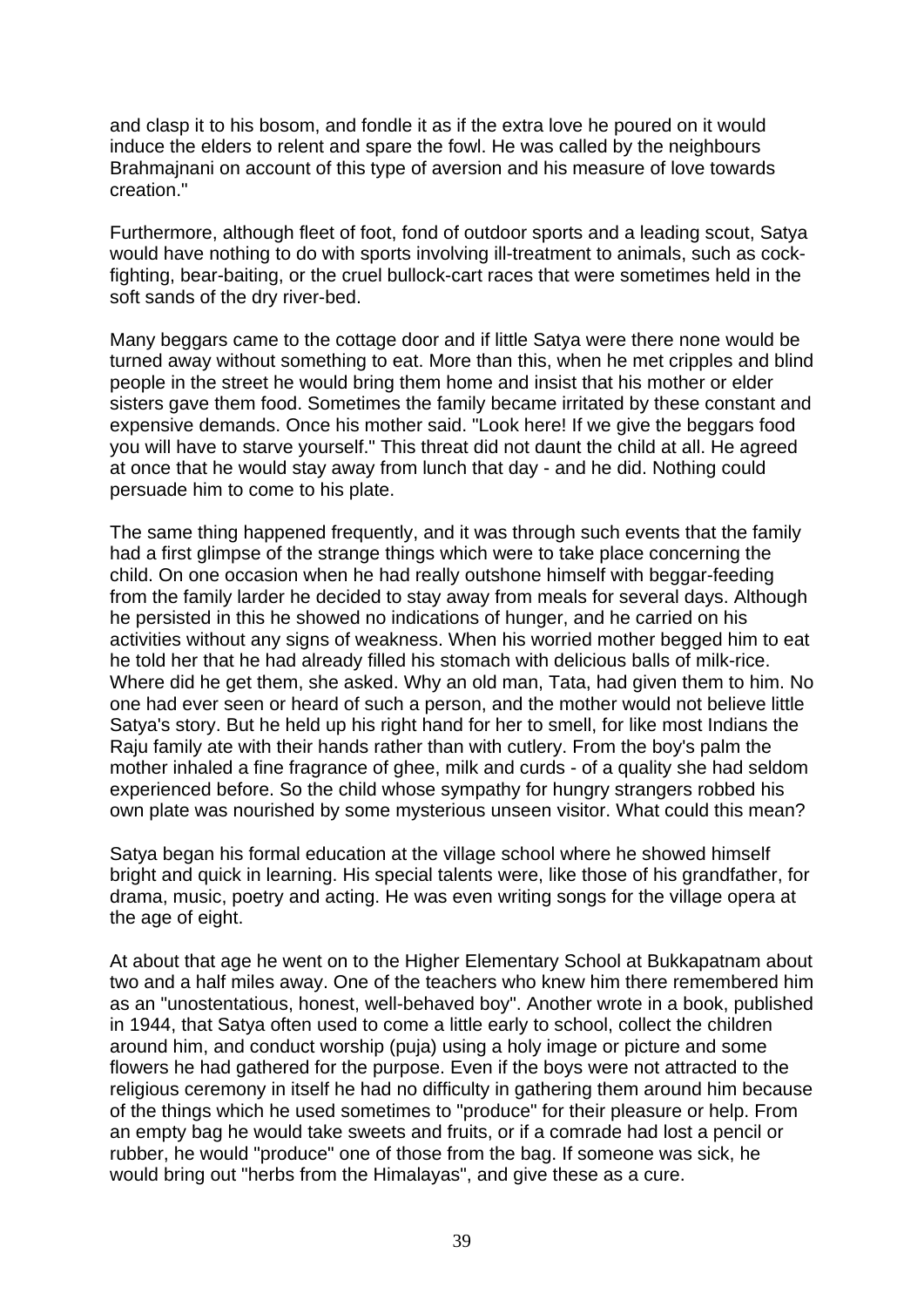and clasp it to his bosom, and fondle it as if the extra love he poured on it would induce the elders to relent and spare the fowl. He was called by the neighbours Brahmajnani on account of this type of aversion and his measure of love towards creation."

Furthermore, although fleet of foot, fond of outdoor sports and a leading scout, Satya would have nothing to do with sports involving ill-treatment to animals, such as cock-fighting, bear-baiting, or the cruel bullock-cart races that were sometimes held in the soft sands of the dry river-bed.

Many beggars came to the cottage door and if little Satya were there none would be turned away without something to eat. More than this, when he met cripples and blind people in the street he would bring them home and insist that his mother or elder sisters gave them food. Sometimes the family became irritated by these constant and expensive demands. Once his mother said. "Look here! If we give the beggars food you will have to starve yourself." This threat did not daunt the child at all. He agreed at once that he would stay away from lunch that day - and he did. Nothing could persuade him to come to his plate.

The same thing happened frequently, and it was through such events that the family had a first glimpse of the strange things which were to take place concerning the child. On one occasion when he had really outshone himself with beggar-feeding from the family larder he decided to stay away from meals for several days. Although he persisted in this he showed no indications of hunger, and he carried on his activities without any signs of weakness. When his worried mother begged him to eat he told her that he had already filled his stomach with delicious balls of milk-rice. Where did he get them, she asked. Why an old man, Tata, had given them to him. No one had ever seen or heard of such a person, and the mother would not believe little Satya's story. But he held up his right hand for her to smell, for like most Indians the Raju family ate with their hands rather than with cutlery. From the boy's palm the mother inhaled a fine fragrance of ghee, milk and curds - of a quality she had seldom experienced before. So the child whose sympathy for hungry strangers robbed his own plate was nourished by some mysterious unseen visitor. What could this mean?

Satya began his formal education at the village school where he showed himself bright and quick in learning. His special talents were, like those of his grandfather, for drama, music, poetry and acting. He was even writing songs for the village opera at the age of eight.

At about that age he went on to the Higher Elementary School at Bukkapatnam about two and a half miles away. One of the teachers who knew him there remembered him as an "unostentatious, honest, well-behaved boy". Another wrote in a book, published in 1944, that Satya often used to come a little early to school, collect the children around him, and conduct worship (puja) using a holy image or picture and some flowers he had gathered for the purpose. Even if the boys were not attracted to the religious ceremony in itself he had no difficulty in gathering them around him because of the things which he used sometimes to "produce" for their pleasure or help. From an empty bag he would take sweets and fruits, or if a comrade had lost a pencil or rubber, he would "produce" one of those from the bag. If someone was sick, he would bring out "herbs from the Himalayas", and give these as a cure.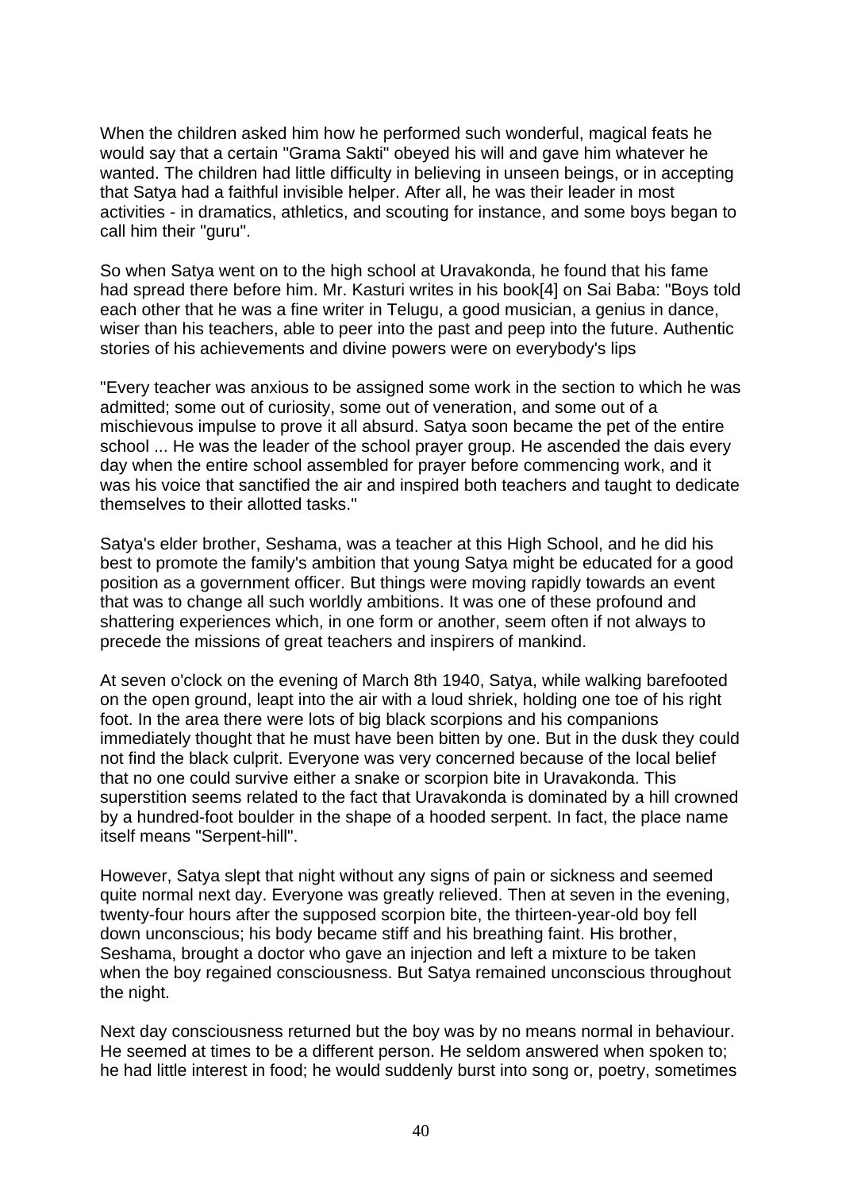When the children asked him how he performed such wonderful, magical feats he would say that a certain "Grama Sakti" obeyed his will and gave him whatever he wanted. The children had little difficulty in believing in unseen beings, or in accepting that Satya had a faithful invisible helper. After all, he was their leader in most activities - in dramatics, athletics, and scouting for instance, and some boys began to call him their "guru".

So when Satya went on to the high school at Uravakonda, he found that his fame had spread there before him. Mr. Kasturi writes in his book[4] on Sai Baba: "Boys told each other that he was a fine writer in Telugu, a good musician, a genius in dance, wiser than his teachers, able to peer into the past and peep into the future. Authentic stories of his achievements and divine powers were on everybody's lips

"Every teacher was anxious to be assigned some work in the section to which he was admitted; some out of curiosity, some out of veneration, and some out of a mischievous impulse to prove it all absurd. Satya soon became the pet of the entire school ... He was the leader of the school prayer group. He ascended the dais every day when the entire school assembled for prayer before commencing work, and it was his voice that sanctified the air and inspired both teachers and taught to dedicate themselves to their allotted tasks."

Satya's elder brother, Seshama, was a teacher at this High School, and he did his best to promote the family's ambition that young Satya might be educated for a good position as a government officer. But things were moving rapidly towards an event that was to change all such worldly ambitions. It was one of these profound and shattering experiences which, in one form or another, seem often if not always to precede the missions of great teachers and inspirers of mankind.

At seven o'clock on the evening of March 8th 1940, Satya, while walking barefooted on the open ground, leapt into the air with a loud shriek, holding one toe of his right foot. In the area there were lots of big black scorpions and his companions immediately thought that he must have been bitten by one. But in the dusk they could not find the black culprit. Everyone was very concerned because of the local belief that no one could survive either a snake or scorpion bite in Uravakonda. This superstition seems related to the fact that Uravakonda is dominated by a hill crowned by a hundred-foot boulder in the shape of a hooded serpent. In fact, the place name itself means "Serpent-hill".

However, Satya slept that night without any signs of pain or sickness and seemed quite normal next day. Everyone was greatly relieved. Then at seven in the evening, twenty-four hours after the supposed scorpion bite, the thirteen-year-old boy fell down unconscious; his body became stiff and his breathing faint. His brother, Seshama, brought a doctor who gave an injection and left a mixture to be taken when the boy regained consciousness. But Satya remained unconscious throughout the night.

Next day consciousness returned but the boy was by no means normal in behaviour. He seemed at times to be a different person. He seldom answered when spoken to; he had little interest in food; he would suddenly burst into song or, poetry, sometimes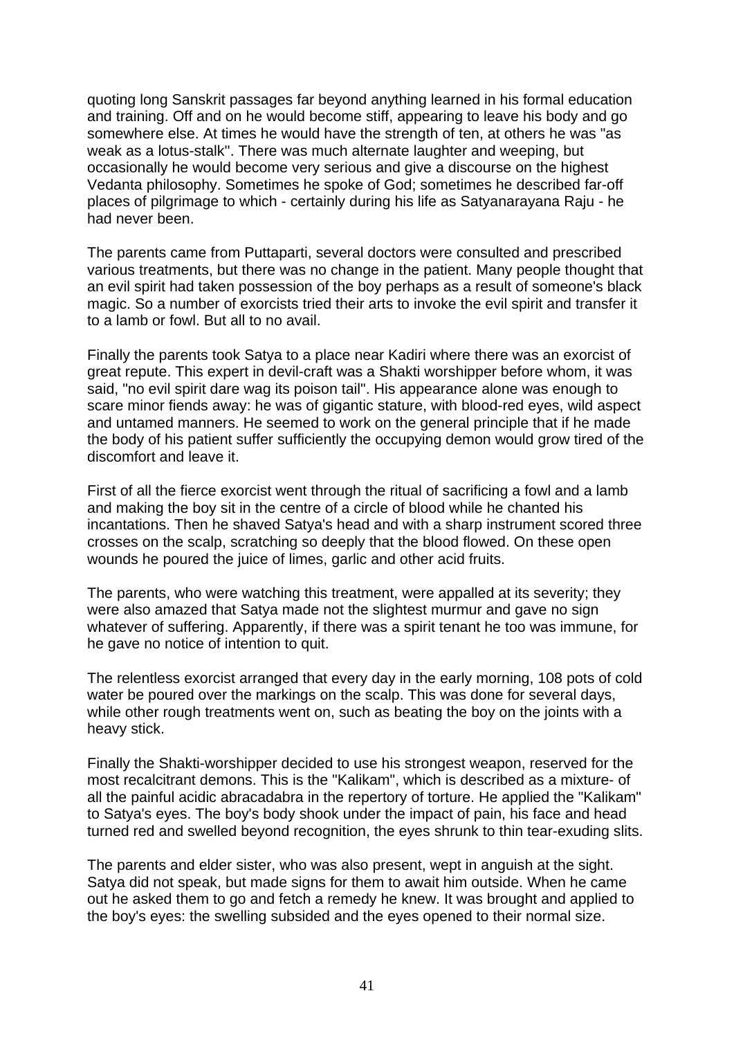quoting long Sanskrit passages far beyond anything learned in his formal education and training. Off and on he would become stiff, appearing to leave his body and go somewhere else. At times he would have the strength of ten, at others he was "as weak as a lotus-stalk". There was much alternate laughter and weeping, but occasionally he would become very serious and give a discourse on the highest Vedanta philosophy. Sometimes he spoke of God; sometimes he described far-off places of pilgrimage to which - certainly during his life as Satyanarayana Raju - he had never been.

The parents came from Puttaparti, several doctors were consulted and prescribed various treatments, but there was no change in the patient. Many people thought that an evil spirit had taken possession of the boy perhaps as a result of someone's black magic. So a number of exorcists tried their arts to invoke the evil spirit and transfer it to a lamb or fowl. But all to no avail.

Finally the parents took Satya to a place near Kadiri where there was an exorcist of great repute. This expert in devil-craft was a Shakti worshipper before whom, it was said, "no evil spirit dare wag its poison tail". His appearance alone was enough to scare minor fiends away: he was of gigantic stature, with blood-red eyes, wild aspect and untamed manners. He seemed to work on the general principle that if he made the body of his patient suffer sufficiently the occupying demon would grow tired of the discomfort and leave it.

First of all the fierce exorcist went through the ritual of sacrificing a fowl and a lamb and making the boy sit in the centre of a circle of blood while he chanted his incantations. Then he shaved Satya's head and with a sharp instrument scored three crosses on the scalp, scratching so deeply that the blood flowed. On these open wounds he poured the juice of limes, garlic and other acid fruits.

The parents, who were watching this treatment, were appalled at its severity; they were also amazed that Satya made not the slightest murmur and gave no sign whatever of suffering. Apparently, if there was a spirit tenant he too was immune, for he gave no notice of intention to quit.

The relentless exorcist arranged that every day in the early morning, 108 pots of cold water be poured over the markings on the scalp. This was done for several days, while other rough treatments went on, such as beating the boy on the joints with a heavy stick.

Finally the Shakti-worshipper decided to use his strongest weapon, reserved for the most recalcitrant demons. This is the "Kalikam", which is described as a mixture- of all the painful acidic abracadabra in the repertory of torture. He applied the "Kalikam" to Satya's eyes. The boy's body shook under the impact of pain, his face and head turned red and swelled beyond recognition, the eyes shrunk to thin tear-exuding slits.

The parents and elder sister, who was also present, wept in anguish at the sight. Satya did not speak, but made signs for them to await him outside. When he came out he asked them to go and fetch a remedy he knew. It was brought and applied to the boy's eyes: the swelling subsided and the eyes opened to their normal size.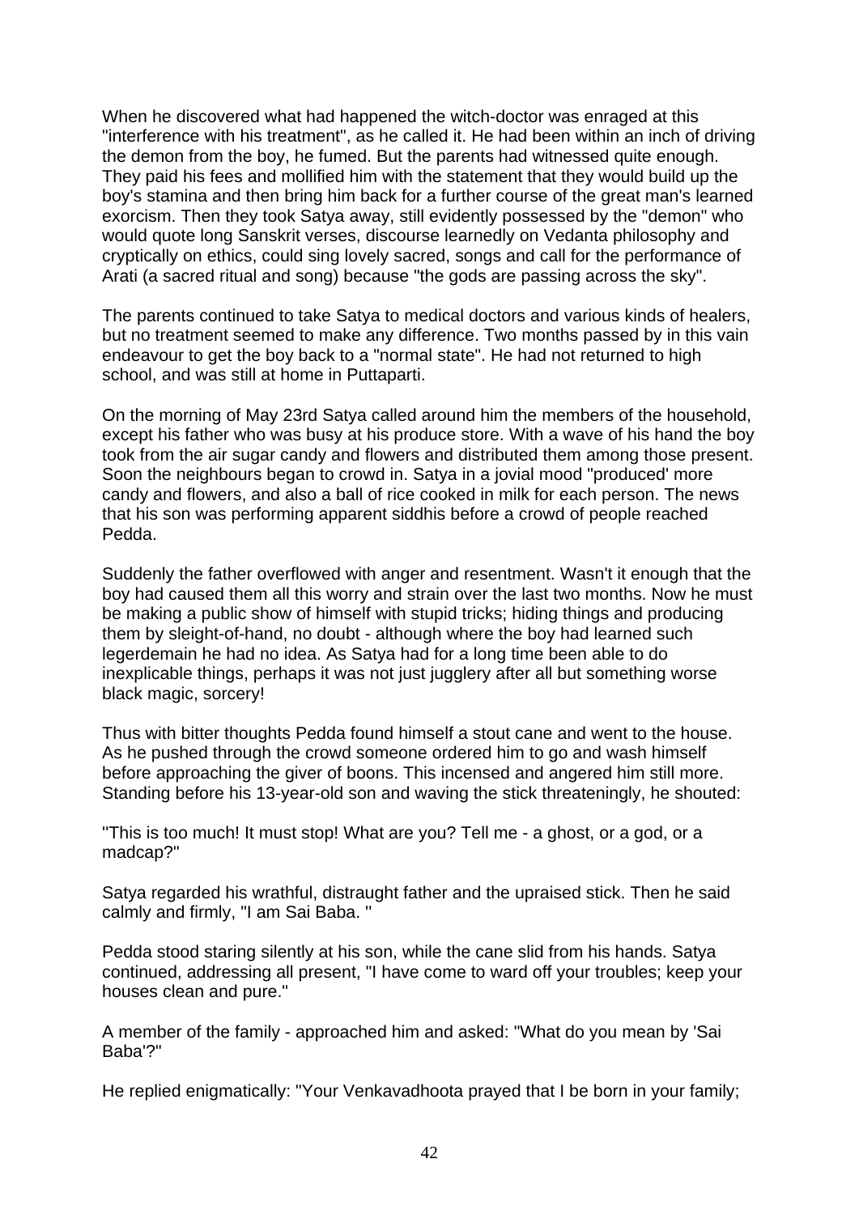When he discovered what had happened the witch-doctor was enraged at this "interference with his treatment", as he called it. He had been within an inch of driving the demon from the boy, he fumed. But the parents had witnessed quite enough. They paid his fees and mollified him with the statement that they would build up the boy's stamina and then bring him back for a further course of the great man's learned exorcism. Then they took Satya away, still evidently possessed by the "demon" who would quote long Sanskrit verses, discourse learnedly on Vedanta philosophy and cryptically on ethics, could sing lovely sacred, songs and call for the performance of Arati (a sacred ritual and song) because "the gods are passing across the sky".

The parents continued to take Satya to medical doctors and various kinds of healers, but no treatment seemed to make any difference. Two months passed by in this vain endeavour to get the boy back to a "normal state". He had not returned to high school, and was still at home in Puttaparti.

On the morning of May 23rd Satya called around him the members of the household, except his father who was busy at his produce store. With a wave of his hand the boy took from the air sugar candy and flowers and distributed them among those present. Soon the neighbours began to crowd in. Satya in a jovial mood "produced' more candy and flowers, and also a ball of rice cooked in milk for each person. The news that his son was performing apparent siddhis before a crowd of people reached Pedda.

Suddenly the father overflowed with anger and resentment. Wasn't it enough that the boy had caused them all this worry and strain over the last two months. Now he must be making a public show of himself with stupid tricks; hiding things and producing them by sleight-of-hand, no doubt - although where the boy had learned such legerdemain he had no idea. As Satya had for a long time been able to do inexplicable things, perhaps it was not just jugglery after all but something worse black magic, sorcery!

Thus with bitter thoughts Pedda found himself a stout cane and went to the house. As he pushed through the crowd someone ordered him to go and wash himself before approaching the giver of boons. This incensed and angered him still more. Standing before his 13-year-old son and waving the stick threateningly, he shouted:

"This is too much! It must stop! What are you? Tell me - a ghost, or a god, or a madcap?"

Satya regarded his wrathful, distraught father and the upraised stick. Then he said calmly and firmly, "I am Sai Baba. "

Pedda stood staring silently at his son, while the cane slid from his hands. Satya continued, addressing all present, "I have come to ward off your troubles; keep your houses clean and pure."

A member of the family - approached him and asked: "What do you mean by 'Sai Baba'?"

He replied enigmatically: "Your Venkavadhoota prayed that I be born in your family;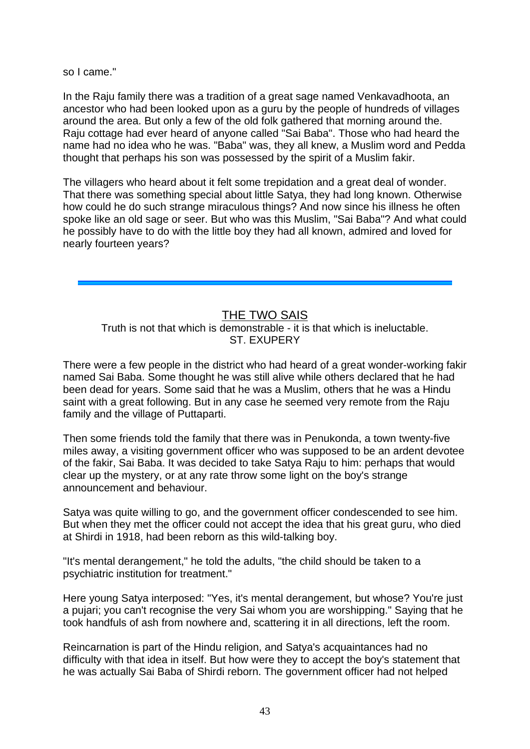so I came."

In the Raju family there was a tradition of a great sage named Venkavadhoota, an ancestor who had been looked upon as a guru by the people of hundreds of villages around the area. But only a few of the old folk gathered that morning around the. Raju cottage had ever heard of anyone called "Sai Baba". Those who had heard the name had no idea who he was. "Baba" was, they all knew, a Muslim word and Pedda thought that perhaps his son was possessed by the spirit of a Muslim fakir.

The villagers who heard about it felt some trepidation and a great deal of wonder. That there was something special about little Satya, they had long known. Otherwise how could he do such strange miraculous things? And now since his illness he often spoke like an old sage or seer. But who was this Muslim, "Sai Baba"? And what could he possibly have to do with the little boy they had all known, admired and loved for nearly fourteen years?

---

## THE TWO SAIS

Truth is not that which is demonstrable - it is that which is ineluctable.
ST. EXUPERY

There were a few people in the district who had heard of a great wonder-working fakir named Sai Baba. Some thought he was still alive while others declared that he had been dead for years. Some said that he was a Muslim, others that he was a Hindu saint with a great following. But in any case he seemed very remote from the Raju family and the village of Puttaparti.

Then some friends told the family that there was in Penukonda, a town twenty-five miles away, a visiting government officer who was supposed to be an ardent devotee of the fakir, Sai Baba. It was decided to take Satya Raju to him: perhaps that would clear up the mystery, or at any rate throw some light on the boy's strange announcement and behaviour.

Satya was quite willing to go, and the government officer condescended to see him. But when they met the officer could not accept the idea that his great guru, who died at Shirdi in 1918, had been reborn as this wild-talking boy.

"It's mental derangement," he told the adults, "the child should be taken to a psychiatric institution for treatment."

Here young Satya interposed: "Yes, it's mental derangement, but whose? You're just a pujari; you can't recognise the very Sai whom you are worshipping." Saying that he took handfuls of ash from nowhere and, scattering it in all directions, left the room.

Reincarnation is part of the Hindu religion, and Satya's acquaintances had no difficulty with that idea in itself. But how were they to accept the boy's statement that he was actually Sai Baba of Shirdi reborn. The government officer had not helped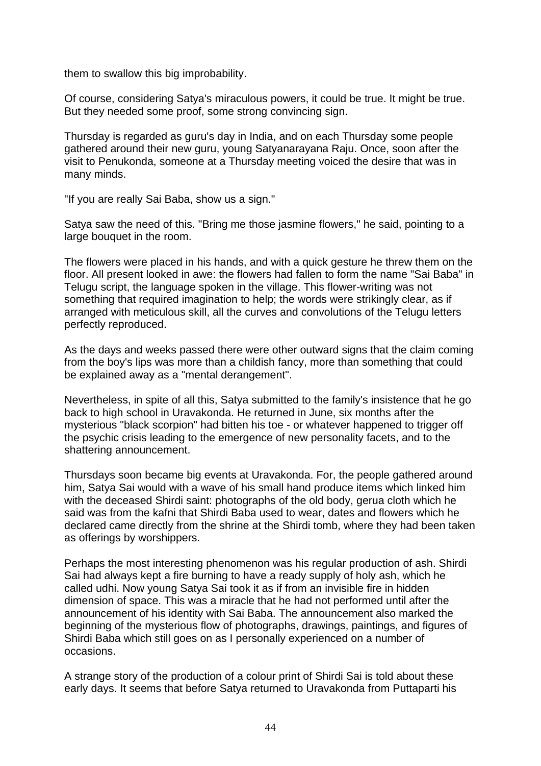them to swallow this big improbability.

Of course, considering Satya's miraculous powers, it could be true. It might be true. But they needed some proof, some strong convincing sign.

Thursday is regarded as guru's day in India, and on each Thursday some people gathered around their new guru, young Satyanarayana Raju. Once, soon after the visit to Penukonda, someone at a Thursday meeting voiced the desire that was in many minds.

"If you are really Sai Baba, show us a sign."

Satya saw the need of this. "Bring me those jasmine flowers," he said, pointing to a large bouquet in the room.

The flowers were placed in his hands, and with a quick gesture he threw them on the floor. All present looked in awe: the flowers had fallen to form the name "Sai Baba" in Telugu script, the language spoken in the village. This flower-writing was not something that required imagination to help; the words were strikingly clear, as if arranged with meticulous skill, all the curves and convolutions of the Telugu letters perfectly reproduced.

As the days and weeks passed there were other outward signs that the claim coming from the boy's lips was more than a childish fancy, more than something that could be explained away as a "mental derangement".

Nevertheless, in spite of all this, Satya submitted to the family's insistence that he go back to high school in Uravakonda. He returned in June, six months after the mysterious "black scorpion" had bitten his toe - or whatever happened to trigger off the psychic crisis leading to the emergence of new personality facets, and to the shattering announcement.

Thursdays soon became big events at Uravakonda. For, the people gathered around him, Satya Sai would with a wave of his small hand produce items which linked him with the deceased Shirdi saint: photographs of the old body, gerua cloth which he said was from the kafni that Shirdi Baba used to wear, dates and flowers which he declared came directly from the shrine at the Shirdi tomb, where they had been taken as offerings by worshippers.

Perhaps the most interesting phenomenon was his regular production of ash. Shirdi Sai had always kept a fire burning to have a ready supply of holy ash, which he called udhi. Now young Satya Sai took it as if from an invisible fire in hidden dimension of space. This was a miracle that he had not performed until after the announcement of his identity with Sai Baba. The announcement also marked the beginning of the mysterious flow of photographs, drawings, paintings, and figures of Shirdi Baba which still goes on as I personally experienced on a number of occasions.

A strange story of the production of a colour print of Shirdi Sai is told about these early days. It seems that before Satya returned to Uravakonda from Puttaparti his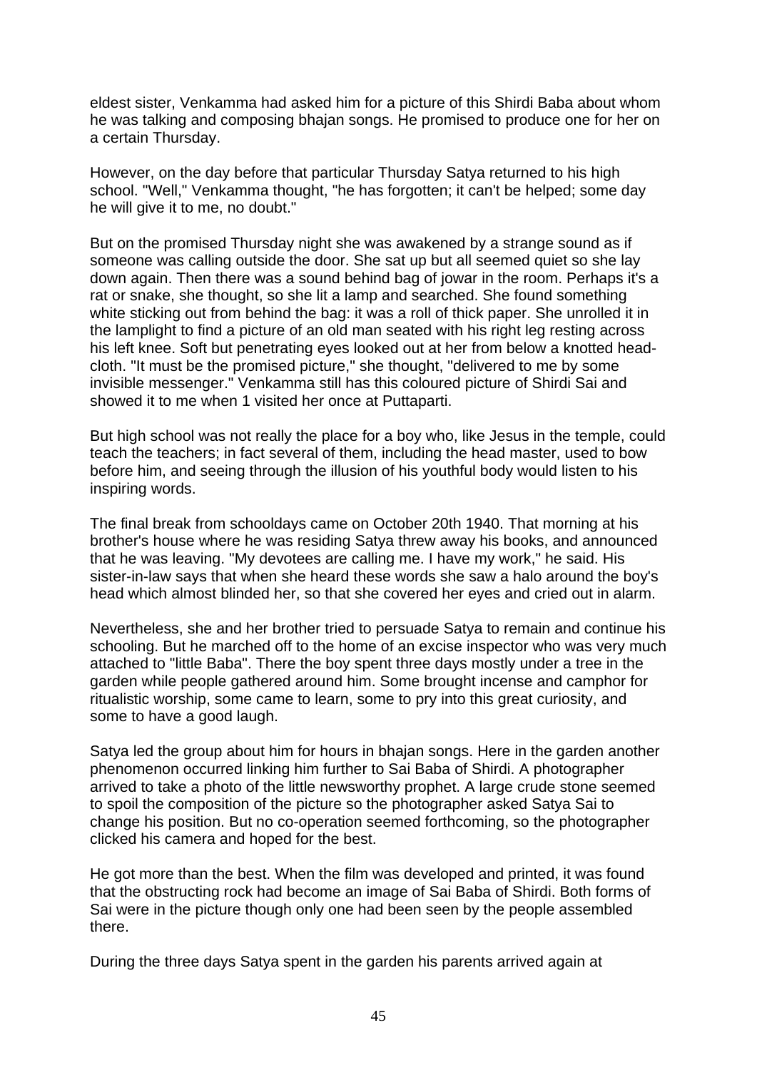eldest sister, Venkamma had asked him for a picture of this Shirdi Baba about whom he was talking and composing bhajan songs. He promised to produce one for her on a certain Thursday.

However, on the day before that particular Thursday Satya returned to his high school. "Well," Venkamma thought, "he has forgotten; it can't be helped; some day he will give it to me, no doubt."

But on the promised Thursday night she was awakened by a strange sound as if someone was calling outside the door. She sat up but all seemed quiet so she lay down again. Then there was a sound behind bag of jowar in the room. Perhaps it's a rat or snake, she thought, so she lit a lamp and searched. She found something white sticking out from behind the bag: it was a roll of thick paper. She unrolled it in the lamplight to find a picture of an old man seated with his right leg resting across his left knee. Soft but penetrating eyes looked out at her from below a knotted head-cloth. "It must be the promised picture," she thought, "delivered to me by some invisible messenger." Venkamma still has this coloured picture of Shirdi Sai and showed it to me when 1 visited her once at Puttaparti.

But high school was not really the place for a boy who, like Jesus in the temple, could teach the teachers; in fact several of them, including the head master, used to bow before him, and seeing through the illusion of his youthful body would listen to his inspiring words.

The final break from schooldays came on October 20th 1940. That morning at his brother's house where he was residing Satya threw away his books, and announced that he was leaving. "My devotees are calling me. I have my work," he said. His sister-in-law says that when she heard these words she saw a halo around the boy's head which almost blinded her, so that she covered her eyes and cried out in alarm.

Nevertheless, she and her brother tried to persuade Satya to remain and continue his schooling. But he marched off to the home of an excise inspector who was very much attached to "little Baba". There the boy spent three days mostly under a tree in the garden while people gathered around him. Some brought incense and camphor for ritualistic worship, some came to learn, some to pry into this great curiosity, and some to have a good laugh.

Satya led the group about him for hours in bhajan songs. Here in the garden another phenomenon occurred linking him further to Sai Baba of Shirdi. A photographer arrived to take a photo of the little newsworthy prophet. A large crude stone seemed to spoil the composition of the picture so the photographer asked Satya Sai to change his position. But no co-operation seemed forthcoming, so the photographer clicked his camera and hoped for the best.

He got more than the best. When the film was developed and printed, it was found that the obstructing rock had become an image of Sai Baba of Shirdi. Both forms of Sai were in the picture though only one had been seen by the people assembled there.

During the three days Satya spent in the garden his parents arrived again at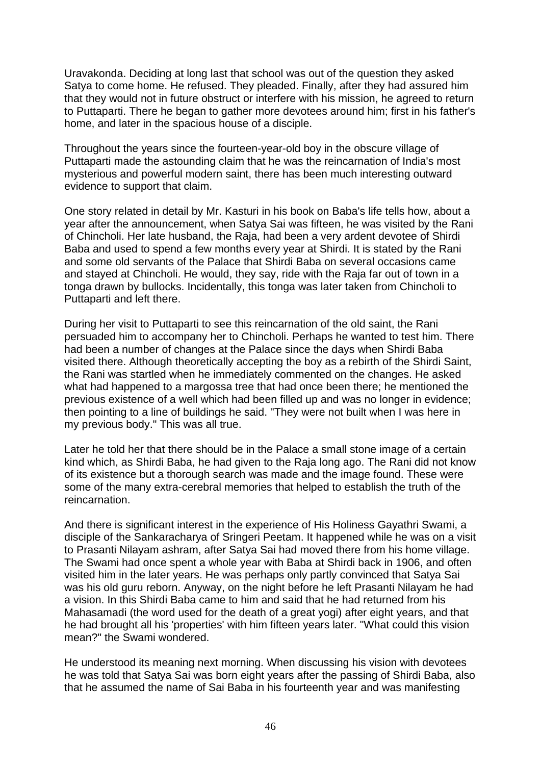Uravakonda. Deciding at long last that school was out of the question they asked Satya to come home. He refused. They pleaded. Finally, after they had assured him that they would not in future obstruct or interfere with his mission, he agreed to return to Puttaparti. There he began to gather more devotees around him; first in his father's home, and later in the spacious house of a disciple.

Throughout the years since the fourteen-year-old boy in the obscure village of Puttaparti made the astounding claim that he was the reincarnation of India's most mysterious and powerful modern saint, there has been much interesting outward evidence to support that claim.

One story related in detail by Mr. Kasturi in his book on Baba's life tells how, about a year after the announcement, when Satya Sai was fifteen, he was visited by the Rani of Chincholi. Her late husband, the Raja, had been a very ardent devotee of Shirdi Baba and used to spend a few months every year at Shirdi. It is stated by the Rani and some old servants of the Palace that Shirdi Baba on several occasions came and stayed at Chincholi. He would, they say, ride with the Raja far out of town in a tonga drawn by bullocks. Incidentally, this tonga was later taken from Chincholi to Puttaparti and left there.

During her visit to Puttaparti to see this reincarnation of the old saint, the Rani persuaded him to accompany her to Chincholi. Perhaps he wanted to test him. There had been a number of changes at the Palace since the days when Shirdi Baba visited there. Although theoretically accepting the boy as a rebirth of the Shirdi Saint, the Rani was startled when he immediately commented on the changes. He asked what had happened to a margossa tree that had once been there; he mentioned the previous existence of a well which had been filled up and was no longer in evidence; then pointing to a line of buildings he said. "They were not built when I was here in my previous body." This was all true.

Later he told her that there should be in the Palace a small stone image of a certain kind which, as Shirdi Baba, he had given to the Raja long ago. The Rani did not know of its existence but a thorough search was made and the image found. These were some of the many extra-cerebral memories that helped to establish the truth of the reincarnation.

And there is significant interest in the experience of His Holiness Gayathri Swami, a disciple of the Sankaracharya of Sringeri Peetam. It happened while he was on a visit to Prasanti Nilayam ashram, after Satya Sai had moved there from his home village. The Swami had once spent a whole year with Baba at Shirdi back in 1906, and often visited him in the later years. He was perhaps only partly convinced that Satya Sai was his old guru reborn. Anyway, on the night before he left Prasanti Nilayam he had a vision. In this Shirdi Baba came to him and said that he had returned from his Mahasamadi (the word used for the death of a great yogi) after eight years, and that he had brought all his 'properties' with him fifteen years later. "What could this vision mean?" the Swami wondered.

He understood its meaning next morning. When discussing his vision with devotees he was told that Satya Sai was born eight years after the passing of Shirdi Baba, also that he assumed the name of Sai Baba in his fourteenth year and was manifesting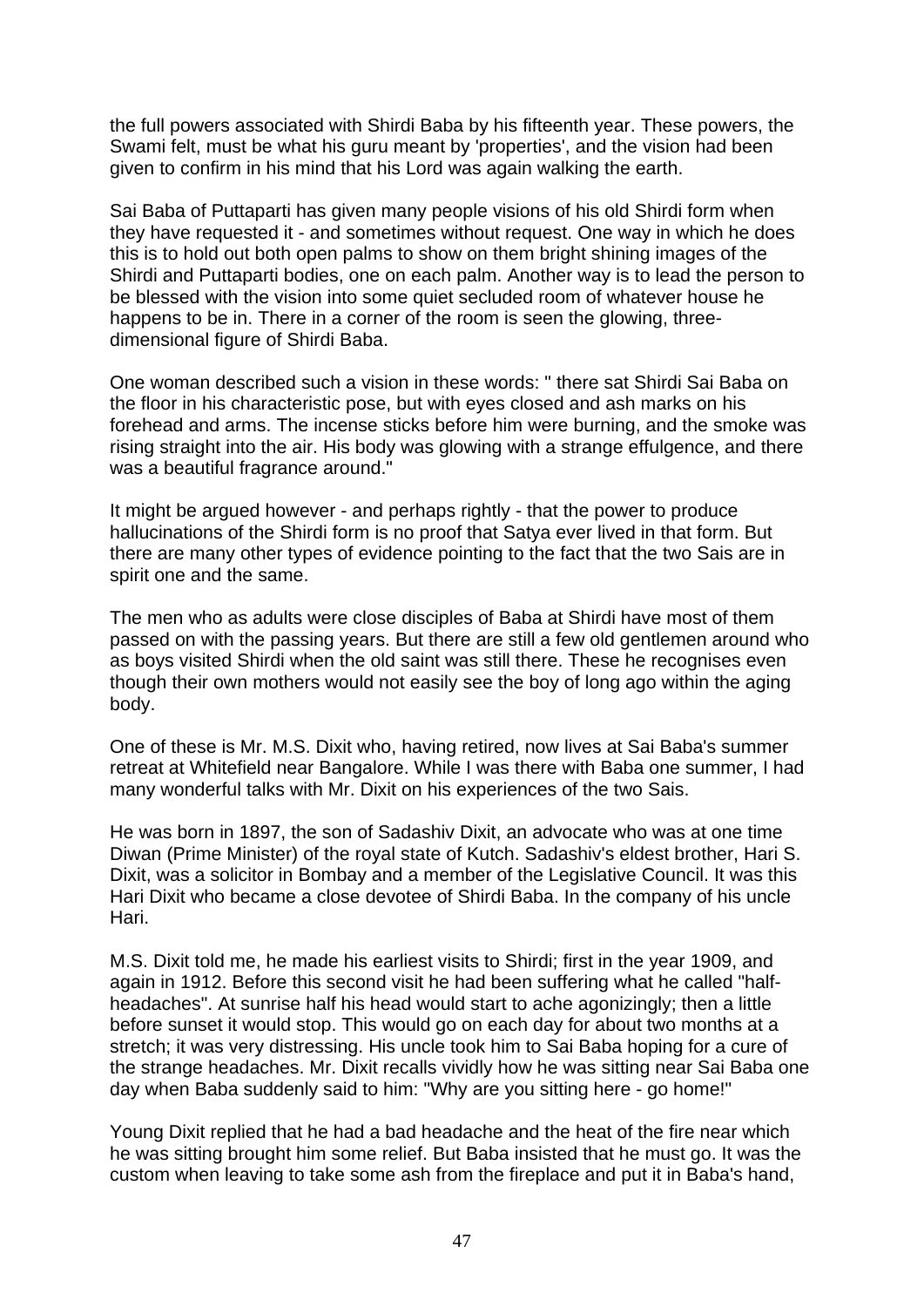the full powers associated with Shirdi Baba by his fifteenth year. These powers, the Swami felt, must be what his guru meant by 'properties', and the vision had been given to confirm in his mind that his Lord was again walking the earth.

Sai Baba of Puttaparti has given many people visions of his old Shirdi form when they have requested it - and sometimes without request. One way in which he does this is to hold out both open palms to show on them bright shining images of the Shirdi and Puttaparti bodies, one on each palm. Another way is to lead the person to be blessed with the vision into some quiet secluded room of whatever house he happens to be in. There in a corner of the room is seen the glowing, three-dimensional figure of Shirdi Baba.

One woman described such a vision in these words: " there sat Shirdi Sai Baba on the floor in his characteristic pose, but with eyes closed and ash marks on his forehead and arms. The incense sticks before him were burning, and the smoke was rising straight into the air. His body was glowing with a strange effulgence, and there was a beautiful fragrance around."

It might be argued however - and perhaps rightly - that the power to produce hallucinations of the Shirdi form is no proof that Satya ever lived in that form. But there are many other types of evidence pointing to the fact that the two Sais are in spirit one and the same.

The men who as adults were close disciples of Baba at Shirdi have most of them passed on with the passing years. But there are still a few old gentlemen around who as boys visited Shirdi when the old saint was still there. These he recognises even though their own mothers would not easily see the boy of long ago within the aging body.

One of these is Mr. M.S. Dixit who, having retired, now lives at Sai Baba's summer retreat at Whitefield near Bangalore. While I was there with Baba one summer, I had many wonderful talks with Mr. Dixit on his experiences of the two Sais.

He was born in 1897, the son of Sadashiv Dixit, an advocate who was at one time Diwan (Prime Minister) of the royal state of Kutch. Sadashiv's eldest brother, Hari S. Dixit, was a solicitor in Bombay and a member of the Legislative Council. It was this Hari Dixit who became a close devotee of Shirdi Baba. In the company of his uncle Hari.

M.S. Dixit told me, he made his earliest visits to Shirdi; first in the year 1909, and again in 1912. Before this second visit he had been suffering what he called "half-headaches". At sunrise half his head would start to ache agonizingly; then a little before sunset it would stop. This would go on each day for about two months at a stretch; it was very distressing. His uncle took him to Sai Baba hoping for a cure of the strange headaches. Mr. Dixit recalls vividly how he was sitting near Sai Baba one day when Baba suddenly said to him: "Why are you sitting here - go home!"

Young Dixit replied that he had a bad headache and the heat of the fire near which he was sitting brought him some relief. But Baba insisted that he must go. It was the custom when leaving to take some ash from the fireplace and put it in Baba's hand,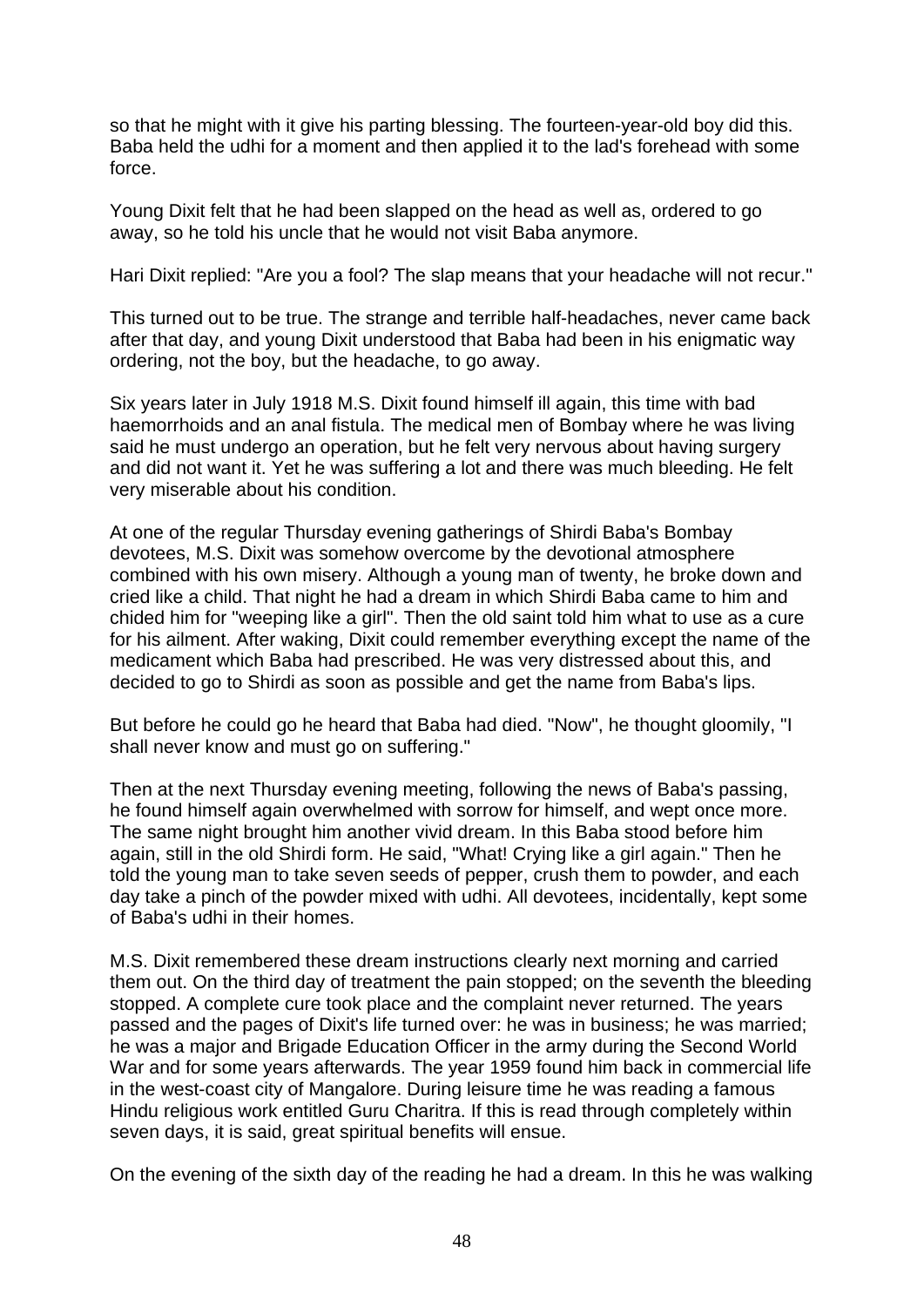so that he might with it give his parting blessing. The fourteen-year-old boy did this. Baba held the udhi for a moment and then applied it to the lad's forehead with some force.

Young Dixit felt that he had been slapped on the head as well as, ordered to go away, so he told his uncle that he would not visit Baba anymore.

Hari Dixit replied: "Are you a fool? The slap means that your headache will not recur."

This turned out to be true. The strange and terrible half-headaches, never came back after that day, and young Dixit understood that Baba had been in his enigmatic way ordering, not the boy, but the headache, to go away.

Six years later in July 1918 M.S. Dixit found himself ill again, this time with bad haemorrhoids and an anal fistula. The medical men of Bombay where he was living said he must undergo an operation, but he felt very nervous about having surgery and did not want it. Yet he was suffering a lot and there was much bleeding. He felt very miserable about his condition.

At one of the regular Thursday evening gatherings of Shirdi Baba's Bombay devotees, M.S. Dixit was somehow overcome by the devotional atmosphere combined with his own misery. Although a young man of twenty, he broke down and cried like a child. That night he had a dream in which Shirdi Baba came to him and chided him for "weeping like a girl". Then the old saint told him what to use as a cure for his ailment. After waking, Dixit could remember everything except the name of the medicament which Baba had prescribed. He was very distressed about this, and decided to go to Shirdi as soon as possible and get the name from Baba's lips.

But before he could go he heard that Baba had died. "Now", he thought gloomily, "I shall never know and must go on suffering."

Then at the next Thursday evening meeting, following the news of Baba's passing, he found himself again overwhelmed with sorrow for himself, and wept once more. The same night brought him another vivid dream. In this Baba stood before him again, still in the old Shirdi form. He said, "What! Crying like a girl again." Then he told the young man to take seven seeds of pepper, crush them to powder, and each day take a pinch of the powder mixed with udhi. All devotees, incidentally, kept some of Baba's udhi in their homes.

M.S. Dixit remembered these dream instructions clearly next morning and carried them out. On the third day of treatment the pain stopped; on the seventh the bleeding stopped. A complete cure took place and the complaint never returned. The years passed and the pages of Dixit's life turned over: he was in business; he was married; he was a major and Brigade Education Officer in the army during the Second World War and for some years afterwards. The year 1959 found him back in commercial life in the west-coast city of Mangalore. During leisure time he was reading a famous Hindu religious work entitled Guru Charitra. If this is read through completely within seven days, it is said, great spiritual benefits will ensue.

On the evening of the sixth day of the reading he had a dream. In this he was walking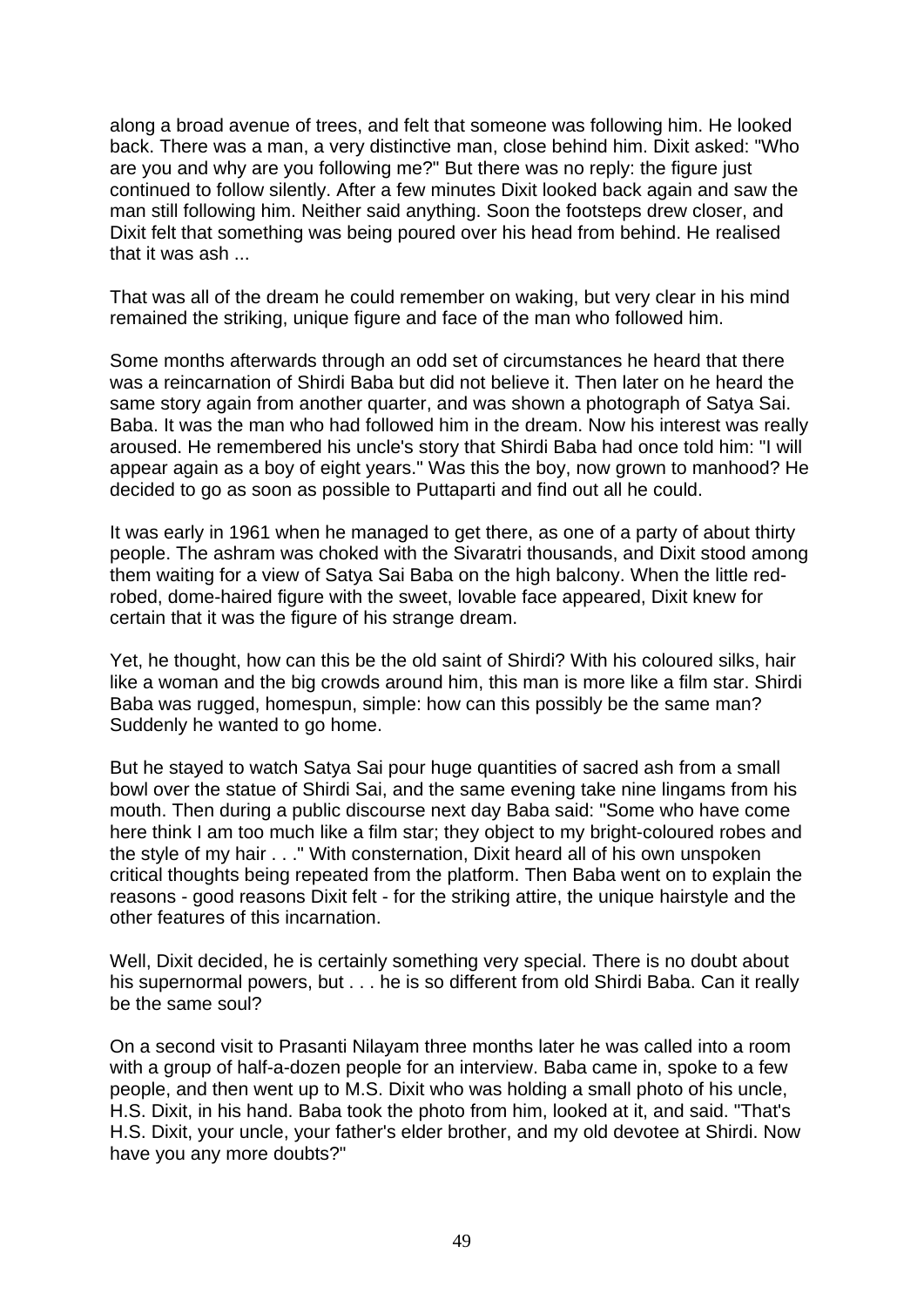along a broad avenue of trees, and felt that someone was following him. He looked back. There was a man, a very distinctive man, close behind him. Dixit asked: "Who are you and why are you following me?" But there was no reply: the figure just continued to follow silently. After a few minutes Dixit looked back again and saw the man still following him. Neither said anything. Soon the footsteps drew closer, and Dixit felt that something was being poured over his head from behind. He realised that it was ash ...

That was all of the dream he could remember on waking, but very clear in his mind remained the striking, unique figure and face of the man who followed him.

Some months afterwards through an odd set of circumstances he heard that there was a reincarnation of Shirdi Baba but did not believe it. Then later on he heard the same story again from another quarter, and was shown a photograph of Satya Sai. Baba. It was the man who had followed him in the dream. Now his interest was really aroused. He remembered his uncle's story that Shirdi Baba had once told him: "I will appear again as a boy of eight years." Was this the boy, now grown to manhood? He decided to go as soon as possible to Puttaparti and find out all he could.

It was early in 1961 when he managed to get there, as one of a party of about thirty people. The ashram was choked with the Sivaratri thousands, and Dixit stood among them waiting for a view of Satya Sai Baba on the high balcony. When the little red-robed, dome-haired figure with the sweet, lovable face appeared, Dixit knew for certain that it was the figure of his strange dream.

Yet, he thought, how can this be the old saint of Shirdi? With his coloured silks, hair like a woman and the big crowds around him, this man is more like a film star. Shirdi Baba was rugged, homespun, simple: how can this possibly be the same man? Suddenly he wanted to go home.

But he stayed to watch Satya Sai pour huge quantities of sacred ash from a small bowl over the statue of Shirdi Sai, and the same evening take nine lingams from his mouth. Then during a public discourse next day Baba said: "Some who have come here think I am too much like a film star; they object to my bright-coloured robes and the style of my hair . . ." With consternation, Dixit heard all of his own unspoken critical thoughts being repeated from the platform. Then Baba went on to explain the reasons - good reasons Dixit felt - for the striking attire, the unique hairstyle and the other features of this incarnation.

Well, Dixit decided, he is certainly something very special. There is no doubt about his supernormal powers, but . . . he is so different from old Shirdi Baba. Can it really be the same soul?

On a second visit to Prasanti Nilayam three months later he was called into a room with a group of half-a-dozen people for an interview. Baba came in, spoke to a few people, and then went up to M.S. Dixit who was holding a small photo of his uncle, H.S. Dixit, in his hand. Baba took the photo from him, looked at it, and said. "That's H.S. Dixit, your uncle, your father's elder brother, and my old devotee at Shirdi. Now have you any more doubts?"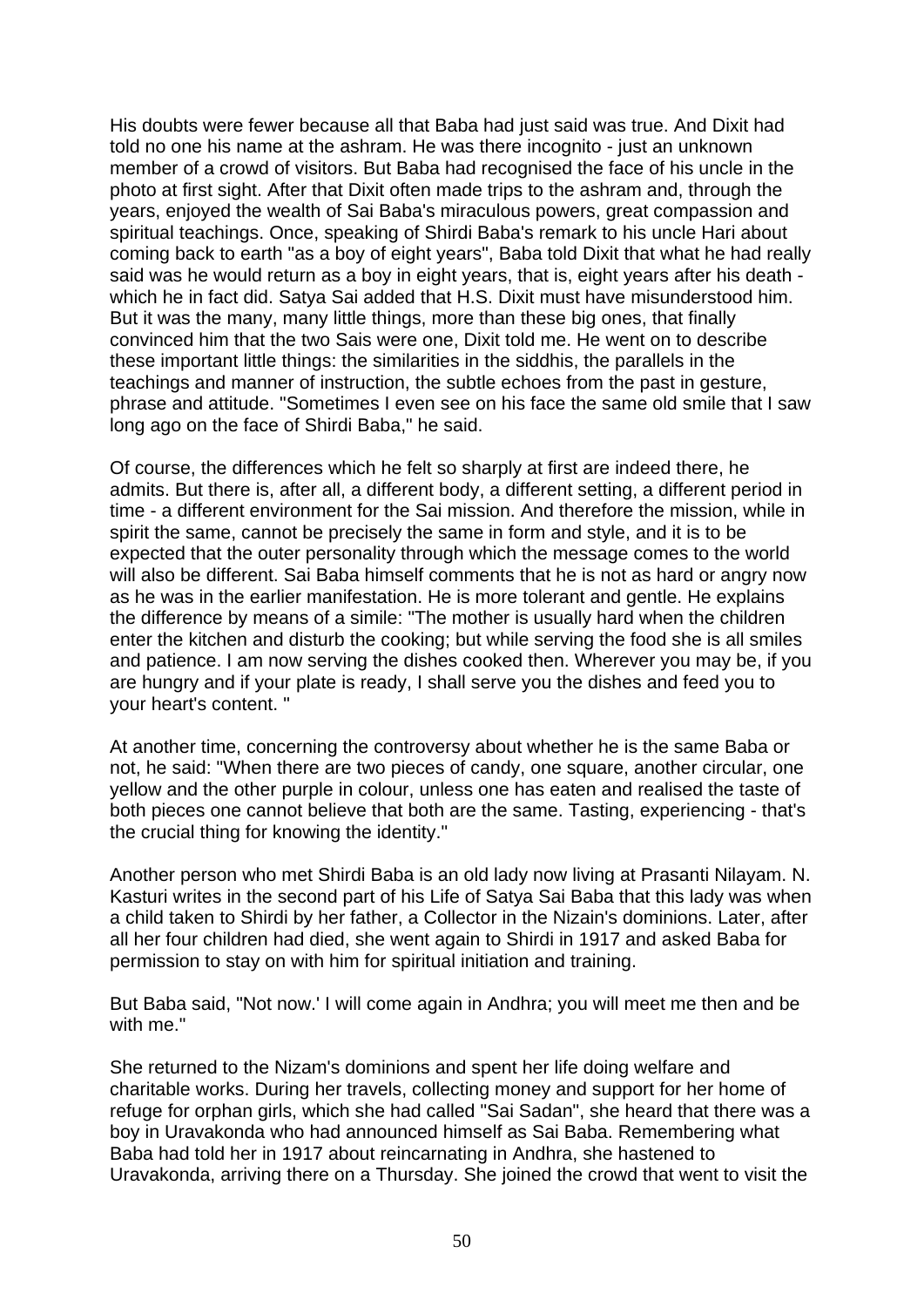His doubts were fewer because all that Baba had just said was true. And Dixit had told no one his name at the ashram. He was there incognito - just an unknown member of a crowd of visitors. But Baba had recognised the face of his uncle in the photo at first sight. After that Dixit often made trips to the ashram and, through the years, enjoyed the wealth of Sai Baba's miraculous powers, great compassion and spiritual teachings. Once, speaking of Shirdi Baba's remark to his uncle Hari about coming back to earth "as a boy of eight years", Baba told Dixit that what he had really said was he would return as a boy in eight years, that is, eight years after his death - which he in fact did. Satya Sai added that H.S. Dixit must have misunderstood him. But it was the many, many little things, more than these big ones, that finally convinced him that the two Sais were one, Dixit told me. He went on to describe these important little things: the similarities in the siddhis, the parallels in the teachings and manner of instruction, the subtle echoes from the past in gesture, phrase and attitude. "Sometimes I even see on his face the same old smile that I saw long ago on the face of Shirdi Baba," he said.

Of course, the differences which he felt so sharply at first are indeed there, he admits. But there is, after all, a different body, a different setting, a different period in time - a different environment for the Sai mission. And therefore the mission, while in spirit the same, cannot be precisely the same in form and style, and it is to be expected that the outer personality through which the message comes to the world will also be different. Sai Baba himself comments that he is not as hard or angry now as he was in the earlier manifestation. He is more tolerant and gentle. He explains the difference by means of a simile: "The mother is usually hard when the children enter the kitchen and disturb the cooking; but while serving the food she is all smiles and patience. I am now serving the dishes cooked then. Wherever you may be, if you are hungry and if your plate is ready, I shall serve you the dishes and feed you to your heart's content. "

At another time, concerning the controversy about whether he is the same Baba or not, he said: "When there are two pieces of candy, one square, another circular, one yellow and the other purple in colour, unless one has eaten and realised the taste of both pieces one cannot believe that both are the same. Tasting, experiencing - that's the crucial thing for knowing the identity."

Another person who met Shirdi Baba is an old lady now living at Prasanti Nilayam. N. Kasturi writes in the second part of his Life of Satya Sai Baba that this lady was when a child taken to Shirdi by her father, a Collector in the Nizain's dominions. Later, after all her four children had died, she went again to Shirdi in 1917 and asked Baba for permission to stay on with him for spiritual initiation and training.

But Baba said, "Not now.' I will come again in Andhra; you will meet me then and be with me."

She returned to the Nizam's dominions and spent her life doing welfare and charitable works. During her travels, collecting money and support for her home of refuge for orphan girls, which she had called "Sai Sadan", she heard that there was a boy in Uravakonda who had announced himself as Sai Baba. Remembering what Baba had told her in 1917 about reincarnating in Andhra, she hastened to Uravakonda, arriving there on a Thursday. She joined the crowd that went to visit the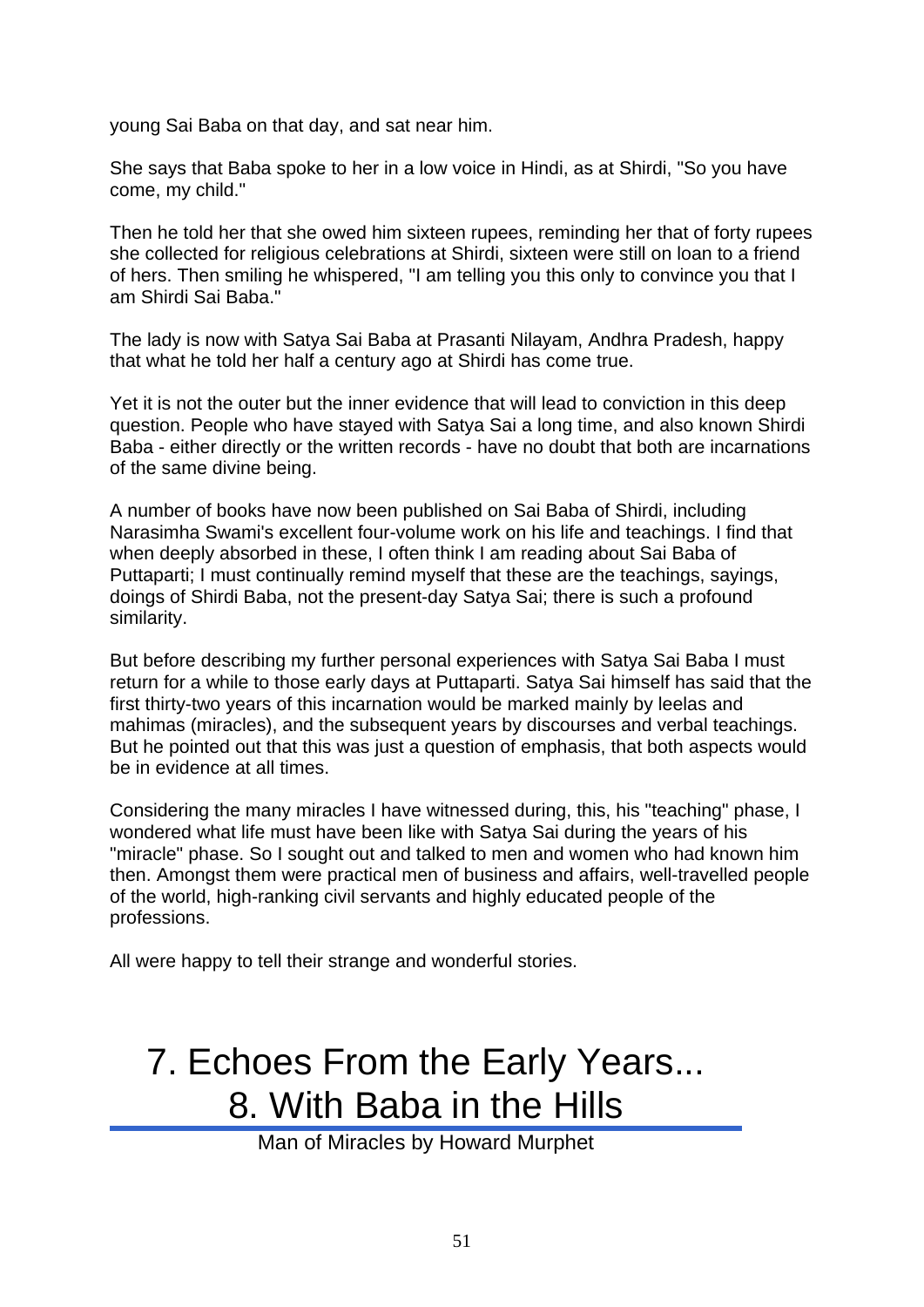young Sai Baba on that day, and sat near him.

She says that Baba spoke to her in a low voice in Hindi, as at Shirdi, "So you have come, my child."

Then he told her that she owed him sixteen rupees, reminding her that of forty rupees she collected for religious celebrations at Shirdi, sixteen were still on loan to a friend of hers. Then smiling he whispered, "I am telling you this only to convince you that I am Shirdi Sai Baba."

The lady is now with Satya Sai Baba at Prasanti Nilayam, Andhra Pradesh, happy that what he told her half a century ago at Shirdi has come true.

Yet it is not the outer but the inner evidence that will lead to conviction in this deep question. People who have stayed with Satya Sai a long time, and also known Shirdi Baba - either directly or the written records - have no doubt that both are incarnations of the same divine being.

A number of books have now been published on Sai Baba of Shirdi, including Narasimha Swami's excellent four-volume work on his life and teachings. I find that when deeply absorbed in these, I often think I am reading about Sai Baba of Puttaparti; I must continually remind myself that these are the teachings, sayings, doings of Shirdi Baba, not the present-day Satya Sai; there is such a profound similarity.

But before describing my further personal experiences with Satya Sai Baba I must return for a while to those early days at Puttaparti. Satya Sai himself has said that the first thirty-two years of this incarnation would be marked mainly by leelas and mahimas (miracles), and the subsequent years by discourses and verbal teachings. But he pointed out that this was just a question of emphasis, that both aspects would be in evidence at all times.

Considering the many miracles I have witnessed during, this, his "teaching" phase, I wondered what life must have been like with Satya Sai during the years of his "miracle" phase. So I sought out and talked to men and women who had known him then. Amongst them were practical men of business and affairs, well-travelled people of the world, high-ranking civil servants and highly educated people of the professions.

All were happy to tell their strange and wonderful stories.

# 7. Echoes From the Early Years... 8. With Baba in the Hills

Man of Miracles by Howard Murphet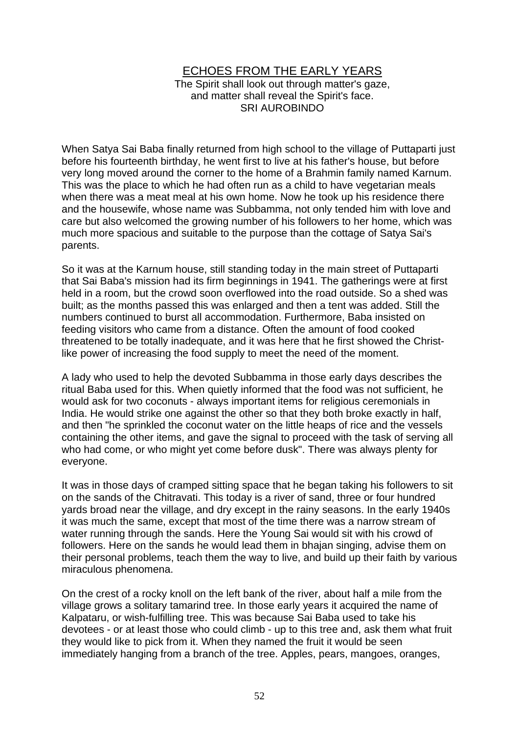## ECHOES FROM THE EARLY YEARS

The Spirit shall look out through matter's gaze,
and matter shall reveal the Spirit's face.
SRI AUROBINDO

When Satya Sai Baba finally returned from high school to the village of Puttaparti just before his fourteenth birthday, he went first to live at his father's house, but before very long moved around the corner to the home of a Brahmin family named Karnum. This was the place to which he had often run as a child to have vegetarian meals when there was a meat meal at his own home. Now he took up his residence there and the housewife, whose name was Subbamma, not only tended him with love and care but also welcomed the growing number of his followers to her home, which was much more spacious and suitable to the purpose than the cottage of Satya Sai's parents.

So it was at the Karnum house, still standing today in the main street of Puttaparti that Sai Baba's mission had its firm beginnings in 1941. The gatherings were at first held in a room, but the crowd soon overflowed into the road outside. So a shed was built; as the months passed this was enlarged and then a tent was added. Still the numbers continued to burst all accommodation. Furthermore, Baba insisted on feeding visitors who came from a distance. Often the amount of food cooked threatened to be totally inadequate, and it was here that he first showed the Christ-like power of increasing the food supply to meet the need of the moment.

A lady who used to help the devoted Subbamma in those early days describes the ritual Baba used for this. When quietly informed that the food was not sufficient, he would ask for two coconuts - always important items for religious ceremonials in India. He would strike one against the other so that they both broke exactly in half, and then "he sprinkled the coconut water on the little heaps of rice and the vessels containing the other items, and gave the signal to proceed with the task of serving all who had come, or who might yet come before dusk". There was always plenty for everyone.

It was in those days of cramped sitting space that he began taking his followers to sit on the sands of the Chitravati. This today is a river of sand, three or four hundred yards broad near the village, and dry except in the rainy seasons. In the early 1940s it was much the same, except that most of the time there was a narrow stream of water running through the sands. Here the Young Sai would sit with his crowd of followers. Here on the sands he would lead them in bhajan singing, advise them on their personal problems, teach them the way to live, and build up their faith by various miraculous phenomena.

On the crest of a rocky knoll on the left bank of the river, about half a mile from the village grows a solitary tamarind tree. In those early years it acquired the name of Kalpataru, or wish-fulfilling tree. This was because Sai Baba used to take his devotees - or at least those who could climb - up to this tree and, ask them what fruit they would like to pick from it. When they named the fruit it would be seen immediately hanging from a branch of the tree. Apples, pears, mangoes, oranges,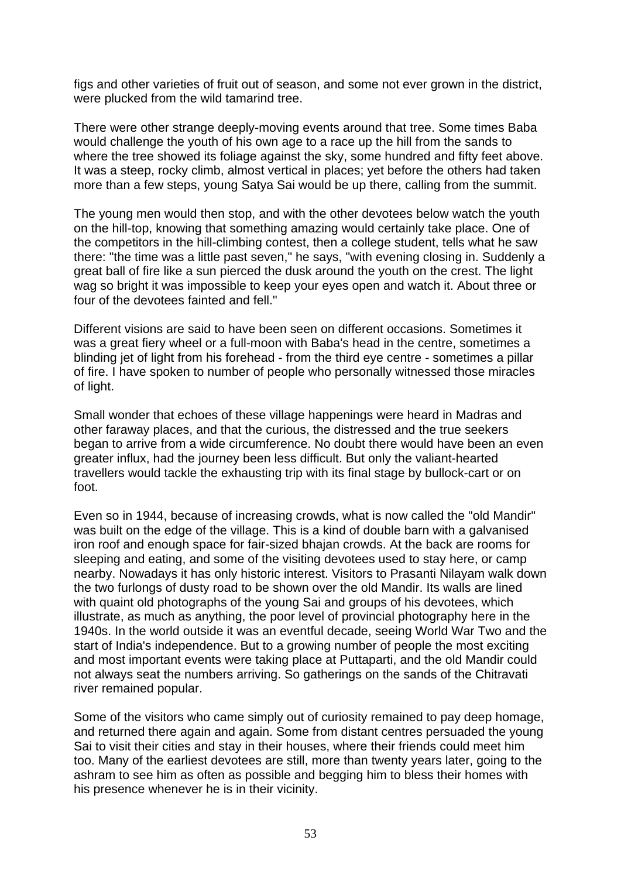figs and other varieties of fruit out of season, and some not ever grown in the district, were plucked from the wild tamarind tree.

There were other strange deeply-moving events around that tree. Some times Baba would challenge the youth of his own age to a race up the hill from the sands to where the tree showed its foliage against the sky, some hundred and fifty feet above. It was a steep, rocky climb, almost vertical in places; yet before the others had taken more than a few steps, young Satya Sai would be up there, calling from the summit.

The young men would then stop, and with the other devotees below watch the youth on the hill-top, knowing that something amazing would certainly take place. One of the competitors in the hill-climbing contest, then a college student, tells what he saw there: "the time was a little past seven," he says, "with evening closing in. Suddenly a great ball of fire like a sun pierced the dusk around the youth on the crest. The light wag so bright it was impossible to keep your eyes open and watch it. About three or four of the devotees fainted and fell."

Different visions are said to have been seen on different occasions. Sometimes it was a great fiery wheel or a full-moon with Baba's head in the centre, sometimes a blinding jet of light from his forehead - from the third eye centre - sometimes a pillar of fire. I have spoken to number of people who personally witnessed those miracles of light.

Small wonder that echoes of these village happenings were heard in Madras and other faraway places, and that the curious, the distressed and the true seekers began to arrive from a wide circumference. No doubt there would have been an even greater influx, had the journey been less difficult. But only the valiant-hearted travellers would tackle the exhausting trip with its final stage by bullock-cart or on foot.

Even so in 1944, because of increasing crowds, what is now called the "old Mandir" was built on the edge of the village. This is a kind of double barn with a galvanised iron roof and enough space for fair-sized bhajan crowds. At the back are rooms for sleeping and eating, and some of the visiting devotees used to stay here, or camp nearby. Nowadays it has only historic interest. Visitors to Prasanti Nilayam walk down the two furlongs of dusty road to be shown over the old Mandir. Its walls are lined with quaint old photographs of the young Sai and groups of his devotees, which illustrate, as much as anything, the poor level of provincial photography here in the 1940s. In the world outside it was an eventful decade, seeing World War Two and the start of India's independence. But to a growing number of people the most exciting and most important events were taking place at Puttaparti, and the old Mandir could not always seat the numbers arriving. So gatherings on the sands of the Chitravati river remained popular.

Some of the visitors who came simply out of curiosity remained to pay deep homage, and returned there again and again. Some from distant centres persuaded the young Sai to visit their cities and stay in their houses, where their friends could meet him too. Many of the earliest devotees are still, more than twenty years later, going to the ashram to see him as often as possible and begging him to bless their homes with his presence whenever he is in their vicinity.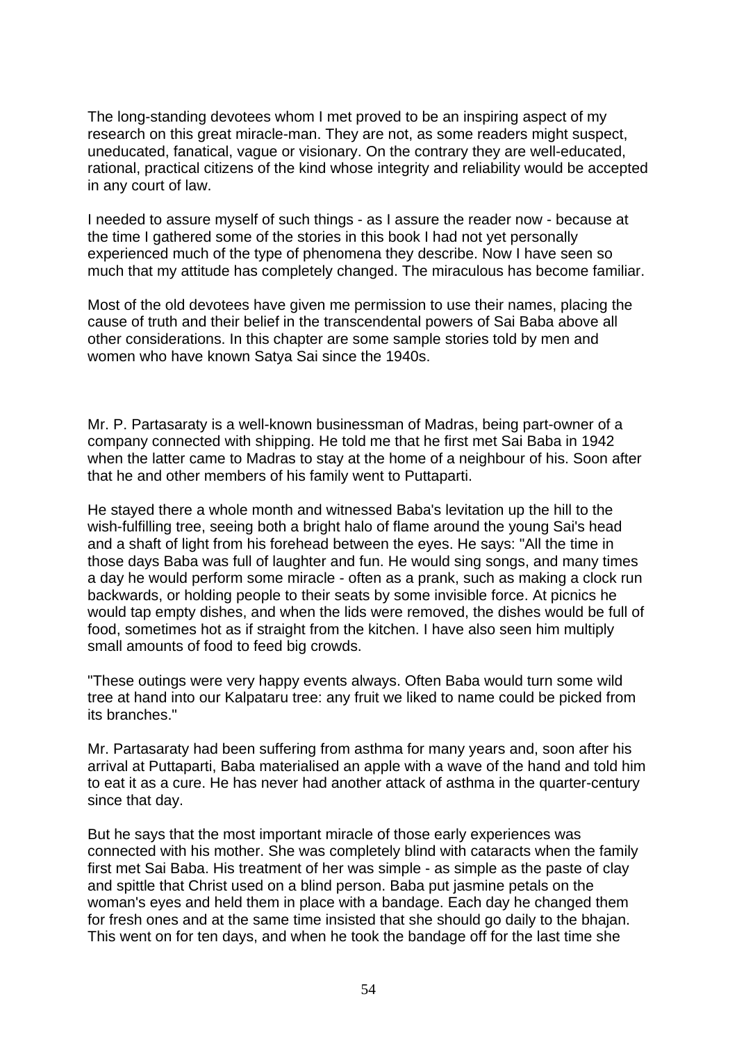The long-standing devotees whom I met proved to be an inspiring aspect of my research on this great miracle-man. They are not, as some readers might suspect, uneducated, fanatical, vague or visionary. On the contrary they are well-educated, rational, practical citizens of the kind whose integrity and reliability would be accepted in any court of law.

I needed to assure myself of such things - as I assure the reader now - because at the time I gathered some of the stories in this book I had not yet personally experienced much of the type of phenomena they describe. Now I have seen so much that my attitude has completely changed. The miraculous has become familiar.

Most of the old devotees have given me permission to use their names, placing the cause of truth and their belief in the transcendental powers of Sai Baba above all other considerations. In this chapter are some sample stories told by men and women who have known Satya Sai since the 1940s.

Mr. P. Partasaraty is a well-known businessman of Madras, being part-owner of a company connected with shipping. He told me that he first met Sai Baba in 1942 when the latter came to Madras to stay at the home of a neighbour of his. Soon after that he and other members of his family went to Puttaparti.

He stayed there a whole month and witnessed Baba's levitation up the hill to the wish-fulfilling tree, seeing both a bright halo of flame around the young Sai's head and a shaft of light from his forehead between the eyes. He says: "All the time in those days Baba was full of laughter and fun. He would sing songs, and many times a day he would perform some miracle - often as a prank, such as making a clock run backwards, or holding people to their seats by some invisible force. At picnics he would tap empty dishes, and when the lids were removed, the dishes would be full of food, sometimes hot as if straight from the kitchen. I have also seen him multiply small amounts of food to feed big crowds.

"These outings were very happy events always. Often Baba would turn some wild tree at hand into our Kalpataru tree: any fruit we liked to name could be picked from its branches."

Mr. Partasaraty had been suffering from asthma for many years and, soon after his arrival at Puttaparti, Baba materialised an apple with a wave of the hand and told him to eat it as a cure. He has never had another attack of asthma in the quarter-century since that day.

But he says that the most important miracle of those early experiences was connected with his mother. She was completely blind with cataracts when the family first met Sai Baba. His treatment of her was simple - as simple as the paste of clay and spittle that Christ used on a blind person. Baba put jasmine petals on the woman's eyes and held them in place with a bandage. Each day he changed them for fresh ones and at the same time insisted that she should go daily to the bhajan. This went on for ten days, and when he took the bandage off for the last time she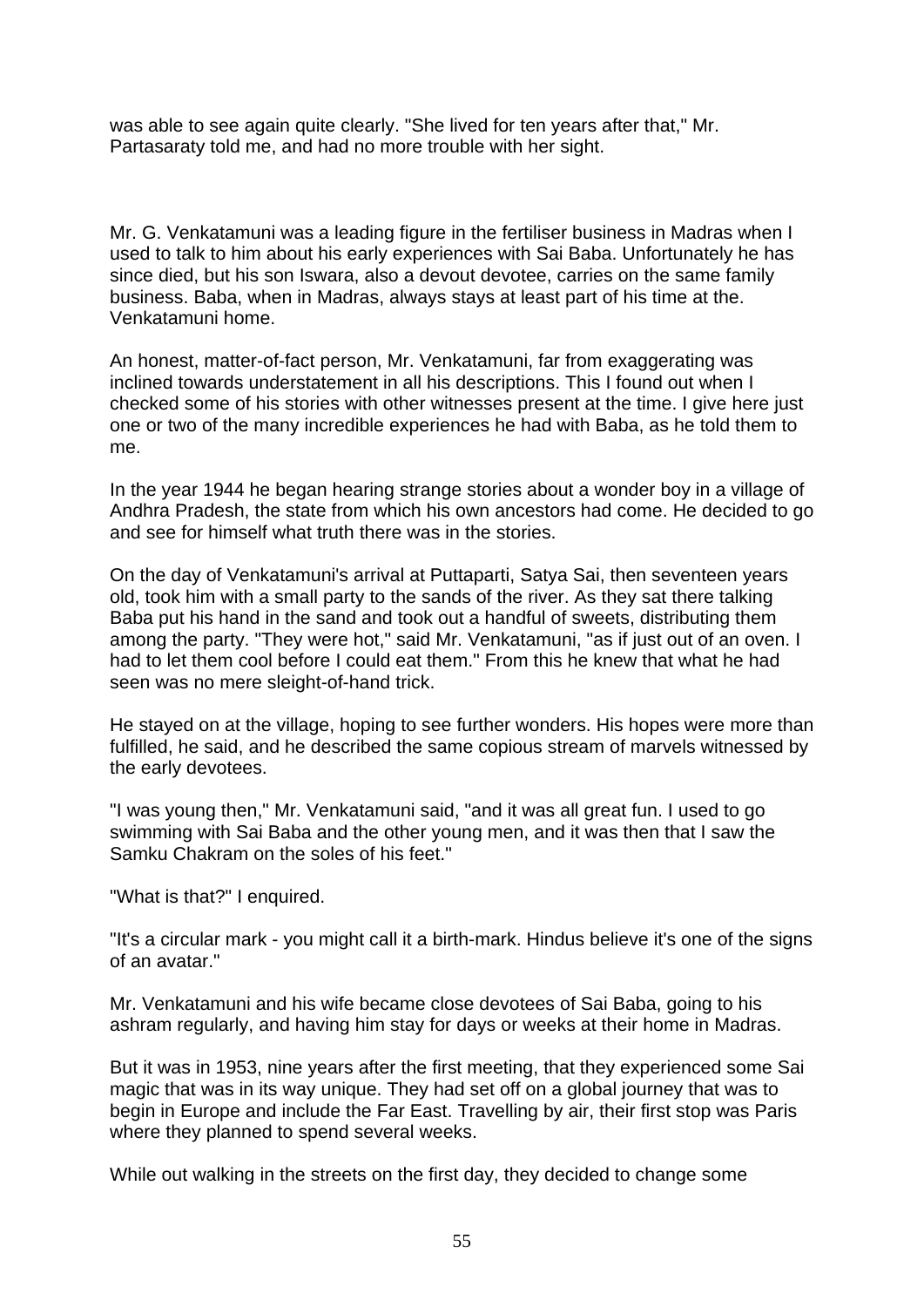was able to see again quite clearly. "She lived for ten years after that," Mr. Partasaraty told me, and had no more trouble with her sight.

Mr. G. Venkatamuni was a leading figure in the fertiliser business in Madras when I used to talk to him about his early experiences with Sai Baba. Unfortunately he has since died, but his son Iswara, also a devout devotee, carries on the same family business. Baba, when in Madras, always stays at least part of his time at the. Venkatamuni home.

An honest, matter-of-fact person, Mr. Venkatamuni, far from exaggerating was inclined towards understatement in all his descriptions. This I found out when I checked some of his stories with other witnesses present at the time. I give here just one or two of the many incredible experiences he had with Baba, as he told them to me.

In the year 1944 he began hearing strange stories about a wonder boy in a village of Andhra Pradesh, the state from which his own ancestors had come. He decided to go and see for himself what truth there was in the stories.

On the day of Venkatamuni's arrival at Puttaparti, Satya Sai, then seventeen years old, took him with a small party to the sands of the river. As they sat there talking Baba put his hand in the sand and took out a handful of sweets, distributing them among the party. "They were hot," said Mr. Venkatamuni, "as if just out of an oven. I had to let them cool before I could eat them." From this he knew that what he had seen was no mere sleight-of-hand trick.

He stayed on at the village, hoping to see further wonders. His hopes were more than fulfilled, he said, and he described the same copious stream of marvels witnessed by the early devotees.

"I was young then," Mr. Venkatamuni said, "and it was all great fun. I used to go swimming with Sai Baba and the other young men, and it was then that I saw the Samku Chakram on the soles of his feet."

"What is that?" I enquired.

"It's a circular mark - you might call it a birth-mark. Hindus believe it's one of the signs of an avatar."

Mr. Venkatamuni and his wife became close devotees of Sai Baba, going to his ashram regularly, and having him stay for days or weeks at their home in Madras.

But it was in 1953, nine years after the first meeting, that they experienced some Sai magic that was in its way unique. They had set off on a global journey that was to begin in Europe and include the Far East. Travelling by air, their first stop was Paris where they planned to spend several weeks.

While out walking in the streets on the first day, they decided to change some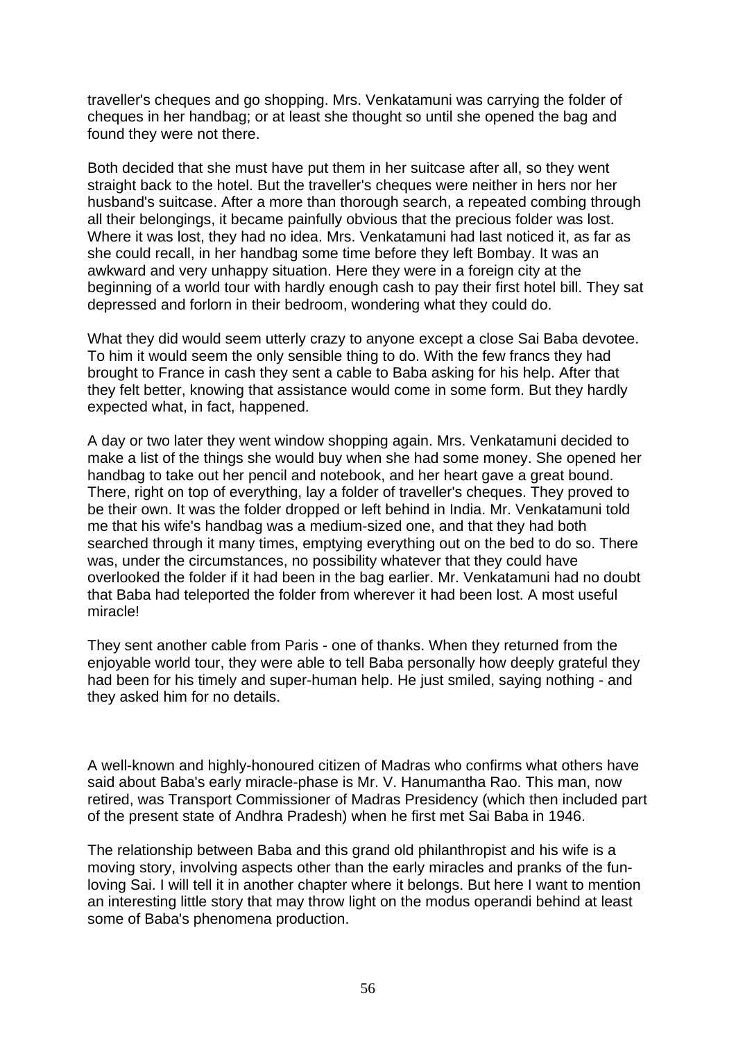traveller's cheques and go shopping. Mrs. Venkatamuni was carrying the folder of cheques in her handbag; or at least she thought so until she opened the bag and found they were not there.

Both decided that she must have put them in her suitcase after all, so they went straight back to the hotel. But the traveller's cheques were neither in hers nor her husband's suitcase. After a more than thorough search, a repeated combing through all their belongings, it became painfully obvious that the precious folder was lost. Where it was lost, they had no idea. Mrs. Venkatamuni had last noticed it, as far as she could recall, in her handbag some time before they left Bombay. It was an awkward and very unhappy situation. Here they were in a foreign city at the beginning of a world tour with hardly enough cash to pay their first hotel bill. They sat depressed and forlorn in their bedroom, wondering what they could do.

What they did would seem utterly crazy to anyone except a close Sai Baba devotee. To him it would seem the only sensible thing to do. With the few francs they had brought to France in cash they sent a cable to Baba asking for his help. After that they felt better, knowing that assistance would come in some form. But they hardly expected what, in fact, happened.

A day or two later they went window shopping again. Mrs. Venkatamuni decided to make a list of the things she would buy when she had some money. She opened her handbag to take out her pencil and notebook, and her heart gave a great bound. There, right on top of everything, lay a folder of traveller's cheques. They proved to be their own. It was the folder dropped or left behind in India. Mr. Venkatamuni told me that his wife's handbag was a medium-sized one, and that they had both searched through it many times, emptying everything out on the bed to do so. There was, under the circumstances, no possibility whatever that they could have overlooked the folder if it had been in the bag earlier. Mr. Venkatamuni had no doubt that Baba had teleported the folder from wherever it had been lost. A most useful miracle!

They sent another cable from Paris - one of thanks. When they returned from the enjoyable world tour, they were able to tell Baba personally how deeply grateful they had been for his timely and super-human help. He just smiled, saying nothing - and they asked him for no details.

A well-known and highly-honoured citizen of Madras who confirms what others have said about Baba's early miracle-phase is Mr. V. Hanumantha Rao. This man, now retired, was Transport Commissioner of Madras Presidency (which then included part of the present state of Andhra Pradesh) when he first met Sai Baba in 1946.

The relationship between Baba and this grand old philanthropist and his wife is a moving story, involving aspects other than the early miracles and pranks of the fun-loving Sai. I will tell it in another chapter where it belongs. But here I want to mention an interesting little story that may throw light on the modus operandi behind at least some of Baba's phenomena production.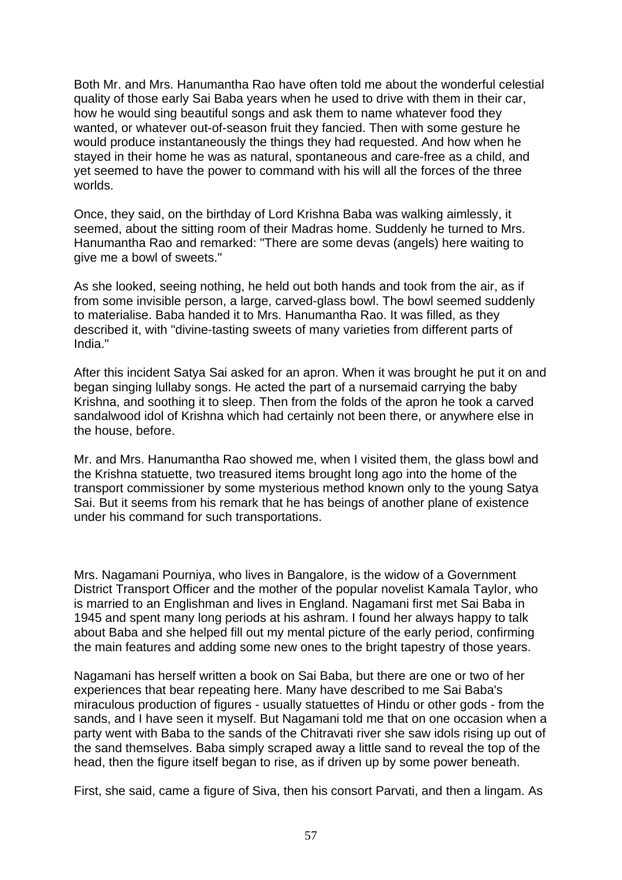Both Mr. and Mrs. Hanumantha Rao have often told me about the wonderful celestial quality of those early Sai Baba years when he used to drive with them in their car, how he would sing beautiful songs and ask them to name whatever food they wanted, or whatever out-of-season fruit they fancied. Then with some gesture he would produce instantaneously the things they had requested. And how when he stayed in their home he was as natural, spontaneous and care-free as a child, and yet seemed to have the power to command with his will all the forces of the three worlds.

Once, they said, on the birthday of Lord Krishna Baba was walking aimlessly, it seemed, about the sitting room of their Madras home. Suddenly he turned to Mrs. Hanumantha Rao and remarked: "There are some devas (angels) here waiting to give me a bowl of sweets."

As she looked, seeing nothing, he held out both hands and took from the air, as if from some invisible person, a large, carved-glass bowl. The bowl seemed suddenly to materialise. Baba handed it to Mrs. Hanumantha Rao. It was filled, as they described it, with "divine-tasting sweets of many varieties from different parts of India."

After this incident Satya Sai asked for an apron. When it was brought he put it on and began singing lullaby songs. He acted the part of a nursemaid carrying the baby Krishna, and soothing it to sleep. Then from the folds of the apron he took a carved sandalwood idol of Krishna which had certainly not been there, or anywhere else in the house, before.

Mr. and Mrs. Hanumantha Rao showed me, when I visited them, the glass bowl and the Krishna statuette, two treasured items brought long ago into the home of the transport commissioner by some mysterious method known only to the young Satya Sai. But it seems from his remark that he has beings of another plane of existence under his command for such transportations.

Mrs. Nagamani Pourniya, who lives in Bangalore, is the widow of a Government District Transport Officer and the mother of the popular novelist Kamala Taylor, who is married to an Englishman and lives in England. Nagamani first met Sai Baba in 1945 and spent many long periods at his ashram. I found her always happy to talk about Baba and she helped fill out my mental picture of the early period, confirming the main features and adding some new ones to the bright tapestry of those years.

Nagamani has herself written a book on Sai Baba, but there are one or two of her experiences that bear repeating here. Many have described to me Sai Baba's miraculous production of figures - usually statuettes of Hindu or other gods - from the sands, and I have seen it myself. But Nagamani told me that on one occasion when a party went with Baba to the sands of the Chitravati river she saw idols rising up out of the sand themselves. Baba simply scraped away a little sand to reveal the top of the head, then the figure itself began to rise, as if driven up by some power beneath.

First, she said, came a figure of Siva, then his consort Parvati, and then a lingam. As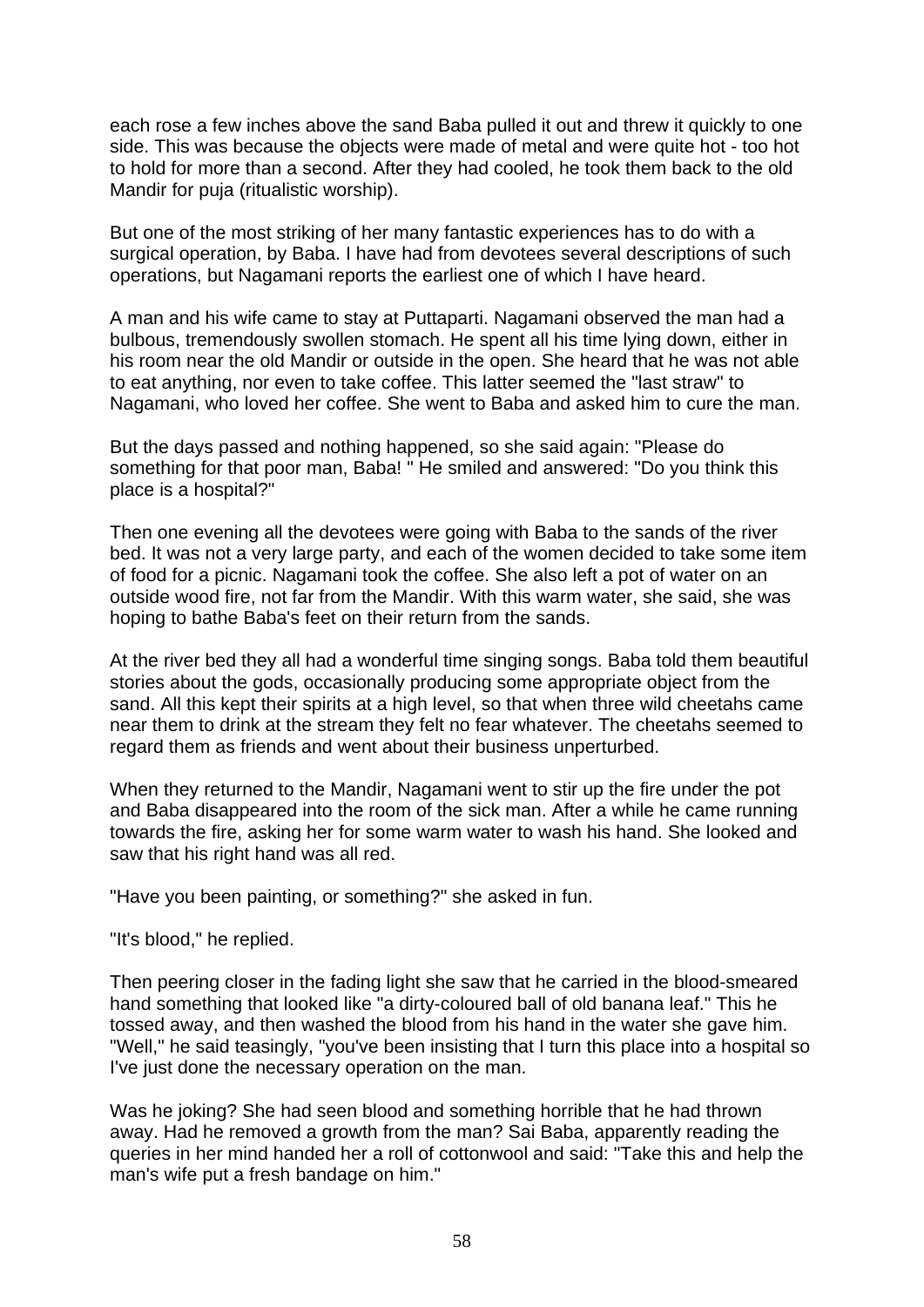each rose a few inches above the sand Baba pulled it out and threw it quickly to one side. This was because the objects were made of metal and were quite hot - too hot to hold for more than a second. After they had cooled, he took them back to the old Mandir for puja (ritualistic worship).

But one of the most striking of her many fantastic experiences has to do with a surgical operation, by Baba. I have had from devotees several descriptions of such operations, but Nagamani reports the earliest one of which I have heard.

A man and his wife came to stay at Puttaparti. Nagamani observed the man had a bulbous, tremendously swollen stomach. He spent all his time lying down, either in his room near the old Mandir or outside in the open. She heard that he was not able to eat anything, nor even to take coffee. This latter seemed the "last straw" to Nagamani, who loved her coffee. She went to Baba and asked him to cure the man.

But the days passed and nothing happened, so she said again: "Please do something for that poor man, Baba! " He smiled and answered: "Do you think this place is a hospital?"

Then one evening all the devotees were going with Baba to the sands of the river bed. It was not a very large party, and each of the women decided to take some item of food for a picnic. Nagamani took the coffee. She also left a pot of water on an outside wood fire, not far from the Mandir. With this warm water, she said, she was hoping to bathe Baba's feet on their return from the sands.

At the river bed they all had a wonderful time singing songs. Baba told them beautiful stories about the gods, occasionally producing some appropriate object from the sand. All this kept their spirits at a high level, so that when three wild cheetahs came near them to drink at the stream they felt no fear whatever. The cheetahs seemed to regard them as friends and went about their business unperturbed.

When they returned to the Mandir, Nagamani went to stir up the fire under the pot and Baba disappeared into the room of the sick man. After a while he came running towards the fire, asking her for some warm water to wash his hand. She looked and saw that his right hand was all red.

"Have you been painting, or something?" she asked in fun.

"It's blood," he replied.

Then peering closer in the fading light she saw that he carried in the blood-smeared hand something that looked like "a dirty-coloured ball of old banana leaf." This he tossed away, and then washed the blood from his hand in the water she gave him. "Well," he said teasingly, "you've been insisting that I turn this place into a hospital so I've just done the necessary operation on the man.

Was he joking? She had seen blood and something horrible that he had thrown away. Had he removed a growth from the man? Sai Baba, apparently reading the queries in her mind handed her a roll of cottonwool and said: "Take this and help the man's wife put a fresh bandage on him."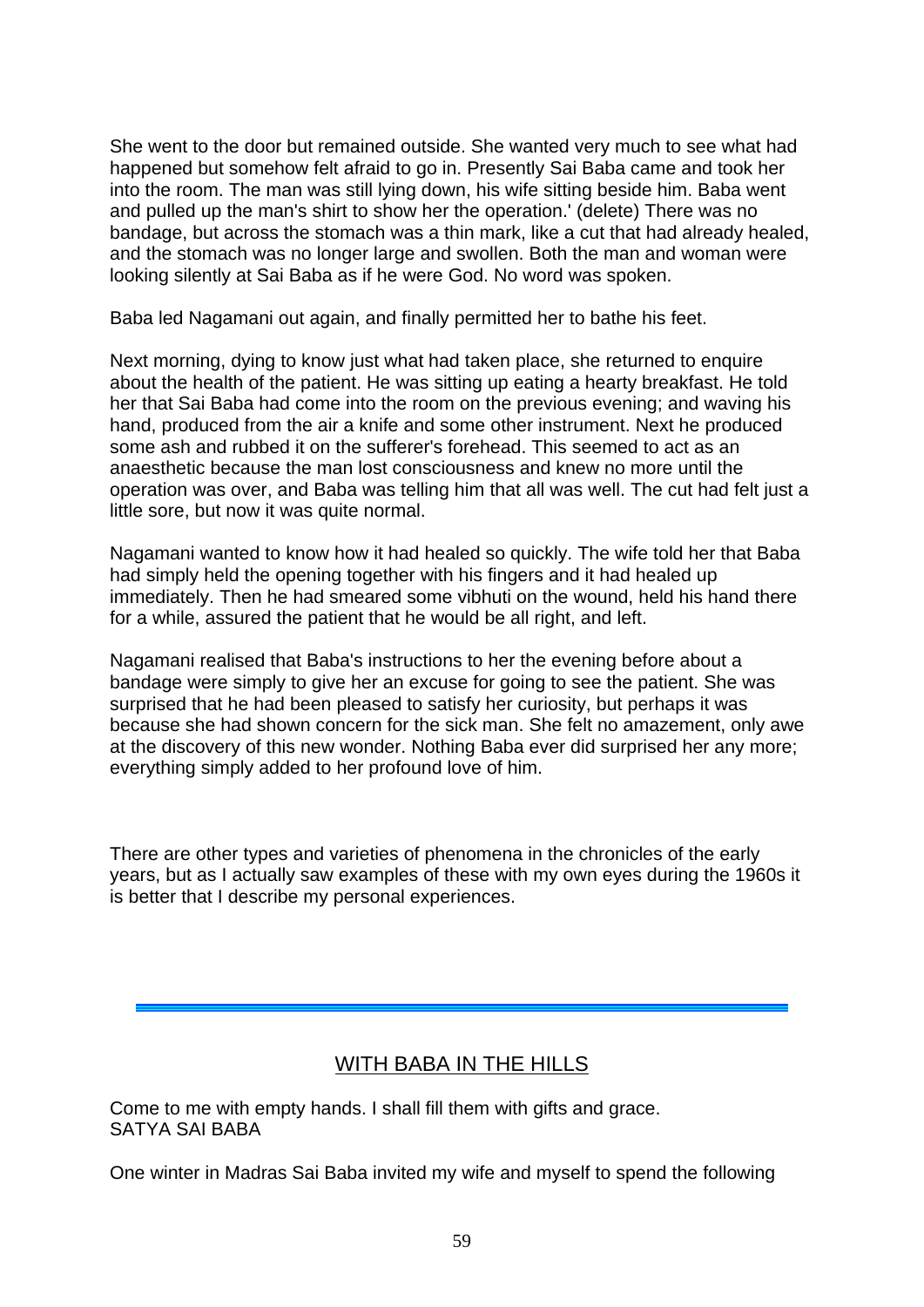She went to the door but remained outside. She wanted very much to see what had happened but somehow felt afraid to go in. Presently Sai Baba came and took her into the room. The man was still lying down, his wife sitting beside him. Baba went and pulled up the man's shirt to show her the operation.' (delete) There was no bandage, but across the stomach was a thin mark, like a cut that had already healed, and the stomach was no longer large and swollen. Both the man and woman were looking silently at Sai Baba as if he were God. No word was spoken.

Baba led Nagamani out again, and finally permitted her to bathe his feet.

Next morning, dying to know just what had taken place, she returned to enquire about the health of the patient. He was sitting up eating a hearty breakfast. He told her that Sai Baba had come into the room on the previous evening; and waving his hand, produced from the air a knife and some other instrument. Next he produced some ash and rubbed it on the sufferer's forehead. This seemed to act as an anaesthetic because the man lost consciousness and knew no more until the operation was over, and Baba was telling him that all was well. The cut had felt just a little sore, but now it was quite normal.

Nagamani wanted to know how it had healed so quickly. The wife told her that Baba had simply held the opening together with his fingers and it had healed up immediately. Then he had smeared some vibhuti on the wound, held his hand there for a while, assured the patient that he would be all right, and left.

Nagamani realised that Baba's instructions to her the evening before about a bandage were simply to give her an excuse for going to see the patient. She was surprised that he had been pleased to satisfy her curiosity, but perhaps it was because she had shown concern for the sick man. She felt no amazement, only awe at the discovery of this new wonder. Nothing Baba ever did surprised her any more; everything simply added to her profound love of him.

There are other types and varieties of phenomena in the chronicles of the early years, but as I actually saw examples of these with my own eyes during the 1960s it is better that I describe my personal experiences.

---

## WITH BABA IN THE HILLS

Come to me with empty hands. I shall fill them with gifts and grace.
SATYA SAI BABA

One winter in Madras Sai Baba invited my wife and myself to spend the following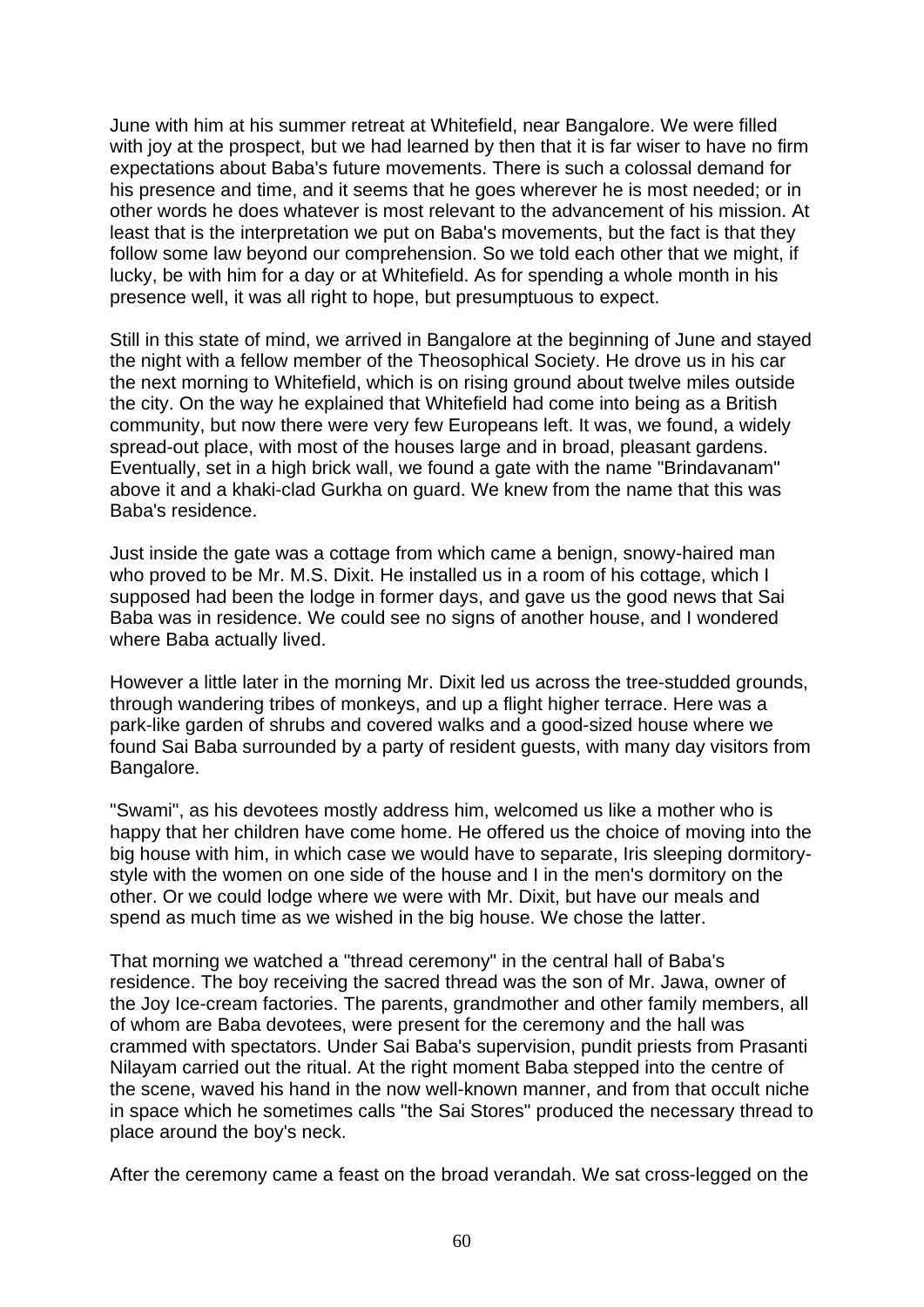June with him at his summer retreat at Whitefield, near Bangalore. We were filled with joy at the prospect, but we had learned by then that it is far wiser to have no firm expectations about Baba's future movements. There is such a colossal demand for his presence and time, and it seems that he goes wherever he is most needed; or in other words he does whatever is most relevant to the advancement of his mission. At least that is the interpretation we put on Baba's movements, but the fact is that they follow some law beyond our comprehension. So we told each other that we might, if lucky, be with him for a day or at Whitefield. As for spending a whole month in his presence well, it was all right to hope, but presumptuous to expect.

Still in this state of mind, we arrived in Bangalore at the beginning of June and stayed the night with a fellow member of the Theosophical Society. He drove us in his car the next morning to Whitefield, which is on rising ground about twelve miles outside the city. On the way he explained that Whitefield had come into being as a British community, but now there were very few Europeans left. It was, we found, a widely spread-out place, with most of the houses large and in broad, pleasant gardens. Eventually, set in a high brick wall, we found a gate with the name "Brindavanam" above it and a khaki-clad Gurkha on guard. We knew from the name that this was Baba's residence.

Just inside the gate was a cottage from which came a benign, snowy-haired man who proved to be Mr. M.S. Dixit. He installed us in a room of his cottage, which I supposed had been the lodge in former days, and gave us the good news that Sai Baba was in residence. We could see no signs of another house, and I wondered where Baba actually lived.

However a little later in the morning Mr. Dixit led us across the tree-studded grounds, through wandering tribes of monkeys, and up a flight higher terrace. Here was a park-like garden of shrubs and covered walks and a good-sized house where we found Sai Baba surrounded by a party of resident guests, with many day visitors from Bangalore.

"Swami", as his devotees mostly address him, welcomed us like a mother who is happy that her children have come home. He offered us the choice of moving into the big house with him, in which case we would have to separate, Iris sleeping dormitory-style with the women on one side of the house and I in the men's dormitory on the other. Or we could lodge where we were with Mr. Dixit, but have our meals and spend as much time as we wished in the big house. We chose the latter.

That morning we watched a "thread ceremony" in the central hall of Baba's residence. The boy receiving the sacred thread was the son of Mr. Jawa, owner of the Joy Ice-cream factories. The parents, grandmother and other family members, all of whom are Baba devotees, were present for the ceremony and the hall was crammed with spectators. Under Sai Baba's supervision, pundit priests from Prasanti Nilayam carried out the ritual. At the right moment Baba stepped into the centre of the scene, waved his hand in the now well-known manner, and from that occult niche in space which he sometimes calls "the Sai Stores" produced the necessary thread to place around the boy's neck.

After the ceremony came a feast on the broad verandah. We sat cross-legged on the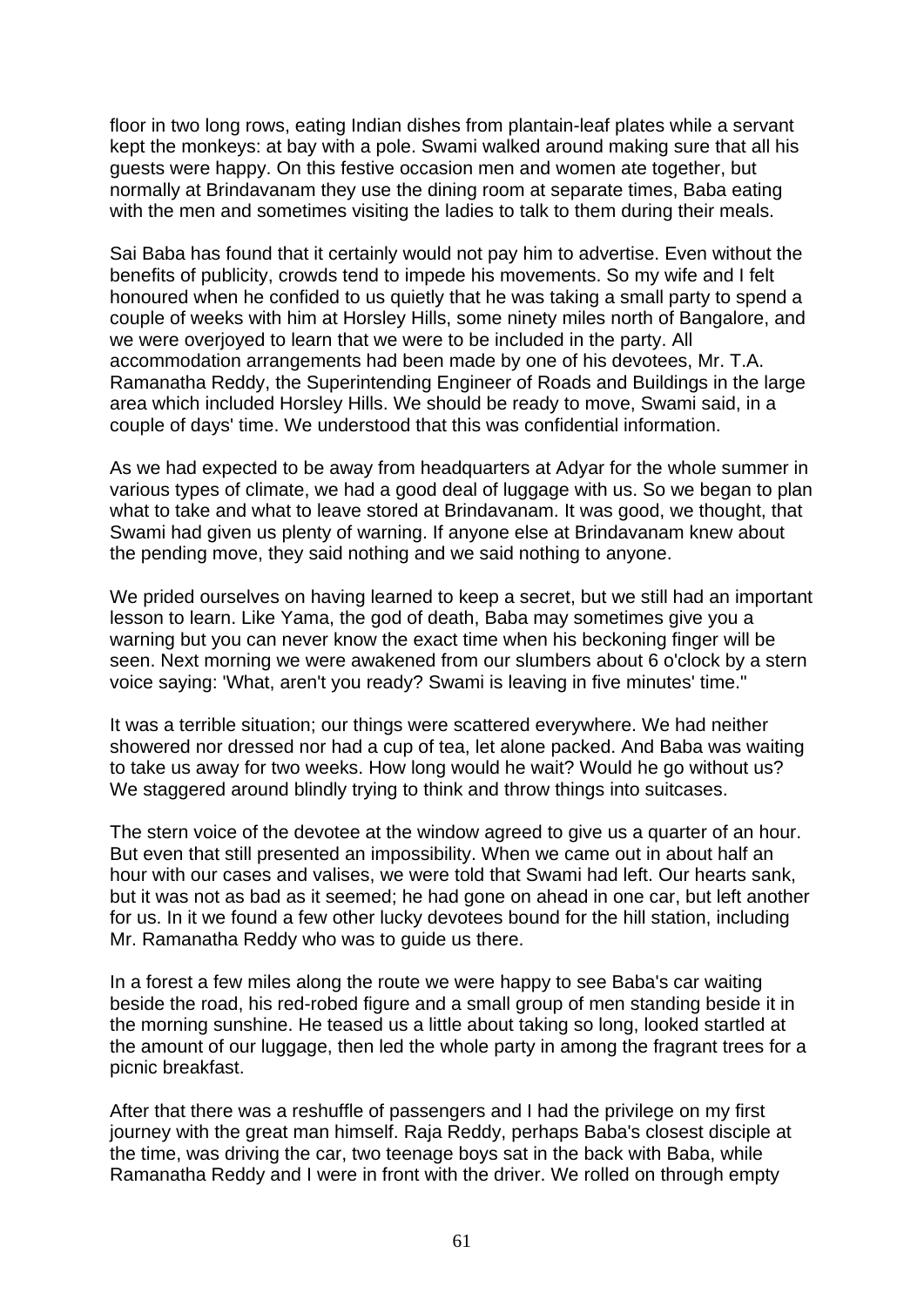floor in two long rows, eating Indian dishes from plantain-leaf plates while a servant kept the monkeys: at bay with a pole. Swami walked around making sure that all his guests were happy. On this festive occasion men and women ate together, but normally at Brindavanam they use the dining room at separate times, Baba eating with the men and sometimes visiting the ladies to talk to them during their meals.

Sai Baba has found that it certainly would not pay him to advertise. Even without the benefits of publicity, crowds tend to impede his movements. So my wife and I felt honoured when he confided to us quietly that he was taking a small party to spend a couple of weeks with him at Horsley Hills, some ninety miles north of Bangalore, and we were overjoyed to learn that we were to be included in the party. All accommodation arrangements had been made by one of his devotees, Mr. T.A. Ramanatha Reddy, the Superintending Engineer of Roads and Buildings in the large area which included Horsley Hills. We should be ready to move, Swami said, in a couple of days' time. We understood that this was confidential information.

As we had expected to be away from headquarters at Adyar for the whole summer in various types of climate, we had a good deal of luggage with us. So we began to plan what to take and what to leave stored at Brindavanam. It was good, we thought, that Swami had given us plenty of warning. If anyone else at Brindavanam knew about the pending move, they said nothing and we said nothing to anyone.

We prided ourselves on having learned to keep a secret, but we still had an important lesson to learn. Like Yama, the god of death, Baba may sometimes give you a warning but you can never know the exact time when his beckoning finger will be seen. Next morning we were awakened from our slumbers about 6 o'clock by a stern voice saying: 'What, aren't you ready? Swami is leaving in five minutes' time."

It was a terrible situation; our things were scattered everywhere. We had neither showered nor dressed nor had a cup of tea, let alone packed. And Baba was waiting to take us away for two weeks. How long would he wait? Would he go without us? We staggered around blindly trying to think and throw things into suitcases.

The stern voice of the devotee at the window agreed to give us a quarter of an hour. But even that still presented an impossibility. When we came out in about half an hour with our cases and valises, we were told that Swami had left. Our hearts sank, but it was not as bad as it seemed; he had gone on ahead in one car, but left another for us. In it we found a few other lucky devotees bound for the hill station, including Mr. Ramanatha Reddy who was to guide us there.

In a forest a few miles along the route we were happy to see Baba's car waiting beside the road, his red-robed figure and a small group of men standing beside it in the morning sunshine. He teased us a little about taking so long, looked startled at the amount of our luggage, then led the whole party in among the fragrant trees for a picnic breakfast.

After that there was a reshuffle of passengers and I had the privilege on my first journey with the great man himself. Raja Reddy, perhaps Baba's closest disciple at the time, was driving the car, two teenage boys sat in the back with Baba, while Ramanatha Reddy and I were in front with the driver. We rolled on through empty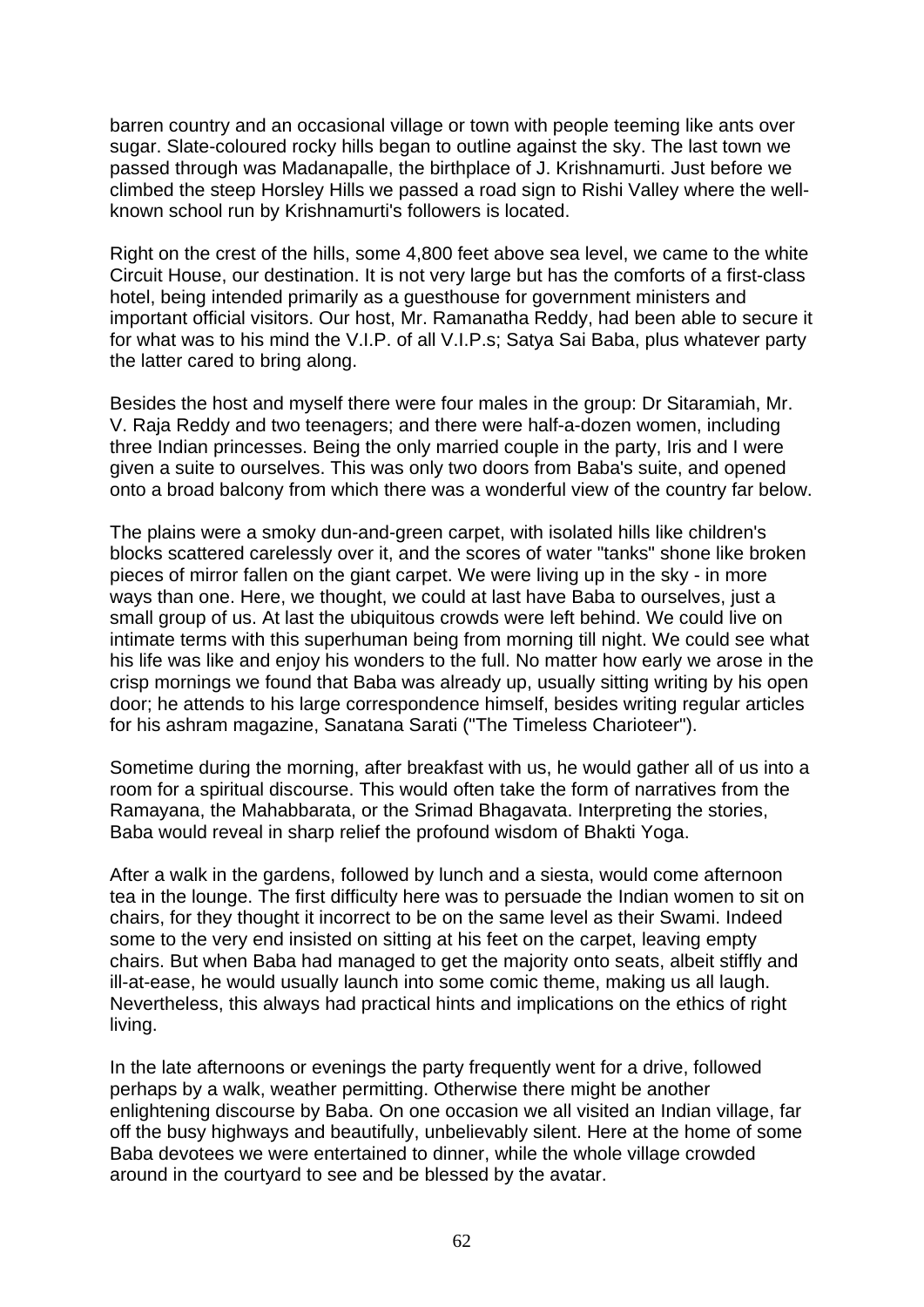barren country and an occasional village or town with people teeming like ants over sugar. Slate-coloured rocky hills began to outline against the sky. The last town we passed through was Madanapalle, the birthplace of J. Krishnamurti. Just before we climbed the steep Horsley Hills we passed a road sign to Rishi Valley where the well-known school run by Krishnamurti's followers is located.

Right on the crest of the hills, some 4,800 feet above sea level, we came to the white Circuit House, our destination. It is not very large but has the comforts of a first-class hotel, being intended primarily as a guesthouse for government ministers and important official visitors. Our host, Mr. Ramanatha Reddy, had been able to secure it for what was to his mind the V.I.P. of all V.I.P.s; Satya Sai Baba, plus whatever party the latter cared to bring along.

Besides the host and myself there were four males in the group: Dr Sitaramiah, Mr. V. Raja Reddy and two teenagers; and there were half-a-dozen women, including three Indian princesses. Being the only married couple in the party, Iris and I were given a suite to ourselves. This was only two doors from Baba's suite, and opened onto a broad balcony from which there was a wonderful view of the country far below.

The plains were a smoky dun-and-green carpet, with isolated hills like children's blocks scattered carelessly over it, and the scores of water "tanks" shone like broken pieces of mirror fallen on the giant carpet. We were living up in the sky - in more ways than one. Here, we thought, we could at last have Baba to ourselves, just a small group of us. At last the ubiquitous crowds were left behind. We could live on intimate terms with this superhuman being from morning till night. We could see what his life was like and enjoy his wonders to the full. No matter how early we arose in the crisp mornings we found that Baba was already up, usually sitting writing by his open door; he attends to his large correspondence himself, besides writing regular articles for his ashram magazine, Sanatana Sarati ("The Timeless Charioteer").

Sometime during the morning, after breakfast with us, he would gather all of us into a room for a spiritual discourse. This would often take the form of narratives from the Ramayana, the Mahabbarata, or the Srimad Bhagavata. Interpreting the stories, Baba would reveal in sharp relief the profound wisdom of Bhakti Yoga.

After a walk in the gardens, followed by lunch and a siesta, would come afternoon tea in the lounge. The first difficulty here was to persuade the Indian women to sit on chairs, for they thought it incorrect to be on the same level as their Swami. Indeed some to the very end insisted on sitting at his feet on the carpet, leaving empty chairs. But when Baba had managed to get the majority onto seats, albeit stiffly and ill-at-ease, he would usually launch into some comic theme, making us all laugh. Nevertheless, this always had practical hints and implications on the ethics of right living.

In the late afternoons or evenings the party frequently went for a drive, followed perhaps by a walk, weather permitting. Otherwise there might be another enlightening discourse by Baba. On one occasion we all visited an Indian village, far off the busy highways and beautifully, unbelievably silent. Here at the home of some Baba devotees we were entertained to dinner, while the whole village crowded around in the courtyard to see and be blessed by the avatar.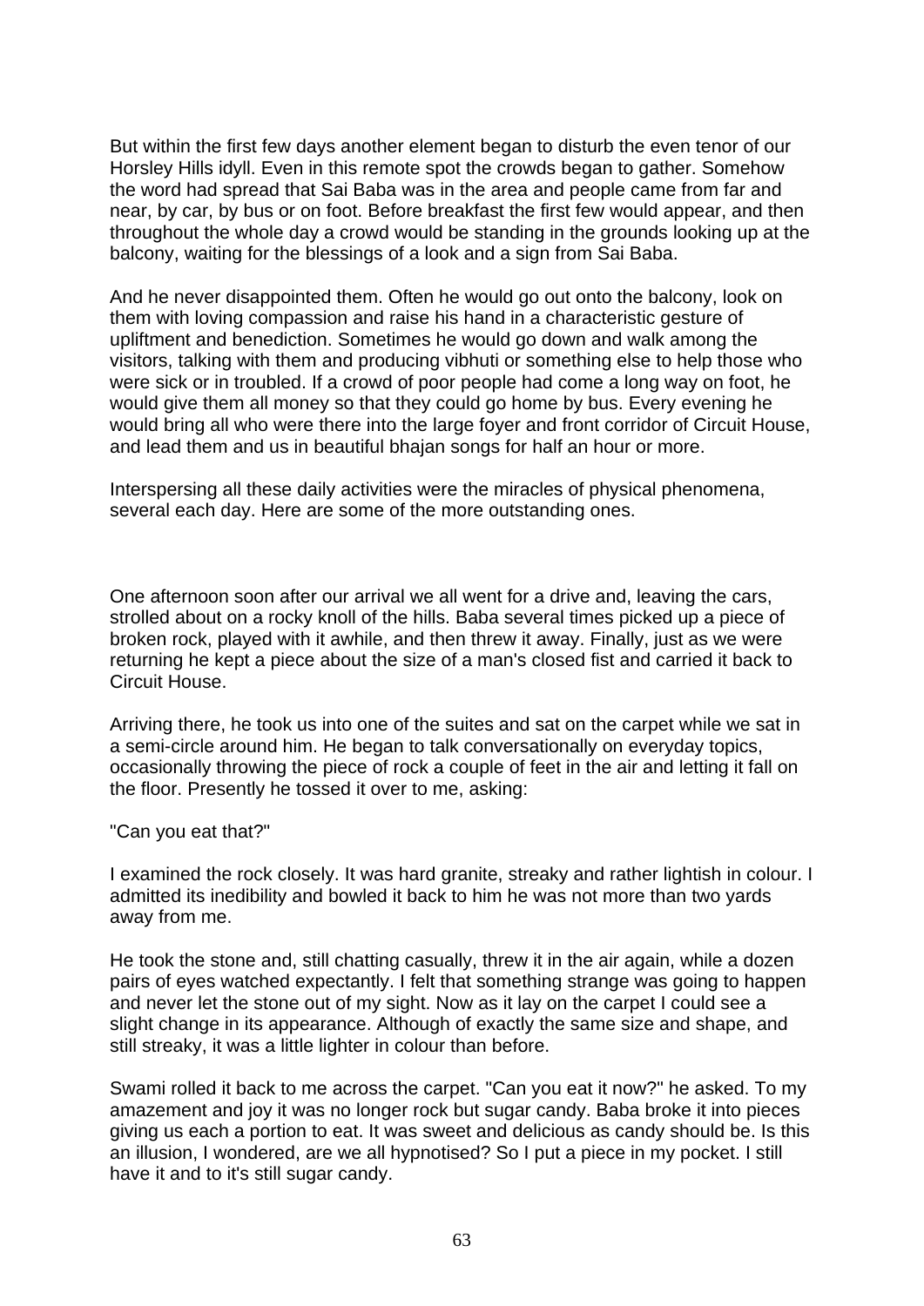But within the first few days another element began to disturb the even tenor of our Horsley Hills idyll. Even in this remote spot the crowds began to gather. Somehow the word had spread that Sai Baba was in the area and people came from far and near, by car, by bus or on foot. Before breakfast the first few would appear, and then throughout the whole day a crowd would be standing in the grounds looking up at the balcony, waiting for the blessings of a look and a sign from Sai Baba.

And he never disappointed them. Often he would go out onto the balcony, look on them with loving compassion and raise his hand in a characteristic gesture of upliftment and benediction. Sometimes he would go down and walk among the visitors, talking with them and producing vibhuti or something else to help those who were sick or in troubled. If a crowd of poor people had come a long way on foot, he would give them all money so that they could go home by bus. Every evening he would bring all who were there into the large foyer and front corridor of Circuit House, and lead them and us in beautiful bhajan songs for half an hour or more.

Interspersing all these daily activities were the miracles of physical phenomena, several each day. Here are some of the more outstanding ones.

One afternoon soon after our arrival we all went for a drive and, leaving the cars, strolled about on a rocky knoll of the hills. Baba several times picked up a piece of broken rock, played with it awhile, and then threw it away. Finally, just as we were returning he kept a piece about the size of a man's closed fist and carried it back to Circuit House.

Arriving there, he took us into one of the suites and sat on the carpet while we sat in a semi-circle around him. He began to talk conversationally on everyday topics, occasionally throwing the piece of rock a couple of feet in the air and letting it fall on the floor. Presently he tossed it over to me, asking:

"Can you eat that?"

I examined the rock closely. It was hard granite, streaky and rather lightish in colour. I admitted its inedibility and bowled it back to him he was not more than two yards away from me.

He took the stone and, still chatting casually, threw it in the air again, while a dozen pairs of eyes watched expectantly. I felt that something strange was going to happen and never let the stone out of my sight. Now as it lay on the carpet I could see a slight change in its appearance. Although of exactly the same size and shape, and still streaky, it was a little lighter in colour than before.

Swami rolled it back to me across the carpet. "Can you eat it now?" he asked. To my amazement and joy it was no longer rock but sugar candy. Baba broke it into pieces giving us each a portion to eat. It was sweet and delicious as candy should be. Is this an illusion, I wondered, are we all hypnotised? So I put a piece in my pocket. I still have it and to it's still sugar candy.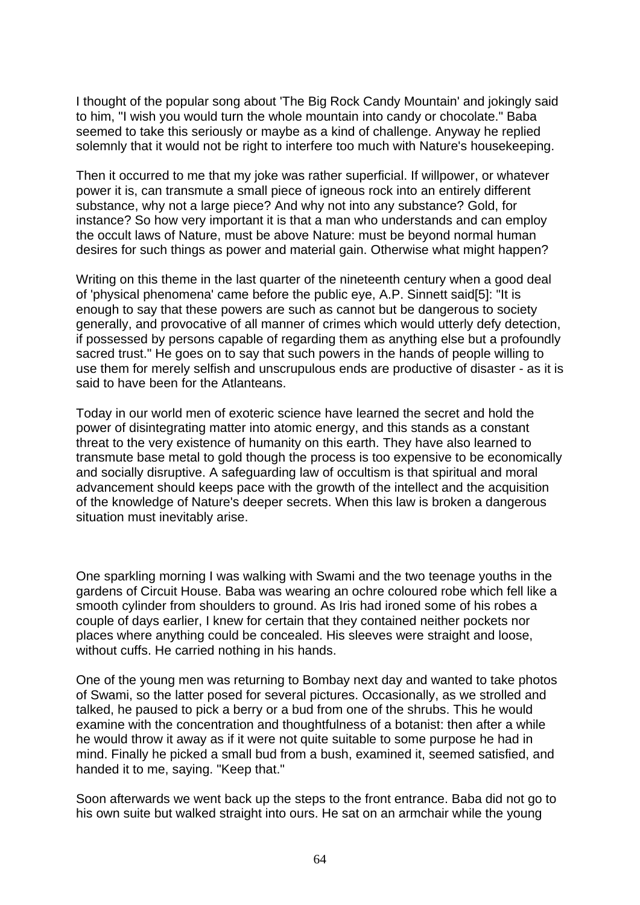I thought of the popular song about 'The Big Rock Candy Mountain' and jokingly said to him, "I wish you would turn the whole mountain into candy or chocolate." Baba seemed to take this seriously or maybe as a kind of challenge. Anyway he replied solemnly that it would not be right to interfere too much with Nature's housekeeping.

Then it occurred to me that my joke was rather superficial. If willpower, or whatever power it is, can transmute a small piece of igneous rock into an entirely different substance, why not a large piece? And why not into any substance? Gold, for instance? So how very important it is that a man who understands and can employ the occult laws of Nature, must be above Nature: must be beyond normal human desires for such things as power and material gain. Otherwise what might happen?

Writing on this theme in the last quarter of the nineteenth century when a good deal of 'physical phenomena' came before the public eye, A.P. Sinnett said[5]: "It is enough to say that these powers are such as cannot but be dangerous to society generally, and provocative of all manner of crimes which would utterly defy detection, if possessed by persons capable of regarding them as anything else but a profoundly sacred trust." He goes on to say that such powers in the hands of people willing to use them for merely selfish and unscrupulous ends are productive of disaster - as it is said to have been for the Atlanteans.

Today in our world men of exoteric science have learned the secret and hold the power of disintegrating matter into atomic energy, and this stands as a constant threat to the very existence of humanity on this earth. They have also learned to transmute base metal to gold though the process is too expensive to be economically and socially disruptive. A safeguarding law of occultism is that spiritual and moral advancement should keeps pace with the growth of the intellect and the acquisition of the knowledge of Nature's deeper secrets. When this law is broken a dangerous situation must inevitably arise.

One sparkling morning I was walking with Swami and the two teenage youths in the gardens of Circuit House. Baba was wearing an ochre coloured robe which fell like a smooth cylinder from shoulders to ground. As Iris had ironed some of his robes a couple of days earlier, I knew for certain that they contained neither pockets nor places where anything could be concealed. His sleeves were straight and loose, without cuffs. He carried nothing in his hands.

One of the young men was returning to Bombay next day and wanted to take photos of Swami, so the latter posed for several pictures. Occasionally, as we strolled and talked, he paused to pick a berry or a bud from one of the shrubs. This he would examine with the concentration and thoughtfulness of a botanist: then after a while he would throw it away as if it were not quite suitable to some purpose he had in mind. Finally he picked a small bud from a bush, examined it, seemed satisfied, and handed it to me, saying. "Keep that."

Soon afterwards we went back up the steps to the front entrance. Baba did not go to his own suite but walked straight into ours. He sat on an armchair while the young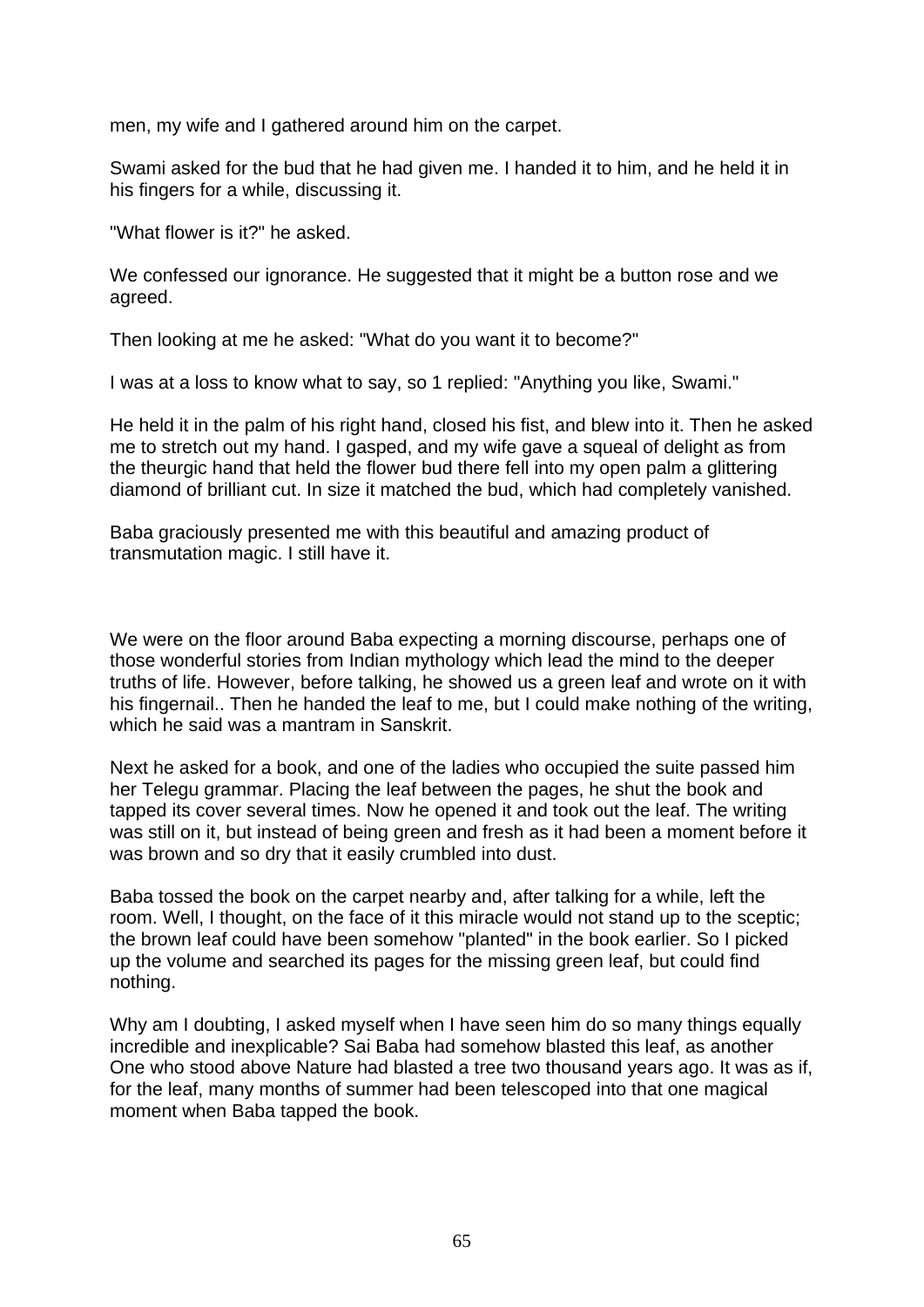men, my wife and I gathered around him on the carpet.

Swami asked for the bud that he had given me. I handed it to him, and he held it in his fingers for a while, discussing it.

"What flower is it?" he asked.

We confessed our ignorance. He suggested that it might be a button rose and we agreed.

Then looking at me he asked: "What do you want it to become?"

I was at a loss to know what to say, so 1 replied: "Anything you like, Swami."

He held it in the palm of his right hand, closed his fist, and blew into it. Then he asked me to stretch out my hand. I gasped, and my wife gave a squeal of delight as from the theurgic hand that held the flower bud there fell into my open palm a glittering diamond of brilliant cut. In size it matched the bud, which had completely vanished.

Baba graciously presented me with this beautiful and amazing product of transmutation magic. I still have it.

We were on the floor around Baba expecting a morning discourse, perhaps one of those wonderful stories from Indian mythology which lead the mind to the deeper truths of life. However, before talking, he showed us a green leaf and wrote on it with his fingernail.. Then he handed the leaf to me, but I could make nothing of the writing, which he said was a mantram in Sanskrit.

Next he asked for a book, and one of the ladies who occupied the suite passed him her Telegu grammar. Placing the leaf between the pages, he shut the book and tapped its cover several times. Now he opened it and took out the leaf. The writing was still on it, but instead of being green and fresh as it had been a moment before it was brown and so dry that it easily crumbled into dust.

Baba tossed the book on the carpet nearby and, after talking for a while, left the room. Well, I thought, on the face of it this miracle would not stand up to the sceptic; the brown leaf could have been somehow "planted" in the book earlier. So I picked up the volume and searched its pages for the missing green leaf, but could find nothing.

Why am I doubting, I asked myself when I have seen him do so many things equally incredible and inexplicable? Sai Baba had somehow blasted this leaf, as another One who stood above Nature had blasted a tree two thousand years ago. It was as if, for the leaf, many months of summer had been telescoped into that one magical moment when Baba tapped the book.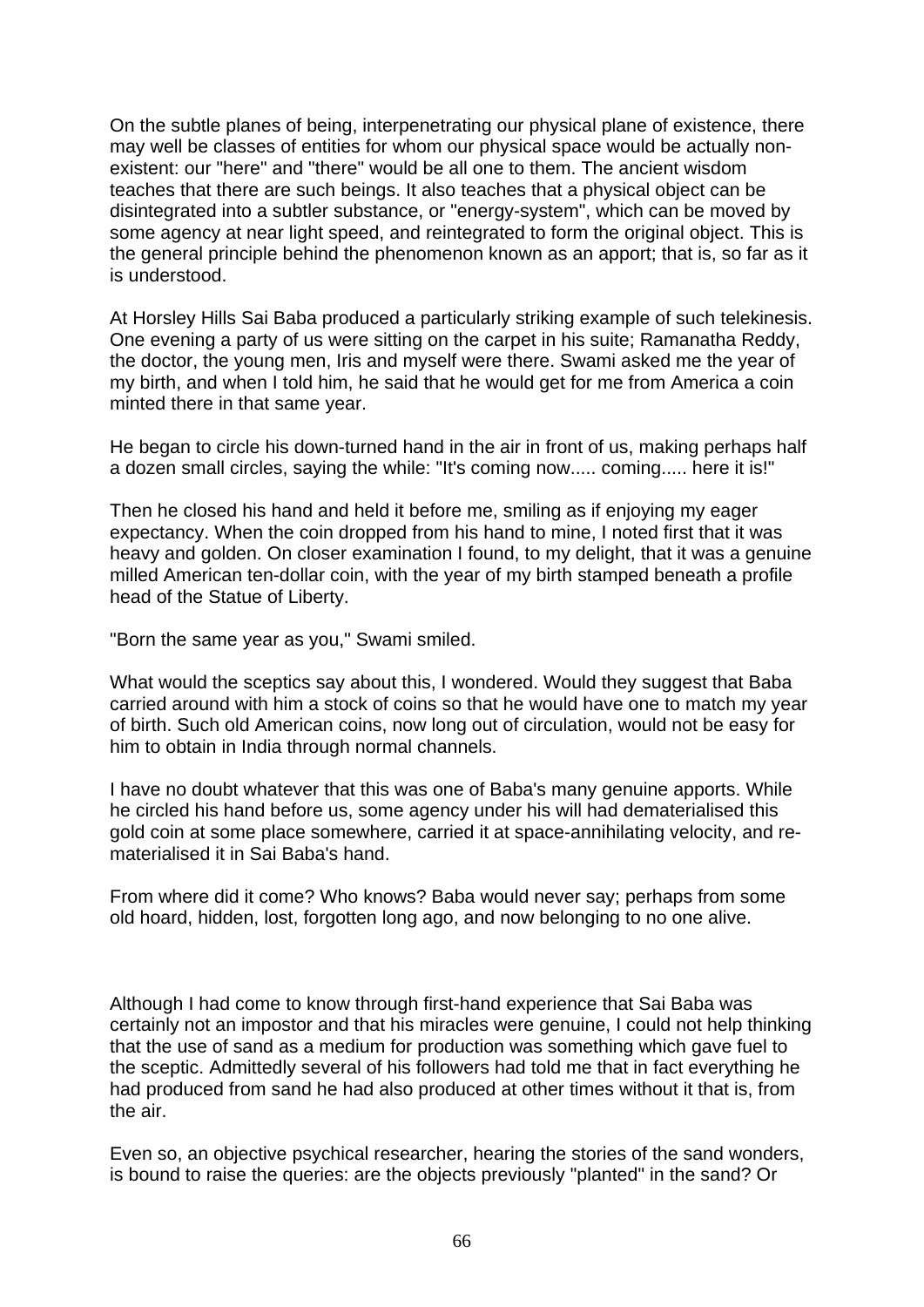On the subtle planes of being, interpenetrating our physical plane of existence, there may well be classes of entities for whom our physical space would be actually non-existent: our "here" and "there" would be all one to them. The ancient wisdom teaches that there are such beings. It also teaches that a physical object can be disintegrated into a subtler substance, or "energy-system", which can be moved by some agency at near light speed, and reintegrated to form the original object. This is the general principle behind the phenomenon known as an apport; that is, so far as it is understood.

At Horsley Hills Sai Baba produced a particularly striking example of such telekinesis. One evening a party of us were sitting on the carpet in his suite; Ramanatha Reddy, the doctor, the young men, Iris and myself were there. Swami asked me the year of my birth, and when I told him, he said that he would get for me from America a coin minted there in that same year.

He began to circle his down-turned hand in the air in front of us, making perhaps half a dozen small circles, saying the while: "It's coming now..... coming..... here it is!"

Then he closed his hand and held it before me, smiling as if enjoying my eager expectancy. When the coin dropped from his hand to mine, I noted first that it was heavy and golden. On closer examination I found, to my delight, that it was a genuine milled American ten-dollar coin, with the year of my birth stamped beneath a profile head of the Statue of Liberty.

"Born the same year as you," Swami smiled.

What would the sceptics say about this, I wondered. Would they suggest that Baba carried around with him a stock of coins so that he would have one to match my year of birth. Such old American coins, now long out of circulation, would not be easy for him to obtain in India through normal channels.

I have no doubt whatever that this was one of Baba's many genuine apports. While he circled his hand before us, some agency under his will had dematerialised this gold coin at some place somewhere, carried it at space-annihilating velocity, and re-materialised it in Sai Baba's hand.

From where did it come? Who knows? Baba would never say; perhaps from some old hoard, hidden, lost, forgotten long ago, and now belonging to no one alive.

Although I had come to know through first-hand experience that Sai Baba was certainly not an impostor and that his miracles were genuine, I could not help thinking that the use of sand as a medium for production was something which gave fuel to the sceptic. Admittedly several of his followers had told me that in fact everything he had produced from sand he had also produced at other times without it that is, from the air.

Even so, an objective psychical researcher, hearing the stories of the sand wonders, is bound to raise the queries: are the objects previously "planted" in the sand? Or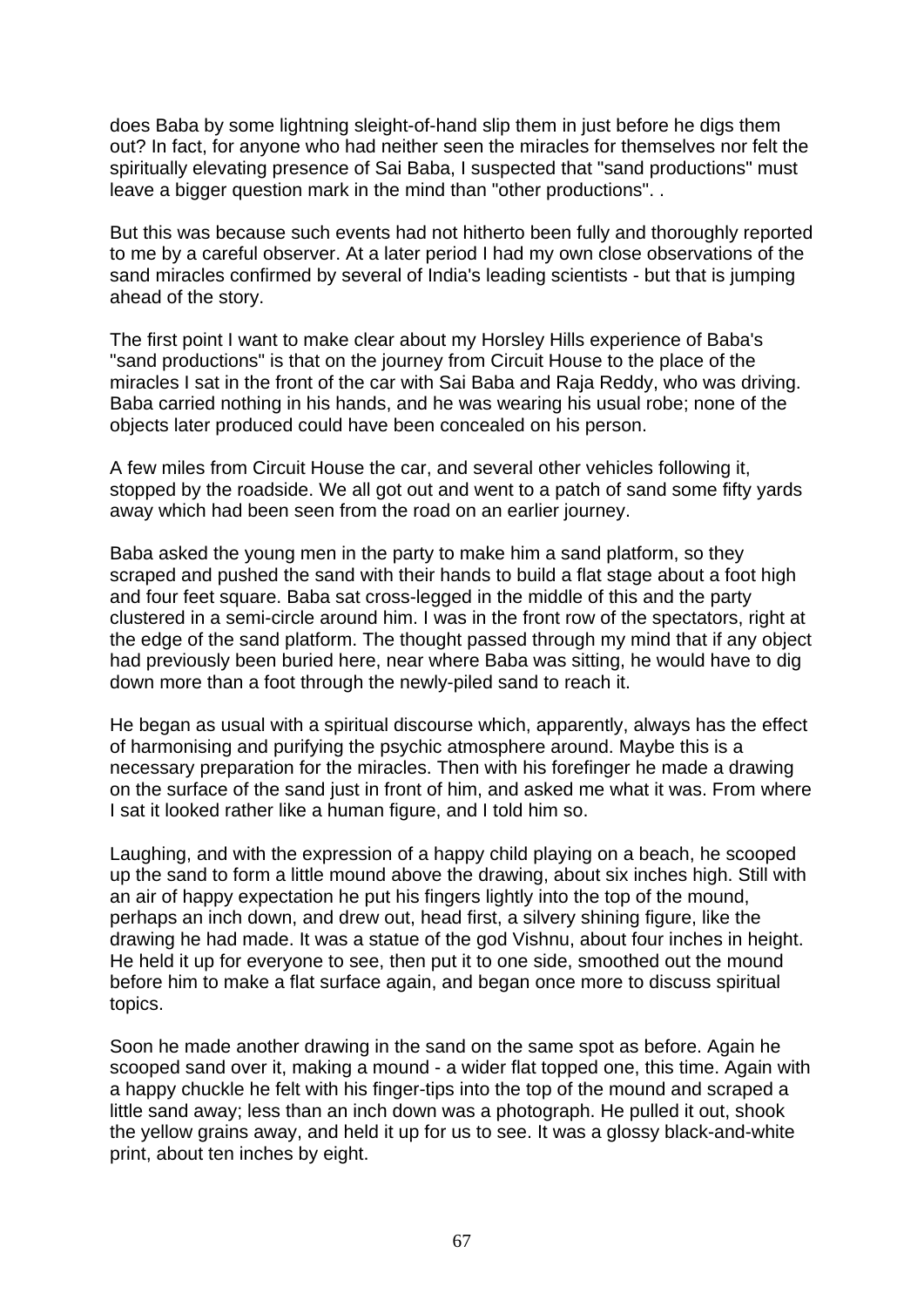does Baba by some lightning sleight-of-hand slip them in just before he digs them out? In fact, for anyone who had neither seen the miracles for themselves nor felt the spiritually elevating presence of Sai Baba, I suspected that "sand productions" must leave a bigger question mark in the mind than "other productions". .

But this was because such events had not hitherto been fully and thoroughly reported to me by a careful observer. At a later period I had my own close observations of the sand miracles confirmed by several of India's leading scientists - but that is jumping ahead of the story.

The first point I want to make clear about my Horsley Hills experience of Baba's "sand productions" is that on the journey from Circuit House to the place of the miracles I sat in the front of the car with Sai Baba and Raja Reddy, who was driving. Baba carried nothing in his hands, and he was wearing his usual robe; none of the objects later produced could have been concealed on his person.

A few miles from Circuit House the car, and several other vehicles following it, stopped by the roadside. We all got out and went to a patch of sand some fifty yards away which had been seen from the road on an earlier journey.

Baba asked the young men in the party to make him a sand platform, so they scraped and pushed the sand with their hands to build a flat stage about a foot high and four feet square. Baba sat cross-legged in the middle of this and the party clustered in a semi-circle around him. I was in the front row of the spectators, right at the edge of the sand platform. The thought passed through my mind that if any object had previously been buried here, near where Baba was sitting, he would have to dig down more than a foot through the newly-piled sand to reach it.

He began as usual with a spiritual discourse which, apparently, always has the effect of harmonising and purifying the psychic atmosphere around. Maybe this is a necessary preparation for the miracles. Then with his forefinger he made a drawing on the surface of the sand just in front of him, and asked me what it was. From where I sat it looked rather like a human figure, and I told him so.

Laughing, and with the expression of a happy child playing on a beach, he scooped up the sand to form a little mound above the drawing, about six inches high. Still with an air of happy expectation he put his fingers lightly into the top of the mound, perhaps an inch down, and drew out, head first, a silvery shining figure, like the drawing he had made. It was a statue of the god Vishnu, about four inches in height. He held it up for everyone to see, then put it to one side, smoothed out the mound before him to make a flat surface again, and began once more to discuss spiritual topics.

Soon he made another drawing in the sand on the same spot as before. Again he scooped sand over it, making a mound - a wider flat topped one, this time. Again with a happy chuckle he felt with his finger-tips into the top of the mound and scraped a little sand away; less than an inch down was a photograph. He pulled it out, shook the yellow grains away, and held it up for us to see. It was a glossy black-and-white print, about ten inches by eight.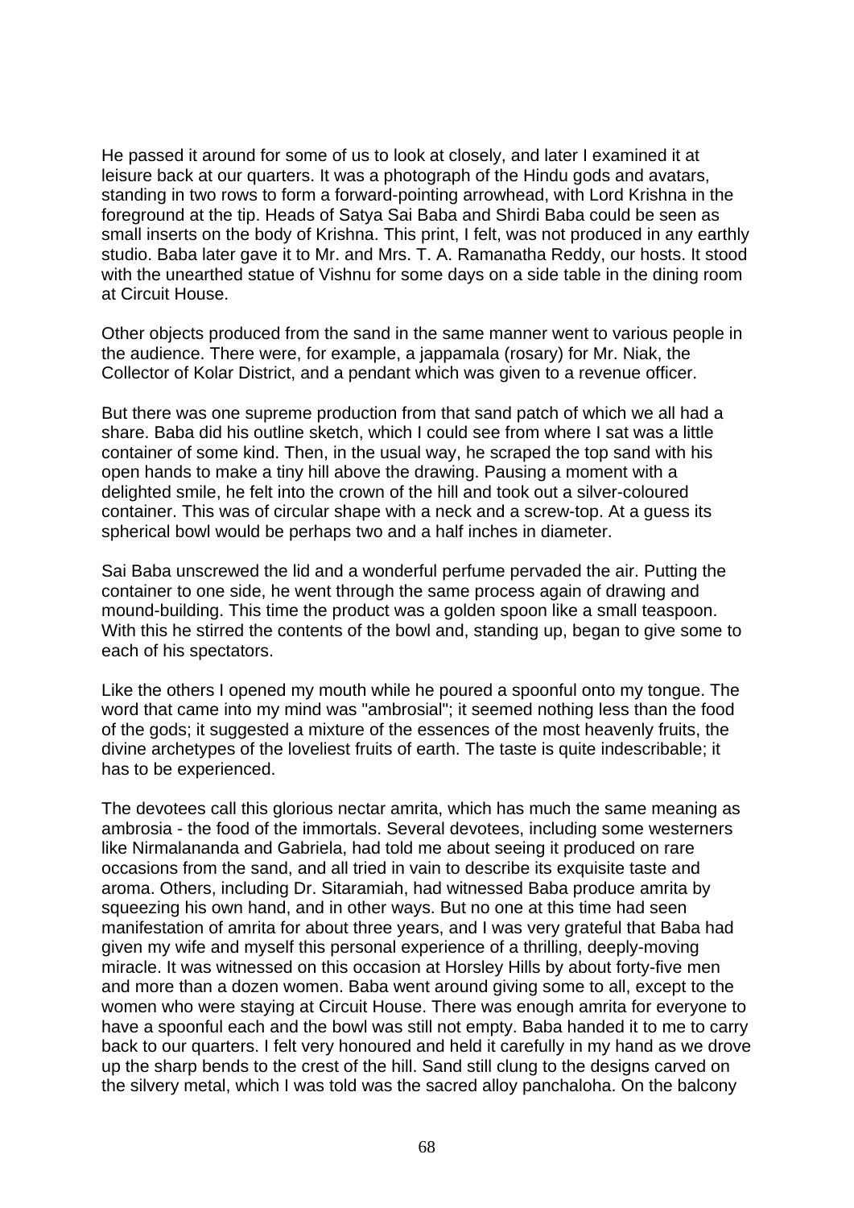He passed it around for some of us to look at closely, and later I examined it at leisure back at our quarters. It was a photograph of the Hindu gods and avatars, standing in two rows to form a forward-pointing arrowhead, with Lord Krishna in the foreground at the tip. Heads of Satya Sai Baba and Shirdi Baba could be seen as small inserts on the body of Krishna. This print, I felt, was not produced in any earthly studio. Baba later gave it to Mr. and Mrs. T. A. Ramanatha Reddy, our hosts. It stood with the unearthed statue of Vishnu for some days on a side table in the dining room at Circuit House.

Other objects produced from the sand in the same manner went to various people in the audience. There were, for example, a jappamala (rosary) for Mr. Niak, the Collector of Kolar District, and a pendant which was given to a revenue officer.

But there was one supreme production from that sand patch of which we all had a share. Baba did his outline sketch, which I could see from where I sat was a little container of some kind. Then, in the usual way, he scraped the top sand with his open hands to make a tiny hill above the drawing. Pausing a moment with a delighted smile, he felt into the crown of the hill and took out a silver-coloured container. This was of circular shape with a neck and a screw-top. At a guess its spherical bowl would be perhaps two and a half inches in diameter.

Sai Baba unscrewed the lid and a wonderful perfume pervaded the air. Putting the container to one side, he went through the same process again of drawing and mound-building. This time the product was a golden spoon like a small teaspoon. With this he stirred the contents of the bowl and, standing up, began to give some to each of his spectators.

Like the others I opened my mouth while he poured a spoonful onto my tongue. The word that came into my mind was "ambrosial"; it seemed nothing less than the food of the gods; it suggested a mixture of the essences of the most heavenly fruits, the divine archetypes of the loveliest fruits of earth. The taste is quite indescribable; it has to be experienced.

The devotees call this glorious nectar amrita, which has much the same meaning as ambrosia - the food of the immortals. Several devotees, including some westerners like Nirmalananda and Gabriela, had told me about seeing it produced on rare occasions from the sand, and all tried in vain to describe its exquisite taste and aroma. Others, including Dr. Sitaramiah, had witnessed Baba produce amrita by squeezing his own hand, and in other ways. But no one at this time had seen manifestation of amrita for about three years, and I was very grateful that Baba had given my wife and myself this personal experience of a thrilling, deeply-moving miracle. It was witnessed on this occasion at Horsley Hills by about forty-five men and more than a dozen women. Baba went around giving some to all, except to the women who were staying at Circuit House. There was enough amrita for everyone to have a spoonful each and the bowl was still not empty. Baba handed it to me to carry back to our quarters. I felt very honoured and held it carefully in my hand as we drove up the sharp bends to the crest of the hill. Sand still clung to the designs carved on the silvery metal, which I was told was the sacred alloy panchaloha. On the balcony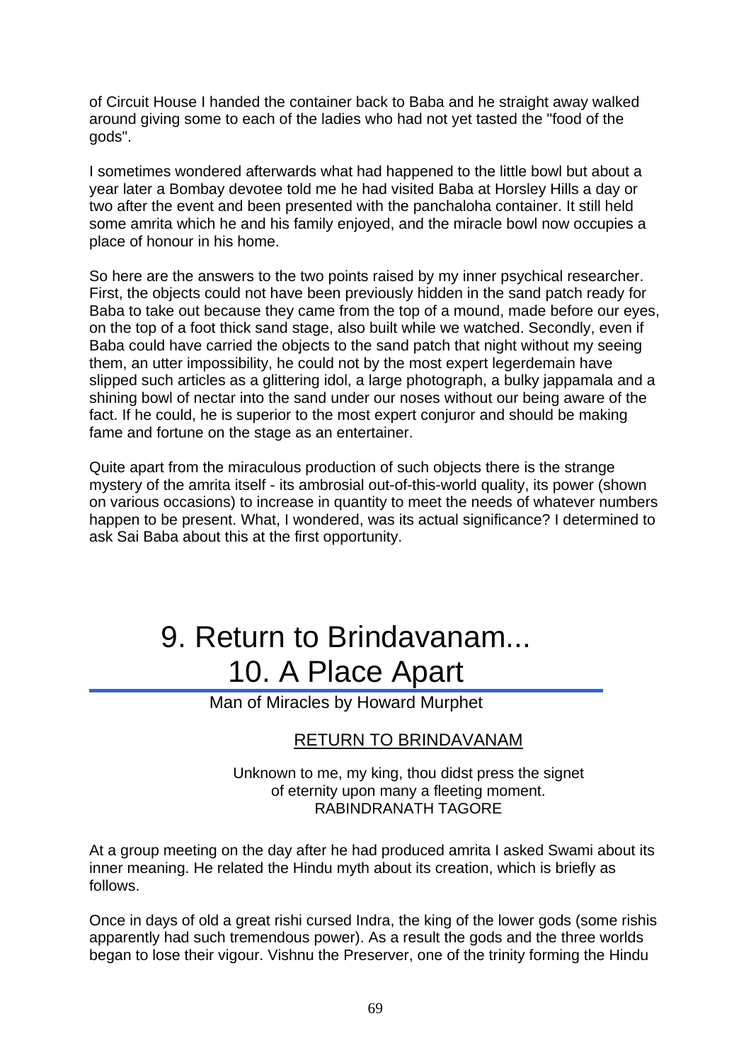of Circuit House I handed the container back to Baba and he straight away walked around giving some to each of the ladies who had not yet tasted the "food of the gods".

I sometimes wondered afterwards what had happened to the little bowl but about a year later a Bombay devotee told me he had visited Baba at Horsley Hills a day or two after the event and been presented with the panchaloha container. It still held some amrita which he and his family enjoyed, and the miracle bowl now occupies a place of honour in his home.

So here are the answers to the two points raised by my inner psychical researcher. First, the objects could not have been previously hidden in the sand patch ready for Baba to take out because they came from the top of a mound, made before our eyes, on the top of a foot thick sand stage, also built while we watched. Secondly, even if Baba could have carried the objects to the sand patch that night without my seeing them, an utter impossibility, he could not by the most expert legerdemain have slipped such articles as a glittering idol, a large photograph, a bulky jappamala and a shining bowl of nectar into the sand under our noses without our being aware of the fact. If he could, he is superior to the most expert conjuror and should be making fame and fortune on the stage as an entertainer.

Quite apart from the miraculous production of such objects there is the strange mystery of the amrita itself - its ambrosial out-of-this-world quality, its power (shown on various occasions) to increase in quantity to meet the needs of whatever numbers happen to be present. What, I wondered, was its actual significance? I determined to ask Sai Baba about this at the first opportunity.

# 9. Return to Brindavanam... 10. A Place Apart

Man of Miracles by Howard Murphet

## RETURN TO BRINDAVANAM

Unknown to me, my king, thou didst press the signet
of eternity upon many a fleeting moment.
RABINDRANATH TAGORE

At a group meeting on the day after he had produced amrita I asked Swami about its inner meaning. He related the Hindu myth about its creation, which is briefly as follows.

Once in days of old a great rishi cursed Indra, the king of the lower gods (some rishis apparently had such tremendous power). As a result the gods and the three worlds began to lose their vigour. Vishnu the Preserver, one of the trinity forming the Hindu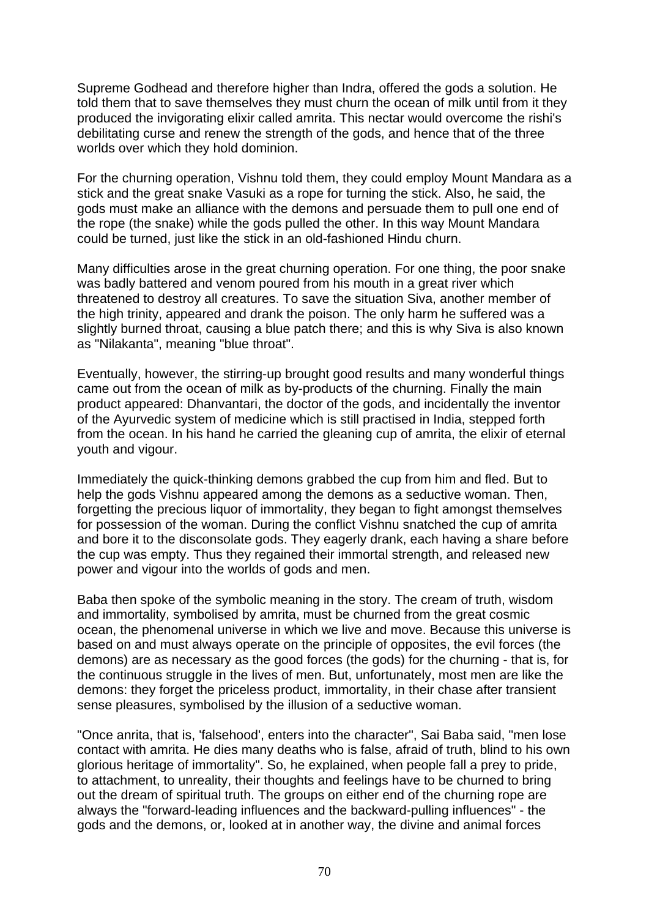Supreme Godhead and therefore higher than Indra, offered the gods a solution. He told them that to save themselves they must churn the ocean of milk until from it they produced the invigorating elixir called amrita. This nectar would overcome the rishi's debilitating curse and renew the strength of the gods, and hence that of the three worlds over which they hold dominion.

For the churning operation, Vishnu told them, they could employ Mount Mandara as a stick and the great snake Vasuki as a rope for turning the stick. Also, he said, the gods must make an alliance with the demons and persuade them to pull one end of the rope (the snake) while the gods pulled the other. In this way Mount Mandara could be turned, just like the stick in an old-fashioned Hindu churn.

Many difficulties arose in the great churning operation. For one thing, the poor snake was badly battered and venom poured from his mouth in a great river which threatened to destroy all creatures. To save the situation Siva, another member of the high trinity, appeared and drank the poison. The only harm he suffered was a slightly burned throat, causing a blue patch there; and this is why Siva is also known as "Nilakanta", meaning "blue throat".

Eventually, however, the stirring-up brought good results and many wonderful things came out from the ocean of milk as by-products of the churning. Finally the main product appeared: Dhanvantari, the doctor of the gods, and incidentally the inventor of the Ayurvedic system of medicine which is still practised in India, stepped forth from the ocean. In his hand he carried the gleaning cup of amrita, the elixir of eternal youth and vigour.

Immediately the quick-thinking demons grabbed the cup from him and fled. But to help the gods Vishnu appeared among the demons as a seductive woman. Then, forgetting the precious liquor of immortality, they began to fight amongst themselves for possession of the woman. During the conflict Vishnu snatched the cup of amrita and bore it to the disconsolate gods. They eagerly drank, each having a share before the cup was empty. Thus they regained their immortal strength, and released new power and vigour into the worlds of gods and men.

Baba then spoke of the symbolic meaning in the story. The cream of truth, wisdom and immortality, symbolised by amrita, must be churned from the great cosmic ocean, the phenomenal universe in which we live and move. Because this universe is based on and must always operate on the principle of opposites, the evil forces (the demons) are as necessary as the good forces (the gods) for the churning - that is, for the continuous struggle in the lives of men. But, unfortunately, most men are like the demons: they forget the priceless product, immortality, in their chase after transient sense pleasures, symbolised by the illusion of a seductive woman.

"Once anrita, that is, 'falsehood', enters into the character", Sai Baba said, "men lose contact with amrita. He dies many deaths who is false, afraid of truth, blind to his own glorious heritage of immortality". So, he explained, when people fall a prey to pride, to attachment, to unreality, their thoughts and feelings have to be churned to bring out the dream of spiritual truth. The groups on either end of the churning rope are always the "forward-leading influences and the backward-pulling influences" - the gods and the demons, or, looked at in another way, the divine and animal forces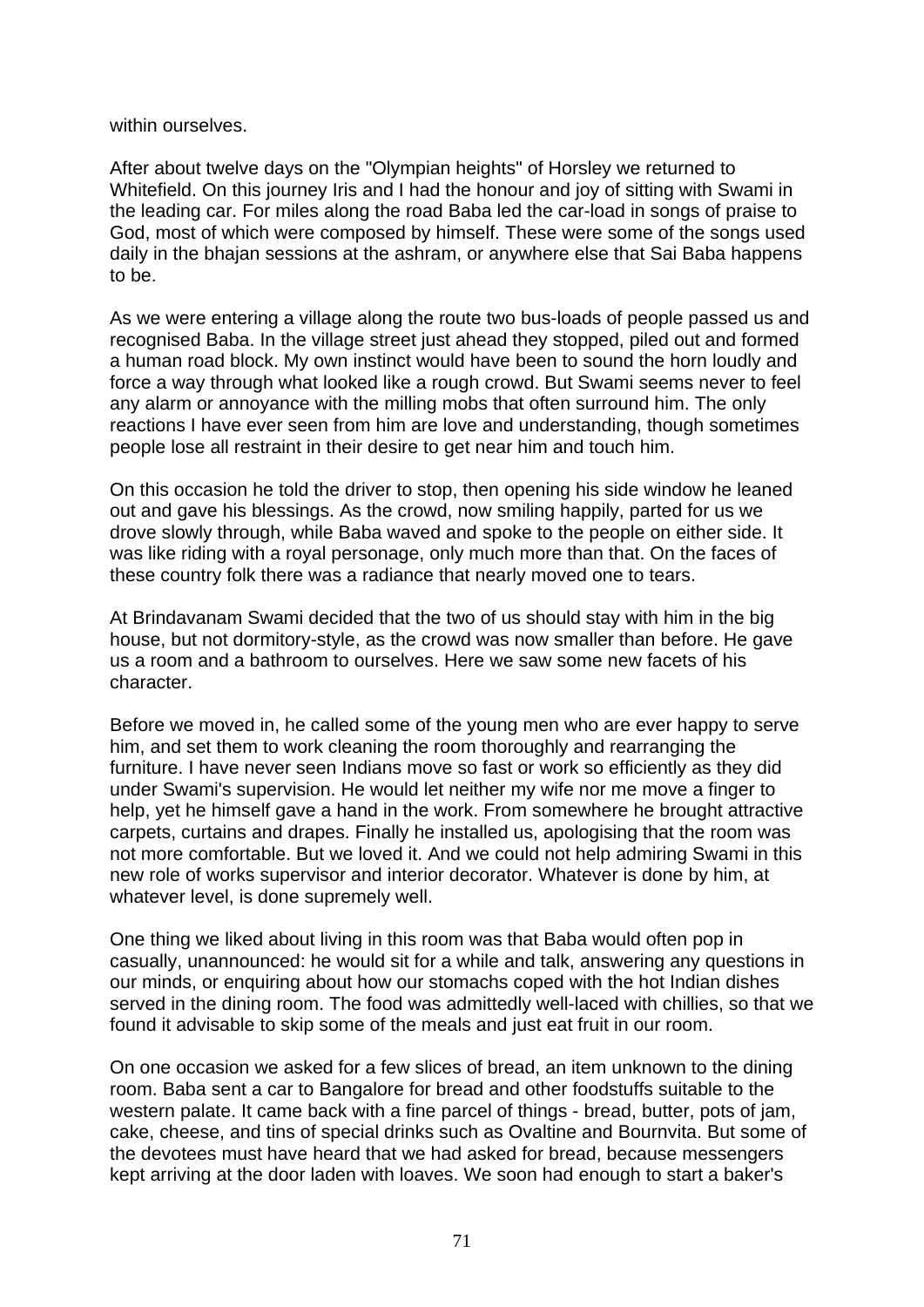within ourselves.

After about twelve days on the "Olympian heights" of Horsley we returned to Whitefield. On this journey Iris and I had the honour and joy of sitting with Swami in the leading car. For miles along the road Baba led the car-load in songs of praise to God, most of which were composed by himself. These were some of the songs used daily in the bhajan sessions at the ashram, or anywhere else that Sai Baba happens to be.

As we were entering a village along the route two bus-loads of people passed us and recognised Baba. In the village street just ahead they stopped, piled out and formed a human road block. My own instinct would have been to sound the horn loudly and force a way through what looked like a rough crowd. But Swami seems never to feel any alarm or annoyance with the milling mobs that often surround him. The only reactions I have ever seen from him are love and understanding, though sometimes people lose all restraint in their desire to get near him and touch him.

On this occasion he told the driver to stop, then opening his side window he leaned out and gave his blessings. As the crowd, now smiling happily, parted for us we drove slowly through, while Baba waved and spoke to the people on either side. It was like riding with a royal personage, only much more than that. On the faces of these country folk there was a radiance that nearly moved one to tears.

At Brindavanam Swami decided that the two of us should stay with him in the big house, but not dormitory-style, as the crowd was now smaller than before. He gave us a room and a bathroom to ourselves. Here we saw some new facets of his character.

Before we moved in, he called some of the young men who are ever happy to serve him, and set them to work cleaning the room thoroughly and rearranging the furniture. I have never seen Indians move so fast or work so efficiently as they did under Swami's supervision. He would let neither my wife nor me move a finger to help, yet he himself gave a hand in the work. From somewhere he brought attractive carpets, curtains and drapes. Finally he installed us, apologising that the room was not more comfortable. But we loved it. And we could not help admiring Swami in this new role of works supervisor and interior decorator. Whatever is done by him, at whatever level, is done supremely well.

One thing we liked about living in this room was that Baba would often pop in casually, unannounced: he would sit for a while and talk, answering any questions in our minds, or enquiring about how our stomachs coped with the hot Indian dishes served in the dining room. The food was admittedly well-laced with chillies, so that we found it advisable to skip some of the meals and just eat fruit in our room.

On one occasion we asked for a few slices of bread, an item unknown to the dining room. Baba sent a car to Bangalore for bread and other foodstuffs suitable to the western palate. It came back with a fine parcel of things - bread, butter, pots of jam, cake, cheese, and tins of special drinks such as Ovaltine and Bournvita. But some of the devotees must have heard that we had asked for bread, because messengers kept arriving at the door laden with loaves. We soon had enough to start a baker's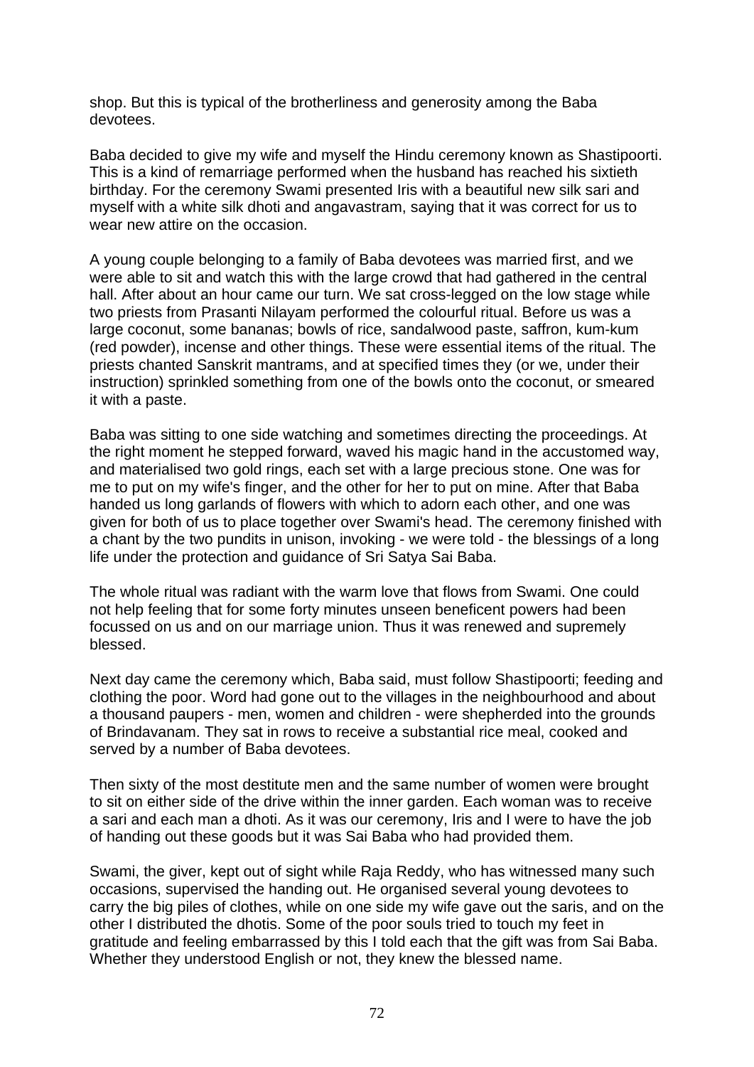shop. But this is typical of the brotherliness and generosity among the Baba devotees.

Baba decided to give my wife and myself the Hindu ceremony known as Shastipoorti. This is a kind of remarriage performed when the husband has reached his sixtieth birthday. For the ceremony Swami presented Iris with a beautiful new silk sari and myself with a white silk dhoti and angavastram, saying that it was correct for us to wear new attire on the occasion.

A young couple belonging to a family of Baba devotees was married first, and we were able to sit and watch this with the large crowd that had gathered in the central hall. After about an hour came our turn. We sat cross-legged on the low stage while two priests from Prasanti Nilayam performed the colourful ritual. Before us was a large coconut, some bananas; bowls of rice, sandalwood paste, saffron, kum-kum (red powder), incense and other things. These were essential items of the ritual. The priests chanted Sanskrit mantrams, and at specified times they (or we, under their instruction) sprinkled something from one of the bowls onto the coconut, or smeared it with a paste.

Baba was sitting to one side watching and sometimes directing the proceedings. At the right moment he stepped forward, waved his magic hand in the accustomed way, and materialised two gold rings, each set with a large precious stone. One was for me to put on my wife's finger, and the other for her to put on mine. After that Baba handed us long garlands of flowers with which to adorn each other, and one was given for both of us to place together over Swami's head. The ceremony finished with a chant by the two pundits in unison, invoking - we were told - the blessings of a long life under the protection and guidance of Sri Satya Sai Baba.

The whole ritual was radiant with the warm love that flows from Swami. One could not help feeling that for some forty minutes unseen beneficent powers had been focussed on us and on our marriage union. Thus it was renewed and supremely blessed.

Next day came the ceremony which, Baba said, must follow Shastipoorti; feeding and clothing the poor. Word had gone out to the villages in the neighbourhood and about a thousand paupers - men, women and children - were shepherded into the grounds of Brindavanam. They sat in rows to receive a substantial rice meal, cooked and served by a number of Baba devotees.

Then sixty of the most destitute men and the same number of women were brought to sit on either side of the drive within the inner garden. Each woman was to receive a sari and each man a dhoti. As it was our ceremony, Iris and I were to have the job of handing out these goods but it was Sai Baba who had provided them.

Swami, the giver, kept out of sight while Raja Reddy, who has witnessed many such occasions, supervised the handing out. He organised several young devotees to carry the big piles of clothes, while on one side my wife gave out the saris, and on the other I distributed the dhotis. Some of the poor souls tried to touch my feet in gratitude and feeling embarrassed by this I told each that the gift was from Sai Baba. Whether they understood English or not, they knew the blessed name.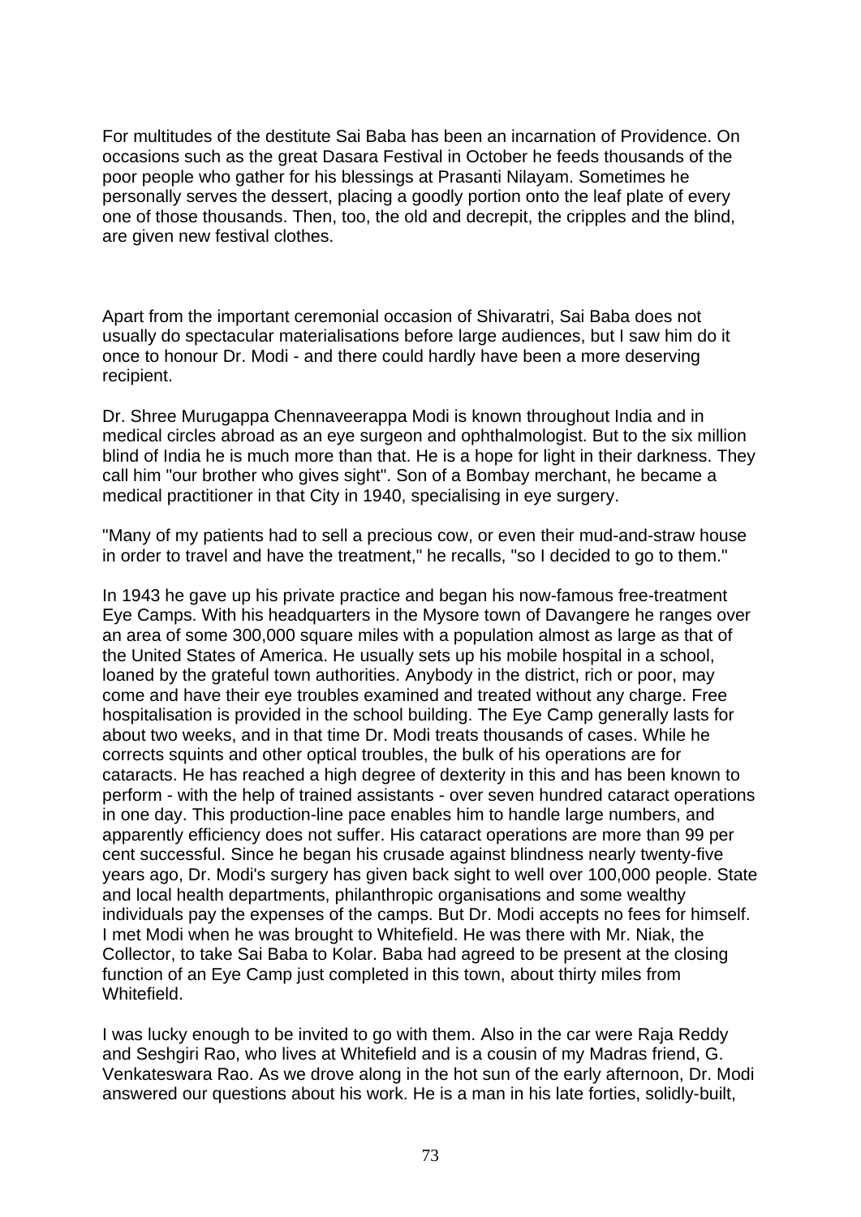For multitudes of the destitute Sai Baba has been an incarnation of Providence. On occasions such as the great Dasara Festival in October he feeds thousands of the poor people who gather for his blessings at Prasanti Nilayam. Sometimes he personally serves the dessert, placing a goodly portion onto the leaf plate of every one of those thousands. Then, too, the old and decrepit, the cripples and the blind, are given new festival clothes.

Apart from the important ceremonial occasion of Shivaratri, Sai Baba does not usually do spectacular materialisations before large audiences, but I saw him do it once to honour Dr. Modi - and there could hardly have been a more deserving recipient.

Dr. Shree Murugappa Chennaveerappa Modi is known throughout India and in medical circles abroad as an eye surgeon and ophthalmologist. But to the six million blind of India he is much more than that. He is a hope for light in their darkness. They call him "our brother who gives sight". Son of a Bombay merchant, he became a medical practitioner in that City in 1940, specialising in eye surgery.

"Many of my patients had to sell a precious cow, or even their mud-and-straw house in order to travel and have the treatment," he recalls, "so I decided to go to them."

In 1943 he gave up his private practice and began his now-famous free-treatment Eye Camps. With his headquarters in the Mysore town of Davangere he ranges over an area of some 300,000 square miles with a population almost as large as that of the United States of America. He usually sets up his mobile hospital in a school, loaned by the grateful town authorities. Anybody in the district, rich or poor, may come and have their eye troubles examined and treated without any charge. Free hospitalisation is provided in the school building. The Eye Camp generally lasts for about two weeks, and in that time Dr. Modi treats thousands of cases. While he corrects squints and other optical troubles, the bulk of his operations are for cataracts. He has reached a high degree of dexterity in this and has been known to perform - with the help of trained assistants - over seven hundred cataract operations in one day. This production-line pace enables him to handle large numbers, and apparently efficiency does not suffer. His cataract operations are more than 99 per cent successful. Since he began his crusade against blindness nearly twenty-five years ago, Dr. Modi's surgery has given back sight to well over 100,000 people. State and local health departments, philanthropic organisations and some wealthy individuals pay the expenses of the camps. But Dr. Modi accepts no fees for himself. I met Modi when he was brought to Whitefield. He was there with Mr. Niak, the Collector, to take Sai Baba to Kolar. Baba had agreed to be present at the closing function of an Eye Camp just completed in this town, about thirty miles from Whitefield.

I was lucky enough to be invited to go with them. Also in the car were Raja Reddy and Seshgiri Rao, who lives at Whitefield and is a cousin of my Madras friend, G. Venkateswara Rao. As we drove along in the hot sun of the early afternoon, Dr. Modi answered our questions about his work. He is a man in his late forties, solidly-built,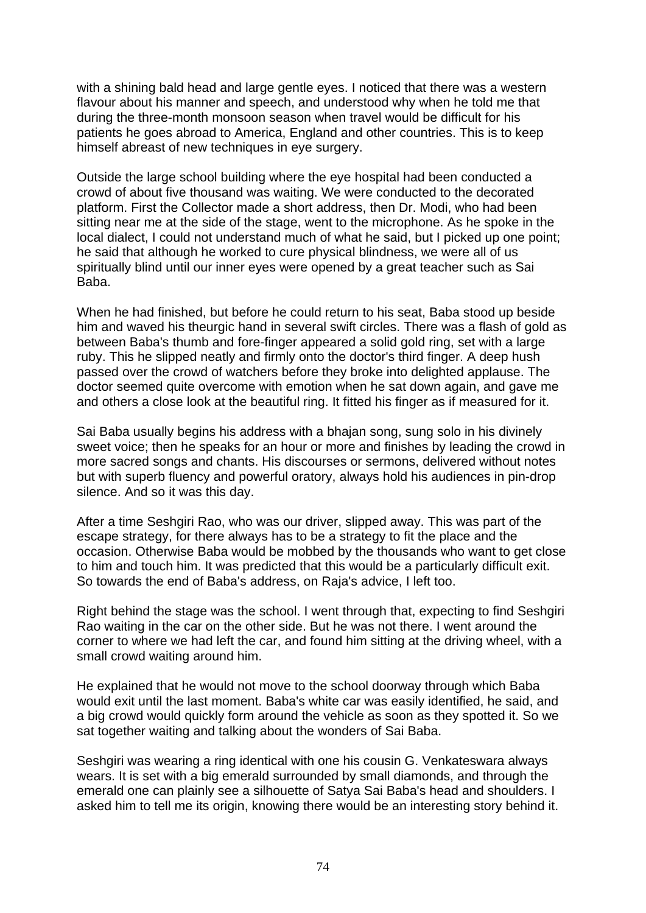with a shining bald head and large gentle eyes. I noticed that there was a western flavour about his manner and speech, and understood why when he told me that during the three-month monsoon season when travel would be difficult for his patients he goes abroad to America, England and other countries. This is to keep himself abreast of new techniques in eye surgery.

Outside the large school building where the eye hospital had been conducted a crowd of about five thousand was waiting. We were conducted to the decorated platform. First the Collector made a short address, then Dr. Modi, who had been sitting near me at the side of the stage, went to the microphone. As he spoke in the local dialect, I could not understand much of what he said, but I picked up one point; he said that although he worked to cure physical blindness, we were all of us spiritually blind until our inner eyes were opened by a great teacher such as Sai Baba.

When he had finished, but before he could return to his seat, Baba stood up beside him and waved his theurgic hand in several swift circles. There was a flash of gold as between Baba's thumb and fore-finger appeared a solid gold ring, set with a large ruby. This he slipped neatly and firmly onto the doctor's third finger. A deep hush passed over the crowd of watchers before they broke into delighted applause. The doctor seemed quite overcome with emotion when he sat down again, and gave me and others a close look at the beautiful ring. It fitted his finger as if measured for it.

Sai Baba usually begins his address with a bhajan song, sung solo in his divinely sweet voice; then he speaks for an hour or more and finishes by leading the crowd in more sacred songs and chants. His discourses or sermons, delivered without notes but with superb fluency and powerful oratory, always hold his audiences in pin-drop silence. And so it was this day.

After a time Seshgiri Rao, who was our driver, slipped away. This was part of the escape strategy, for there always has to be a strategy to fit the place and the occasion. Otherwise Baba would be mobbed by the thousands who want to get close to him and touch him. It was predicted that this would be a particularly difficult exit. So towards the end of Baba's address, on Raja's advice, I left too.

Right behind the stage was the school. I went through that, expecting to find Seshgiri Rao waiting in the car on the other side. But he was not there. I went around the corner to where we had left the car, and found him sitting at the driving wheel, with a small crowd waiting around him.

He explained that he would not move to the school doorway through which Baba would exit until the last moment. Baba's white car was easily identified, he said, and a big crowd would quickly form around the vehicle as soon as they spotted it. So we sat together waiting and talking about the wonders of Sai Baba.

Seshgiri was wearing a ring identical with one his cousin G. Venkateswara always wears. It is set with a big emerald surrounded by small diamonds, and through the emerald one can plainly see a silhouette of Satya Sai Baba's head and shoulders. I asked him to tell me its origin, knowing there would be an interesting story behind it.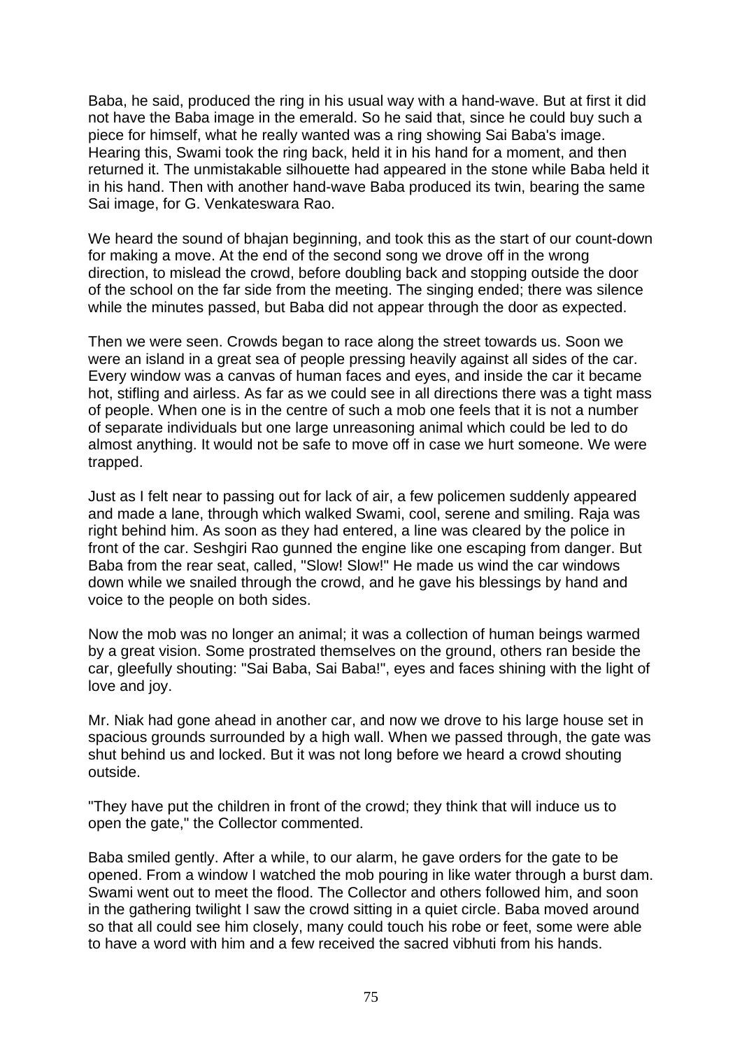Baba, he said, produced the ring in his usual way with a hand-wave. But at first it did not have the Baba image in the emerald. So he said that, since he could buy such a piece for himself, what he really wanted was a ring showing Sai Baba's image. Hearing this, Swami took the ring back, held it in his hand for a moment, and then returned it. The unmistakable silhouette had appeared in the stone while Baba held it in his hand. Then with another hand-wave Baba produced its twin, bearing the same Sai image, for G. Venkateswara Rao.

We heard the sound of bhajan beginning, and took this as the start of our count-down for making a move. At the end of the second song we drove off in the wrong direction, to mislead the crowd, before doubling back and stopping outside the door of the school on the far side from the meeting. The singing ended; there was silence while the minutes passed, but Baba did not appear through the door as expected.

Then we were seen. Crowds began to race along the street towards us. Soon we were an island in a great sea of people pressing heavily against all sides of the car. Every window was a canvas of human faces and eyes, and inside the car it became hot, stifling and airless. As far as we could see in all directions there was a tight mass of people. When one is in the centre of such a mob one feels that it is not a number of separate individuals but one large unreasoning animal which could be led to do almost anything. It would not be safe to move off in case we hurt someone. We were trapped.

Just as I felt near to passing out for lack of air, a few policemen suddenly appeared and made a lane, through which walked Swami, cool, serene and smiling. Raja was right behind him. As soon as they had entered, a line was cleared by the police in front of the car. Seshgiri Rao gunned the engine like one escaping from danger. But Baba from the rear seat, called, "Slow! Slow!" He made us wind the car windows down while we snailed through the crowd, and he gave his blessings by hand and voice to the people on both sides.

Now the mob was no longer an animal; it was a collection of human beings warmed by a great vision. Some prostrated themselves on the ground, others ran beside the car, gleefully shouting: "Sai Baba, Sai Baba!", eyes and faces shining with the light of love and joy.

Mr. Niak had gone ahead in another car, and now we drove to his large house set in spacious grounds surrounded by a high wall. When we passed through, the gate was shut behind us and locked. But it was not long before we heard a crowd shouting outside.

"They have put the children in front of the crowd; they think that will induce us to open the gate," the Collector commented.

Baba smiled gently. After a while, to our alarm, he gave orders for the gate to be opened. From a window I watched the mob pouring in like water through a burst dam. Swami went out to meet the flood. The Collector and others followed him, and soon in the gathering twilight I saw the crowd sitting in a quiet circle. Baba moved around so that all could see him closely, many could touch his robe or feet, some were able to have a word with him and a few received the sacred vibhuti from his hands.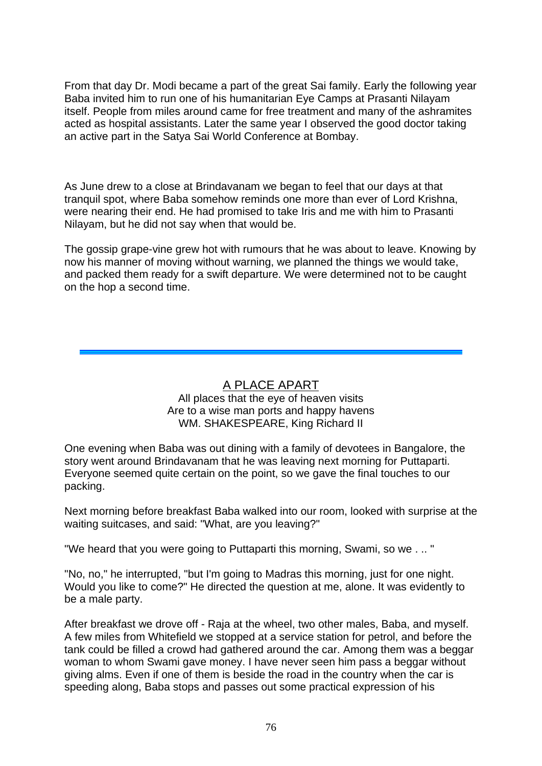From that day Dr. Modi became a part of the great Sai family. Early the following year Baba invited him to run one of his humanitarian Eye Camps at Prasanti Nilayam itself. People from miles around came for free treatment and many of the ashramites acted as hospital assistants. Later the same year I observed the good doctor taking an active part in the Satya Sai World Conference at Bombay.

As June drew to a close at Brindavanam we began to feel that our days at that tranquil spot, where Baba somehow reminds one more than ever of Lord Krishna, were nearing their end. He had promised to take Iris and me with him to Prasanti Nilayam, but he did not say when that would be.

The gossip grape-vine grew hot with rumours that he was about to leave. Knowing by now his manner of moving without warning, we planned the things we would take, and packed them ready for a swift departure. We were determined not to be caught on the hop a second time.

---

## A PLACE APART

All places that the eye of heaven visits
Are to a wise man ports and happy havens
WM. SHAKESPEARE, King Richard II

One evening when Baba was out dining with a family of devotees in Bangalore, the story went around Brindavanam that he was leaving next morning for Puttaparti. Everyone seemed quite certain on the point, so we gave the final touches to our packing.

Next morning before breakfast Baba walked into our room, looked with surprise at the waiting suitcases, and said: "What, are you leaving?"

"We heard that you were going to Puttaparti this morning, Swami, so we . .. "

"No, no," he interrupted, "but I'm going to Madras this morning, just for one night. Would you like to come?" He directed the question at me, alone. It was evidently to be a male party.

After breakfast we drove off - Raja at the wheel, two other males, Baba, and myself. A few miles from Whitefield we stopped at a service station for petrol, and before the tank could be filled a crowd had gathered around the car. Among them was a beggar woman to whom Swami gave money. I have never seen him pass a beggar without giving alms. Even if one of them is beside the road in the country when the car is speeding along, Baba stops and passes out some practical expression of his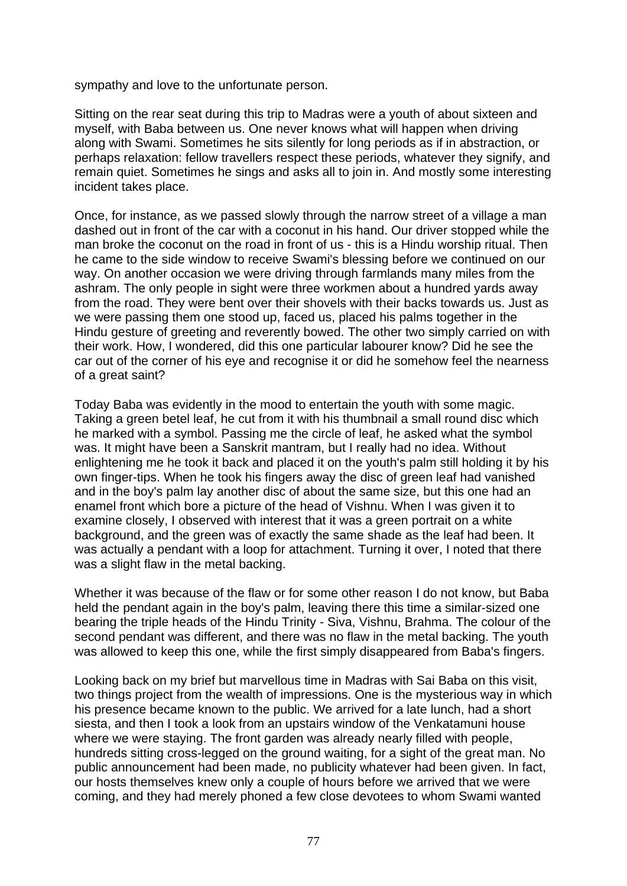sympathy and love to the unfortunate person.

Sitting on the rear seat during this trip to Madras were a youth of about sixteen and myself, with Baba between us. One never knows what will happen when driving along with Swami. Sometimes he sits silently for long periods as if in abstraction, or perhaps relaxation: fellow travellers respect these periods, whatever they signify, and remain quiet. Sometimes he sings and asks all to join in. And mostly some interesting incident takes place.

Once, for instance, as we passed slowly through the narrow street of a village a man dashed out in front of the car with a coconut in his hand. Our driver stopped while the man broke the coconut on the road in front of us - this is a Hindu worship ritual. Then he came to the side window to receive Swami's blessing before we continued on our way. On another occasion we were driving through farmlands many miles from the ashram. The only people in sight were three workmen about a hundred yards away from the road. They were bent over their shovels with their backs towards us. Just as we were passing them one stood up, faced us, placed his palms together in the Hindu gesture of greeting and reverently bowed. The other two simply carried on with their work. How, I wondered, did this one particular labourer know? Did he see the car out of the corner of his eye and recognise it or did he somehow feel the nearness of a great saint?

Today Baba was evidently in the mood to entertain the youth with some magic. Taking a green betel leaf, he cut from it with his thumbnail a small round disc which he marked with a symbol. Passing me the circle of leaf, he asked what the symbol was. It might have been a Sanskrit mantram, but I really had no idea. Without enlightening me he took it back and placed it on the youth's palm still holding it by his own finger-tips. When he took his fingers away the disc of green leaf had vanished and in the boy's palm lay another disc of about the same size, but this one had an enamel front which bore a picture of the head of Vishnu. When I was given it to examine closely, I observed with interest that it was a green portrait on a white background, and the green was of exactly the same shade as the leaf had been. It was actually a pendant with a loop for attachment. Turning it over, I noted that there was a slight flaw in the metal backing.

Whether it was because of the flaw or for some other reason I do not know, but Baba held the pendant again in the boy's palm, leaving there this time a similar-sized one bearing the triple heads of the Hindu Trinity - Siva, Vishnu, Brahma. The colour of the second pendant was different, and there was no flaw in the metal backing. The youth was allowed to keep this one, while the first simply disappeared from Baba's fingers.

Looking back on my brief but marvellous time in Madras with Sai Baba on this visit, two things project from the wealth of impressions. One is the mysterious way in which his presence became known to the public. We arrived for a late lunch, had a short siesta, and then I took a look from an upstairs window of the Venkatamuni house where we were staying. The front garden was already nearly filled with people, hundreds sitting cross-legged on the ground waiting, for a sight of the great man. No public announcement had been made, no publicity whatever had been given. In fact, our hosts themselves knew only a couple of hours before we arrived that we were coming, and they had merely phoned a few close devotees to whom Swami wanted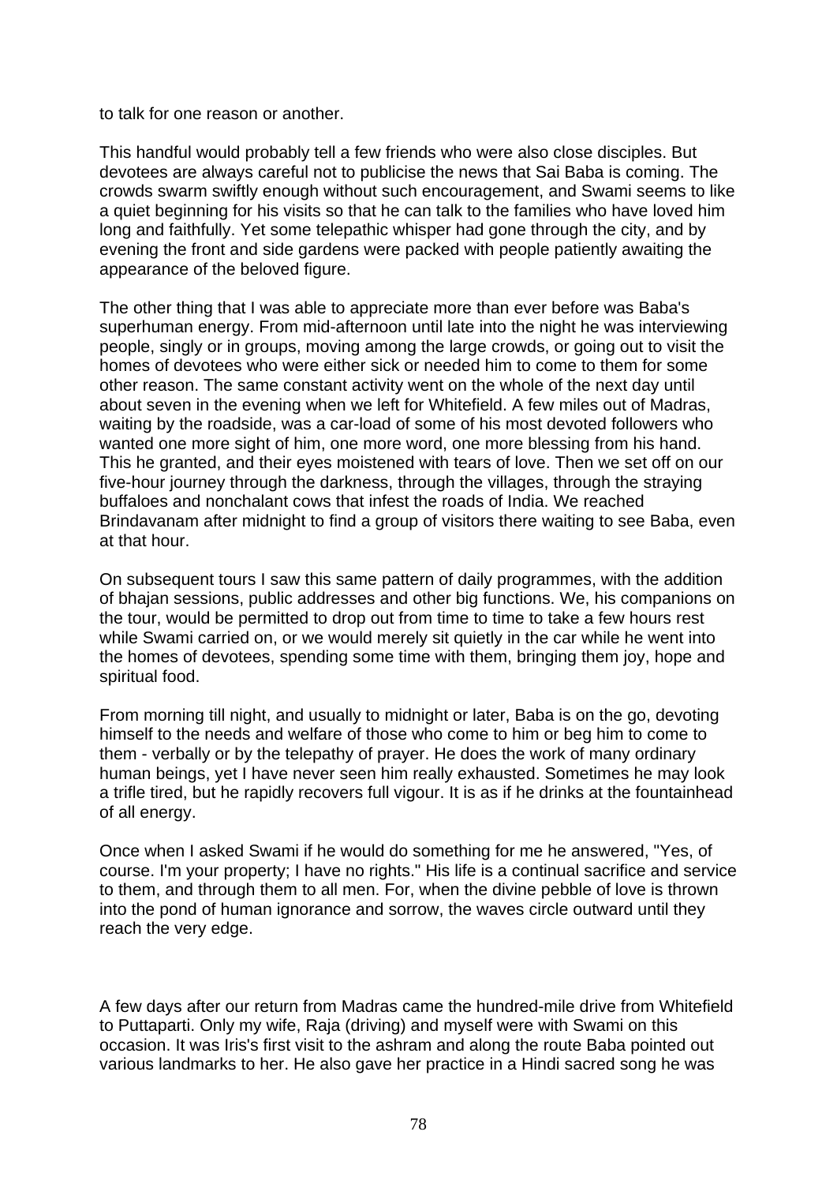to talk for one reason or another.

This handful would probably tell a few friends who were also close disciples. But devotees are always careful not to publicise the news that Sai Baba is coming. The crowds swarm swiftly enough without such encouragement, and Swami seems to like a quiet beginning for his visits so that he can talk to the families who have loved him long and faithfully. Yet some telepathic whisper had gone through the city, and by evening the front and side gardens were packed with people patiently awaiting the appearance of the beloved figure.

The other thing that I was able to appreciate more than ever before was Baba's superhuman energy. From mid-afternoon until late into the night he was interviewing people, singly or in groups, moving among the large crowds, or going out to visit the homes of devotees who were either sick or needed him to come to them for some other reason. The same constant activity went on the whole of the next day until about seven in the evening when we left for Whitefield. A few miles out of Madras, waiting by the roadside, was a car-load of some of his most devoted followers who wanted one more sight of him, one more word, one more blessing from his hand. This he granted, and their eyes moistened with tears of love. Then we set off on our five-hour journey through the darkness, through the villages, through the straying buffaloes and nonchalant cows that infest the roads of India. We reached Brindavanam after midnight to find a group of visitors there waiting to see Baba, even at that hour.

On subsequent tours I saw this same pattern of daily programmes, with the addition of bhajan sessions, public addresses and other big functions. We, his companions on the tour, would be permitted to drop out from time to time to take a few hours rest while Swami carried on, or we would merely sit quietly in the car while he went into the homes of devotees, spending some time with them, bringing them joy, hope and spiritual food.

From morning till night, and usually to midnight or later, Baba is on the go, devoting himself to the needs and welfare of those who come to him or beg him to come to them - verbally or by the telepathy of prayer. He does the work of many ordinary human beings, yet I have never seen him really exhausted. Sometimes he may look a trifle tired, but he rapidly recovers full vigour. It is as if he drinks at the fountainhead of all energy.

Once when I asked Swami if he would do something for me he answered, "Yes, of course. I'm your property; I have no rights." His life is a continual sacrifice and service to them, and through them to all men. For, when the divine pebble of love is thrown into the pond of human ignorance and sorrow, the waves circle outward until they reach the very edge.

A few days after our return from Madras came the hundred-mile drive from Whitefield to Puttaparti. Only my wife, Raja (driving) and myself were with Swami on this occasion. It was Iris's first visit to the ashram and along the route Baba pointed out various landmarks to her. He also gave her practice in a Hindi sacred song he was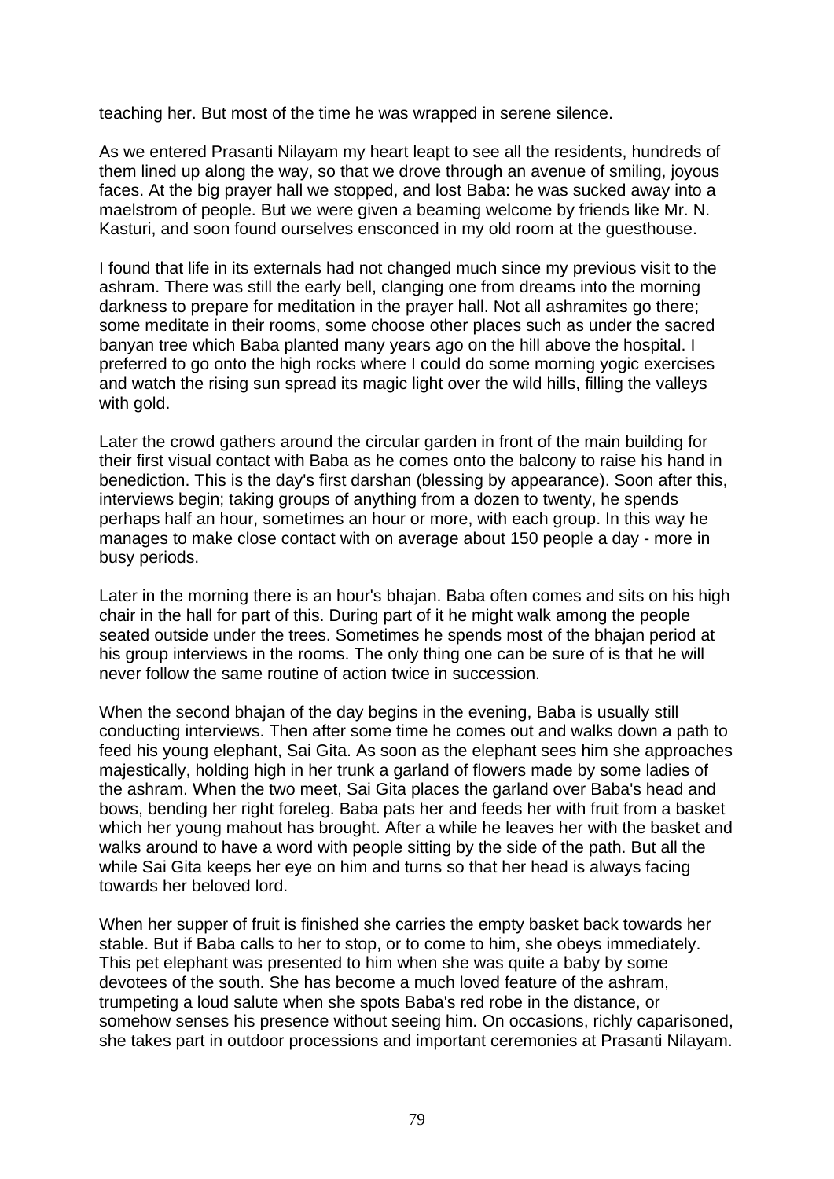teaching her. But most of the time he was wrapped in serene silence.

As we entered Prasanti Nilayam my heart leapt to see all the residents, hundreds of them lined up along the way, so that we drove through an avenue of smiling, joyous faces. At the big prayer hall we stopped, and lost Baba: he was sucked away into a maelstrom of people. But we were given a beaming welcome by friends like Mr. N. Kasturi, and soon found ourselves ensconced in my old room at the guesthouse.

I found that life in its externals had not changed much since my previous visit to the ashram. There was still the early bell, clanging one from dreams into the morning darkness to prepare for meditation in the prayer hall. Not all ashramites go there; some meditate in their rooms, some choose other places such as under the sacred banyan tree which Baba planted many years ago on the hill above the hospital. I preferred to go onto the high rocks where I could do some morning yogic exercises and watch the rising sun spread its magic light over the wild hills, filling the valleys with gold.

Later the crowd gathers around the circular garden in front of the main building for their first visual contact with Baba as he comes onto the balcony to raise his hand in benediction. This is the day's first darshan (blessing by appearance). Soon after this, interviews begin; taking groups of anything from a dozen to twenty, he spends perhaps half an hour, sometimes an hour or more, with each group. In this way he manages to make close contact with on average about 150 people a day - more in busy periods.

Later in the morning there is an hour's bhajan. Baba often comes and sits on his high chair in the hall for part of this. During part of it he might walk among the people seated outside under the trees. Sometimes he spends most of the bhajan period at his group interviews in the rooms. The only thing one can be sure of is that he will never follow the same routine of action twice in succession.

When the second bhajan of the day begins in the evening, Baba is usually still conducting interviews. Then after some time he comes out and walks down a path to feed his young elephant, Sai Gita. As soon as the elephant sees him she approaches majestically, holding high in her trunk a garland of flowers made by some ladies of the ashram. When the two meet, Sai Gita places the garland over Baba's head and bows, bending her right foreleg. Baba pats her and feeds her with fruit from a basket which her young mahout has brought. After a while he leaves her with the basket and walks around to have a word with people sitting by the side of the path. But all the while Sai Gita keeps her eye on him and turns so that her head is always facing towards her beloved lord.

When her supper of fruit is finished she carries the empty basket back towards her stable. But if Baba calls to her to stop, or to come to him, she obeys immediately. This pet elephant was presented to him when she was quite a baby by some devotees of the south. She has become a much loved feature of the ashram, trumpeting a loud salute when she spots Baba's red robe in the distance, or somehow senses his presence without seeing him. On occasions, richly caparisoned, she takes part in outdoor processions and important ceremonies at Prasanti Nilayam.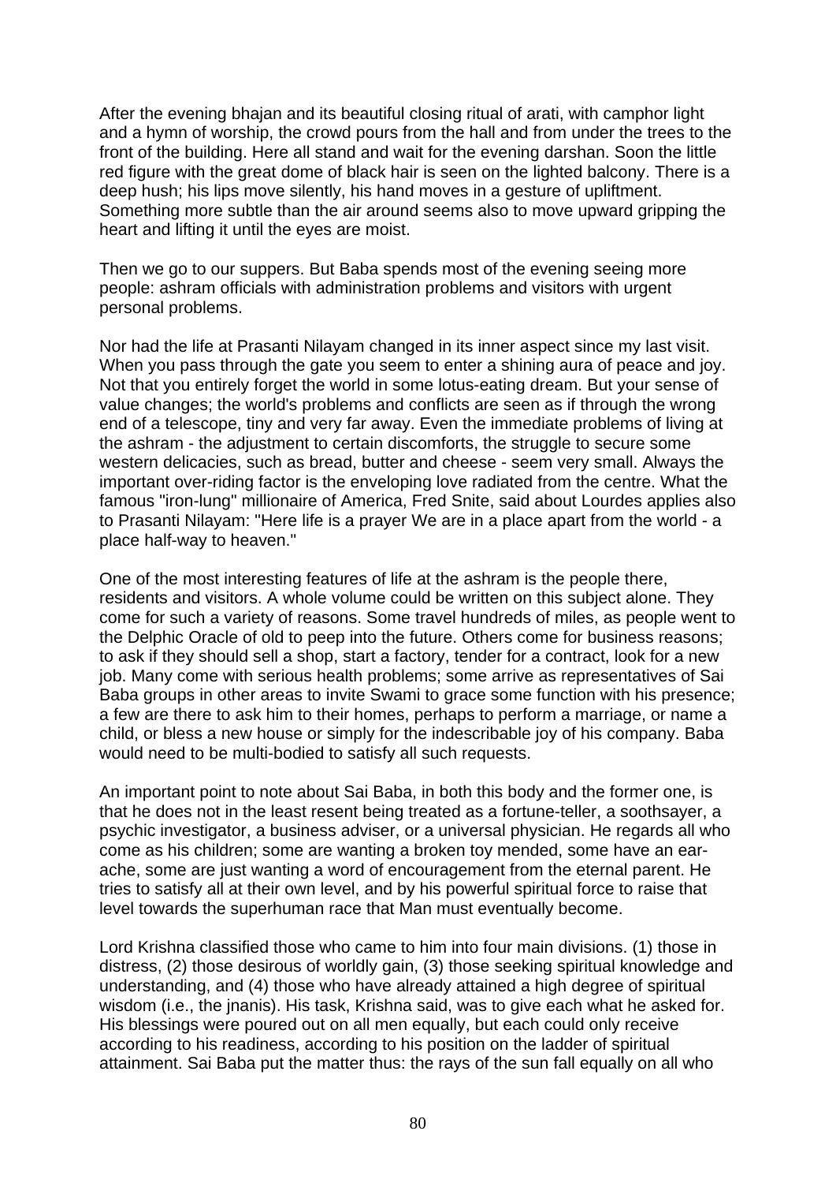After the evening bhajan and its beautiful closing ritual of arati, with camphor light and a hymn of worship, the crowd pours from the hall and from under the trees to the front of the building. Here all stand and wait for the evening darshan. Soon the little red figure with the great dome of black hair is seen on the lighted balcony. There is a deep hush; his lips move silently, his hand moves in a gesture of upliftment. Something more subtle than the air around seems also to move upward gripping the heart and lifting it until the eyes are moist.

Then we go to our suppers. But Baba spends most of the evening seeing more people: ashram officials with administration problems and visitors with urgent personal problems.

Nor had the life at Prasanti Nilayam changed in its inner aspect since my last visit. When you pass through the gate you seem to enter a shining aura of peace and joy. Not that you entirely forget the world in some lotus-eating dream. But your sense of value changes; the world's problems and conflicts are seen as if through the wrong end of a telescope, tiny and very far away. Even the immediate problems of living at the ashram - the adjustment to certain discomforts, the struggle to secure some western delicacies, such as bread, butter and cheese - seem very small. Always the important over-riding factor is the enveloping love radiated from the centre. What the famous "iron-lung" millionaire of America, Fred Snite, said about Lourdes applies also to Prasanti Nilayam: "Here life is a prayer We are in a place apart from the world - a place half-way to heaven."

One of the most interesting features of life at the ashram is the people there, residents and visitors. A whole volume could be written on this subject alone. They come for such a variety of reasons. Some travel hundreds of miles, as people went to the Delphic Oracle of old to peep into the future. Others come for business reasons; to ask if they should sell a shop, start a factory, tender for a contract, look for a new job. Many come with serious health problems; some arrive as representatives of Sai Baba groups in other areas to invite Swami to grace some function with his presence; a few are there to ask him to their homes, perhaps to perform a marriage, or name a child, or bless a new house or simply for the indescribable joy of his company. Baba would need to be multi-bodied to satisfy all such requests.

An important point to note about Sai Baba, in both this body and the former one, is that he does not in the least resent being treated as a fortune-teller, a soothsayer, a psychic investigator, a business adviser, or a universal physician. He regards all who come as his children; some are wanting a broken toy mended, some have an ear-ache, some are just wanting a word of encouragement from the eternal parent. He tries to satisfy all at their own level, and by his powerful spiritual force to raise that level towards the superhuman race that Man must eventually become.

Lord Krishna classified those who came to him into four main divisions. (1) those in distress, (2) those desirous of worldly gain, (3) those seeking spiritual knowledge and understanding, and (4) those who have already attained a high degree of spiritual wisdom (i.e., the jnanis). His task, Krishna said, was to give each what he asked for. His blessings were poured out on all men equally, but each could only receive according to his readiness, according to his position on the ladder of spiritual attainment. Sai Baba put the matter thus: the rays of the sun fall equally on all who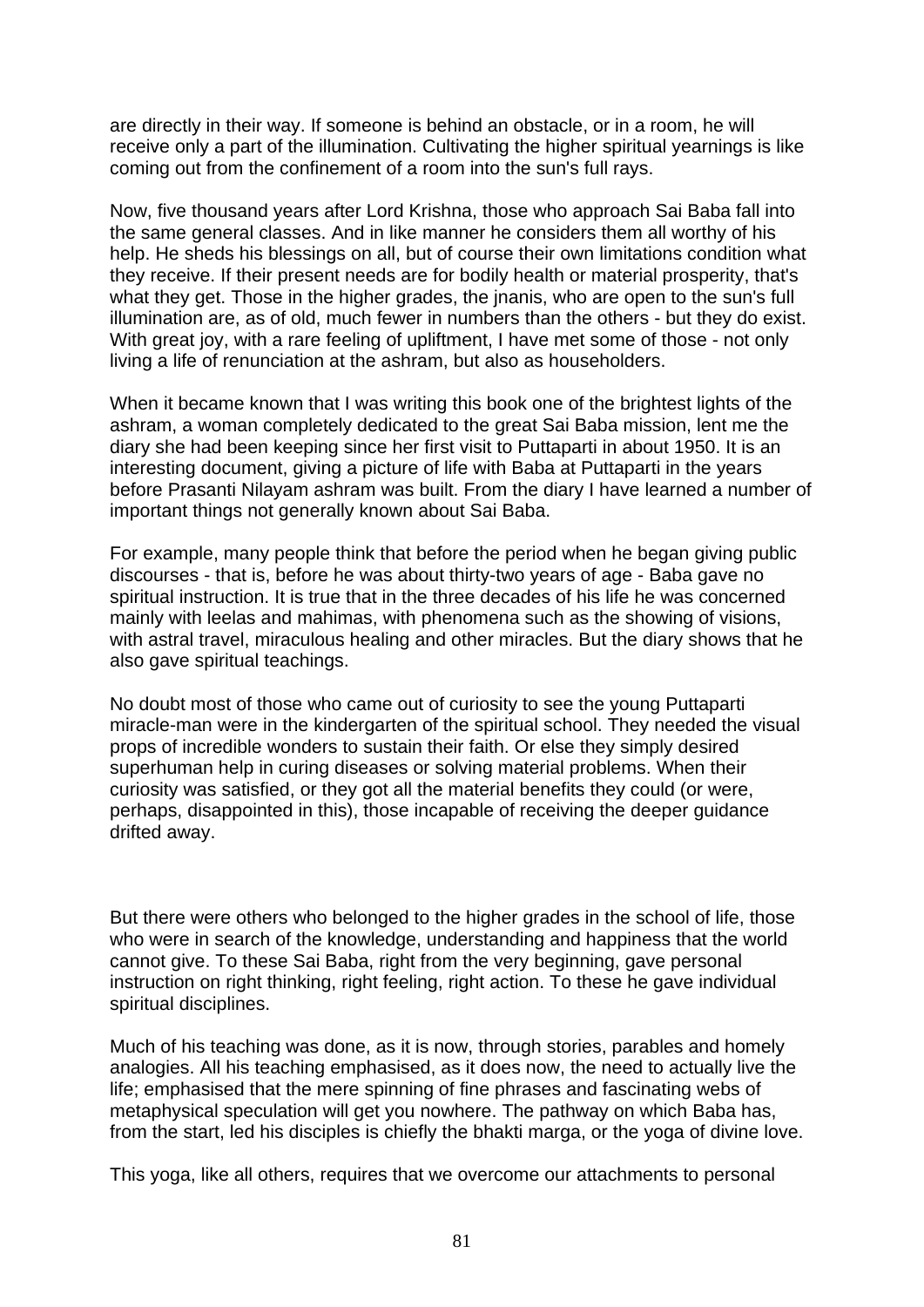are directly in their way. If someone is behind an obstacle, or in a room, he will receive only a part of the illumination. Cultivating the higher spiritual yearnings is like coming out from the confinement of a room into the sun's full rays.

Now, five thousand years after Lord Krishna, those who approach Sai Baba fall into the same general classes. And in like manner he considers them all worthy of his help. He sheds his blessings on all, but of course their own limitations condition what they receive. If their present needs are for bodily health or material prosperity, that's what they get. Those in the higher grades, the jnanis, who are open to the sun's full illumination are, as of old, much fewer in numbers than the others - but they do exist. With great joy, with a rare feeling of upliftment, I have met some of those - not only living a life of renunciation at the ashram, but also as householders.

When it became known that I was writing this book one of the brightest lights of the ashram, a woman completely dedicated to the great Sai Baba mission, lent me the diary she had been keeping since her first visit to Puttaparti in about 1950. It is an interesting document, giving a picture of life with Baba at Puttaparti in the years before Prasanti Nilayam ashram was built. From the diary I have learned a number of important things not generally known about Sai Baba.

For example, many people think that before the period when he began giving public discourses - that is, before he was about thirty-two years of age - Baba gave no spiritual instruction. It is true that in the three decades of his life he was concerned mainly with leelas and mahimas, with phenomena such as the showing of visions, with astral travel, miraculous healing and other miracles. But the diary shows that he also gave spiritual teachings.

No doubt most of those who came out of curiosity to see the young Puttaparti miracle-man were in the kindergarten of the spiritual school. They needed the visual props of incredible wonders to sustain their faith. Or else they simply desired superhuman help in curing diseases or solving material problems. When their curiosity was satisfied, or they got all the material benefits they could (or were, perhaps, disappointed in this), those incapable of receiving the deeper guidance drifted away.

But there were others who belonged to the higher grades in the school of life, those who were in search of the knowledge, understanding and happiness that the world cannot give. To these Sai Baba, right from the very beginning, gave personal instruction on right thinking, right feeling, right action. To these he gave individual spiritual disciplines.

Much of his teaching was done, as it is now, through stories, parables and homely analogies. All his teaching emphasised, as it does now, the need to actually live the life; emphasised that the mere spinning of fine phrases and fascinating webs of metaphysical speculation will get you nowhere. The pathway on which Baba has, from the start, led his disciples is chiefly the bhakti marga, or the yoga of divine love.

This yoga, like all others, requires that we overcome our attachments to personal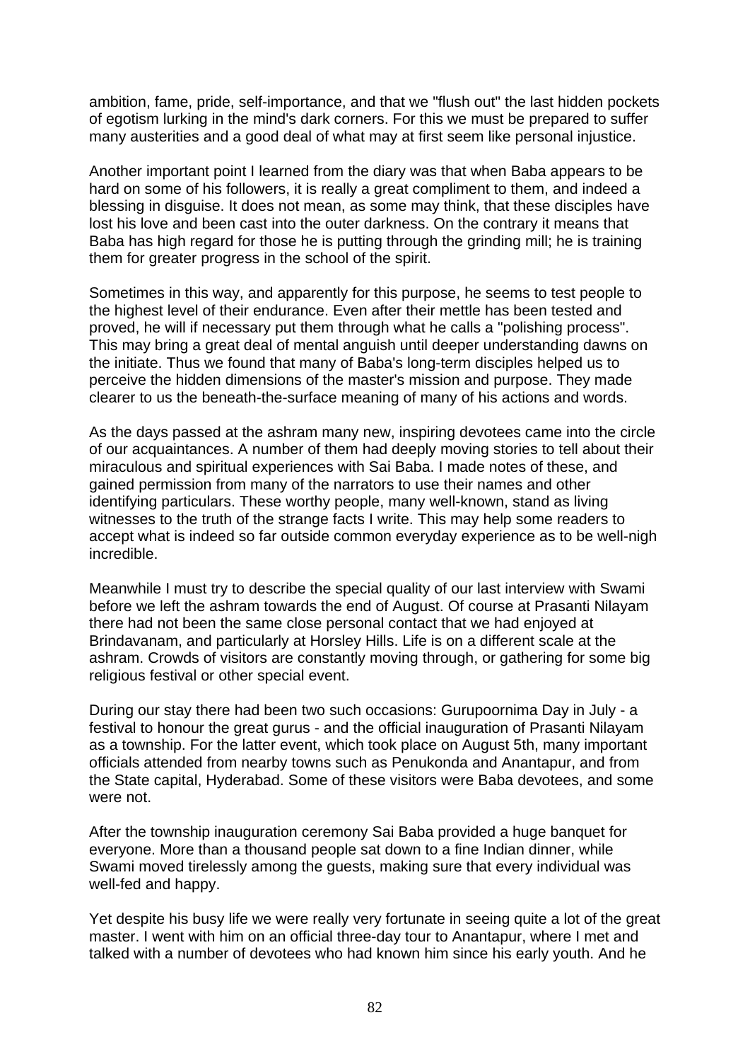ambition, fame, pride, self-importance, and that we "flush out" the last hidden pockets of egotism lurking in the mind's dark corners. For this we must be prepared to suffer many austerities and a good deal of what may at first seem like personal injustice.

Another important point I learned from the diary was that when Baba appears to be hard on some of his followers, it is really a great compliment to them, and indeed a blessing in disguise. It does not mean, as some may think, that these disciples have lost his love and been cast into the outer darkness. On the contrary it means that Baba has high regard for those he is putting through the grinding mill; he is training them for greater progress in the school of the spirit.

Sometimes in this way, and apparently for this purpose, he seems to test people to the highest level of their endurance. Even after their mettle has been tested and proved, he will if necessary put them through what he calls a "polishing process". This may bring a great deal of mental anguish until deeper understanding dawns on the initiate. Thus we found that many of Baba's long-term disciples helped us to perceive the hidden dimensions of the master's mission and purpose. They made clearer to us the beneath-the-surface meaning of many of his actions and words.

As the days passed at the ashram many new, inspiring devotees came into the circle of our acquaintances. A number of them had deeply moving stories to tell about their miraculous and spiritual experiences with Sai Baba. I made notes of these, and gained permission from many of the narrators to use their names and other identifying particulars. These worthy people, many well-known, stand as living witnesses to the truth of the strange facts I write. This may help some readers to accept what is indeed so far outside common everyday experience as to be well-nigh incredible.

Meanwhile I must try to describe the special quality of our last interview with Swami before we left the ashram towards the end of August. Of course at Prasanti Nilayam there had not been the same close personal contact that we had enjoyed at Brindavanam, and particularly at Horsley Hills. Life is on a different scale at the ashram. Crowds of visitors are constantly moving through, or gathering for some big religious festival or other special event.

During our stay there had been two such occasions: Gurupoornima Day in July - a festival to honour the great gurus - and the official inauguration of Prasanti Nilayam as a township. For the latter event, which took place on August 5th, many important officials attended from nearby towns such as Penukonda and Anantapur, and from the State capital, Hyderabad. Some of these visitors were Baba devotees, and some were not.

After the township inauguration ceremony Sai Baba provided a huge banquet for everyone. More than a thousand people sat down to a fine Indian dinner, while Swami moved tirelessly among the guests, making sure that every individual was well-fed and happy.

Yet despite his busy life we were really very fortunate in seeing quite a lot of the great master. I went with him on an official three-day tour to Anantapur, where I met and talked with a number of devotees who had known him since his early youth. And he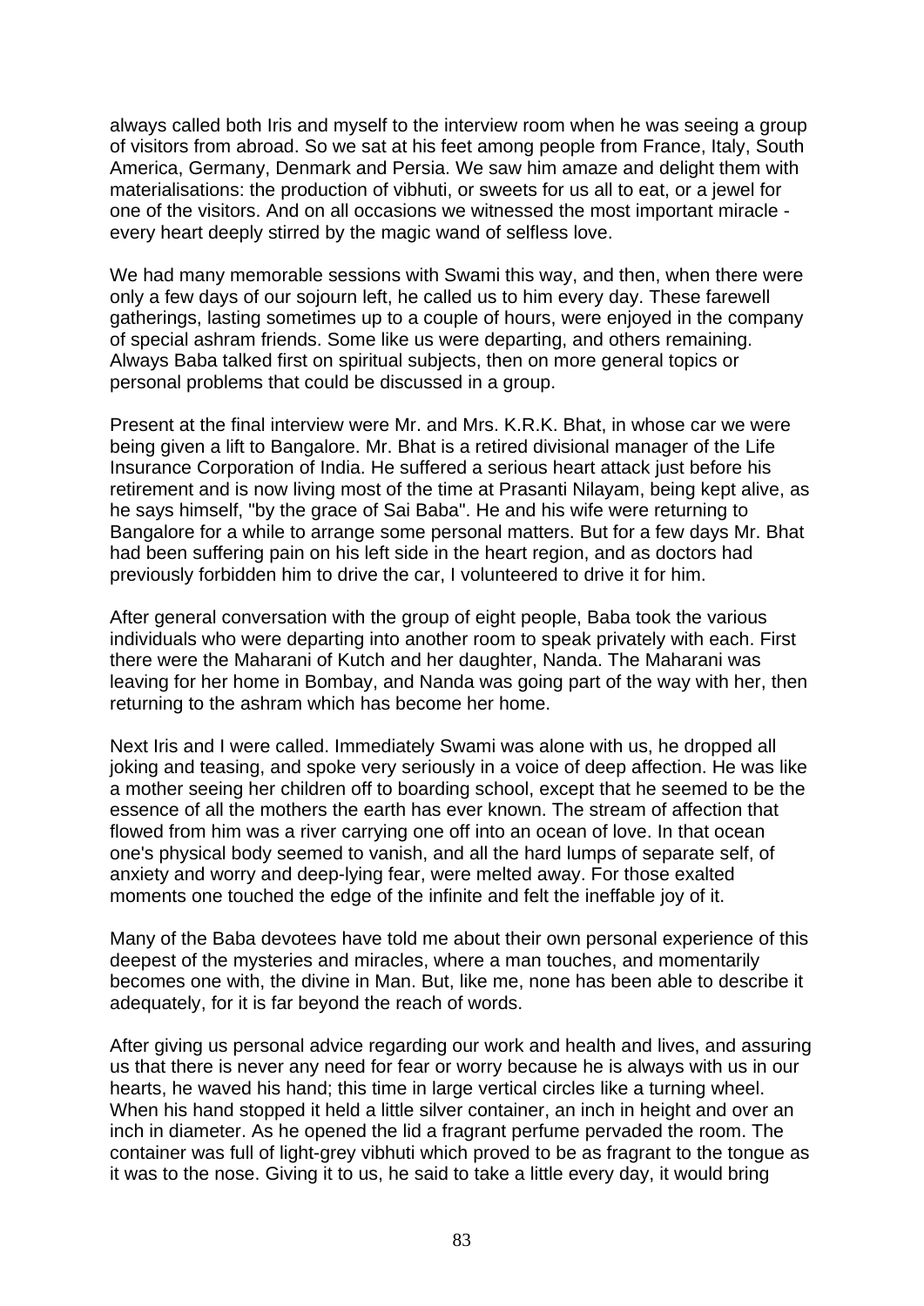always called both Iris and myself to the interview room when he was seeing a group of visitors from abroad. So we sat at his feet among people from France, Italy, South America, Germany, Denmark and Persia. We saw him amaze and delight them with materialisations: the production of vibhuti, or sweets for us all to eat, or a jewel for one of the visitors. And on all occasions we witnessed the most important miracle - every heart deeply stirred by the magic wand of selfless love.

We had many memorable sessions with Swami this way, and then, when there were only a few days of our sojourn left, he called us to him every day. These farewell gatherings, lasting sometimes up to a couple of hours, were enjoyed in the company of special ashram friends. Some like us were departing, and others remaining. Always Baba talked first on spiritual subjects, then on more general topics or personal problems that could be discussed in a group.

Present at the final interview were Mr. and Mrs. K.R.K. Bhat, in whose car we were being given a lift to Bangalore. Mr. Bhat is a retired divisional manager of the Life Insurance Corporation of India. He suffered a serious heart attack just before his retirement and is now living most of the time at Prasanti Nilayam, being kept alive, as he says himself, "by the grace of Sai Baba". He and his wife were returning to Bangalore for a while to arrange some personal matters. But for a few days Mr. Bhat had been suffering pain on his left side in the heart region, and as doctors had previously forbidden him to drive the car, I volunteered to drive it for him.

After general conversation with the group of eight people, Baba took the various individuals who were departing into another room to speak privately with each. First there were the Maharani of Kutch and her daughter, Nanda. The Maharani was leaving for her home in Bombay, and Nanda was going part of the way with her, then returning to the ashram which has become her home.

Next Iris and I were called. Immediately Swami was alone with us, he dropped all joking and teasing, and spoke very seriously in a voice of deep affection. He was like a mother seeing her children off to boarding school, except that he seemed to be the essence of all the mothers the earth has ever known. The stream of affection that flowed from him was a river carrying one off into an ocean of love. In that ocean one's physical body seemed to vanish, and all the hard lumps of separate self, of anxiety and worry and deep-lying fear, were melted away. For those exalted moments one touched the edge of the infinite and felt the ineffable joy of it.

Many of the Baba devotees have told me about their own personal experience of this deepest of the mysteries and miracles, where a man touches, and momentarily becomes one with, the divine in Man. But, like me, none has been able to describe it adequately, for it is far beyond the reach of words.

After giving us personal advice regarding our work and health and lives, and assuring us that there is never any need for fear or worry because he is always with us in our hearts, he waved his hand; this time in large vertical circles like a turning wheel. When his hand stopped it held a little silver container, an inch in height and over an inch in diameter. As he opened the lid a fragrant perfume pervaded the room. The container was full of light-grey vibhuti which proved to be as fragrant to the tongue as it was to the nose. Giving it to us, he said to take a little every day, it would bring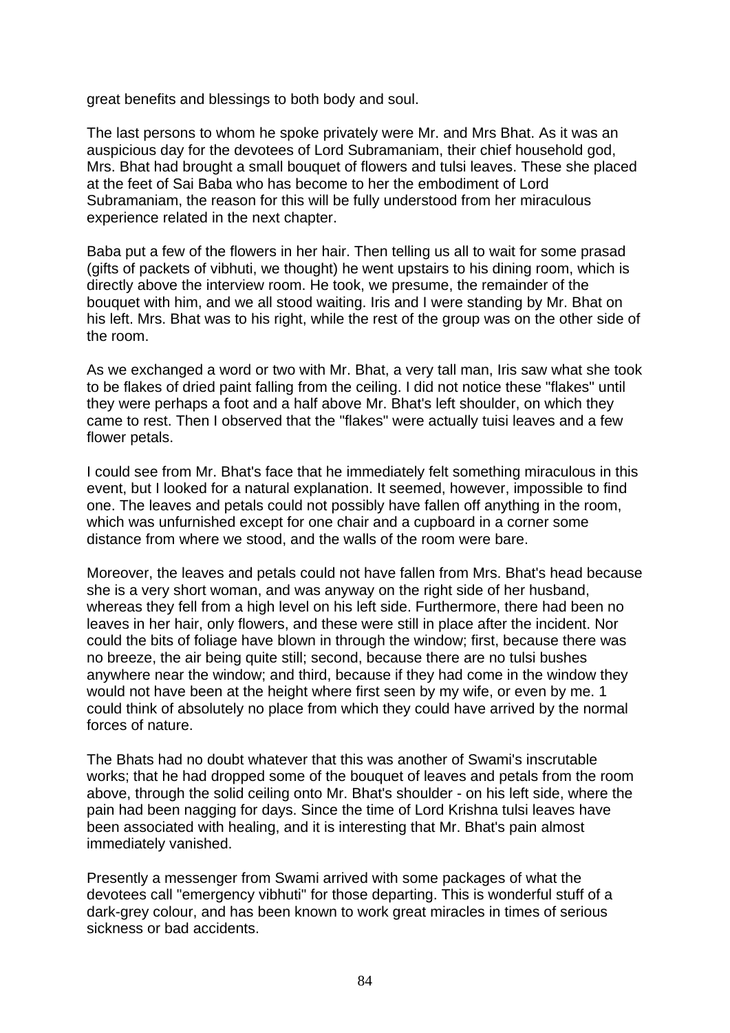great benefits and blessings to both body and soul.

The last persons to whom he spoke privately were Mr. and Mrs Bhat. As it was an auspicious day for the devotees of Lord Subramaniam, their chief household god, Mrs. Bhat had brought a small bouquet of flowers and tulsi leaves. These she placed at the feet of Sai Baba who has become to her the embodiment of Lord Subramaniam, the reason for this will be fully understood from her miraculous experience related in the next chapter.

Baba put a few of the flowers in her hair. Then telling us all to wait for some prasad (gifts of packets of vibhuti, we thought) he went upstairs to his dining room, which is directly above the interview room. He took, we presume, the remainder of the bouquet with him, and we all stood waiting. Iris and I were standing by Mr. Bhat on his left. Mrs. Bhat was to his right, while the rest of the group was on the other side of the room.

As we exchanged a word or two with Mr. Bhat, a very tall man, Iris saw what she took to be flakes of dried paint falling from the ceiling. I did not notice these "flakes" until they were perhaps a foot and a half above Mr. Bhat's left shoulder, on which they came to rest. Then I observed that the "flakes" were actually tuisi leaves and a few flower petals.

I could see from Mr. Bhat's face that he immediately felt something miraculous in this event, but I looked for a natural explanation. It seemed, however, impossible to find one. The leaves and petals could not possibly have fallen off anything in the room, which was unfurnished except for one chair and a cupboard in a corner some distance from where we stood, and the walls of the room were bare.

Moreover, the leaves and petals could not have fallen from Mrs. Bhat's head because she is a very short woman, and was anyway on the right side of her husband, whereas they fell from a high level on his left side. Furthermore, there had been no leaves in her hair, only flowers, and these were still in place after the incident. Nor could the bits of foliage have blown in through the window; first, because there was no breeze, the air being quite still; second, because there are no tulsi bushes anywhere near the window; and third, because if they had come in the window they would not have been at the height where first seen by my wife, or even by me. 1 could think of absolutely no place from which they could have arrived by the normal forces of nature.

The Bhats had no doubt whatever that this was another of Swami's inscrutable works; that he had dropped some of the bouquet of leaves and petals from the room above, through the solid ceiling onto Mr. Bhat's shoulder - on his left side, where the pain had been nagging for days. Since the time of Lord Krishna tulsi leaves have been associated with healing, and it is interesting that Mr. Bhat's pain almost immediately vanished.

Presently a messenger from Swami arrived with some packages of what the devotees call "emergency vibhuti" for those departing. This is wonderful stuff of a dark-grey colour, and has been known to work great miracles in times of serious sickness or bad accidents.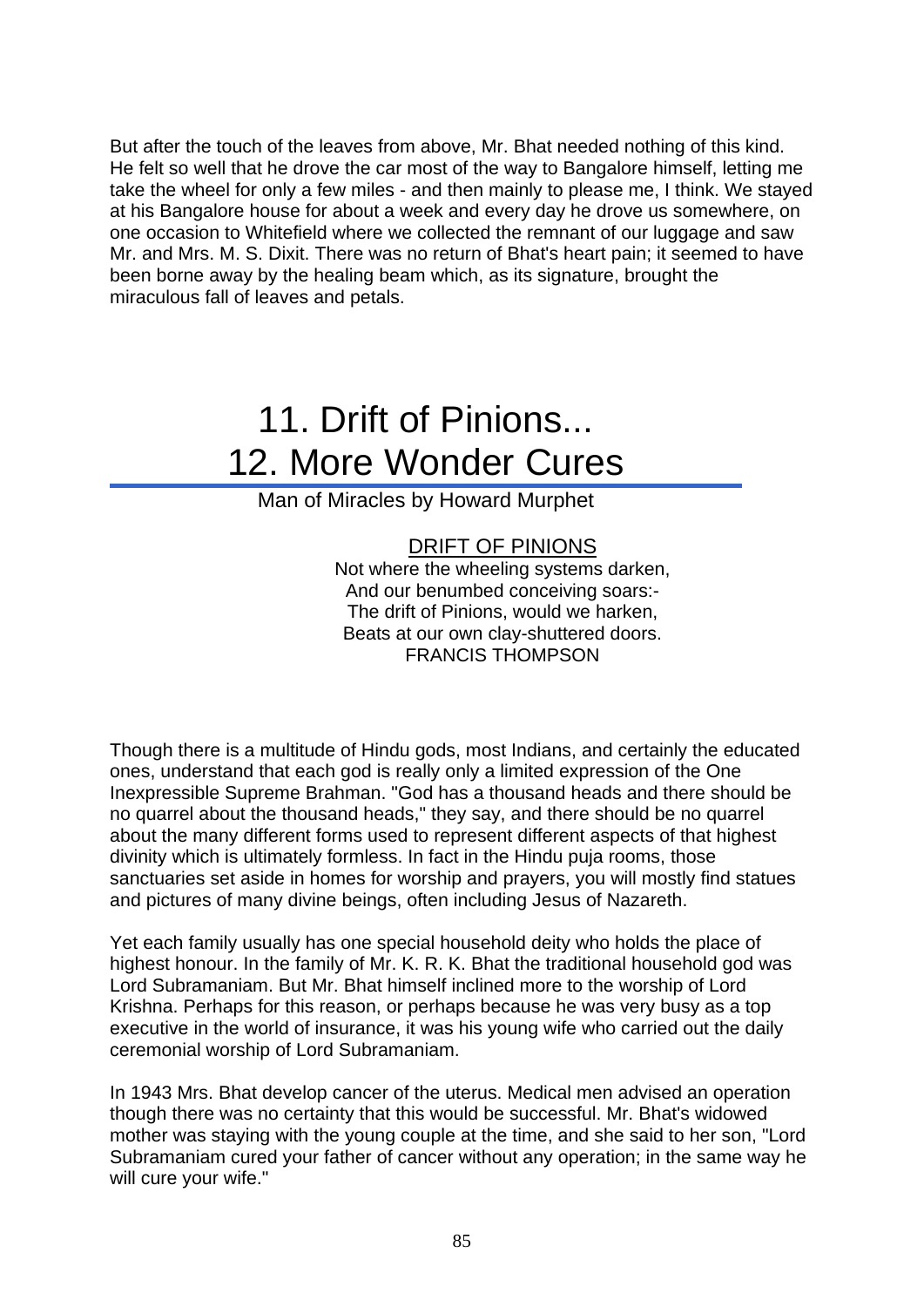But after the touch of the leaves from above, Mr. Bhat needed nothing of this kind. He felt so well that he drove the car most of the way to Bangalore himself, letting me take the wheel for only a few miles - and then mainly to please me, I think. We stayed at his Bangalore house for about a week and every day he drove us somewhere, on one occasion to Whitefield where we collected the remnant of our luggage and saw Mr. and Mrs. M. S. Dixit. There was no return of Bhat's heart pain; it seemed to have been borne away by the healing beam which, as its signature, brought the miraculous fall of leaves and petals.

# 11. Drift of Pinions...
# 12. More Wonder Cures

Man of Miracles by Howard Murphet

## DRIFT OF PINIONS

Not where the wheeling systems darken,
And our benumbed conceiving soars:-
The drift of Pinions, would we harken,
Beats at our own clay-shuttered doors.
FRANCIS THOMPSON

Though there is a multitude of Hindu gods, most Indians, and certainly the educated ones, understand that each god is really only a limited expression of the One Inexpressible Supreme Brahman. "God has a thousand heads and there should be no quarrel about the thousand heads," they say, and there should be no quarrel about the many different forms used to represent different aspects of that highest divinity which is ultimately formless. In fact in the Hindu puja rooms, those sanctuaries set aside in homes for worship and prayers, you will mostly find statues and pictures of many divine beings, often including Jesus of Nazareth.

Yet each family usually has one special household deity who holds the place of highest honour. In the family of Mr. K. R. K. Bhat the traditional household god was Lord Subramaniam. But Mr. Bhat himself inclined more to the worship of Lord Krishna. Perhaps for this reason, or perhaps because he was very busy as a top executive in the world of insurance, it was his young wife who carried out the daily ceremonial worship of Lord Subramaniam.

In 1943 Mrs. Bhat develop cancer of the uterus. Medical men advised an operation though there was no certainty that this would be successful. Mr. Bhat's widowed mother was staying with the young couple at the time, and she said to her son, "Lord Subramaniam cured your father of cancer without any operation; in the same way he will cure your wife."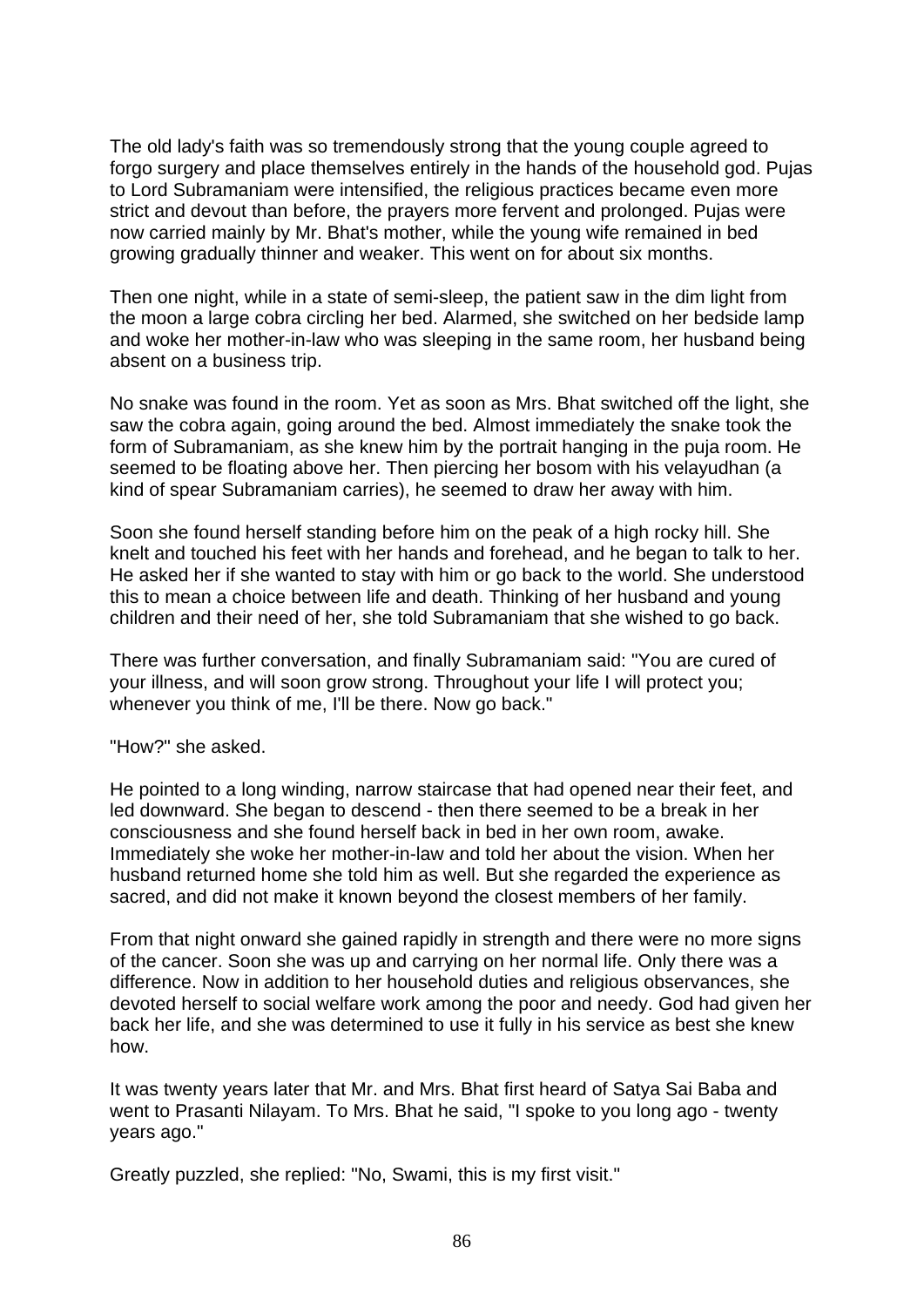The old lady's faith was so tremendously strong that the young couple agreed to forgo surgery and place themselves entirely in the hands of the household god. Pujas to Lord Subramaniam were intensified, the religious practices became even more strict and devout than before, the prayers more fervent and prolonged. Pujas were now carried mainly by Mr. Bhat's mother, while the young wife remained in bed growing gradually thinner and weaker. This went on for about six months.

Then one night, while in a state of semi-sleep, the patient saw in the dim light from the moon a large cobra circling her bed. Alarmed, she switched on her bedside lamp and woke her mother-in-law who was sleeping in the same room, her husband being absent on a business trip.

No snake was found in the room. Yet as soon as Mrs. Bhat switched off the light, she saw the cobra again, going around the bed. Almost immediately the snake took the form of Subramaniam, as she knew him by the portrait hanging in the puja room. He seemed to be floating above her. Then piercing her bosom with his velayudhan (a kind of spear Subramaniam carries), he seemed to draw her away with him.

Soon she found herself standing before him on the peak of a high rocky hill. She knelt and touched his feet with her hands and forehead, and he began to talk to her. He asked her if she wanted to stay with him or go back to the world. She understood this to mean a choice between life and death. Thinking of her husband and young children and their need of her, she told Subramaniam that she wished to go back.

There was further conversation, and finally Subramaniam said: "You are cured of your illness, and will soon grow strong. Throughout your life I will protect you; whenever you think of me, I'll be there. Now go back."

"How?" she asked.

He pointed to a long winding, narrow staircase that had opened near their feet, and led downward. She began to descend - then there seemed to be a break in her consciousness and she found herself back in bed in her own room, awake. Immediately she woke her mother-in-law and told her about the vision. When her husband returned home she told him as well. But she regarded the experience as sacred, and did not make it known beyond the closest members of her family.

From that night onward she gained rapidly in strength and there were no more signs of the cancer. Soon she was up and carrying on her normal life. Only there was a difference. Now in addition to her household duties and religious observances, she devoted herself to social welfare work among the poor and needy. God had given her back her life, and she was determined to use it fully in his service as best she knew how.

It was twenty years later that Mr. and Mrs. Bhat first heard of Satya Sai Baba and went to Prasanti Nilayam. To Mrs. Bhat he said, "I spoke to you long ago - twenty years ago."

Greatly puzzled, she replied: "No, Swami, this is my first visit."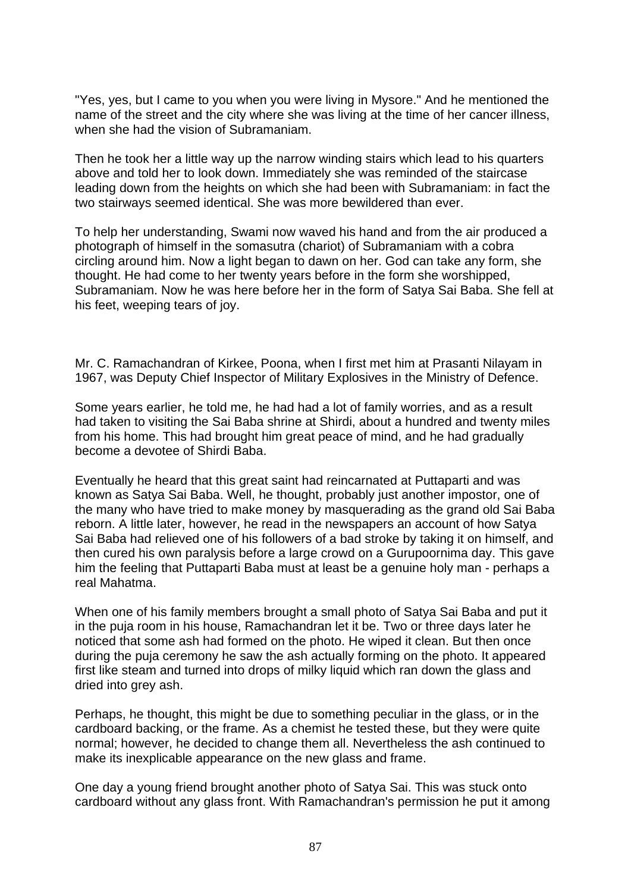"Yes, yes, but I came to you when you were living in Mysore." And he mentioned the name of the street and the city where she was living at the time of her cancer illness, when she had the vision of Subramaniam.

Then he took her a little way up the narrow winding stairs which lead to his quarters above and told her to look down. Immediately she was reminded of the staircase leading down from the heights on which she had been with Subramaniam: in fact the two stairways seemed identical. She was more bewildered than ever.

To help her understanding, Swami now waved his hand and from the air produced a photograph of himself in the somasutra (chariot) of Subramaniam with a cobra circling around him. Now a light began to dawn on her. God can take any form, she thought. He had come to her twenty years before in the form she worshipped, Subramaniam. Now he was here before her in the form of Satya Sai Baba. She fell at his feet, weeping tears of joy.

Mr. C. Ramachandran of Kirkee, Poona, when I first met him at Prasanti Nilayam in 1967, was Deputy Chief Inspector of Military Explosives in the Ministry of Defence.

Some years earlier, he told me, he had had a lot of family worries, and as a result had taken to visiting the Sai Baba shrine at Shirdi, about a hundred and twenty miles from his home. This had brought him great peace of mind, and he had gradually become a devotee of Shirdi Baba.

Eventually he heard that this great saint had reincarnated at Puttaparti and was known as Satya Sai Baba. Well, he thought, probably just another impostor, one of the many who have tried to make money by masquerading as the grand old Sai Baba reborn. A little later, however, he read in the newspapers an account of how Satya Sai Baba had relieved one of his followers of a bad stroke by taking it on himself, and then cured his own paralysis before a large crowd on a Gurupoornima day. This gave him the feeling that Puttaparti Baba must at least be a genuine holy man - perhaps a real Mahatma.

When one of his family members brought a small photo of Satya Sai Baba and put it in the puja room in his house, Ramachandran let it be. Two or three days later he noticed that some ash had formed on the photo. He wiped it clean. But then once during the puja ceremony he saw the ash actually forming on the photo. It appeared first like steam and turned into drops of milky liquid which ran down the glass and dried into grey ash.

Perhaps, he thought, this might be due to something peculiar in the glass, or in the cardboard backing, or the frame. As a chemist he tested these, but they were quite normal; however, he decided to change them all. Nevertheless the ash continued to make its inexplicable appearance on the new glass and frame.

One day a young friend brought another photo of Satya Sai. This was stuck onto cardboard without any glass front. With Ramachandran's permission he put it among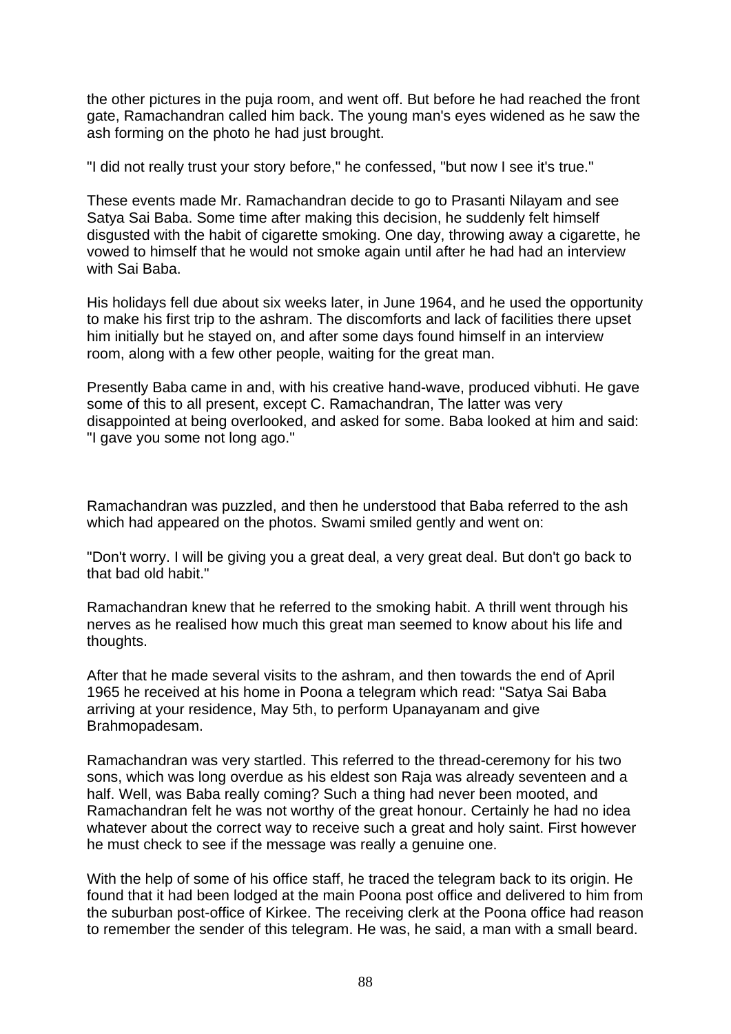the other pictures in the puja room, and went off. But before he had reached the front gate, Ramachandran called him back. The young man's eyes widened as he saw the ash forming on the photo he had just brought.

"I did not really trust your story before," he confessed, "but now I see it's true."

These events made Mr. Ramachandran decide to go to Prasanti Nilayam and see Satya Sai Baba. Some time after making this decision, he suddenly felt himself disgusted with the habit of cigarette smoking. One day, throwing away a cigarette, he vowed to himself that he would not smoke again until after he had had an interview with Sai Baba.

His holidays fell due about six weeks later, in June 1964, and he used the opportunity to make his first trip to the ashram. The discomforts and lack of facilities there upset him initially but he stayed on, and after some days found himself in an interview room, along with a few other people, waiting for the great man.

Presently Baba came in and, with his creative hand-wave, produced vibhuti. He gave some of this to all present, except C. Ramachandran, The latter was very disappointed at being overlooked, and asked for some. Baba looked at him and said: "I gave you some not long ago."

Ramachandran was puzzled, and then he understood that Baba referred to the ash which had appeared on the photos. Swami smiled gently and went on:

"Don't worry. I will be giving you a great deal, a very great deal. But don't go back to that bad old habit."

Ramachandran knew that he referred to the smoking habit. A thrill went through his nerves as he realised how much this great man seemed to know about his life and thoughts.

After that he made several visits to the ashram, and then towards the end of April 1965 he received at his home in Poona a telegram which read: "Satya Sai Baba arriving at your residence, May 5th, to perform Upanayanam and give Brahmopadesam.

Ramachandran was very startled. This referred to the thread-ceremony for his two sons, which was long overdue as his eldest son Raja was already seventeen and a half. Well, was Baba really coming? Such a thing had never been mooted, and Ramachandran felt he was not worthy of the great honour. Certainly he had no idea whatever about the correct way to receive such a great and holy saint. First however he must check to see if the message was really a genuine one.

With the help of some of his office staff, he traced the telegram back to its origin. He found that it had been lodged at the main Poona post office and delivered to him from the suburban post-office of Kirkee. The receiving clerk at the Poona office had reason to remember the sender of this telegram. He was, he said, a man with a small beard.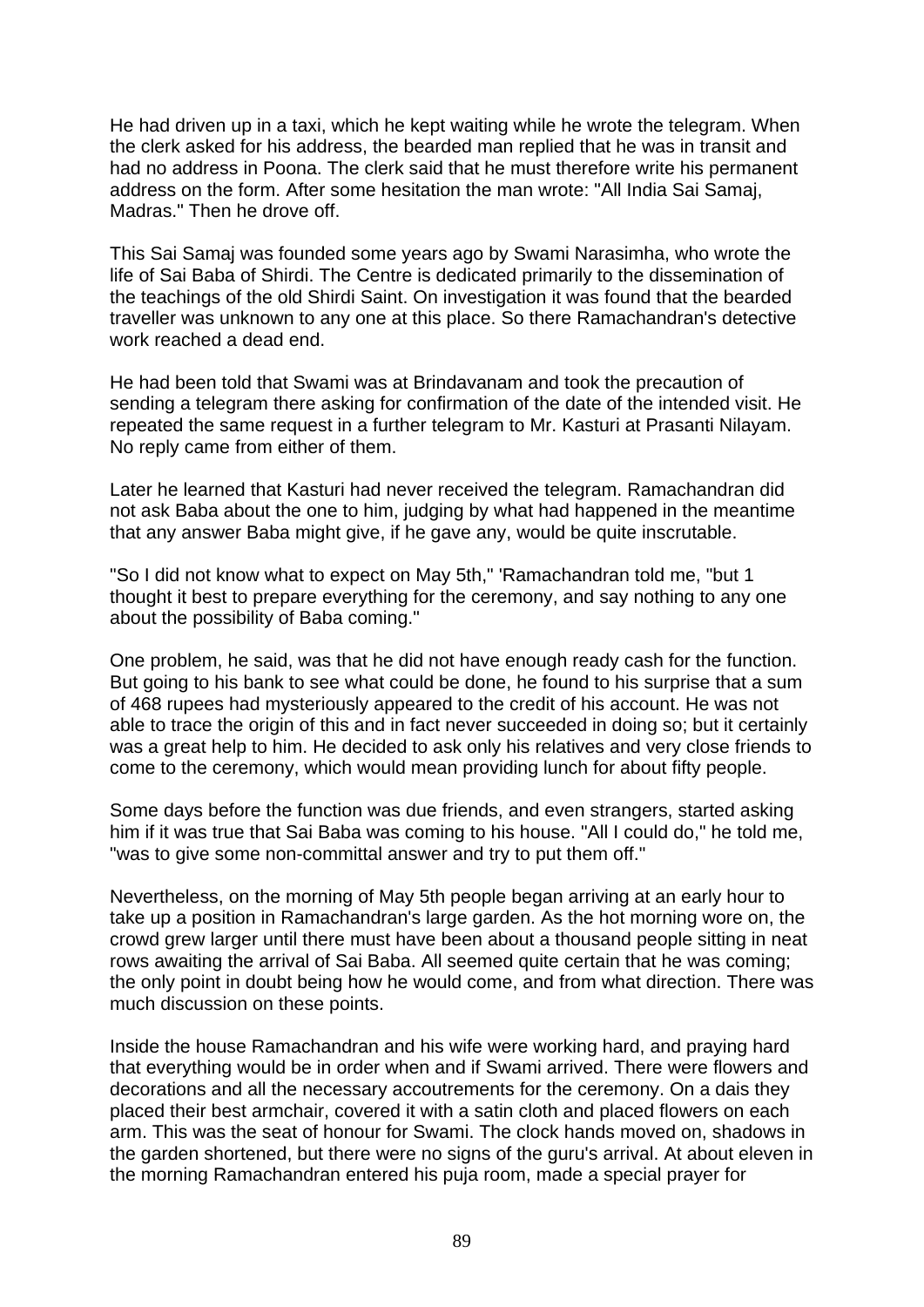He had driven up in a taxi, which he kept waiting while he wrote the telegram. When the clerk asked for his address, the bearded man replied that he was in transit and had no address in Poona. The clerk said that he must therefore write his permanent address on the form. After some hesitation the man wrote: "All India Sai Samaj, Madras." Then he drove off.

This Sai Samaj was founded some years ago by Swami Narasimha, who wrote the life of Sai Baba of Shirdi. The Centre is dedicated primarily to the dissemination of the teachings of the old Shirdi Saint. On investigation it was found that the bearded traveller was unknown to any one at this place. So there Ramachandran's detective work reached a dead end.

He had been told that Swami was at Brindavanam and took the precaution of sending a telegram there asking for confirmation of the date of the intended visit. He repeated the same request in a further telegram to Mr. Kasturi at Prasanti Nilayam. No reply came from either of them.

Later he learned that Kasturi had never received the telegram. Ramachandran did not ask Baba about the one to him, judging by what had happened in the meantime that any answer Baba might give, if he gave any, would be quite inscrutable.

"So I did not know what to expect on May 5th," 'Ramachandran told me, "but 1 thought it best to prepare everything for the ceremony, and say nothing to any one about the possibility of Baba coming."

One problem, he said, was that he did not have enough ready cash for the function. But going to his bank to see what could be done, he found to his surprise that a sum of 468 rupees had mysteriously appeared to the credit of his account. He was not able to trace the origin of this and in fact never succeeded in doing so; but it certainly was a great help to him. He decided to ask only his relatives and very close friends to come to the ceremony, which would mean providing lunch for about fifty people.

Some days before the function was due friends, and even strangers, started asking him if it was true that Sai Baba was coming to his house. "All I could do," he told me, "was to give some non-committal answer and try to put them off."

Nevertheless, on the morning of May 5th people began arriving at an early hour to take up a position in Ramachandran's large garden. As the hot morning wore on, the crowd grew larger until there must have been about a thousand people sitting in neat rows awaiting the arrival of Sai Baba. All seemed quite certain that he was coming; the only point in doubt being how he would come, and from what direction. There was much discussion on these points.

Inside the house Ramachandran and his wife were working hard, and praying hard that everything would be in order when and if Swami arrived. There were flowers and decorations and all the necessary accoutrements for the ceremony. On a dais they placed their best armchair, covered it with a satin cloth and placed flowers on each arm. This was the seat of honour for Swami. The clock hands moved on, shadows in the garden shortened, but there were no signs of the guru's arrival. At about eleven in the morning Ramachandran entered his puja room, made a special prayer for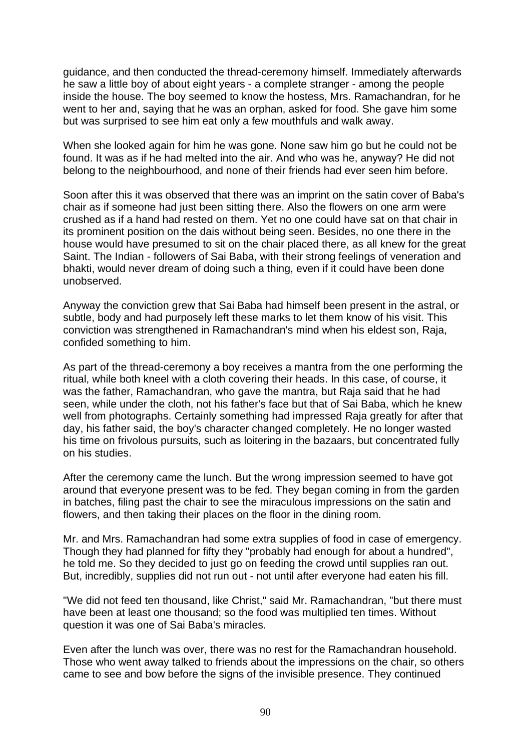guidance, and then conducted the thread-ceremony himself. Immediately afterwards he saw a little boy of about eight years - a complete stranger - among the people inside the house. The boy seemed to know the hostess, Mrs. Ramachandran, for he went to her and, saying that he was an orphan, asked for food. She gave him some but was surprised to see him eat only a few mouthfuls and walk away.

When she looked again for him he was gone. None saw him go but he could not be found. It was as if he had melted into the air. And who was he, anyway? He did not belong to the neighbourhood, and none of their friends had ever seen him before.

Soon after this it was observed that there was an imprint on the satin cover of Baba's chair as if someone had just been sitting there. Also the flowers on one arm were crushed as if a hand had rested on them. Yet no one could have sat on that chair in its prominent position on the dais without being seen. Besides, no one there in the house would have presumed to sit on the chair placed there, as all knew for the great Saint. The Indian - followers of Sai Baba, with their strong feelings of veneration and bhakti, would never dream of doing such a thing, even if it could have been done unobserved.

Anyway the conviction grew that Sai Baba had himself been present in the astral, or subtle, body and had purposely left these marks to let them know of his visit. This conviction was strengthened in Ramachandran's mind when his eldest son, Raja, confided something to him.

As part of the thread-ceremony a boy receives a mantra from the one performing the ritual, while both kneel with a cloth covering their heads. In this case, of course, it was the father, Ramachandran, who gave the mantra, but Raja said that he had seen, while under the cloth, not his father's face but that of Sai Baba, which he knew well from photographs. Certainly something had impressed Raja greatly for after that day, his father said, the boy's character changed completely. He no longer wasted his time on frivolous pursuits, such as loitering in the bazaars, but concentrated fully on his studies.

After the ceremony came the lunch. But the wrong impression seemed to have got around that everyone present was to be fed. They began coming in from the garden in batches, filing past the chair to see the miraculous impressions on the satin and flowers, and then taking their places on the floor in the dining room.

Mr. and Mrs. Ramachandran had some extra supplies of food in case of emergency. Though they had planned for fifty they "probably had enough for about a hundred", he told me. So they decided to just go on feeding the crowd until supplies ran out. But, incredibly, supplies did not run out - not until after everyone had eaten his fill.

"We did not feed ten thousand, like Christ," said Mr. Ramachandran, "but there must have been at least one thousand; so the food was multiplied ten times. Without question it was one of Sai Baba's miracles.

Even after the lunch was over, there was no rest for the Ramachandran household. Those who went away talked to friends about the impressions on the chair, so others came to see and bow before the signs of the invisible presence. They continued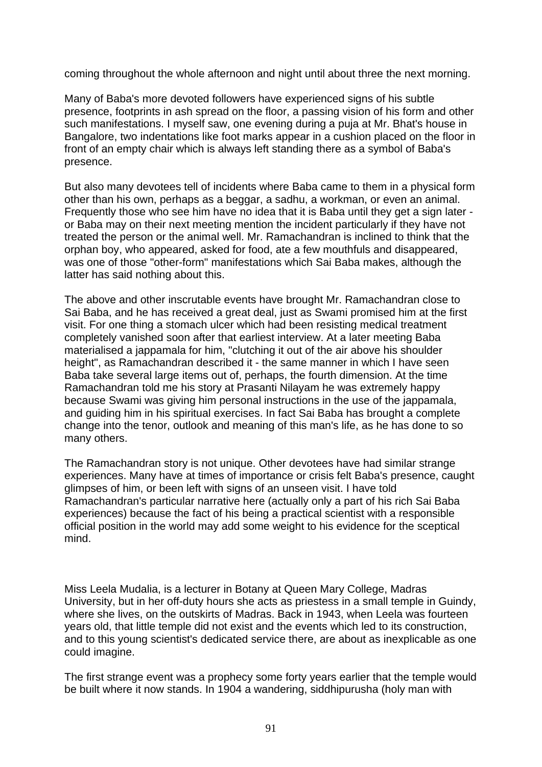coming throughout the whole afternoon and night until about three the next morning.

Many of Baba's more devoted followers have experienced signs of his subtle presence, footprints in ash spread on the floor, a passing vision of his form and other such manifestations. I myself saw, one evening during a puja at Mr. Bhat's house in Bangalore, two indentations like foot marks appear in a cushion placed on the floor in front of an empty chair which is always left standing there as a symbol of Baba's presence.

But also many devotees tell of incidents where Baba came to them in a physical form other than his own, perhaps as a beggar, a sadhu, a workman, or even an animal. Frequently those who see him have no idea that it is Baba until they get a sign later - or Baba may on their next meeting mention the incident particularly if they have not treated the person or the animal well. Mr. Ramachandran is inclined to think that the orphan boy, who appeared, asked for food, ate a few mouthfuls and disappeared, was one of those "other-form" manifestations which Sai Baba makes, although the latter has said nothing about this.

The above and other inscrutable events have brought Mr. Ramachandran close to Sai Baba, and he has received a great deal, just as Swami promised him at the first visit. For one thing a stomach ulcer which had been resisting medical treatment completely vanished soon after that earliest interview. At a later meeting Baba materialised a jappamala for him, "clutching it out of the air above his shoulder height", as Ramachandran described it - the same manner in which I have seen Baba take several large items out of, perhaps, the fourth dimension. At the time Ramachandran told me his story at Prasanti Nilayam he was extremely happy because Swami was giving him personal instructions in the use of the jappamala, and guiding him in his spiritual exercises. In fact Sai Baba has brought a complete change into the tenor, outlook and meaning of this man's life, as he has done to so many others.

The Ramachandran story is not unique. Other devotees have had similar strange experiences. Many have at times of importance or crisis felt Baba's presence, caught glimpses of him, or been left with signs of an unseen visit. I have told Ramachandran's particular narrative here (actually only a part of his rich Sai Baba experiences) because the fact of his being a practical scientist with a responsible official position in the world may add some weight to his evidence for the sceptical mind.

Miss Leela Mudalia, is a lecturer in Botany at Queen Mary College, Madras University, but in her off-duty hours she acts as priestess in a small temple in Guindy, where she lives, on the outskirts of Madras. Back in 1943, when Leela was fourteen years old, that little temple did not exist and the events which led to its construction, and to this young scientist's dedicated service there, are about as inexplicable as one could imagine.

The first strange event was a prophecy some forty years earlier that the temple would be built where it now stands. In 1904 a wandering, siddhipurusha (holy man with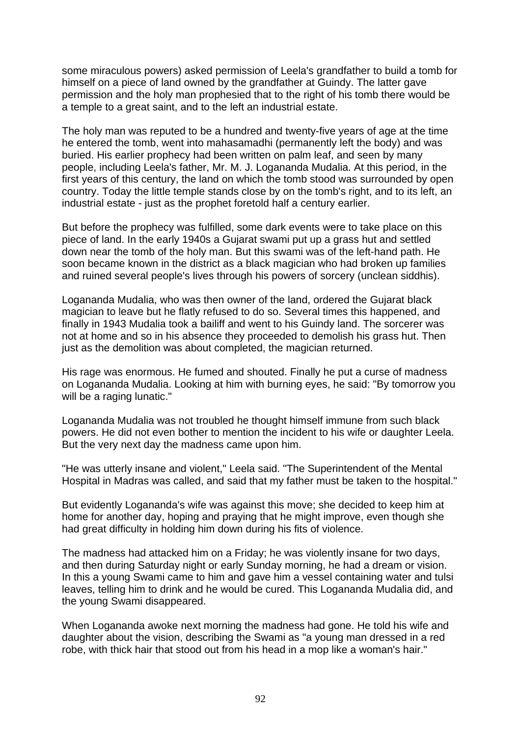some miraculous powers) asked permission of Leela's grandfather to build a tomb for himself on a piece of land owned by the grandfather at Guindy. The latter gave permission and the holy man prophesied that to the right of his tomb there would be a temple to a great saint, and to the left an industrial estate.

The holy man was reputed to be a hundred and twenty-five years of age at the time he entered the tomb, went into mahasamadhi (permanently left the body) and was buried. His earlier prophecy had been written on palm leaf, and seen by many people, including Leela's father, Mr. M. J. Logananda Mudalia. At this period, in the first years of this century, the land on which the tomb stood was surrounded by open country. Today the little temple stands close by on the tomb's right, and to its left, an industrial estate - just as the prophet foretold half a century earlier.

But before the prophecy was fulfilled, some dark events were to take place on this piece of land. In the early 1940s a Gujarat swami put up a grass hut and settled down near the tomb of the holy man. But this swami was of the left-hand path. He soon became known in the district as a black magician who had broken up families and ruined several people's lives through his powers of sorcery (unclean siddhis).

Logananda Mudalia, who was then owner of the land, ordered the Gujarat black magician to leave but he flatly refused to do so. Several times this happened, and finally in 1943 Mudalia took a bailiff and went to his Guindy land. The sorcerer was not at home and so in his absence they proceeded to demolish his grass hut. Then just as the demolition was about completed, the magician returned.

His rage was enormous. He fumed and shouted. Finally he put a curse of madness on Logananda Mudalia. Looking at him with burning eyes, he said: "By tomorrow you will be a raging lunatic."

Logananda Mudalia was not troubled he thought himself immune from such black powers. He did not even bother to mention the incident to his wife or daughter Leela. But the very next day the madness came upon him.

"He was utterly insane and violent," Leela said. "The Superintendent of the Mental Hospital in Madras was called, and said that my father must be taken to the hospital."

But evidently Logananda's wife was against this move; she decided to keep him at home for another day, hoping and praying that he might improve, even though she had great difficulty in holding him down during his fits of violence.

The madness had attacked him on a Friday; he was violently insane for two days, and then during Saturday night or early Sunday morning, he had a dream or vision. In this a young Swami came to him and gave him a vessel containing water and tulsi leaves, telling him to drink and he would be cured. This Logananda Mudalia did, and the young Swami disappeared.

When Logananda awoke next morning the madness had gone. He told his wife and daughter about the vision, describing the Swami as "a young man dressed in a red robe, with thick hair that stood out from his head in a mop like a woman's hair."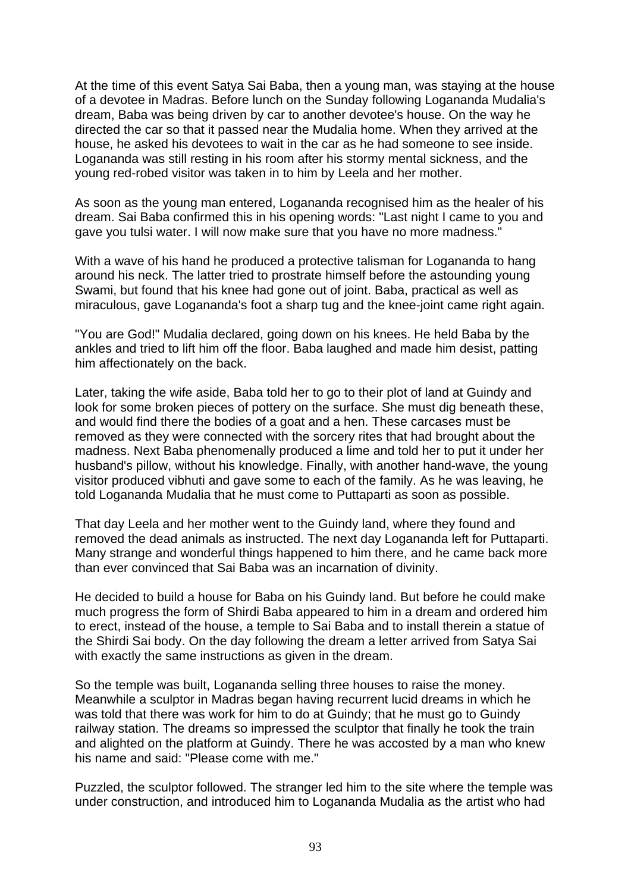At the time of this event Satya Sai Baba, then a young man, was staying at the house of a devotee in Madras. Before lunch on the Sunday following Logananda Mudalia's dream, Baba was being driven by car to another devotee's house. On the way he directed the car so that it passed near the Mudalia home. When they arrived at the house, he asked his devotees to wait in the car as he had someone to see inside. Logananda was still resting in his room after his stormy mental sickness, and the young red-robed visitor was taken in to him by Leela and her mother.

As soon as the young man entered, Logananda recognised him as the healer of his dream. Sai Baba confirmed this in his opening words: "Last night I came to you and gave you tulsi water. I will now make sure that you have no more madness."

With a wave of his hand he produced a protective talisman for Logananda to hang around his neck. The latter tried to prostrate himself before the astounding young Swami, but found that his knee had gone out of joint. Baba, practical as well as miraculous, gave Logananda's foot a sharp tug and the knee-joint came right again.

"You are God!" Mudalia declared, going down on his knees. He held Baba by the ankles and tried to lift him off the floor. Baba laughed and made him desist, patting him affectionately on the back.

Later, taking the wife aside, Baba told her to go to their plot of land at Guindy and look for some broken pieces of pottery on the surface. She must dig beneath these, and would find there the bodies of a goat and a hen. These carcases must be removed as they were connected with the sorcery rites that had brought about the madness. Next Baba phenomenally produced a lime and told her to put it under her husband's pillow, without his knowledge. Finally, with another hand-wave, the young visitor produced vibhuti and gave some to each of the family. As he was leaving, he told Logananda Mudalia that he must come to Puttaparti as soon as possible.

That day Leela and her mother went to the Guindy land, where they found and removed the dead animals as instructed. The next day Logananda left for Puttaparti. Many strange and wonderful things happened to him there, and he came back more than ever convinced that Sai Baba was an incarnation of divinity.

He decided to build a house for Baba on his Guindy land. But before he could make much progress the form of Shirdi Baba appeared to him in a dream and ordered him to erect, instead of the house, a temple to Sai Baba and to install therein a statue of the Shirdi Sai body. On the day following the dream a letter arrived from Satya Sai with exactly the same instructions as given in the dream.

So the temple was built, Logananda selling three houses to raise the money. Meanwhile a sculptor in Madras began having recurrent lucid dreams in which he was told that there was work for him to do at Guindy; that he must go to Guindy railway station. The dreams so impressed the sculptor that finally he took the train and alighted on the platform at Guindy. There he was accosted by a man who knew his name and said: "Please come with me."

Puzzled, the sculptor followed. The stranger led him to the site where the temple was under construction, and introduced him to Logananda Mudalia as the artist who had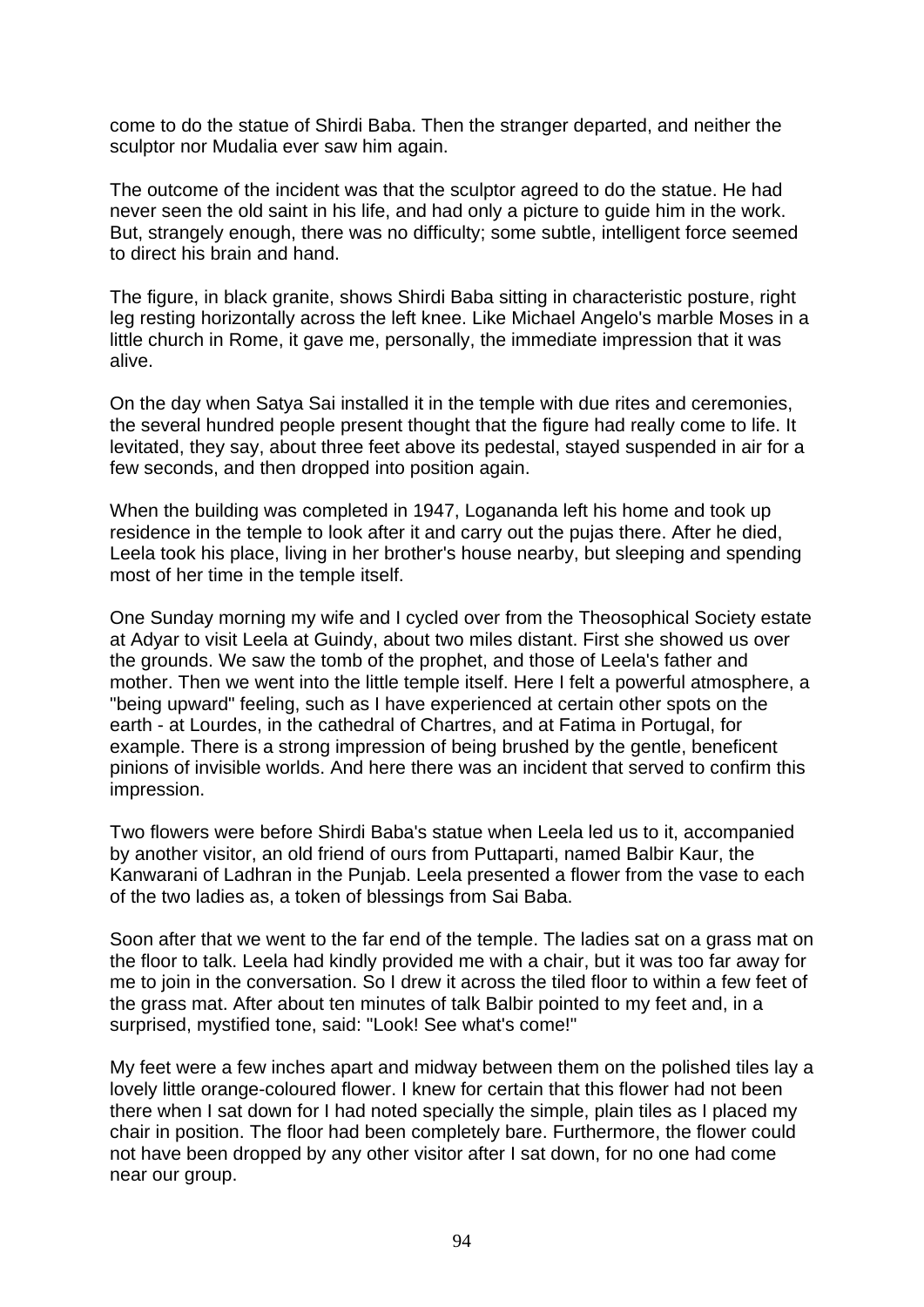come to do the statue of Shirdi Baba. Then the stranger departed, and neither the sculptor nor Mudalia ever saw him again.

The outcome of the incident was that the sculptor agreed to do the statue. He had never seen the old saint in his life, and had only a picture to guide him in the work. But, strangely enough, there was no difficulty; some subtle, intelligent force seemed to direct his brain and hand.

The figure, in black granite, shows Shirdi Baba sitting in characteristic posture, right leg resting horizontally across the left knee. Like Michael Angelo's marble Moses in a little church in Rome, it gave me, personally, the immediate impression that it was alive.

On the day when Satya Sai installed it in the temple with due rites and ceremonies, the several hundred people present thought that the figure had really come to life. It levitated, they say, about three feet above its pedestal, stayed suspended in air for a few seconds, and then dropped into position again.

When the building was completed in 1947, Logananda left his home and took up residence in the temple to look after it and carry out the pujas there. After he died, Leela took his place, living in her brother's house nearby, but sleeping and spending most of her time in the temple itself.

One Sunday morning my wife and I cycled over from the Theosophical Society estate at Adyar to visit Leela at Guindy, about two miles distant. First she showed us over the grounds. We saw the tomb of the prophet, and those of Leela's father and mother. Then we went into the little temple itself. Here I felt a powerful atmosphere, a "being upward" feeling, such as I have experienced at certain other spots on the earth - at Lourdes, in the cathedral of Chartres, and at Fatima in Portugal, for example. There is a strong impression of being brushed by the gentle, beneficent pinions of invisible worlds. And here there was an incident that served to confirm this impression.

Two flowers were before Shirdi Baba's statue when Leela led us to it, accompanied by another visitor, an old friend of ours from Puttaparti, named Balbir Kaur, the Kanwarani of Ladhran in the Punjab. Leela presented a flower from the vase to each of the two ladies as, a token of blessings from Sai Baba.

Soon after that we went to the far end of the temple. The ladies sat on a grass mat on the floor to talk. Leela had kindly provided me with a chair, but it was too far away for me to join in the conversation. So I drew it across the tiled floor to within a few feet of the grass mat. After about ten minutes of talk Balbir pointed to my feet and, in a surprised, mystified tone, said: "Look! See what's come!"

My feet were a few inches apart and midway between them on the polished tiles lay a lovely little orange-coloured flower. I knew for certain that this flower had not been there when I sat down for I had noted specially the simple, plain tiles as I placed my chair in position. The floor had been completely bare. Furthermore, the flower could not have been dropped by any other visitor after I sat down, for no one had come near our group.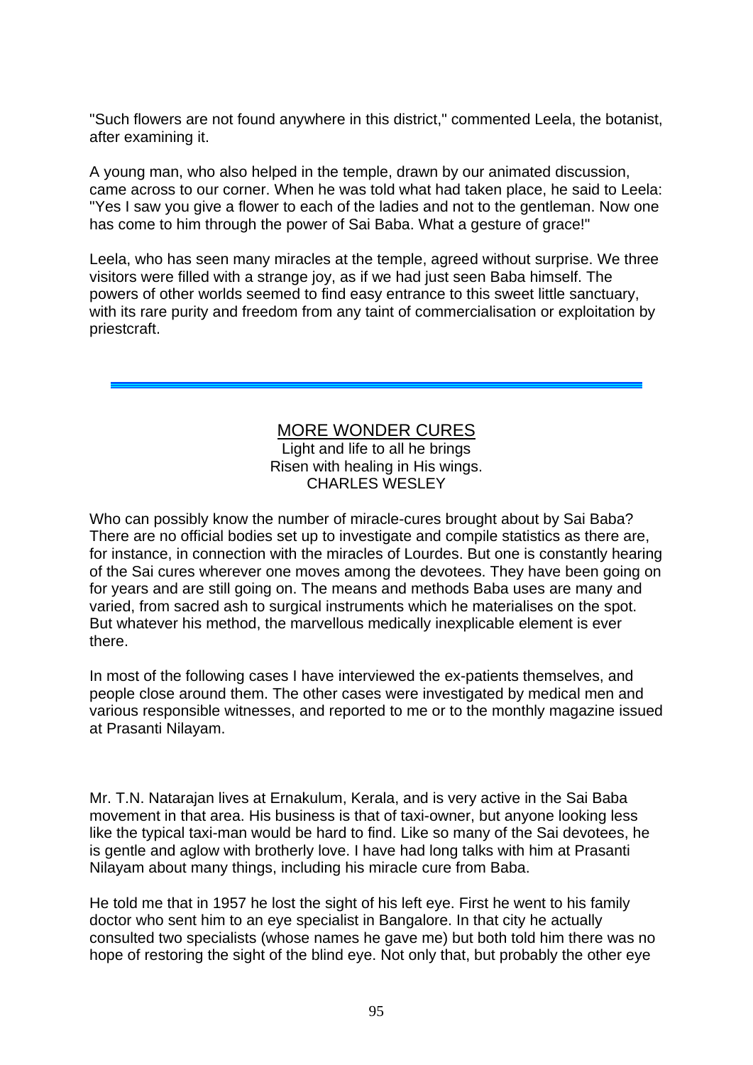"Such flowers are not found anywhere in this district," commented Leela, the botanist, after examining it.

A young man, who also helped in the temple, drawn by our animated discussion, came across to our corner. When he was told what had taken place, he said to Leela: "Yes I saw you give a flower to each of the ladies and not to the gentleman. Now one has come to him through the power of Sai Baba. What a gesture of grace!"

Leela, who has seen many miracles at the temple, agreed without surprise. We three visitors were filled with a strange joy, as if we had just seen Baba himself. The powers of other worlds seemed to find easy entrance to this sweet little sanctuary, with its rare purity and freedom from any taint of commercialisation or exploitation by priestcraft.

---

## MORE WONDER CURES

Light and life to all he brings
Risen with healing in His wings.
CHARLES WESLEY

Who can possibly know the number of miracle-cures brought about by Sai Baba? There are no official bodies set up to investigate and compile statistics as there are, for instance, in connection with the miracles of Lourdes. But one is constantly hearing of the Sai cures wherever one moves among the devotees. They have been going on for years and are still going on. The means and methods Baba uses are many and varied, from sacred ash to surgical instruments which he materialises on the spot. But whatever his method, the marvellous medically inexplicable element is ever there.

In most of the following cases I have interviewed the ex-patients themselves, and people close around them. The other cases were investigated by medical men and various responsible witnesses, and reported to me or to the monthly magazine issued at Prasanti Nilayam.

Mr. T.N. Natarajan lives at Ernakulum, Kerala, and is very active in the Sai Baba movement in that area. His business is that of taxi-owner, but anyone looking less like the typical taxi-man would be hard to find. Like so many of the Sai devotees, he is gentle and aglow with brotherly love. I have had long talks with him at Prasanti Nilayam about many things, including his miracle cure from Baba.

He told me that in 1957 he lost the sight of his left eye. First he went to his family doctor who sent him to an eye specialist in Bangalore. In that city he actually consulted two specialists (whose names he gave me) but both told him there was no hope of restoring the sight of the blind eye. Not only that, but probably the other eye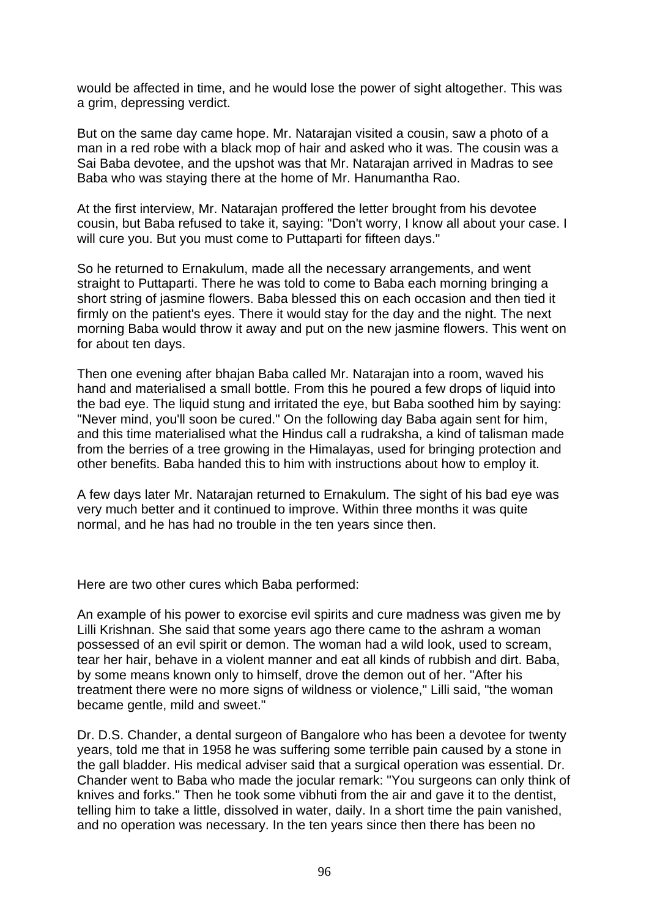would be affected in time, and he would lose the power of sight altogether. This was a grim, depressing verdict.

But on the same day came hope. Mr. Natarajan visited a cousin, saw a photo of a man in a red robe with a black mop of hair and asked who it was. The cousin was a Sai Baba devotee, and the upshot was that Mr. Natarajan arrived in Madras to see Baba who was staying there at the home of Mr. Hanumantha Rao.

At the first interview, Mr. Natarajan proffered the letter brought from his devotee cousin, but Baba refused to take it, saying: "Don't worry, I know all about your case. I will cure you. But you must come to Puttaparti for fifteen days."

So he returned to Ernakulum, made all the necessary arrangements, and went straight to Puttaparti. There he was told to come to Baba each morning bringing a short string of jasmine flowers. Baba blessed this on each occasion and then tied it firmly on the patient's eyes. There it would stay for the day and the night. The next morning Baba would throw it away and put on the new jasmine flowers. This went on for about ten days.

Then one evening after bhajan Baba called Mr. Natarajan into a room, waved his hand and materialised a small bottle. From this he poured a few drops of liquid into the bad eye. The liquid stung and irritated the eye, but Baba soothed him by saying: "Never mind, you'll soon be cured." On the following day Baba again sent for him, and this time materialised what the Hindus call a rudraksha, a kind of talisman made from the berries of a tree growing in the Himalayas, used for bringing protection and other benefits. Baba handed this to him with instructions about how to employ it.

A few days later Mr. Natarajan returned to Ernakulum. The sight of his bad eye was very much better and it continued to improve. Within three months it was quite normal, and he has had no trouble in the ten years since then.

Here are two other cures which Baba performed:

An example of his power to exorcise evil spirits and cure madness was given me by Lilli Krishnan. She said that some years ago there came to the ashram a woman possessed of an evil spirit or demon. The woman had a wild look, used to scream, tear her hair, behave in a violent manner and eat all kinds of rubbish and dirt. Baba, by some means known only to himself, drove the demon out of her. "After his treatment there were no more signs of wildness or violence," Lilli said, "the woman became gentle, mild and sweet."

Dr. D.S. Chander, a dental surgeon of Bangalore who has been a devotee for twenty years, told me that in 1958 he was suffering some terrible pain caused by a stone in the gall bladder. His medical adviser said that a surgical operation was essential. Dr. Chander went to Baba who made the jocular remark: "You surgeons can only think of knives and forks." Then he took some vibhuti from the air and gave it to the dentist, telling him to take a little, dissolved in water, daily. In a short time the pain vanished, and no operation was necessary. In the ten years since then there has been no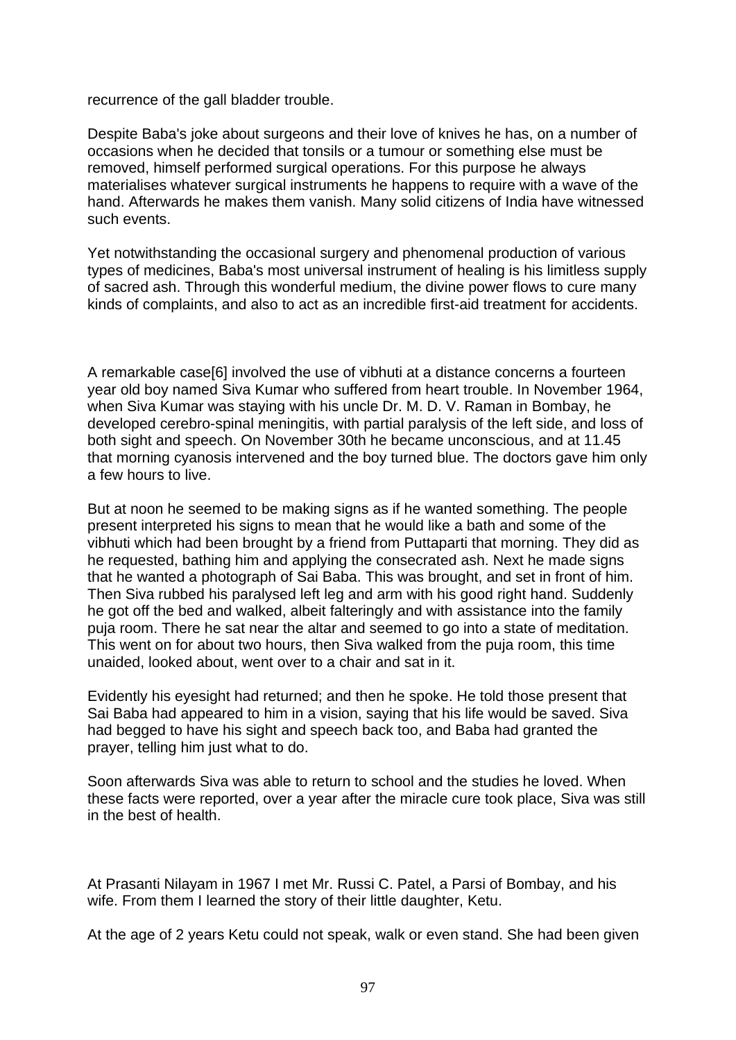recurrence of the gall bladder trouble.

Despite Baba's joke about surgeons and their love of knives he has, on a number of occasions when he decided that tonsils or a tumour or something else must be removed, himself performed surgical operations. For this purpose he always materialises whatever surgical instruments he happens to require with a wave of the hand. Afterwards he makes them vanish. Many solid citizens of India have witnessed such events.

Yet notwithstanding the occasional surgery and phenomenal production of various types of medicines, Baba's most universal instrument of healing is his limitless supply of sacred ash. Through this wonderful medium, the divine power flows to cure many kinds of complaints, and also to act as an incredible first-aid treatment for accidents.

A remarkable case[6] involved the use of vibhuti at a distance concerns a fourteen year old boy named Siva Kumar who suffered from heart trouble. In November 1964, when Siva Kumar was staying with his uncle Dr. M. D. V. Raman in Bombay, he developed cerebro-spinal meningitis, with partial paralysis of the left side, and loss of both sight and speech. On November 30th he became unconscious, and at 11.45 that morning cyanosis intervened and the boy turned blue. The doctors gave him only a few hours to live.

But at noon he seemed to be making signs as if he wanted something. The people present interpreted his signs to mean that he would like a bath and some of the vibhuti which had been brought by a friend from Puttaparti that morning. They did as he requested, bathing him and applying the consecrated ash. Next he made signs that he wanted a photograph of Sai Baba. This was brought, and set in front of him. Then Siva rubbed his paralysed left leg and arm with his good right hand. Suddenly he got off the bed and walked, albeit falteringly and with assistance into the family puja room. There he sat near the altar and seemed to go into a state of meditation. This went on for about two hours, then Siva walked from the puja room, this time unaided, looked about, went over to a chair and sat in it.

Evidently his eyesight had returned; and then he spoke. He told those present that Sai Baba had appeared to him in a vision, saying that his life would be saved. Siva had begged to have his sight and speech back too, and Baba had granted the prayer, telling him just what to do.

Soon afterwards Siva was able to return to school and the studies he loved. When these facts were reported, over a year after the miracle cure took place, Siva was still in the best of health.

At Prasanti Nilayam in 1967 I met Mr. Russi C. Patel, a Parsi of Bombay, and his wife. From them I learned the story of their little daughter, Ketu.

At the age of 2 years Ketu could not speak, walk or even stand. She had been given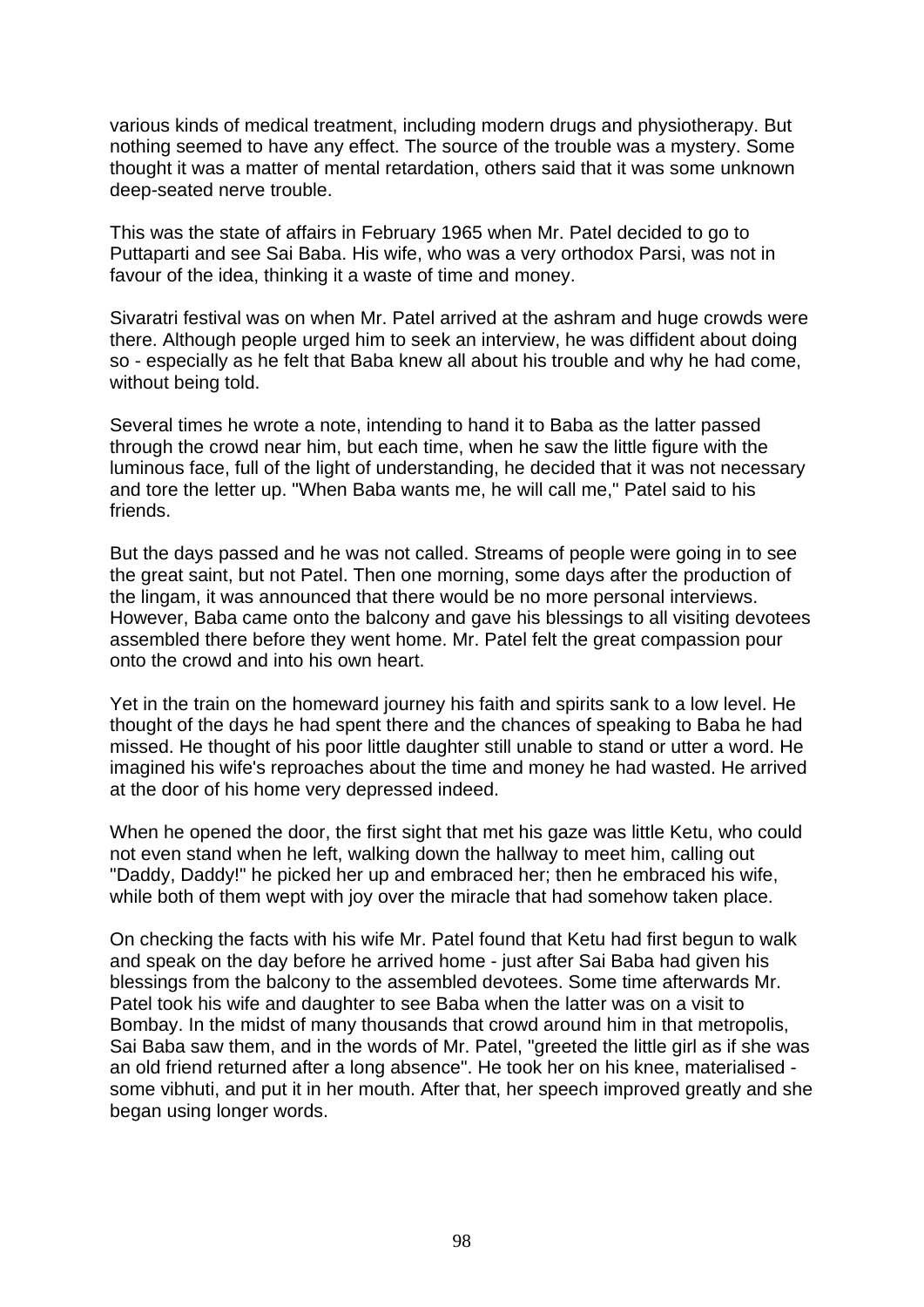various kinds of medical treatment, including modern drugs and physiotherapy. But nothing seemed to have any effect. The source of the trouble was a mystery. Some thought it was a matter of mental retardation, others said that it was some unknown deep-seated nerve trouble.

This was the state of affairs in February 1965 when Mr. Patel decided to go to Puttaparti and see Sai Baba. His wife, who was a very orthodox Parsi, was not in favour of the idea, thinking it a waste of time and money.

Sivaratri festival was on when Mr. Patel arrived at the ashram and huge crowds were there. Although people urged him to seek an interview, he was diffident about doing so - especially as he felt that Baba knew all about his trouble and why he had come, without being told.

Several times he wrote a note, intending to hand it to Baba as the latter passed through the crowd near him, but each time, when he saw the little figure with the luminous face, full of the light of understanding, he decided that it was not necessary and tore the letter up. "When Baba wants me, he will call me," Patel said to his friends.

But the days passed and he was not called. Streams of people were going in to see the great saint, but not Patel. Then one morning, some days after the production of the lingam, it was announced that there would be no more personal interviews. However, Baba came onto the balcony and gave his blessings to all visiting devotees assembled there before they went home. Mr. Patel felt the great compassion pour onto the crowd and into his own heart.

Yet in the train on the homeward journey his faith and spirits sank to a low level. He thought of the days he had spent there and the chances of speaking to Baba he had missed. He thought of his poor little daughter still unable to stand or utter a word. He imagined his wife's reproaches about the time and money he had wasted. He arrived at the door of his home very depressed indeed.

When he opened the door, the first sight that met his gaze was little Ketu, who could not even stand when he left, walking down the hallway to meet him, calling out "Daddy, Daddy!" he picked her up and embraced her; then he embraced his wife, while both of them wept with joy over the miracle that had somehow taken place.

On checking the facts with his wife Mr. Patel found that Ketu had first begun to walk and speak on the day before he arrived home - just after Sai Baba had given his blessings from the balcony to the assembled devotees. Some time afterwards Mr. Patel took his wife and daughter to see Baba when the latter was on a visit to Bombay. In the midst of many thousands that crowd around him in that metropolis, Sai Baba saw them, and in the words of Mr. Patel, "greeted the little girl as if she was an old friend returned after a long absence". He took her on his knee, materialised - some vibhuti, and put it in her mouth. After that, her speech improved greatly and she began using longer words.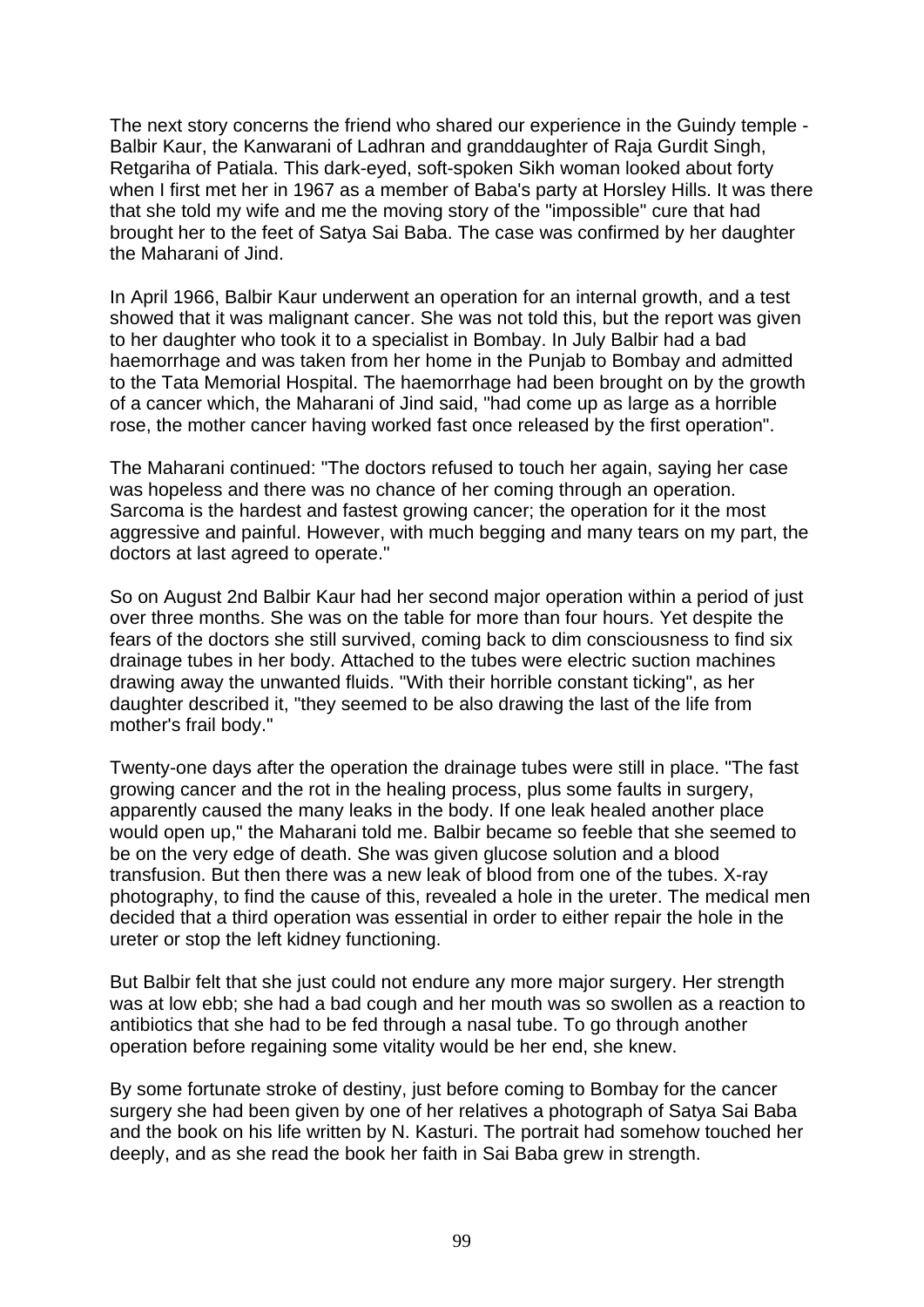The next story concerns the friend who shared our experience in the Guindy temple - Balbir Kaur, the Kanwarani of Ladhran and granddaughter of Raja Gurdit Singh, Retgariha of Patiala. This dark-eyed, soft-spoken Sikh woman looked about forty when I first met her in 1967 as a member of Baba's party at Horsley Hills. It was there that she told my wife and me the moving story of the "impossible" cure that had brought her to the feet of Satya Sai Baba. The case was confirmed by her daughter the Maharani of Jind.

In April 1966, Balbir Kaur underwent an operation for an internal growth, and a test showed that it was malignant cancer. She was not told this, but the report was given to her daughter who took it to a specialist in Bombay. In July Balbir had a bad haemorrhage and was taken from her home in the Punjab to Bombay and admitted to the Tata Memorial Hospital. The haemorrhage had been brought on by the growth of a cancer which, the Maharani of Jind said, "had come up as large as a horrible rose, the mother cancer having worked fast once released by the first operation".

The Maharani continued: "The doctors refused to touch her again, saying her case was hopeless and there was no chance of her coming through an operation. Sarcoma is the hardest and fastest growing cancer; the operation for it the most aggressive and painful. However, with much begging and many tears on my part, the doctors at last agreed to operate."

So on August 2nd Balbir Kaur had her second major operation within a period of just over three months. She was on the table for more than four hours. Yet despite the fears of the doctors she still survived, coming back to dim consciousness to find six drainage tubes in her body. Attached to the tubes were electric suction machines drawing away the unwanted fluids. "With their horrible constant ticking", as her daughter described it, "they seemed to be also drawing the last of the life from mother's frail body."

Twenty-one days after the operation the drainage tubes were still in place. "The fast growing cancer and the rot in the healing process, plus some faults in surgery, apparently caused the many leaks in the body. If one leak healed another place would open up," the Maharani told me. Balbir became so feeble that she seemed to be on the very edge of death. She was given glucose solution and a blood transfusion. But then there was a new leak of blood from one of the tubes. X-ray photography, to find the cause of this, revealed a hole in the ureter. The medical men decided that a third operation was essential in order to either repair the hole in the ureter or stop the left kidney functioning.

But Balbir felt that she just could not endure any more major surgery. Her strength was at low ebb; she had a bad cough and her mouth was so swollen as a reaction to antibiotics that she had to be fed through a nasal tube. To go through another operation before regaining some vitality would be her end, she knew.

By some fortunate stroke of destiny, just before coming to Bombay for the cancer surgery she had been given by one of her relatives a photograph of Satya Sai Baba and the book on his life written by N. Kasturi. The portrait had somehow touched her deeply, and as she read the book her faith in Sai Baba grew in strength.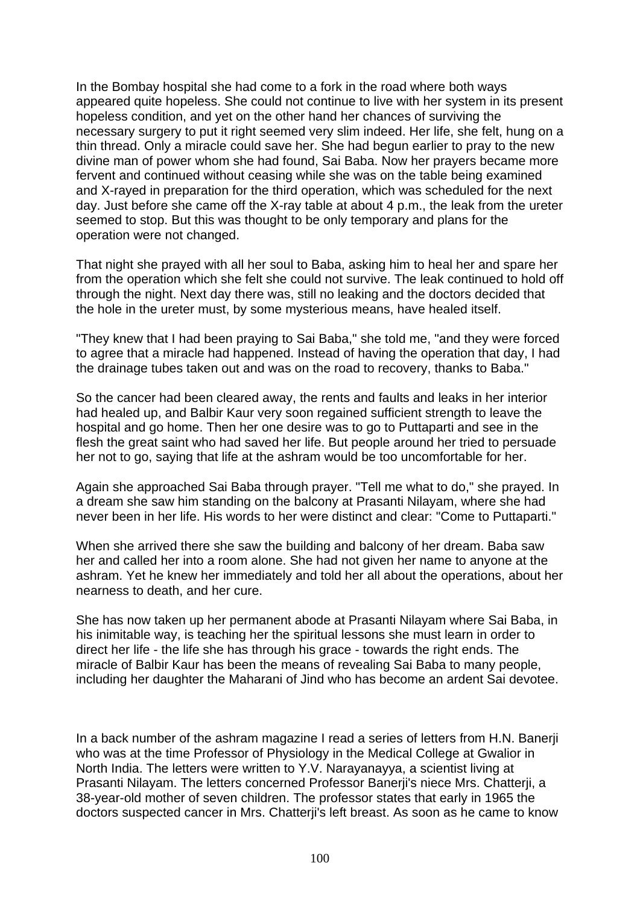In the Bombay hospital she had come to a fork in the road where both ways appeared quite hopeless. She could not continue to live with her system in its present hopeless condition, and yet on the other hand her chances of surviving the necessary surgery to put it right seemed very slim indeed. Her life, she felt, hung on a thin thread. Only a miracle could save her. She had begun earlier to pray to the new divine man of power whom she had found, Sai Baba. Now her prayers became more fervent and continued without ceasing while she was on the table being examined and X-rayed in preparation for the third operation, which was scheduled for the next day. Just before she came off the X-ray table at about 4 p.m., the leak from the ureter seemed to stop. But this was thought to be only temporary and plans for the operation were not changed.

That night she prayed with all her soul to Baba, asking him to heal her and spare her from the operation which she felt she could not survive. The leak continued to hold off through the night. Next day there was, still no leaking and the doctors decided that the hole in the ureter must, by some mysterious means, have healed itself.

"They knew that I had been praying to Sai Baba," she told me, "and they were forced to agree that a miracle had happened. Instead of having the operation that day, I had the drainage tubes taken out and was on the road to recovery, thanks to Baba."

So the cancer had been cleared away, the rents and faults and leaks in her interior had healed up, and Balbir Kaur very soon regained sufficient strength to leave the hospital and go home. Then her one desire was to go to Puttaparti and see in the flesh the great saint who had saved her life. But people around her tried to persuade her not to go, saying that life at the ashram would be too uncomfortable for her.

Again she approached Sai Baba through prayer. "Tell me what to do," she prayed. In a dream she saw him standing on the balcony at Prasanti Nilayam, where she had never been in her life. His words to her were distinct and clear: "Come to Puttaparti."

When she arrived there she saw the building and balcony of her dream. Baba saw her and called her into a room alone. She had not given her name to anyone at the ashram. Yet he knew her immediately and told her all about the operations, about her nearness to death, and her cure.

She has now taken up her permanent abode at Prasanti Nilayam where Sai Baba, in his inimitable way, is teaching her the spiritual lessons she must learn in order to direct her life - the life she has through his grace - towards the right ends. The miracle of Balbir Kaur has been the means of revealing Sai Baba to many people, including her daughter the Maharani of Jind who has become an ardent Sai devotee.

In a back number of the ashram magazine I read a series of letters from H.N. Banerji who was at the time Professor of Physiology in the Medical College at Gwalior in North India. The letters were written to Y.V. Narayanayya, a scientist living at Prasanti Nilayam. The letters concerned Professor Banerji's niece Mrs. Chatterji, a 38-year-old mother of seven children. The professor states that early in 1965 the doctors suspected cancer in Mrs. Chatterji's left breast. As soon as he came to know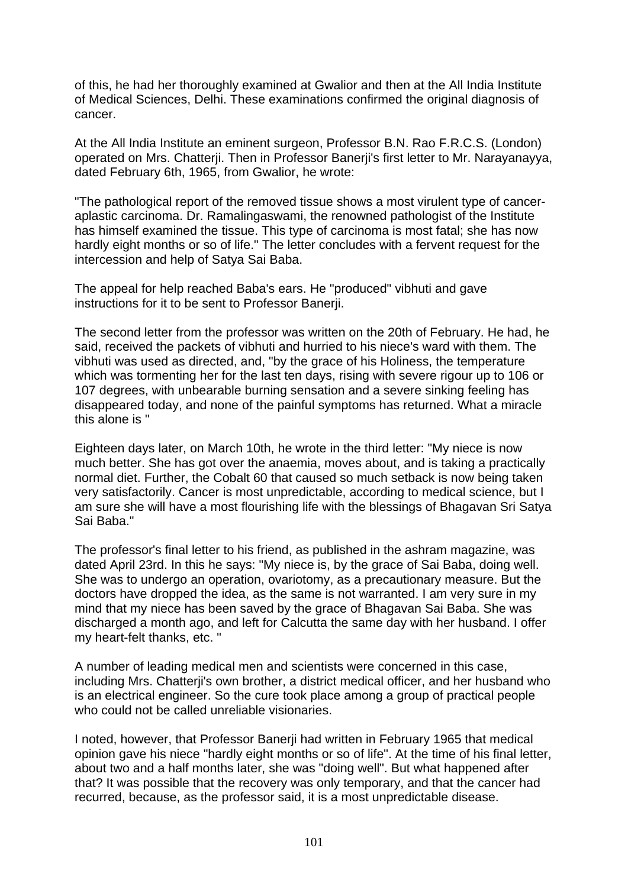of this, he had her thoroughly examined at Gwalior and then at the All India Institute of Medical Sciences, Delhi. These examinations confirmed the original diagnosis of cancer.

At the All India Institute an eminent surgeon, Professor B.N. Rao F.R.C.S. (London) operated on Mrs. Chatterji. Then in Professor Banerji's first letter to Mr. Narayanayya, dated February 6th, 1965, from Gwalior, he wrote:

"The pathological report of the removed tissue shows a most virulent type of cancer-aplastic carcinoma. Dr. Ramalingaswami, the renowned pathologist of the Institute has himself examined the tissue. This type of carcinoma is most fatal; she has now hardly eight months or so of life." The letter concludes with a fervent request for the intercession and help of Satya Sai Baba.

The appeal for help reached Baba's ears. He "produced" vibhuti and gave instructions for it to be sent to Professor Banerji.

The second letter from the professor was written on the 20th of February. He had, he said, received the packets of vibhuti and hurried to his niece's ward with them. The vibhuti was used as directed, and, "by the grace of his Holiness, the temperature which was tormenting her for the last ten days, rising with severe rigour up to 106 or 107 degrees, with unbearable burning sensation and a severe sinking feeling has disappeared today, and none of the painful symptoms has returned. What a miracle this alone is "

Eighteen days later, on March 10th, he wrote in the third letter: "My niece is now much better. She has got over the anaemia, moves about, and is taking a practically normal diet. Further, the Cobalt 60 that caused so much setback is now being taken very satisfactorily. Cancer is most unpredictable, according to medical science, but I am sure she will have a most flourishing life with the blessings of Bhagavan Sri Satya Sai Baba."

The professor's final letter to his friend, as published in the ashram magazine, was dated April 23rd. In this he says: "My niece is, by the grace of Sai Baba, doing well. She was to undergo an operation, ovariotomy, as a precautionary measure. But the doctors have dropped the idea, as the same is not warranted. I am very sure in my mind that my niece has been saved by the grace of Bhagavan Sai Baba. She was discharged a month ago, and left for Calcutta the same day with her husband. I offer my heart-felt thanks, etc. "

A number of leading medical men and scientists were concerned in this case, including Mrs. Chatterji's own brother, a district medical officer, and her husband who is an electrical engineer. So the cure took place among a group of practical people who could not be called unreliable visionaries.

I noted, however, that Professor Banerji had written in February 1965 that medical opinion gave his niece "hardly eight months or so of life". At the time of his final letter, about two and a half months later, she was "doing well". But what happened after that? It was possible that the recovery was only temporary, and that the cancer had recurred, because, as the professor said, it is a most unpredictable disease.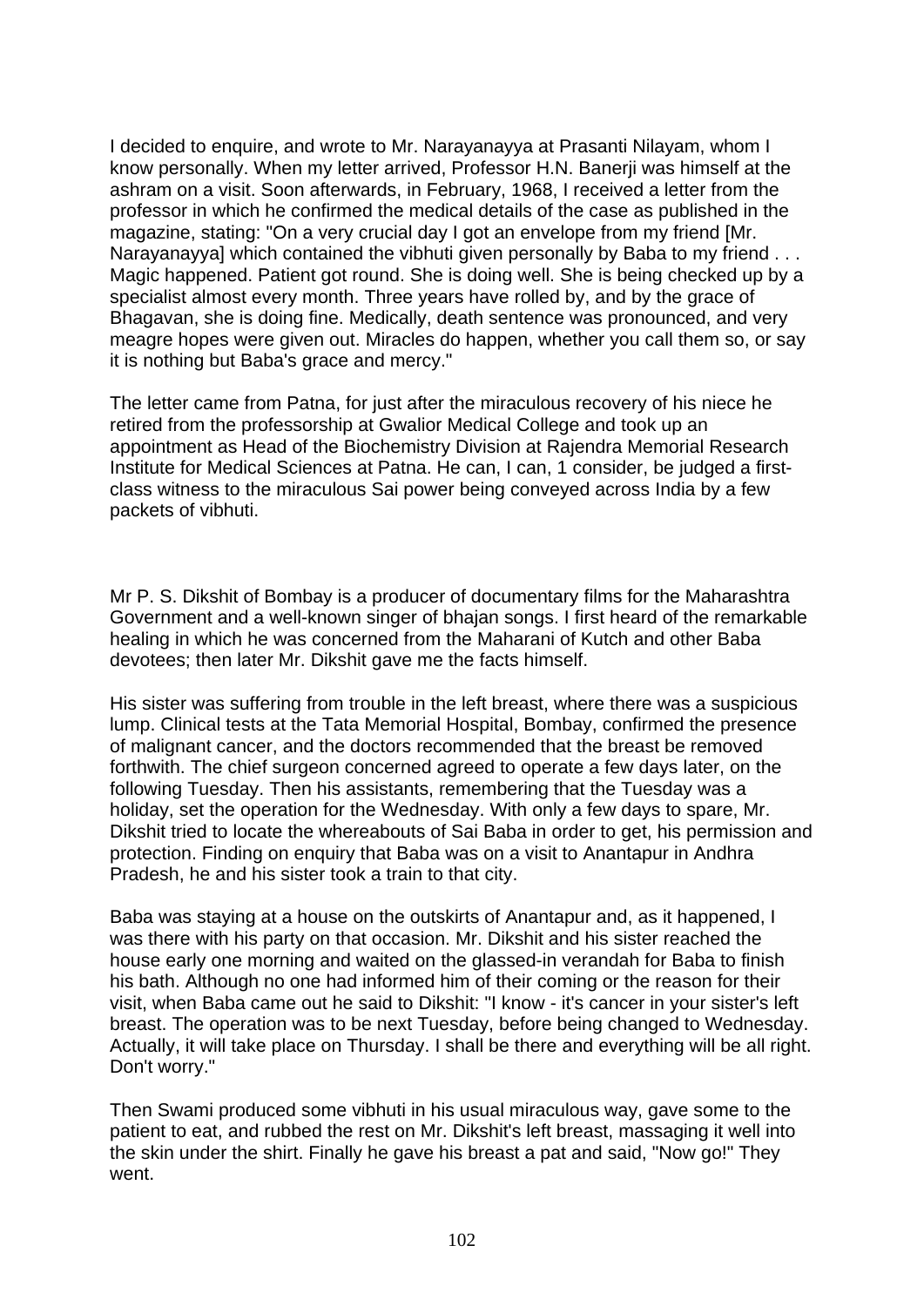I decided to enquire, and wrote to Mr. Narayanayya at Prasanti Nilayam, whom I know personally. When my letter arrived, Professor H.N. Banerji was himself at the ashram on a visit. Soon afterwards, in February, 1968, I received a letter from the professor in which he confirmed the medical details of the case as published in the magazine, stating: "On a very crucial day I got an envelope from my friend [Mr. Narayanayya] which contained the vibhuti given personally by Baba to my friend . . . Magic happened. Patient got round. She is doing well. She is being checked up by a specialist almost every month. Three years have rolled by, and by the grace of Bhagavan, she is doing fine. Medically, death sentence was pronounced, and very meagre hopes were given out. Miracles do happen, whether you call them so, or say it is nothing but Baba's grace and mercy."

The letter came from Patna, for just after the miraculous recovery of his niece he retired from the professorship at Gwalior Medical College and took up an appointment as Head of the Biochemistry Division at Rajendra Memorial Research Institute for Medical Sciences at Patna. He can, I can, 1 consider, be judged a first-class witness to the miraculous Sai power being conveyed across India by a few packets of vibhuti.

Mr P. S. Dikshit of Bombay is a producer of documentary films for the Maharashtra Government and a well-known singer of bhajan songs. I first heard of the remarkable healing in which he was concerned from the Maharani of Kutch and other Baba devotees; then later Mr. Dikshit gave me the facts himself.

His sister was suffering from trouble in the left breast, where there was a suspicious lump. Clinical tests at the Tata Memorial Hospital, Bombay, confirmed the presence of malignant cancer, and the doctors recommended that the breast be removed forthwith. The chief surgeon concerned agreed to operate a few days later, on the following Tuesday. Then his assistants, remembering that the Tuesday was a holiday, set the operation for the Wednesday. With only a few days to spare, Mr. Dikshit tried to locate the whereabouts of Sai Baba in order to get, his permission and protection. Finding on enquiry that Baba was on a visit to Anantapur in Andhra Pradesh, he and his sister took a train to that city.

Baba was staying at a house on the outskirts of Anantapur and, as it happened, I was there with his party on that occasion. Mr. Dikshit and his sister reached the house early one morning and waited on the glassed-in verandah for Baba to finish his bath. Although no one had informed him of their coming or the reason for their visit, when Baba came out he said to Dikshit: "I know - it's cancer in your sister's left breast. The operation was to be next Tuesday, before being changed to Wednesday. Actually, it will take place on Thursday. I shall be there and everything will be all right. Don't worry."

Then Swami produced some vibhuti in his usual miraculous way, gave some to the patient to eat, and rubbed the rest on Mr. Dikshit's left breast, massaging it well into the skin under the shirt. Finally he gave his breast a pat and said, "Now go!" They went.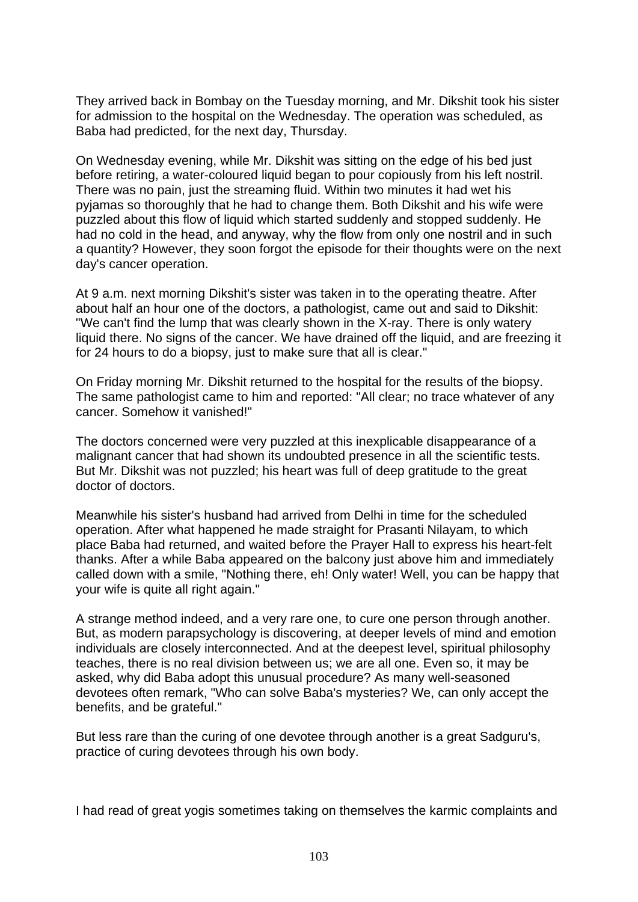They arrived back in Bombay on the Tuesday morning, and Mr. Dikshit took his sister for admission to the hospital on the Wednesday. The operation was scheduled, as Baba had predicted, for the next day, Thursday.

On Wednesday evening, while Mr. Dikshit was sitting on the edge of his bed just before retiring, a water-coloured liquid began to pour copiously from his left nostril. There was no pain, just the streaming fluid. Within two minutes it had wet his pyjamas so thoroughly that he had to change them. Both Dikshit and his wife were puzzled about this flow of liquid which started suddenly and stopped suddenly. He had no cold in the head, and anyway, why the flow from only one nostril and in such a quantity? However, they soon forgot the episode for their thoughts were on the next day's cancer operation.

At 9 a.m. next morning Dikshit's sister was taken in to the operating theatre. After about half an hour one of the doctors, a pathologist, came out and said to Dikshit: "We can't find the lump that was clearly shown in the X-ray. There is only watery liquid there. No signs of the cancer. We have drained off the liquid, and are freezing it for 24 hours to do a biopsy, just to make sure that all is clear."

On Friday morning Mr. Dikshit returned to the hospital for the results of the biopsy. The same pathologist came to him and reported: "All clear; no trace whatever of any cancer. Somehow it vanished!"

The doctors concerned were very puzzled at this inexplicable disappearance of a malignant cancer that had shown its undoubted presence in all the scientific tests. But Mr. Dikshit was not puzzled; his heart was full of deep gratitude to the great doctor of doctors.

Meanwhile his sister's husband had arrived from Delhi in time for the scheduled operation. After what happened he made straight for Prasanti Nilayam, to which place Baba had returned, and waited before the Prayer Hall to express his heart-felt thanks. After a while Baba appeared on the balcony just above him and immediately called down with a smile, "Nothing there, eh! Only water! Well, you can be happy that your wife is quite all right again."

A strange method indeed, and a very rare one, to cure one person through another. But, as modern parapsychology is discovering, at deeper levels of mind and emotion individuals are closely interconnected. And at the deepest level, spiritual philosophy teaches, there is no real division between us; we are all one. Even so, it may be asked, why did Baba adopt this unusual procedure? As many well-seasoned devotees often remark, "Who can solve Baba's mysteries? We, can only accept the benefits, and be grateful."

But less rare than the curing of one devotee through another is a great Sadguru's, practice of curing devotees through his own body.

I had read of great yogis sometimes taking on themselves the karmic complaints and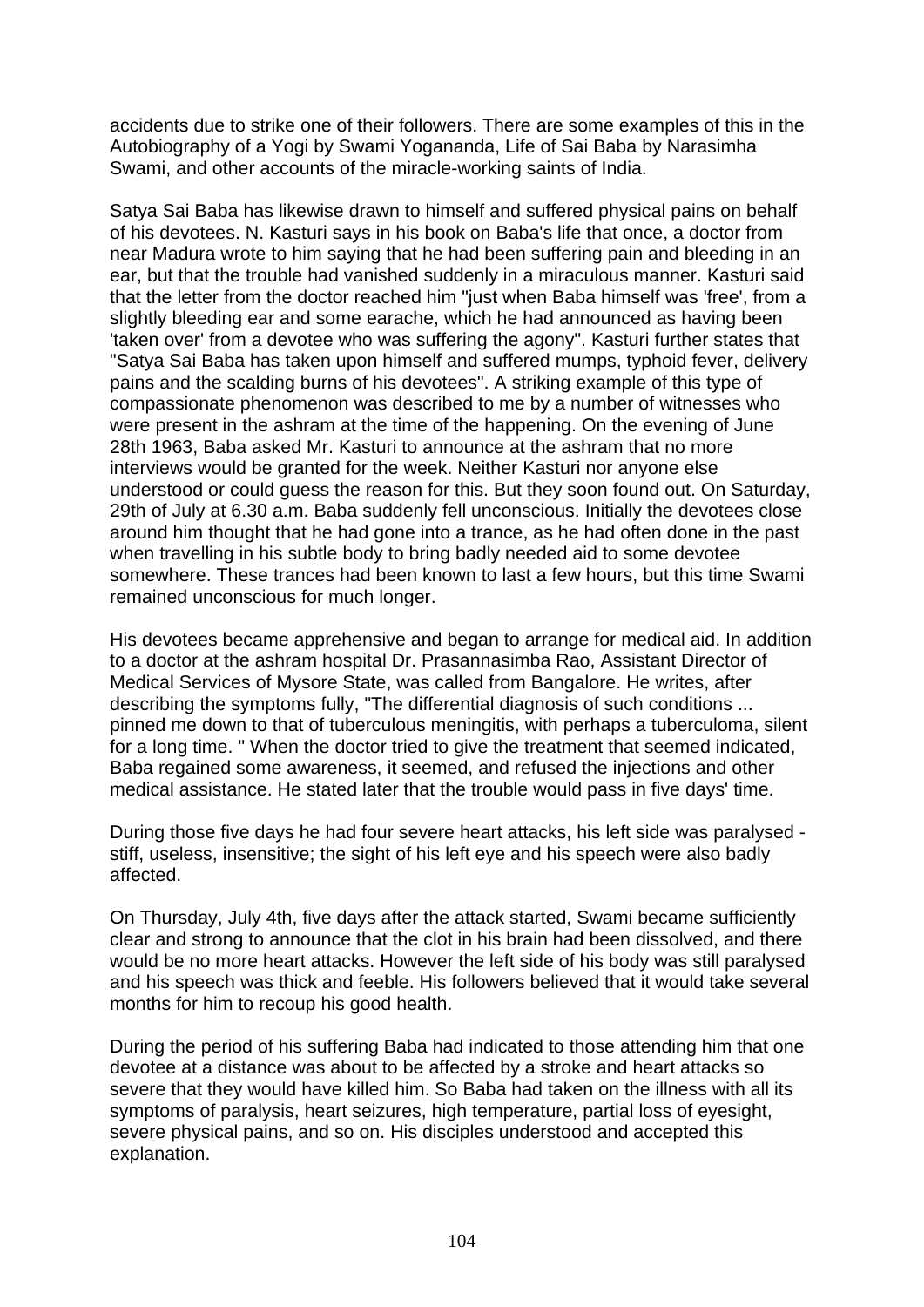accidents due to strike one of their followers. There are some examples of this in the Autobiography of a Yogi by Swami Yogananda, Life of Sai Baba by Narasimha Swami, and other accounts of the miracle-working saints of India.

Satya Sai Baba has likewise drawn to himself and suffered physical pains on behalf of his devotees. N. Kasturi says in his book on Baba's life that once, a doctor from near Madura wrote to him saying that he had been suffering pain and bleeding in an ear, but that the trouble had vanished suddenly in a miraculous manner. Kasturi said that the letter from the doctor reached him "just when Baba himself was 'free', from a slightly bleeding ear and some earache, which he had announced as having been 'taken over' from a devotee who was suffering the agony". Kasturi further states that "Satya Sai Baba has taken upon himself and suffered mumps, typhoid fever, delivery pains and the scalding burns of his devotees". A striking example of this type of compassionate phenomenon was described to me by a number of witnesses who were present in the ashram at the time of the happening. On the evening of June 28th 1963, Baba asked Mr. Kasturi to announce at the ashram that no more interviews would be granted for the week. Neither Kasturi nor anyone else understood or could guess the reason for this. But they soon found out. On Saturday, 29th of July at 6.30 a.m. Baba suddenly fell unconscious. Initially the devotees close around him thought that he had gone into a trance, as he had often done in the past when travelling in his subtle body to bring badly needed aid to some devotee somewhere. These trances had been known to last a few hours, but this time Swami remained unconscious for much longer.

His devotees became apprehensive and began to arrange for medical aid. In addition to a doctor at the ashram hospital Dr. Prasannasimba Rao, Assistant Director of Medical Services of Mysore State, was called from Bangalore. He writes, after describing the symptoms fully, "The differential diagnosis of such conditions ... pinned me down to that of tuberculous meningitis, with perhaps a tuberculoma, silent for a long time. " When the doctor tried to give the treatment that seemed indicated, Baba regained some awareness, it seemed, and refused the injections and other medical assistance. He stated later that the trouble would pass in five days' time.

During those five days he had four severe heart attacks, his left side was paralysed - stiff, useless, insensitive; the sight of his left eye and his speech were also badly affected.

On Thursday, July 4th, five days after the attack started, Swami became sufficiently clear and strong to announce that the clot in his brain had been dissolved, and there would be no more heart attacks. However the left side of his body was still paralysed and his speech was thick and feeble. His followers believed that it would take several months for him to recoup his good health.

During the period of his suffering Baba had indicated to those attending him that one devotee at a distance was about to be affected by a stroke and heart attacks so severe that they would have killed him. So Baba had taken on the illness with all its symptoms of paralysis, heart seizures, high temperature, partial loss of eyesight, severe physical pains, and so on. His disciples understood and accepted this explanation.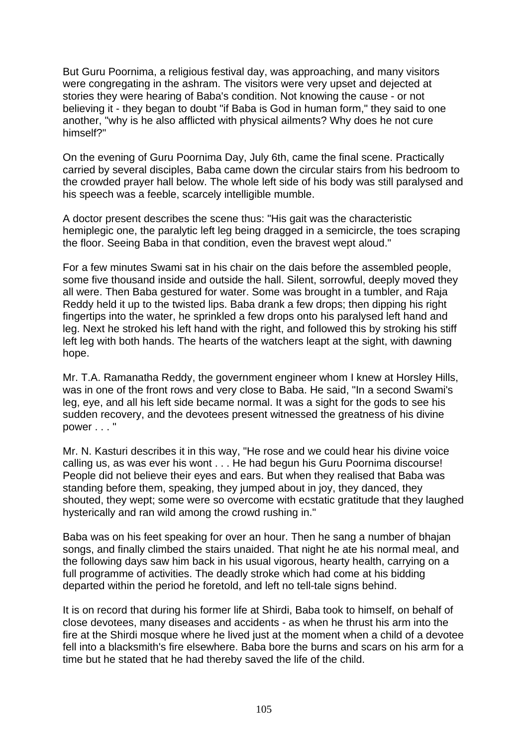But Guru Poornima, a religious festival day, was approaching, and many visitors were congregating in the ashram. The visitors were very upset and dejected at stories they were hearing of Baba's condition. Not knowing the cause - or not believing it - they began to doubt "if Baba is God in human form," they said to one another, "why is he also afflicted with physical ailments? Why does he not cure himself?"

On the evening of Guru Poornima Day, July 6th, came the final scene. Practically carried by several disciples, Baba came down the circular stairs from his bedroom to the crowded prayer hall below. The whole left side of his body was still paralysed and his speech was a feeble, scarcely intelligible mumble.

A doctor present describes the scene thus: "His gait was the characteristic hemiplegic one, the paralytic left leg being dragged in a semicircle, the toes scraping the floor. Seeing Baba in that condition, even the bravest wept aloud."

For a few minutes Swami sat in his chair on the dais before the assembled people, some five thousand inside and outside the hall. Silent, sorrowful, deeply moved they all were. Then Baba gestured for water. Some was brought in a tumbler, and Raja Reddy held it up to the twisted lips. Baba drank a few drops; then dipping his right fingertips into the water, he sprinkled a few drops onto his paralysed left hand and leg. Next he stroked his left hand with the right, and followed this by stroking his stiff left leg with both hands. The hearts of the watchers leapt at the sight, with dawning hope.

Mr. T.A. Ramanatha Reddy, the government engineer whom I knew at Horsley Hills, was in one of the front rows and very close to Baba. He said, "In a second Swami's leg, eye, and all his left side became normal. It was a sight for the gods to see his sudden recovery, and the devotees present witnessed the greatness of his divine power . . . "

Mr. N. Kasturi describes it in this way, "He rose and we could hear his divine voice calling us, as was ever his wont . . . He had begun his Guru Poornima discourse! People did not believe their eyes and ears. But when they realised that Baba was standing before them, speaking, they jumped about in joy, they danced, they shouted, they wept; some were so overcome with ecstatic gratitude that they laughed hysterically and ran wild among the crowd rushing in."

Baba was on his feet speaking for over an hour. Then he sang a number of bhajan songs, and finally climbed the stairs unaided. That night he ate his normal meal, and the following days saw him back in his usual vigorous, hearty health, carrying on a full programme of activities. The deadly stroke which had come at his bidding departed within the period he foretold, and left no tell-tale signs behind.

It is on record that during his former life at Shirdi, Baba took to himself, on behalf of close devotees, many diseases and accidents - as when he thrust his arm into the fire at the Shirdi mosque where he lived just at the moment when a child of a devotee fell into a blacksmith's fire elsewhere. Baba bore the burns and scars on his arm for a time but he stated that he had thereby saved the life of the child.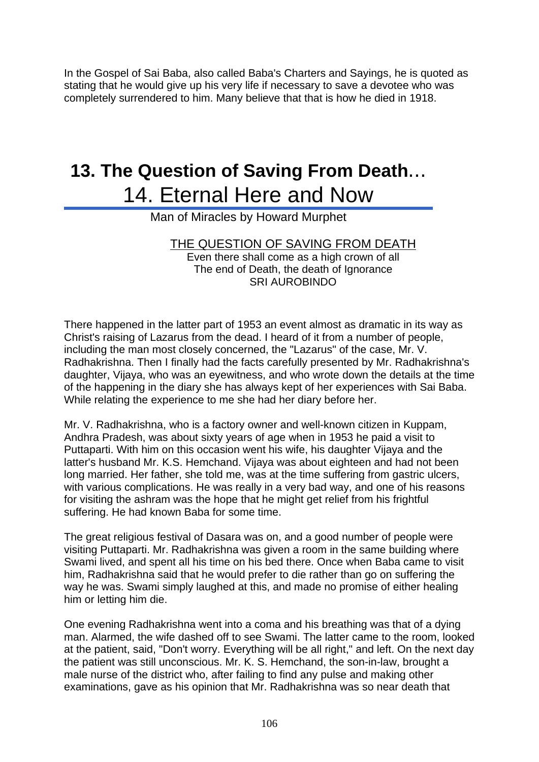In the Gospel of Sai Baba, also called Baba's Charters and Sayings, he is quoted as stating that he would give up his very life if necessary to save a devotee who was completely surrendered to him. Many believe that that is how he died in 1918.

# **13. The Question of Saving From Death**… 14. Eternal Here and Now

Man of Miracles by Howard Murphet

THE QUESTION OF SAVING FROM DEATH

Even there shall come as a high crown of all
The end of Death, the death of Ignorance
SRI AUROBINDO

There happened in the latter part of 1953 an event almost as dramatic in its way as Christ's raising of Lazarus from the dead. I heard of it from a number of people, including the man most closely concerned, the "Lazarus" of the case, Mr. V. Radhakrishna. Then I finally had the facts carefully presented by Mr. Radhakrishna's daughter, Vijaya, who was an eyewitness, and who wrote down the details at the time of the happening in the diary she has always kept of her experiences with Sai Baba. While relating the experience to me she had her diary before her.

Mr. V. Radhakrishna, who is a factory owner and well-known citizen in Kuppam, Andhra Pradesh, was about sixty years of age when in 1953 he paid a visit to Puttaparti. With him on this occasion went his wife, his daughter Vijaya and the latter's husband Mr. K.S. Hemchand. Vijaya was about eighteen and had not been long married. Her father, she told me, was at the time suffering from gastric ulcers, with various complications. He was really in a very bad way, and one of his reasons for visiting the ashram was the hope that he might get relief from his frightful suffering. He had known Baba for some time.

The great religious festival of Dasara was on, and a good number of people were visiting Puttaparti. Mr. Radhakrishna was given a room in the same building where Swami lived, and spent all his time on his bed there. Once when Baba came to visit him, Radhakrishna said that he would prefer to die rather than go on suffering the way he was. Swami simply laughed at this, and made no promise of either healing him or letting him die.

One evening Radhakrishna went into a coma and his breathing was that of a dying man. Alarmed, the wife dashed off to see Swami. The latter came to the room, looked at the patient, said, "Don't worry. Everything will be all right," and left. On the next day the patient was still unconscious. Mr. K. S. Hemchand, the son-in-law, brought a male nurse of the district who, after failing to find any pulse and making other examinations, gave as his opinion that Mr. Radhakrishna was so near death that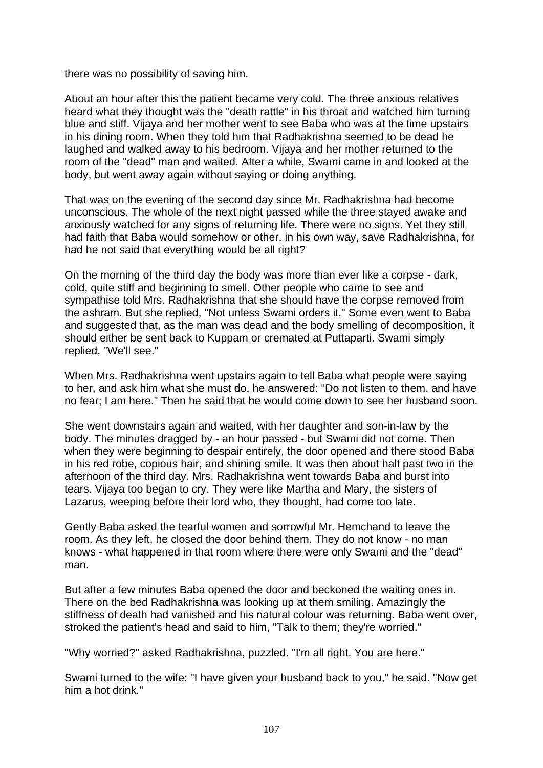there was no possibility of saving him.

About an hour after this the patient became very cold. The three anxious relatives heard what they thought was the "death rattle" in his throat and watched him turning blue and stiff. Vijaya and her mother went to see Baba who was at the time upstairs in his dining room. When they told him that Radhakrishna seemed to be dead he laughed and walked away to his bedroom. Vijaya and her mother returned to the room of the "dead" man and waited. After a while, Swami came in and looked at the body, but went away again without saying or doing anything.

That was on the evening of the second day since Mr. Radhakrishna had become unconscious. The whole of the next night passed while the three stayed awake and anxiously watched for any signs of returning life. There were no signs. Yet they still had faith that Baba would somehow or other, in his own way, save Radhakrishna, for had he not said that everything would be all right?

On the morning of the third day the body was more than ever like a corpse - dark, cold, quite stiff and beginning to smell. Other people who came to see and sympathise told Mrs. Radhakrishna that she should have the corpse removed from the ashram. But she replied, "Not unless Swami orders it." Some even went to Baba and suggested that, as the man was dead and the body smelling of decomposition, it should either be sent back to Kuppam or cremated at Puttaparti. Swami simply replied, "We'll see."

When Mrs. Radhakrishna went upstairs again to tell Baba what people were saying to her, and ask him what she must do, he answered: "Do not listen to them, and have no fear; I am here." Then he said that he would come down to see her husband soon.

She went downstairs again and waited, with her daughter and son-in-law by the body. The minutes dragged by - an hour passed - but Swami did not come. Then when they were beginning to despair entirely, the door opened and there stood Baba in his red robe, copious hair, and shining smile. It was then about half past two in the afternoon of the third day. Mrs. Radhakrishna went towards Baba and burst into tears. Vijaya too began to cry. They were like Martha and Mary, the sisters of Lazarus, weeping before their lord who, they thought, had come too late.

Gently Baba asked the tearful women and sorrowful Mr. Hemchand to leave the room. As they left, he closed the door behind them. They do not know - no man knows - what happened in that room where there were only Swami and the "dead" man.

But after a few minutes Baba opened the door and beckoned the waiting ones in. There on the bed Radhakrishna was looking up at them smiling. Amazingly the stiffness of death had vanished and his natural colour was returning. Baba went over, stroked the patient's head and said to him, "Talk to them; they're worried."

"Why worried?" asked Radhakrishna, puzzled. "I'm all right. You are here."

Swami turned to the wife: "I have given your husband back to you," he said. "Now get him a hot drink."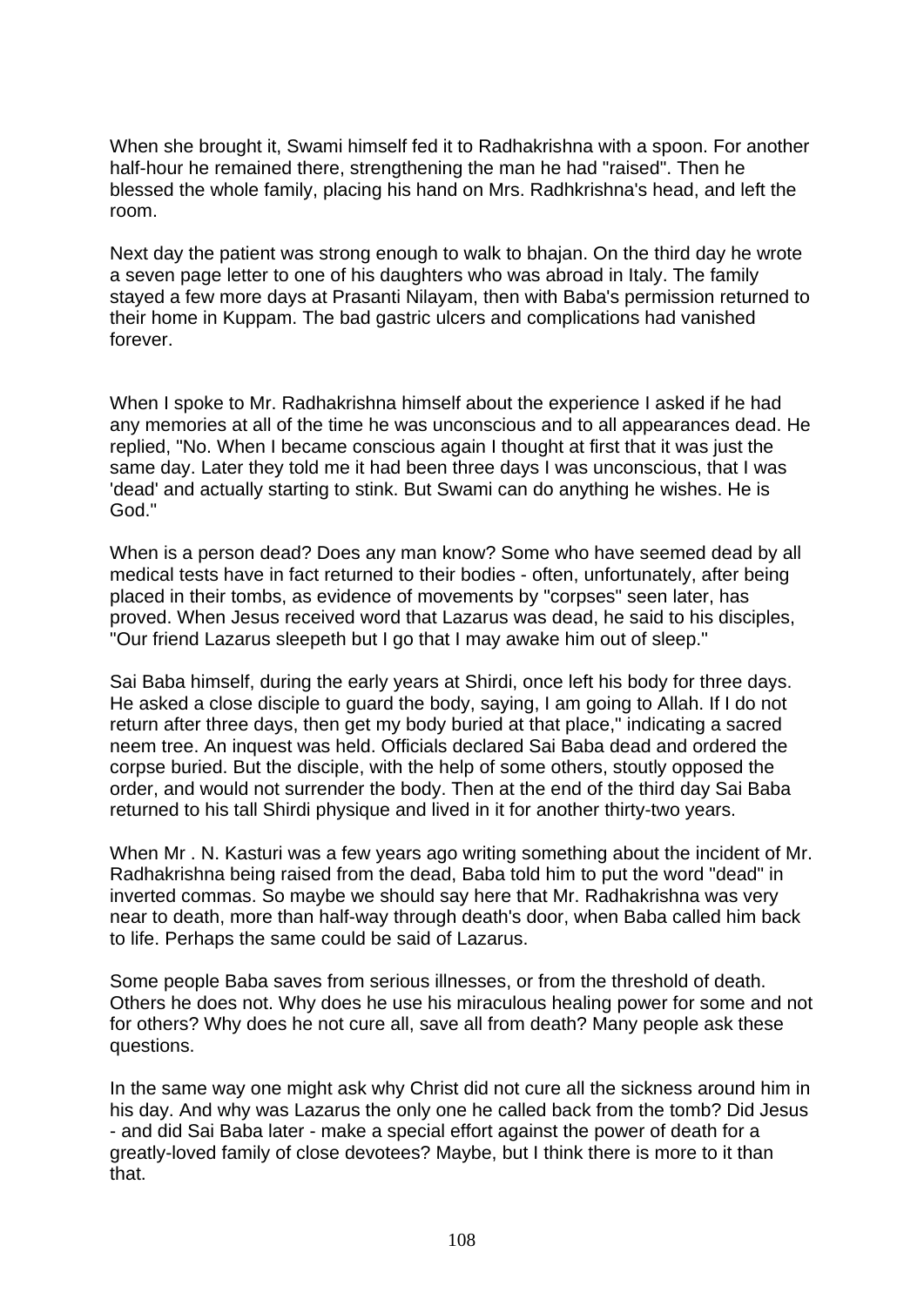When she brought it, Swami himself fed it to Radhakrishna with a spoon. For another half-hour he remained there, strengthening the man he had "raised". Then he blessed the whole family, placing his hand on Mrs. Radhkrishna's head, and left the room.

Next day the patient was strong enough to walk to bhajan. On the third day he wrote a seven page letter to one of his daughters who was abroad in Italy. The family stayed a few more days at Prasanti Nilayam, then with Baba's permission returned to their home in Kuppam. The bad gastric ulcers and complications had vanished forever.

When I spoke to Mr. Radhakrishna himself about the experience I asked if he had any memories at all of the time he was unconscious and to all appearances dead. He replied, "No. When I became conscious again I thought at first that it was just the same day. Later they told me it had been three days I was unconscious, that I was 'dead' and actually starting to stink. But Swami can do anything he wishes. He is God."

When is a person dead? Does any man know? Some who have seemed dead by all medical tests have in fact returned to their bodies - often, unfortunately, after being placed in their tombs, as evidence of movements by "corpses" seen later, has proved. When Jesus received word that Lazarus was dead, he said to his disciples, "Our friend Lazarus sleepeth but I go that I may awake him out of sleep."

Sai Baba himself, during the early years at Shirdi, once left his body for three days. He asked a close disciple to guard the body, saying, I am going to Allah. If I do not return after three days, then get my body buried at that place," indicating a sacred neem tree. An inquest was held. Officials declared Sai Baba dead and ordered the corpse buried. But the disciple, with the help of some others, stoutly opposed the order, and would not surrender the body. Then at the end of the third day Sai Baba returned to his tall Shirdi physique and lived in it for another thirty-two years.

When Mr . N. Kasturi was a few years ago writing something about the incident of Mr. Radhakrishna being raised from the dead, Baba told him to put the word "dead" in inverted commas. So maybe we should say here that Mr. Radhakrishna was very near to death, more than half-way through death's door, when Baba called him back to life. Perhaps the same could be said of Lazarus.

Some people Baba saves from serious illnesses, or from the threshold of death. Others he does not. Why does he use his miraculous healing power for some and not for others? Why does he not cure all, save all from death? Many people ask these questions.

In the same way one might ask why Christ did not cure all the sickness around him in his day. And why was Lazarus the only one he called back from the tomb? Did Jesus - and did Sai Baba later - make a special effort against the power of death for a greatly-loved family of close devotees? Maybe, but I think there is more to it than that.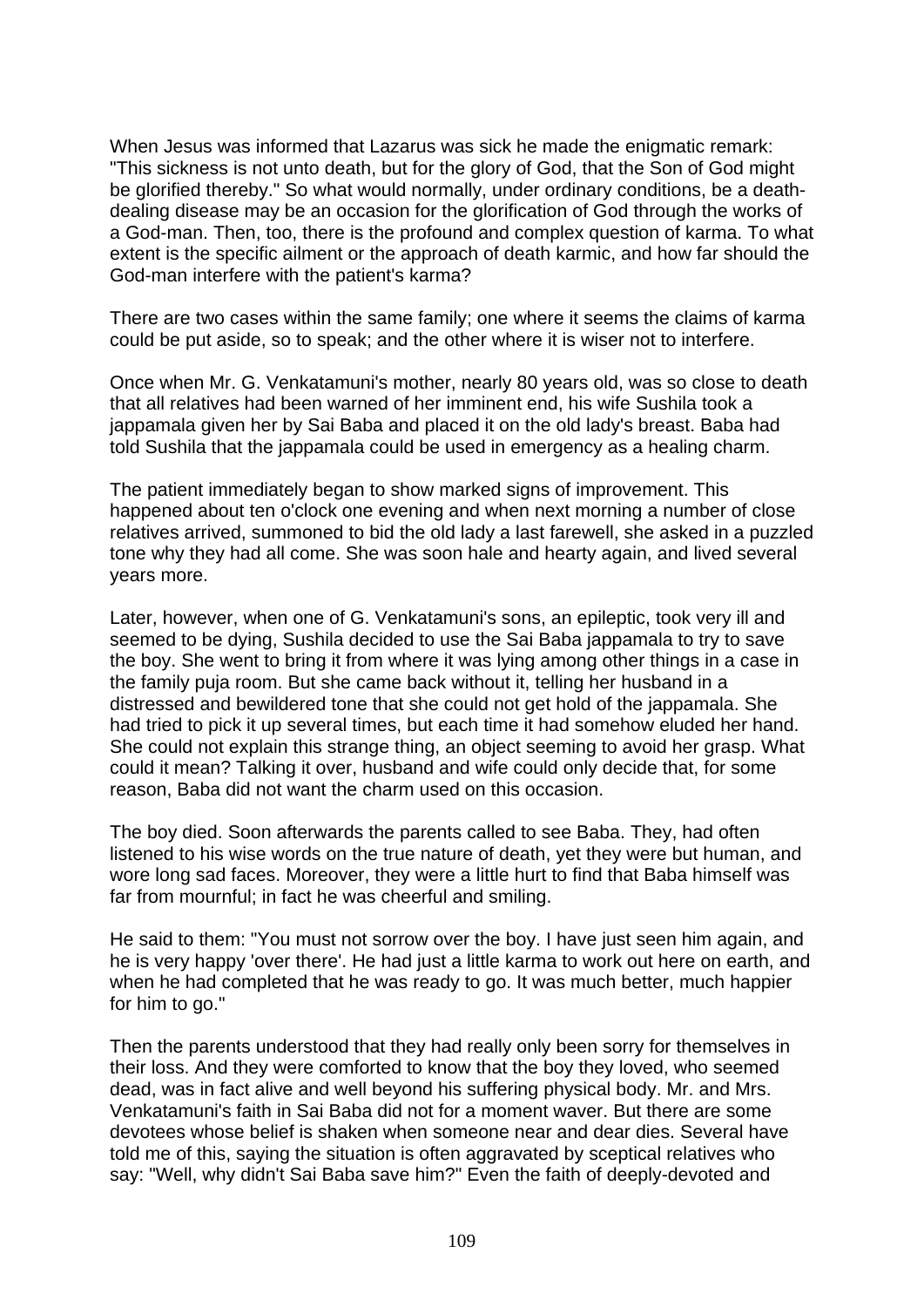When Jesus was informed that Lazarus was sick he made the enigmatic remark: "This sickness is not unto death, but for the glory of God, that the Son of God might be glorified thereby." So what would normally, under ordinary conditions, be a death-dealing disease may be an occasion for the glorification of God through the works of a God-man. Then, too, there is the profound and complex question of karma. To what extent is the specific ailment or the approach of death karmic, and how far should the God-man interfere with the patient's karma?

There are two cases within the same family; one where it seems the claims of karma could be put aside, so to speak; and the other where it is wiser not to interfere.

Once when Mr. G. Venkatamuni's mother, nearly 80 years old, was so close to death that all relatives had been warned of her imminent end, his wife Sushila took a jappamala given her by Sai Baba and placed it on the old lady's breast. Baba had told Sushila that the jappamala could be used in emergency as a healing charm.

The patient immediately began to show marked signs of improvement. This happened about ten o'clock one evening and when next morning a number of close relatives arrived, summoned to bid the old lady a last farewell, she asked in a puzzled tone why they had all come. She was soon hale and hearty again, and lived several years more.

Later, however, when one of G. Venkatamuni's sons, an epileptic, took very ill and seemed to be dying, Sushila decided to use the Sai Baba jappamala to try to save the boy. She went to bring it from where it was lying among other things in a case in the family puja room. But she came back without it, telling her husband in a distressed and bewildered tone that she could not get hold of the jappamala. She had tried to pick it up several times, but each time it had somehow eluded her hand. She could not explain this strange thing, an object seeming to avoid her grasp. What could it mean? Talking it over, husband and wife could only decide that, for some reason, Baba did not want the charm used on this occasion.

The boy died. Soon afterwards the parents called to see Baba. They, had often listened to his wise words on the true nature of death, yet they were but human, and wore long sad faces. Moreover, they were a little hurt to find that Baba himself was far from mournful; in fact he was cheerful and smiling.

He said to them: "You must not sorrow over the boy. I have just seen him again, and he is very happy 'over there'. He had just a little karma to work out here on earth, and when he had completed that he was ready to go. It was much better, much happier for him to go."

Then the parents understood that they had really only been sorry for themselves in their loss. And they were comforted to know that the boy they loved, who seemed dead, was in fact alive and well beyond his suffering physical body. Mr. and Mrs. Venkatamuni's faith in Sai Baba did not for a moment waver. But there are some devotees whose belief is shaken when someone near and dear dies. Several have told me of this, saying the situation is often aggravated by sceptical relatives who say: "Well, why didn't Sai Baba save him?" Even the faith of deeply-devoted and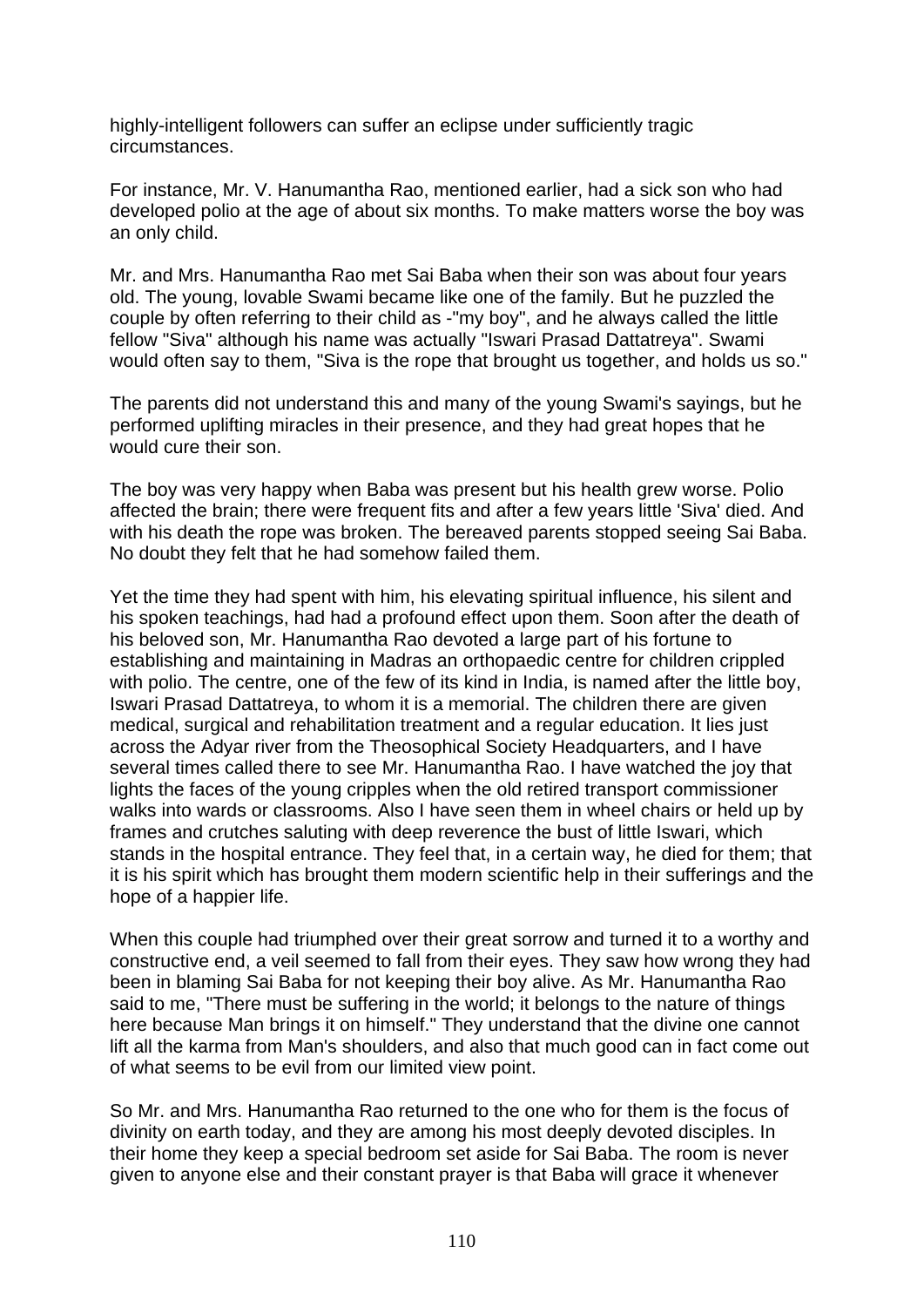highly-intelligent followers can suffer an eclipse under sufficiently tragic circumstances.

For instance, Mr. V. Hanumantha Rao, mentioned earlier, had a sick son who had developed polio at the age of about six months. To make matters worse the boy was an only child.

Mr. and Mrs. Hanumantha Rao met Sai Baba when their son was about four years old. The young, lovable Swami became like one of the family. But he puzzled the couple by often referring to their child as -"my boy", and he always called the little fellow "Siva" although his name was actually "Iswari Prasad Dattatreya". Swami would often say to them, "Siva is the rope that brought us together, and holds us so."

The parents did not understand this and many of the young Swami's sayings, but he performed uplifting miracles in their presence, and they had great hopes that he would cure their son.

The boy was very happy when Baba was present but his health grew worse. Polio affected the brain; there were frequent fits and after a few years little 'Siva' died. And with his death the rope was broken. The bereaved parents stopped seeing Sai Baba. No doubt they felt that he had somehow failed them.

Yet the time they had spent with him, his elevating spiritual influence, his silent and his spoken teachings, had had a profound effect upon them. Soon after the death of his beloved son, Mr. Hanumantha Rao devoted a large part of his fortune to establishing and maintaining in Madras an orthopaedic centre for children crippled with polio. The centre, one of the few of its kind in India, is named after the little boy, Iswari Prasad Dattatreya, to whom it is a memorial. The children there are given medical, surgical and rehabilitation treatment and a regular education. It lies just across the Adyar river from the Theosophical Society Headquarters, and I have several times called there to see Mr. Hanumantha Rao. I have watched the joy that lights the faces of the young cripples when the old retired transport commissioner walks into wards or classrooms. Also I have seen them in wheel chairs or held up by frames and crutches saluting with deep reverence the bust of little Iswari, which stands in the hospital entrance. They feel that, in a certain way, he died for them; that it is his spirit which has brought them modern scientific help in their sufferings and the hope of a happier life.

When this couple had triumphed over their great sorrow and turned it to a worthy and constructive end, a veil seemed to fall from their eyes. They saw how wrong they had been in blaming Sai Baba for not keeping their boy alive. As Mr. Hanumantha Rao said to me, "There must be suffering in the world; it belongs to the nature of things here because Man brings it on himself." They understand that the divine one cannot lift all the karma from Man's shoulders, and also that much good can in fact come out of what seems to be evil from our limited view point.

So Mr. and Mrs. Hanumantha Rao returned to the one who for them is the focus of divinity on earth today, and they are among his most deeply devoted disciples. In their home they keep a special bedroom set aside for Sai Baba. The room is never given to anyone else and their constant prayer is that Baba will grace it whenever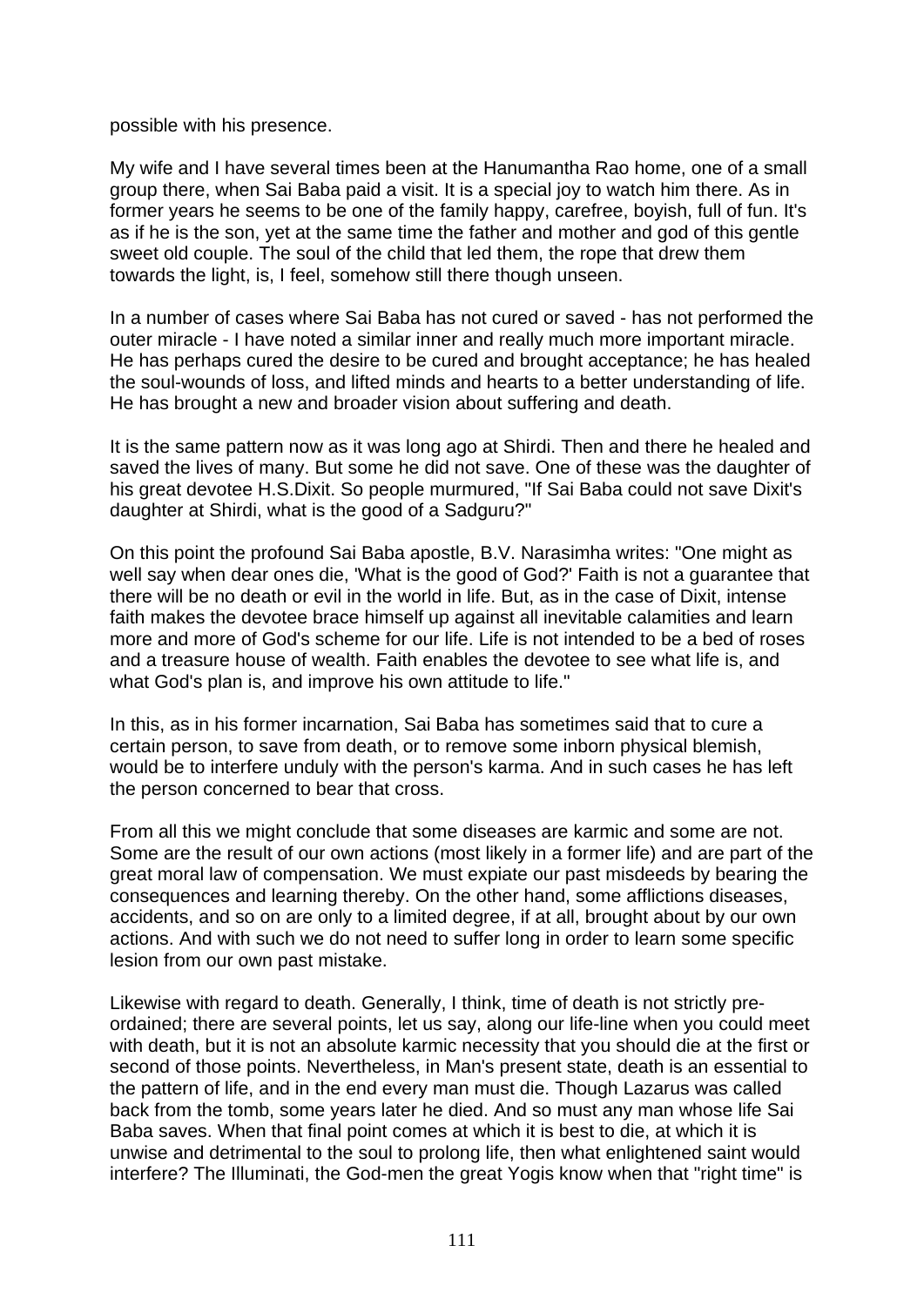possible with his presence.

My wife and I have several times been at the Hanumantha Rao home, one of a small group there, when Sai Baba paid a visit. It is a special joy to watch him there. As in former years he seems to be one of the family happy, carefree, boyish, full of fun. It's as if he is the son, yet at the same time the father and mother and god of this gentle sweet old couple. The soul of the child that led them, the rope that drew them towards the light, is, I feel, somehow still there though unseen.

In a number of cases where Sai Baba has not cured or saved - has not performed the outer miracle - I have noted a similar inner and really much more important miracle. He has perhaps cured the desire to be cured and brought acceptance; he has healed the soul-wounds of loss, and lifted minds and hearts to a better understanding of life. He has brought a new and broader vision about suffering and death.

It is the same pattern now as it was long ago at Shirdi. Then and there he healed and saved the lives of many. But some he did not save. One of these was the daughter of his great devotee H.S.Dixit. So people murmured, "If Sai Baba could not save Dixit's daughter at Shirdi, what is the good of a Sadguru?"

On this point the profound Sai Baba apostle, B.V. Narasimha writes: "One might as well say when dear ones die, 'What is the good of God?' Faith is not a guarantee that there will be no death or evil in the world in life. But, as in the case of Dixit, intense faith makes the devotee brace himself up against all inevitable calamities and learn more and more of God's scheme for our life. Life is not intended to be a bed of roses and a treasure house of wealth. Faith enables the devotee to see what life is, and what God's plan is, and improve his own attitude to life."

In this, as in his former incarnation, Sai Baba has sometimes said that to cure a certain person, to save from death, or to remove some inborn physical blemish, would be to interfere unduly with the person's karma. And in such cases he has left the person concerned to bear that cross.

From all this we might conclude that some diseases are karmic and some are not. Some are the result of our own actions (most likely in a former life) and are part of the great moral law of compensation. We must expiate our past misdeeds by bearing the consequences and learning thereby. On the other hand, some afflictions diseases, accidents, and so on are only to a limited degree, if at all, brought about by our own actions. And with such we do not need to suffer long in order to learn some specific lesion from our own past mistake.

Likewise with regard to death. Generally, I think, time of death is not strictly pre-ordained; there are several points, let us say, along our life-line when you could meet with death, but it is not an absolute karmic necessity that you should die at the first or second of those points. Nevertheless, in Man's present state, death is an essential to the pattern of life, and in the end every man must die. Though Lazarus was called back from the tomb, some years later he died. And so must any man whose life Sai Baba saves. When that final point comes at which it is best to die, at which it is unwise and detrimental to the soul to prolong life, then what enlightened saint would interfere? The Illuminati, the God-men the great Yogis know when that "right time" is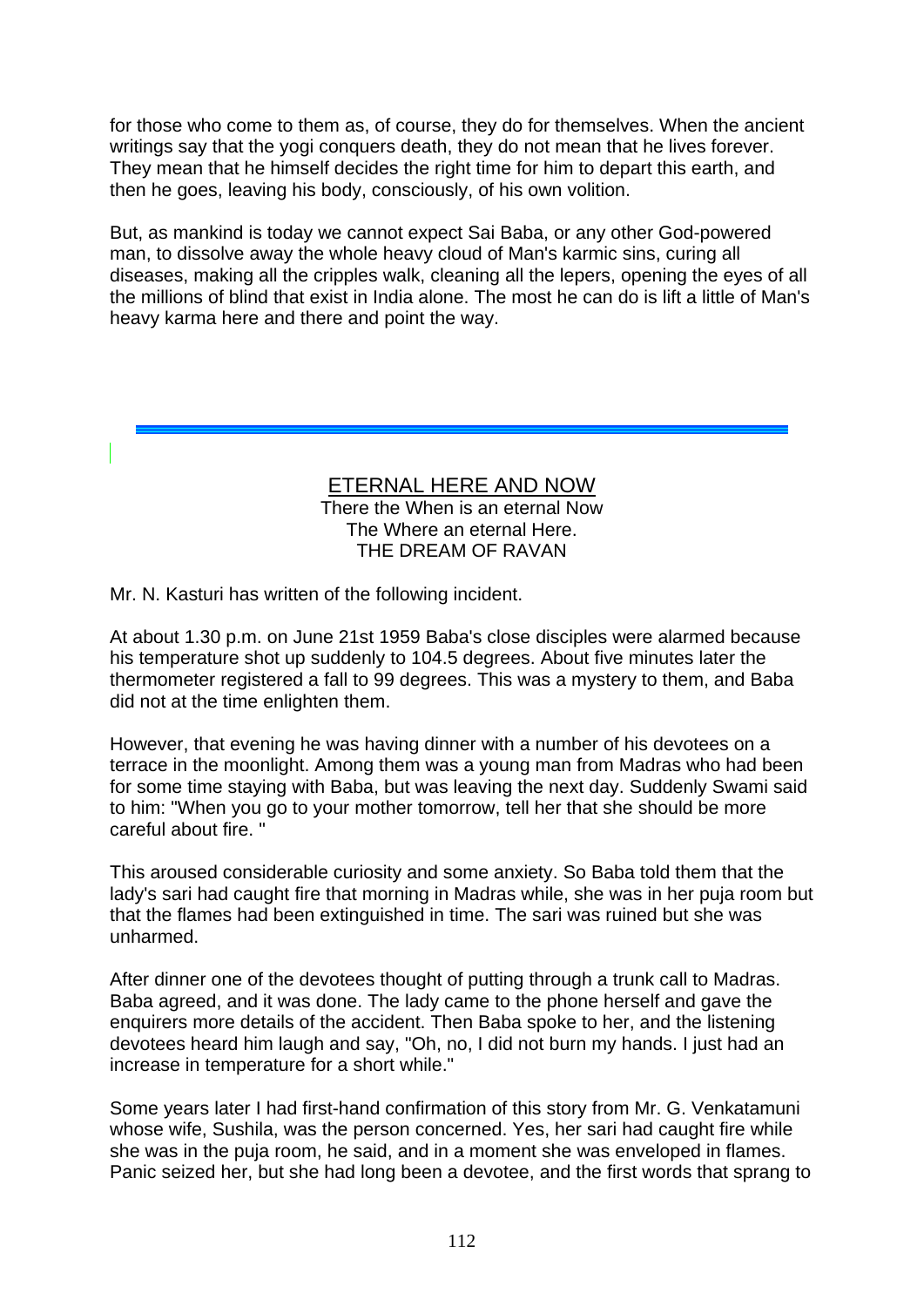for those who come to them as, of course, they do for themselves. When the ancient writings say that the yogi conquers death, they do not mean that he lives forever. They mean that he himself decides the right time for him to depart this earth, and then he goes, leaving his body, consciously, of his own volition.

But, as mankind is today we cannot expect Sai Baba, or any other God-powered man, to dissolve away the whole heavy cloud of Man's karmic sins, curing all diseases, making all the cripples walk, cleaning all the lepers, opening the eyes of all the millions of blind that exist in India alone. The most he can do is lift a little of Man's heavy karma here and there and point the way.

---

## ETERNAL HERE AND NOW

There the When is an eternal Now
The Where an eternal Here.
THE DREAM OF RAVAN

Mr. N. Kasturi has written of the following incident.

At about 1.30 p.m. on June 21st 1959 Baba's close disciples were alarmed because his temperature shot up suddenly to 104.5 degrees. About five minutes later the thermometer registered a fall to 99 degrees. This was a mystery to them, and Baba did not at the time enlighten them.

However, that evening he was having dinner with a number of his devotees on a terrace in the moonlight. Among them was a young man from Madras who had been for some time staying with Baba, but was leaving the next day. Suddenly Swami said to him: "When you go to your mother tomorrow, tell her that she should be more careful about fire. "

This aroused considerable curiosity and some anxiety. So Baba told them that the lady's sari had caught fire that morning in Madras while, she was in her puja room but that the flames had been extinguished in time. The sari was ruined but she was unharmed.

After dinner one of the devotees thought of putting through a trunk call to Madras. Baba agreed, and it was done. The lady came to the phone herself and gave the enquirers more details of the accident. Then Baba spoke to her, and the listening devotees heard him laugh and say, "Oh, no, I did not burn my hands. I just had an increase in temperature for a short while."

Some years later I had first-hand confirmation of this story from Mr. G. Venkatamuni whose wife, Sushila, was the person concerned. Yes, her sari had caught fire while she was in the puja room, he said, and in a moment she was enveloped in flames. Panic seized her, but she had long been a devotee, and the first words that sprang to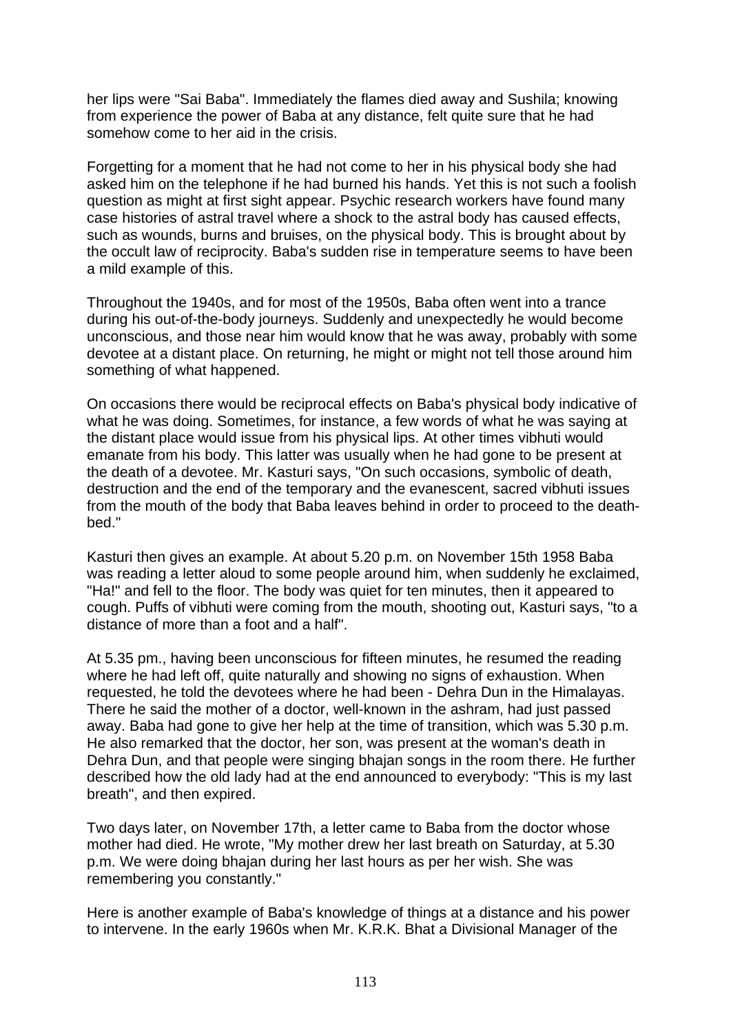her lips were "Sai Baba". Immediately the flames died away and Sushila; knowing from experience the power of Baba at any distance, felt quite sure that he had somehow come to her aid in the crisis.

Forgetting for a moment that he had not come to her in his physical body she had asked him on the telephone if he had burned his hands. Yet this is not such a foolish question as might at first sight appear. Psychic research workers have found many case histories of astral travel where a shock to the astral body has caused effects, such as wounds, burns and bruises, on the physical body. This is brought about by the occult law of reciprocity. Baba's sudden rise in temperature seems to have been a mild example of this.

Throughout the 1940s, and for most of the 1950s, Baba often went into a trance during his out-of-the-body journeys. Suddenly and unexpectedly he would become unconscious, and those near him would know that he was away, probably with some devotee at a distant place. On returning, he might or might not tell those around him something of what happened.

On occasions there would be reciprocal effects on Baba's physical body indicative of what he was doing. Sometimes, for instance, a few words of what he was saying at the distant place would issue from his physical lips. At other times vibhuti would emanate from his body. This latter was usually when he had gone to be present at the death of a devotee. Mr. Kasturi says, "On such occasions, symbolic of death, destruction and the end of the temporary and the evanescent, sacred vibhuti issues from the mouth of the body that Baba leaves behind in order to proceed to the death-bed."

Kasturi then gives an example. At about 5.20 p.m. on November 15th 1958 Baba was reading a letter aloud to some people around him, when suddenly he exclaimed, "Ha!" and fell to the floor. The body was quiet for ten minutes, then it appeared to cough. Puffs of vibhuti were coming from the mouth, shooting out, Kasturi says, "to a distance of more than a foot and a half".

At 5.35 pm., having been unconscious for fifteen minutes, he resumed the reading where he had left off, quite naturally and showing no signs of exhaustion. When requested, he told the devotees where he had been - Dehra Dun in the Himalayas. There he said the mother of a doctor, well-known in the ashram, had just passed away. Baba had gone to give her help at the time of transition, which was 5.30 p.m. He also remarked that the doctor, her son, was present at the woman's death in Dehra Dun, and that people were singing bhajan songs in the room there. He further described how the old lady had at the end announced to everybody: "This is my last breath", and then expired.

Two days later, on November 17th, a letter came to Baba from the doctor whose mother had died. He wrote, "My mother drew her last breath on Saturday, at 5.30 p.m. We were doing bhajan during her last hours as per her wish. She was remembering you constantly."

Here is another example of Baba's knowledge of things at a distance and his power to intervene. In the early 1960s when Mr. K.R.K. Bhat a Divisional Manager of the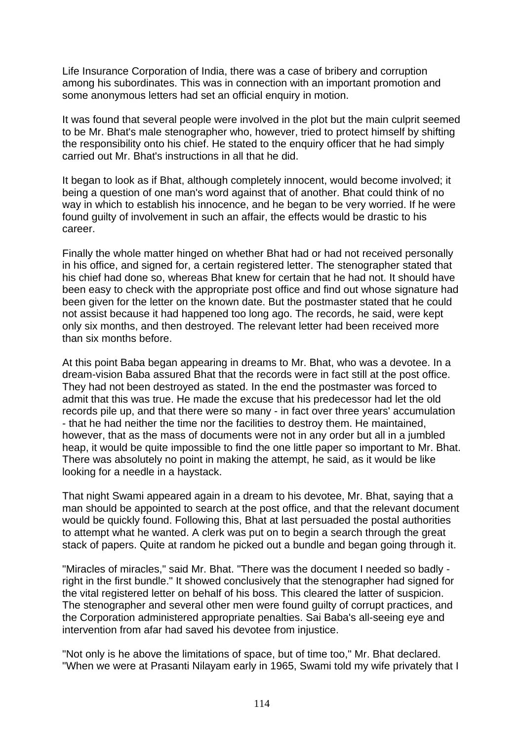Life Insurance Corporation of India, there was a case of bribery and corruption among his subordinates. This was in connection with an important promotion and some anonymous letters had set an official enquiry in motion.

It was found that several people were involved in the plot but the main culprit seemed to be Mr. Bhat's male stenographer who, however, tried to protect himself by shifting the responsibility onto his chief. He stated to the enquiry officer that he had simply carried out Mr. Bhat's instructions in all that he did.

It began to look as if Bhat, although completely innocent, would become involved; it being a question of one man's word against that of another. Bhat could think of no way in which to establish his innocence, and he began to be very worried. If he were found guilty of involvement in such an affair, the effects would be drastic to his career.

Finally the whole matter hinged on whether Bhat had or had not received personally in his office, and signed for, a certain registered letter. The stenographer stated that his chief had done so, whereas Bhat knew for certain that he had not. It should have been easy to check with the appropriate post office and find out whose signature had been given for the letter on the known date. But the postmaster stated that he could not assist because it had happened too long ago. The records, he said, were kept only six months, and then destroyed. The relevant letter had been received more than six months before.

At this point Baba began appearing in dreams to Mr. Bhat, who was a devotee. In a dream-vision Baba assured Bhat that the records were in fact still at the post office. They had not been destroyed as stated. In the end the postmaster was forced to admit that this was true. He made the excuse that his predecessor had let the old records pile up, and that there were so many - in fact over three years' accumulation - that he had neither the time nor the facilities to destroy them. He maintained, however, that as the mass of documents were not in any order but all in a jumbled heap, it would be quite impossible to find the one little paper so important to Mr. Bhat. There was absolutely no point in making the attempt, he said, as it would be like looking for a needle in a haystack.

That night Swami appeared again in a dream to his devotee, Mr. Bhat, saying that a man should be appointed to search at the post office, and that the relevant document would be quickly found. Following this, Bhat at last persuaded the postal authorities to attempt what he wanted. A clerk was put on to begin a search through the great stack of papers. Quite at random he picked out a bundle and began going through it.

"Miracles of miracles," said Mr. Bhat. "There was the document I needed so badly - right in the first bundle." It showed conclusively that the stenographer had signed for the vital registered letter on behalf of his boss. This cleared the latter of suspicion. The stenographer and several other men were found guilty of corrupt practices, and the Corporation administered appropriate penalties. Sai Baba's all-seeing eye and intervention from afar had saved his devotee from injustice.

"Not only is he above the limitations of space, but of time too," Mr. Bhat declared. "When we were at Prasanti Nilayam early in 1965, Swami told my wife privately that I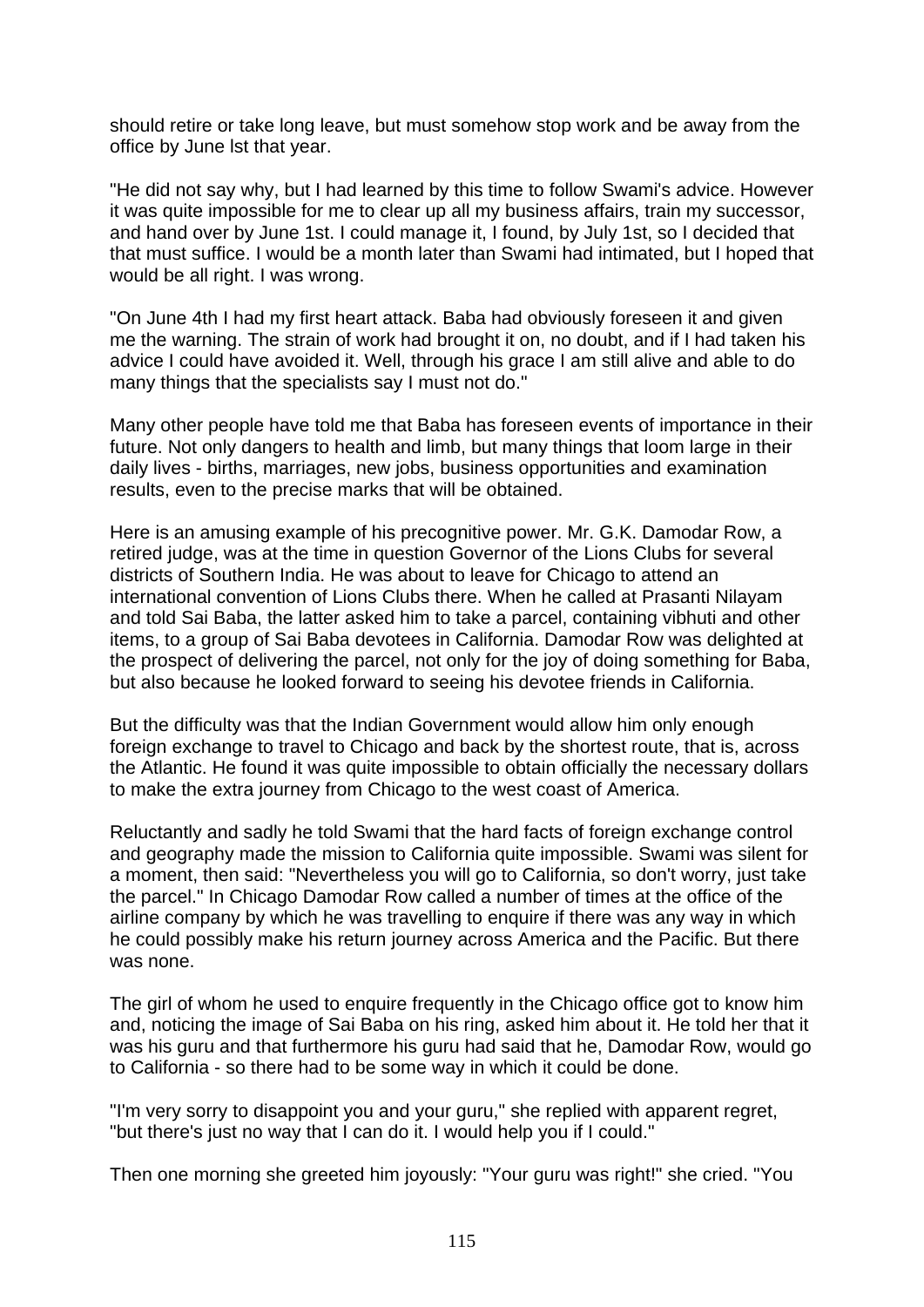should retire or take long leave, but must somehow stop work and be away from the office by June lst that year.

"He did not say why, but I had learned by this time to follow Swami's advice. However it was quite impossible for me to clear up all my business affairs, train my successor, and hand over by June 1st. I could manage it, I found, by July 1st, so I decided that that must suffice. I would be a month later than Swami had intimated, but I hoped that would be all right. I was wrong.

"On June 4th I had my first heart attack. Baba had obviously foreseen it and given me the warning. The strain of work had brought it on, no doubt, and if I had taken his advice I could have avoided it. Well, through his grace I am still alive and able to do many things that the specialists say I must not do."

Many other people have told me that Baba has foreseen events of importance in their future. Not only dangers to health and limb, but many things that loom large in their daily lives - births, marriages, new jobs, business opportunities and examination results, even to the precise marks that will be obtained.

Here is an amusing example of his precognitive power. Mr. G.K. Damodar Row, a retired judge, was at the time in question Governor of the Lions Clubs for several districts of Southern India. He was about to leave for Chicago to attend an international convention of Lions Clubs there. When he called at Prasanti Nilayam and told Sai Baba, the latter asked him to take a parcel, containing vibhuti and other items, to a group of Sai Baba devotees in California. Damodar Row was delighted at the prospect of delivering the parcel, not only for the joy of doing something for Baba, but also because he looked forward to seeing his devotee friends in California.

But the difficulty was that the Indian Government would allow him only enough foreign exchange to travel to Chicago and back by the shortest route, that is, across the Atlantic. He found it was quite impossible to obtain officially the necessary dollars to make the extra journey from Chicago to the west coast of America.

Reluctantly and sadly he told Swami that the hard facts of foreign exchange control and geography made the mission to California quite impossible. Swami was silent for a moment, then said: "Nevertheless you will go to California, so don't worry, just take the parcel." In Chicago Damodar Row called a number of times at the office of the airline company by which he was travelling to enquire if there was any way in which he could possibly make his return journey across America and the Pacific. But there was none.

The girl of whom he used to enquire frequently in the Chicago office got to know him and, noticing the image of Sai Baba on his ring, asked him about it. He told her that it was his guru and that furthermore his guru had said that he, Damodar Row, would go to California - so there had to be some way in which it could be done.

"I'm very sorry to disappoint you and your guru," she replied with apparent regret, "but there's just no way that I can do it. I would help you if I could."

Then one morning she greeted him joyously: "Your guru was right!" she cried. "You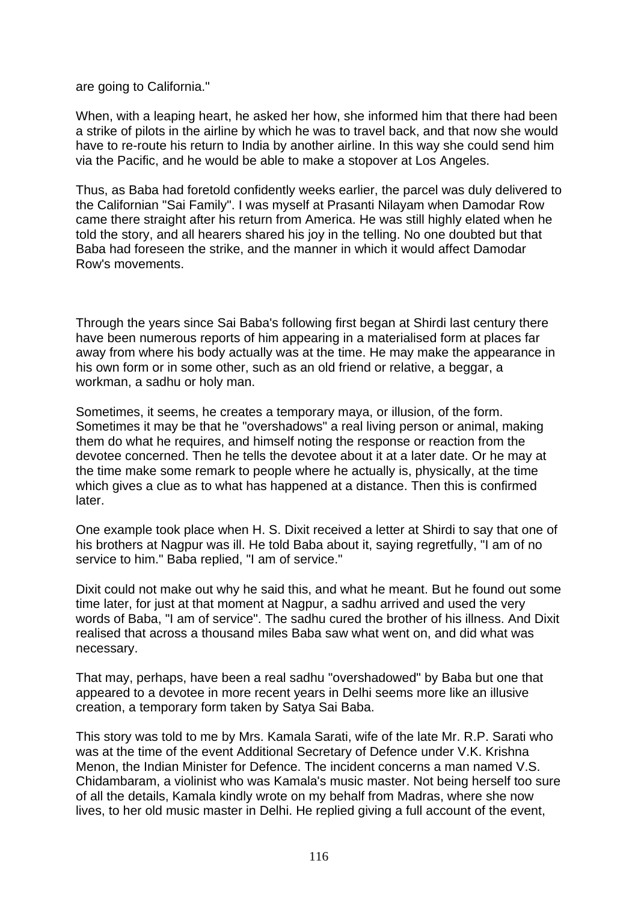are going to California."

When, with a leaping heart, he asked her how, she informed him that there had been a strike of pilots in the airline by which he was to travel back, and that now she would have to re-route his return to India by another airline. In this way she could send him via the Pacific, and he would be able to make a stopover at Los Angeles.

Thus, as Baba had foretold confidently weeks earlier, the parcel was duly delivered to the Californian "Sai Family". I was myself at Prasanti Nilayam when Damodar Row came there straight after his return from America. He was still highly elated when he told the story, and all hearers shared his joy in the telling. No one doubted but that Baba had foreseen the strike, and the manner in which it would affect Damodar Row's movements.

Through the years since Sai Baba's following first began at Shirdi last century there have been numerous reports of him appearing in a materialised form at places far away from where his body actually was at the time. He may make the appearance in his own form or in some other, such as an old friend or relative, a beggar, a workman, a sadhu or holy man.

Sometimes, it seems, he creates a temporary maya, or illusion, of the form. Sometimes it may be that he "overshadows" a real living person or animal, making them do what he requires, and himself noting the response or reaction from the devotee concerned. Then he tells the devotee about it at a later date. Or he may at the time make some remark to people where he actually is, physically, at the time which gives a clue as to what has happened at a distance. Then this is confirmed later.

One example took place when H. S. Dixit received a letter at Shirdi to say that one of his brothers at Nagpur was ill. He told Baba about it, saying regretfully, "I am of no service to him." Baba replied, "I am of service."

Dixit could not make out why he said this, and what he meant. But he found out some time later, for just at that moment at Nagpur, a sadhu arrived and used the very words of Baba, "I am of service". The sadhu cured the brother of his illness. And Dixit realised that across a thousand miles Baba saw what went on, and did what was necessary.

That may, perhaps, have been a real sadhu "overshadowed" by Baba but one that appeared to a devotee in more recent years in Delhi seems more like an illusive creation, a temporary form taken by Satya Sai Baba.

This story was told to me by Mrs. Kamala Sarati, wife of the late Mr. R.P. Sarati who was at the time of the event Additional Secretary of Defence under V.K. Krishna Menon, the Indian Minister for Defence. The incident concerns a man named V.S. Chidambaram, a violinist who was Kamala's music master. Not being herself too sure of all the details, Kamala kindly wrote on my behalf from Madras, where she now lives, to her old music master in Delhi. He replied giving a full account of the event,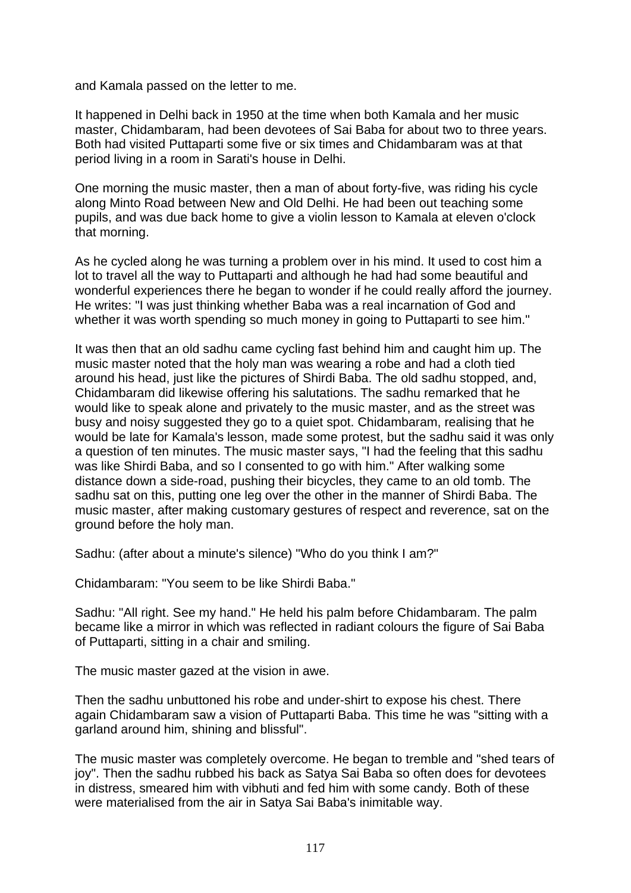and Kamala passed on the letter to me.

It happened in Delhi back in 1950 at the time when both Kamala and her music master, Chidambaram, had been devotees of Sai Baba for about two to three years. Both had visited Puttaparti some five or six times and Chidambaram was at that period living in a room in Sarati's house in Delhi.

One morning the music master, then a man of about forty-five, was riding his cycle along Minto Road between New and Old Delhi. He had been out teaching some pupils, and was due back home to give a violin lesson to Kamala at eleven o'clock that morning.

As he cycled along he was turning a problem over in his mind. It used to cost him a lot to travel all the way to Puttaparti and although he had had some beautiful and wonderful experiences there he began to wonder if he could really afford the journey. He writes: "I was just thinking whether Baba was a real incarnation of God and whether it was worth spending so much money in going to Puttaparti to see him."

It was then that an old sadhu came cycling fast behind him and caught him up. The music master noted that the holy man was wearing a robe and had a cloth tied around his head, just like the pictures of Shirdi Baba. The old sadhu stopped, and, Chidambaram did likewise offering his salutations. The sadhu remarked that he would like to speak alone and privately to the music master, and as the street was busy and noisy suggested they go to a quiet spot. Chidambaram, realising that he would be late for Kamala's lesson, made some protest, but the sadhu said it was only a question of ten minutes. The music master says, "I had the feeling that this sadhu was like Shirdi Baba, and so I consented to go with him." After walking some distance down a side-road, pushing their bicycles, they came to an old tomb. The sadhu sat on this, putting one leg over the other in the manner of Shirdi Baba. The music master, after making customary gestures of respect and reverence, sat on the ground before the holy man.

Sadhu: (after about a minute's silence) "Who do you think I am?"

Chidambaram: "You seem to be like Shirdi Baba."

Sadhu: "All right. See my hand." He held his palm before Chidambaram. The palm became like a mirror in which was reflected in radiant colours the figure of Sai Baba of Puttaparti, sitting in a chair and smiling.

The music master gazed at the vision in awe.

Then the sadhu unbuttoned his robe and under-shirt to expose his chest. There again Chidambaram saw a vision of Puttaparti Baba. This time he was "sitting with a garland around him, shining and blissful".

The music master was completely overcome. He began to tremble and "shed tears of joy". Then the sadhu rubbed his back as Satya Sai Baba so often does for devotees in distress, smeared him with vibhuti and fed him with some candy. Both of these were materialised from the air in Satya Sai Baba's inimitable way.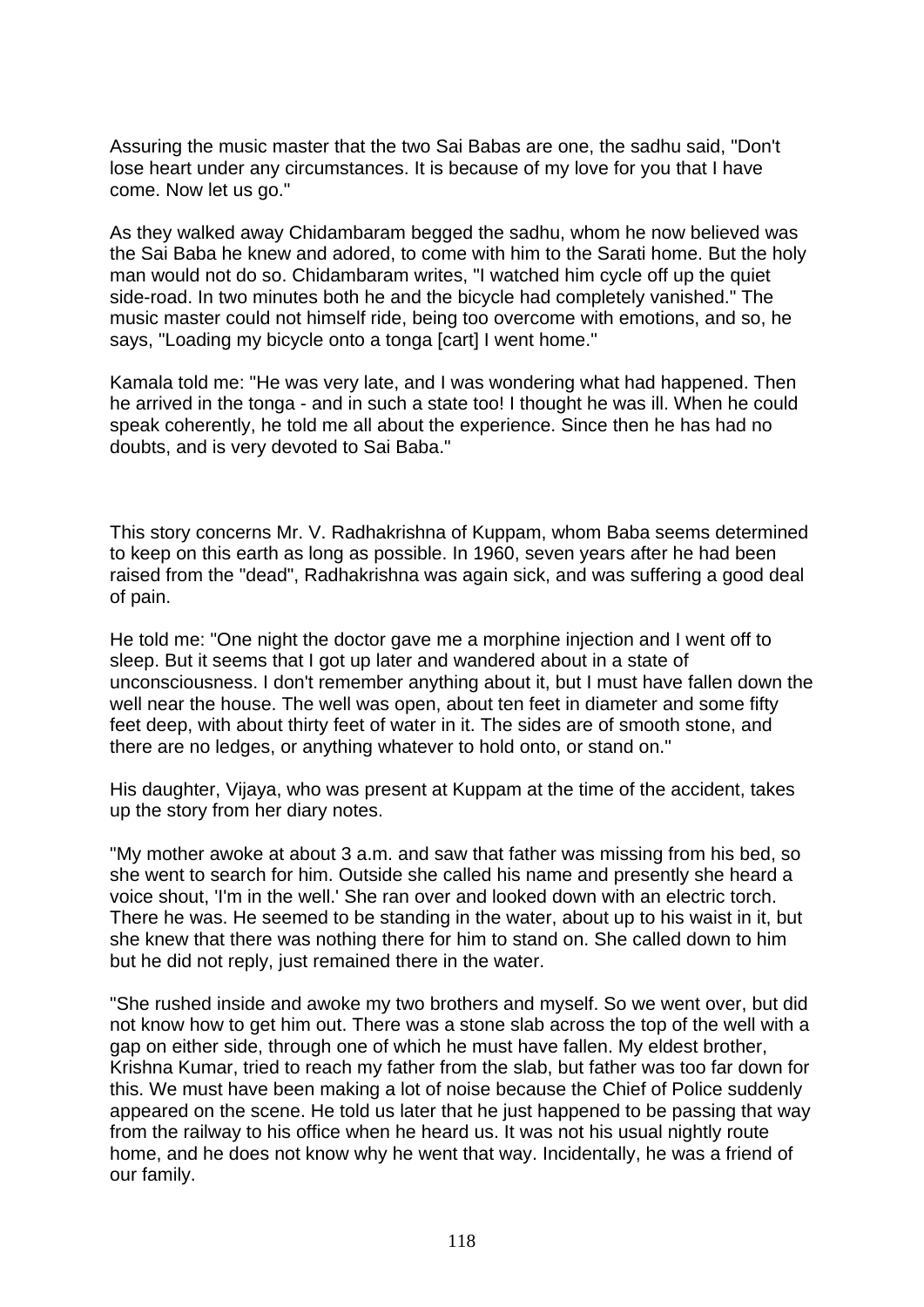Assuring the music master that the two Sai Babas are one, the sadhu said, "Don't lose heart under any circumstances. It is because of my love for you that I have come. Now let us go."

As they walked away Chidambaram begged the sadhu, whom he now believed was the Sai Baba he knew and adored, to come with him to the Sarati home. But the holy man would not do so. Chidambaram writes, "I watched him cycle off up the quiet side-road. In two minutes both he and the bicycle had completely vanished." The music master could not himself ride, being too overcome with emotions, and so, he says, "Loading my bicycle onto a tonga [cart] I went home."

Kamala told me: "He was very late, and I was wondering what had happened. Then he arrived in the tonga - and in such a state too! I thought he was ill. When he could speak coherently, he told me all about the experience. Since then he has had no doubts, and is very devoted to Sai Baba."

This story concerns Mr. V. Radhakrishna of Kuppam, whom Baba seems determined to keep on this earth as long as possible. In 1960, seven years after he had been raised from the "dead", Radhakrishna was again sick, and was suffering a good deal of pain.

He told me: "One night the doctor gave me a morphine injection and I went off to sleep. But it seems that I got up later and wandered about in a state of unconsciousness. I don't remember anything about it, but I must have fallen down the well near the house. The well was open, about ten feet in diameter and some fifty feet deep, with about thirty feet of water in it. The sides are of smooth stone, and there are no ledges, or anything whatever to hold onto, or stand on."

His daughter, Vijaya, who was present at Kuppam at the time of the accident, takes up the story from her diary notes.

"My mother awoke at about 3 a.m. and saw that father was missing from his bed, so she went to search for him. Outside she called his name and presently she heard a voice shout, 'I'm in the well.' She ran over and looked down with an electric torch. There he was. He seemed to be standing in the water, about up to his waist in it, but she knew that there was nothing there for him to stand on. She called down to him but he did not reply, just remained there in the water.

"She rushed inside and awoke my two brothers and myself. So we went over, but did not know how to get him out. There was a stone slab across the top of the well with a gap on either side, through one of which he must have fallen. My eldest brother, Krishna Kumar, tried to reach my father from the slab, but father was too far down for this. We must have been making a lot of noise because the Chief of Police suddenly appeared on the scene. He told us later that he just happened to be passing that way from the railway to his office when he heard us. It was not his usual nightly route home, and he does not know why he went that way. Incidentally, he was a friend of our family.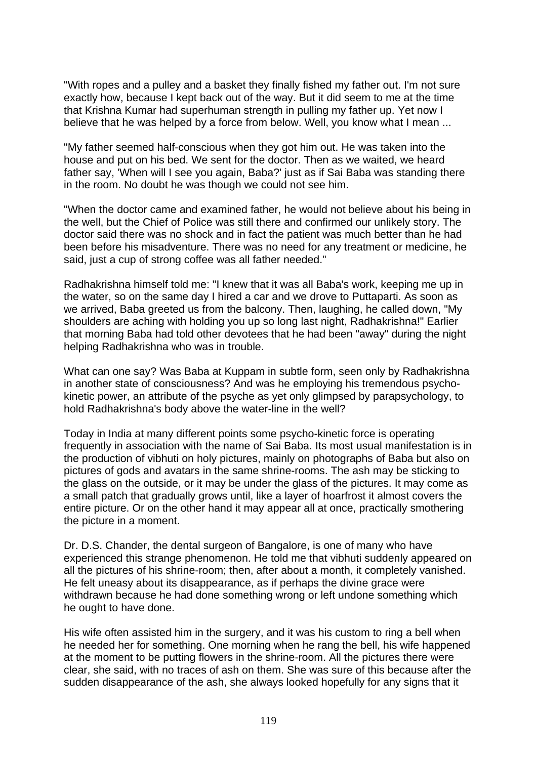"With ropes and a pulley and a basket they finally fished my father out. I'm not sure exactly how, because I kept back out of the way. But it did seem to me at the time that Krishna Kumar had superhuman strength in pulling my father up. Yet now I believe that he was helped by a force from below. Well, you know what I mean ...

"My father seemed half-conscious when they got him out. He was taken into the house and put on his bed. We sent for the doctor. Then as we waited, we heard father say, 'When will I see you again, Baba?' just as if Sai Baba was standing there in the room. No doubt he was though we could not see him.

"When the doctor came and examined father, he would not believe about his being in the well, but the Chief of Police was still there and confirmed our unlikely story. The doctor said there was no shock and in fact the patient was much better than he had been before his misadventure. There was no need for any treatment or medicine, he said, just a cup of strong coffee was all father needed."

Radhakrishna himself told me: "I knew that it was all Baba's work, keeping me up in the water, so on the same day I hired a car and we drove to Puttaparti. As soon as we arrived, Baba greeted us from the balcony. Then, laughing, he called down, "My shoulders are aching with holding you up so long last night, Radhakrishna!" Earlier that morning Baba had told other devotees that he had been "away" during the night helping Radhakrishna who was in trouble.

What can one say? Was Baba at Kuppam in subtle form, seen only by Radhakrishna in another state of consciousness? And was he employing his tremendous psycho-kinetic power, an attribute of the psyche as yet only glimpsed by parapsychology, to hold Radhakrishna's body above the water-line in the well?

Today in India at many different points some psycho-kinetic force is operating frequently in association with the name of Sai Baba. Its most usual manifestation is in the production of vibhuti on holy pictures, mainly on photographs of Baba but also on pictures of gods and avatars in the same shrine-rooms. The ash may be sticking to the glass on the outside, or it may be under the glass of the pictures. It may come as a small patch that gradually grows until, like a layer of hoarfrost it almost covers the entire picture. Or on the other hand it may appear all at once, practically smothering the picture in a moment.

Dr. D.S. Chander, the dental surgeon of Bangalore, is one of many who have experienced this strange phenomenon. He told me that vibhuti suddenly appeared on all the pictures of his shrine-room; then, after about a month, it completely vanished. He felt uneasy about its disappearance, as if perhaps the divine grace were withdrawn because he had done something wrong or left undone something which he ought to have done.

His wife often assisted him in the surgery, and it was his custom to ring a bell when he needed her for something. One morning when he rang the bell, his wife happened at the moment to be putting flowers in the shrine-room. All the pictures there were clear, she said, with no traces of ash on them. She was sure of this because after the sudden disappearance of the ash, she always looked hopefully for any signs that it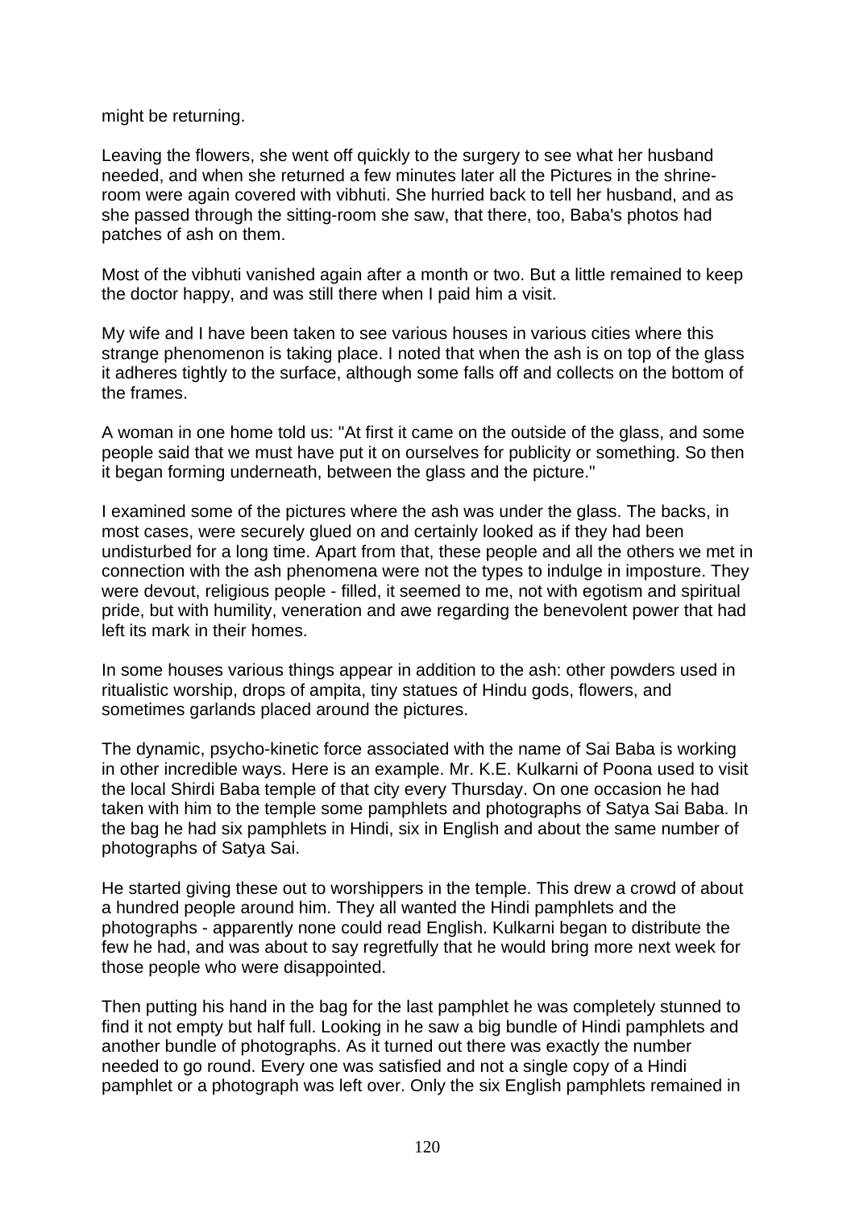might be returning.

Leaving the flowers, she went off quickly to the surgery to see what her husband needed, and when she returned a few minutes later all the Pictures in the shrine-room were again covered with vibhuti. She hurried back to tell her husband, and as she passed through the sitting-room she saw, that there, too, Baba's photos had patches of ash on them.

Most of the vibhuti vanished again after a month or two. But a little remained to keep the doctor happy, and was still there when I paid him a visit.

My wife and I have been taken to see various houses in various cities where this strange phenomenon is taking place. I noted that when the ash is on top of the glass it adheres tightly to the surface, although some falls off and collects on the bottom of the frames.

A woman in one home told us: "At first it came on the outside of the glass, and some people said that we must have put it on ourselves for publicity or something. So then it began forming underneath, between the glass and the picture."

I examined some of the pictures where the ash was under the glass. The backs, in most cases, were securely glued on and certainly looked as if they had been undisturbed for a long time. Apart from that, these people and all the others we met in connection with the ash phenomena were not the types to indulge in imposture. They were devout, religious people - filled, it seemed to me, not with egotism and spiritual pride, but with humility, veneration and awe regarding the benevolent power that had left its mark in their homes.

In some houses various things appear in addition to the ash: other powders used in ritualistic worship, drops of ampita, tiny statues of Hindu gods, flowers, and sometimes garlands placed around the pictures.

The dynamic, psycho-kinetic force associated with the name of Sai Baba is working in other incredible ways. Here is an example. Mr. K.E. Kulkarni of Poona used to visit the local Shirdi Baba temple of that city every Thursday. On one occasion he had taken with him to the temple some pamphlets and photographs of Satya Sai Baba. In the bag he had six pamphlets in Hindi, six in English and about the same number of photographs of Satya Sai.

He started giving these out to worshippers in the temple. This drew a crowd of about a hundred people around him. They all wanted the Hindi pamphlets and the photographs - apparently none could read English. Kulkarni began to distribute the few he had, and was about to say regretfully that he would bring more next week for those people who were disappointed.

Then putting his hand in the bag for the last pamphlet he was completely stunned to find it not empty but half full. Looking in he saw a big bundle of Hindi pamphlets and another bundle of photographs. As it turned out there was exactly the number needed to go round. Every one was satisfied and not a single copy of a Hindi pamphlet or a photograph was left over. Only the six English pamphlets remained in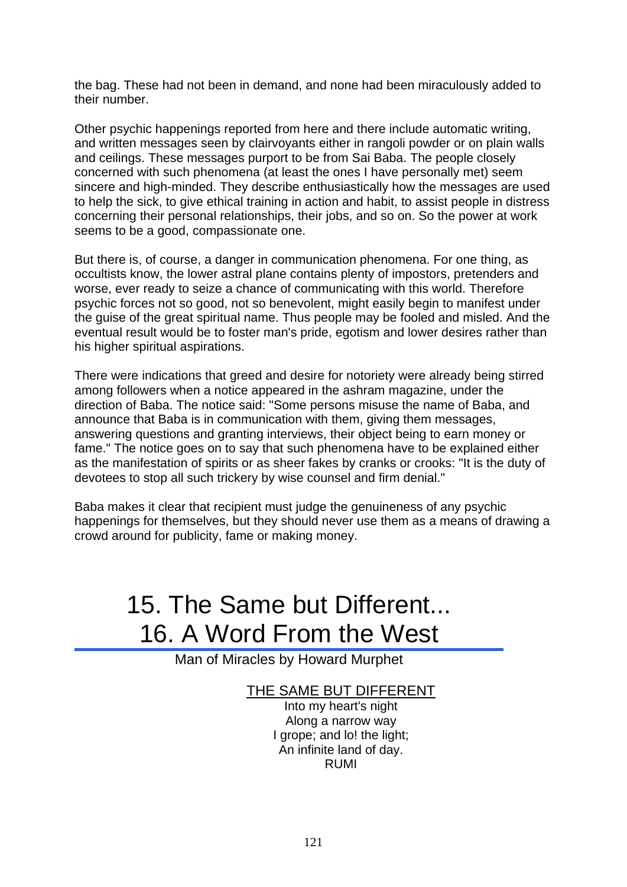the bag. These had not been in demand, and none had been miraculously added to their number.

Other psychic happenings reported from here and there include automatic writing, and written messages seen by clairvoyants either in rangoli powder or on plain walls and ceilings. These messages purport to be from Sai Baba. The people closely concerned with such phenomena (at least the ones I have personally met) seem sincere and high-minded. They describe enthusiastically how the messages are used to help the sick, to give ethical training in action and habit, to assist people in distress concerning their personal relationships, their jobs, and so on. So the power at work seems to be a good, compassionate one.

But there is, of course, a danger in communication phenomena. For one thing, as occultists know, the lower astral plane contains plenty of impostors, pretenders and worse, ever ready to seize a chance of communicating with this world. Therefore psychic forces not so good, not so benevolent, might easily begin to manifest under the guise of the great spiritual name. Thus people may be fooled and misled. And the eventual result would be to foster man's pride, egotism and lower desires rather than his higher spiritual aspirations.

There were indications that greed and desire for notoriety were already being stirred among followers when a notice appeared in the ashram magazine, under the direction of Baba. The notice said: "Some persons misuse the name of Baba, and announce that Baba is in communication with them, giving them messages, answering questions and granting interviews, their object being to earn money or fame." The notice goes on to say that such phenomena have to be explained either as the manifestation of spirits or as sheer fakes by cranks or crooks: "It is the duty of devotees to stop all such trickery by wise counsel and firm denial."

Baba makes it clear that recipient must judge the genuineness of any psychic happenings for themselves, but they should never use them as a means of drawing a crowd around for publicity, fame or making money.

# 15. The Same but Different...
# 16. A Word From the West

Man of Miracles by Howard Murphet

## THE SAME BUT DIFFERENT

Into my heart's night
Along a narrow way
I grope; and lo! the light;
An infinite land of day.
RUMI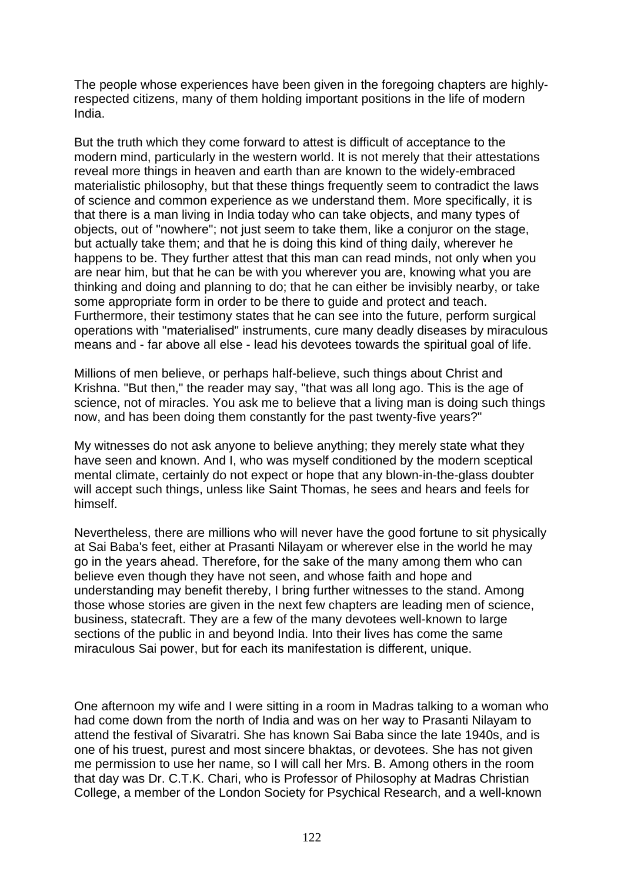The people whose experiences have been given in the foregoing chapters are highly-respected citizens, many of them holding important positions in the life of modern India.

But the truth which they come forward to attest is difficult of acceptance to the modern mind, particularly in the western world. It is not merely that their attestations reveal more things in heaven and earth than are known to the widely-embraced materialistic philosophy, but that these things frequently seem to contradict the laws of science and common experience as we understand them. More specifically, it is that there is a man living in India today who can take objects, and many types of objects, out of "nowhere"; not just seem to take them, like a conjuror on the stage, but actually take them; and that he is doing this kind of thing daily, wherever he happens to be. They further attest that this man can read minds, not only when you are near him, but that he can be with you wherever you are, knowing what you are thinking and doing and planning to do; that he can either be invisibly nearby, or take some appropriate form in order to be there to guide and protect and teach. Furthermore, their testimony states that he can see into the future, perform surgical operations with "materialised" instruments, cure many deadly diseases by miraculous means and - far above all else - lead his devotees towards the spiritual goal of life.

Millions of men believe, or perhaps half-believe, such things about Christ and Krishna. "But then," the reader may say, "that was all long ago. This is the age of science, not of miracles. You ask me to believe that a living man is doing such things now, and has been doing them constantly for the past twenty-five years?"

My witnesses do not ask anyone to believe anything; they merely state what they have seen and known. And I, who was myself conditioned by the modern sceptical mental climate, certainly do not expect or hope that any blown-in-the-glass doubter will accept such things, unless like Saint Thomas, he sees and hears and feels for himself.

Nevertheless, there are millions who will never have the good fortune to sit physically at Sai Baba's feet, either at Prasanti Nilayam or wherever else in the world he may go in the years ahead. Therefore, for the sake of the many among them who can believe even though they have not seen, and whose faith and hope and understanding may benefit thereby, I bring further witnesses to the stand. Among those whose stories are given in the next few chapters are leading men of science, business, statecraft. They are a few of the many devotees well-known to large sections of the public in and beyond India. Into their lives has come the same miraculous Sai power, but for each its manifestation is different, unique.

One afternoon my wife and I were sitting in a room in Madras talking to a woman who had come down from the north of India and was on her way to Prasanti Nilayam to attend the festival of Sivaratri. She has known Sai Baba since the late 1940s, and is one of his truest, purest and most sincere bhaktas, or devotees. She has not given me permission to use her name, so I will call her Mrs. B. Among others in the room that day was Dr. C.T.K. Chari, who is Professor of Philosophy at Madras Christian College, a member of the London Society for Psychical Research, and a well-known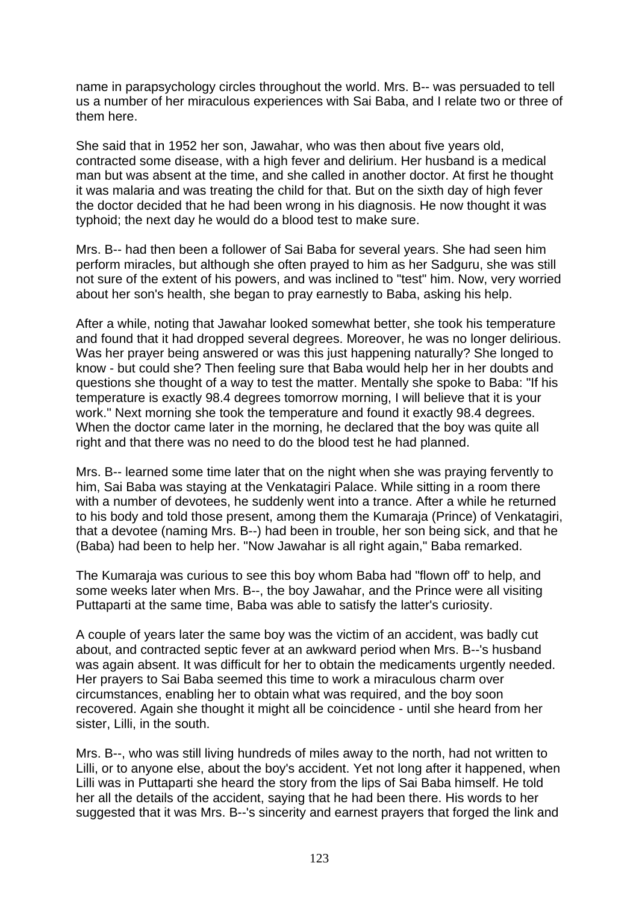name in parapsychology circles throughout the world. Mrs. B-- was persuaded to tell us a number of her miraculous experiences with Sai Baba, and I relate two or three of them here.

She said that in 1952 her son, Jawahar, who was then about five years old, contracted some disease, with a high fever and delirium. Her husband is a medical man but was absent at the time, and she called in another doctor. At first he thought it was malaria and was treating the child for that. But on the sixth day of high fever the doctor decided that he had been wrong in his diagnosis. He now thought it was typhoid; the next day he would do a blood test to make sure.

Mrs. B-- had then been a follower of Sai Baba for several years. She had seen him perform miracles, but although she often prayed to him as her Sadguru, she was still not sure of the extent of his powers, and was inclined to "test" him. Now, very worried about her son's health, she began to pray earnestly to Baba, asking his help.

After a while, noting that Jawahar looked somewhat better, she took his temperature and found that it had dropped several degrees. Moreover, he was no longer delirious. Was her prayer being answered or was this just happening naturally? She longed to know - but could she? Then feeling sure that Baba would help her in her doubts and questions she thought of a way to test the matter. Mentally she spoke to Baba: "If his temperature is exactly 98.4 degrees tomorrow morning, I will believe that it is your work." Next morning she took the temperature and found it exactly 98.4 degrees. When the doctor came later in the morning, he declared that the boy was quite all right and that there was no need to do the blood test he had planned.

Mrs. B-- learned some time later that on the night when she was praying fervently to him, Sai Baba was staying at the Venkatagiri Palace. While sitting in a room there with a number of devotees, he suddenly went into a trance. After a while he returned to his body and told those present, among them the Kumaraja (Prince) of Venkatagiri, that a devotee (naming Mrs. B--) had been in trouble, her son being sick, and that he (Baba) had been to help her. "Now Jawahar is all right again," Baba remarked.

The Kumaraja was curious to see this boy whom Baba had "flown off' to help, and some weeks later when Mrs. B--, the boy Jawahar, and the Prince were all visiting Puttaparti at the same time, Baba was able to satisfy the latter's curiosity.

A couple of years later the same boy was the victim of an accident, was badly cut about, and contracted septic fever at an awkward period when Mrs. B--'s husband was again absent. It was difficult for her to obtain the medicaments urgently needed. Her prayers to Sai Baba seemed this time to work a miraculous charm over circumstances, enabling her to obtain what was required, and the boy soon recovered. Again she thought it might all be coincidence - until she heard from her sister, Lilli, in the south.

Mrs. B--, who was still living hundreds of miles away to the north, had not written to Lilli, or to anyone else, about the boy's accident. Yet not long after it happened, when Lilli was in Puttaparti she heard the story from the lips of Sai Baba himself. He told her all the details of the accident, saying that he had been there. His words to her suggested that it was Mrs. B--'s sincerity and earnest prayers that forged the link and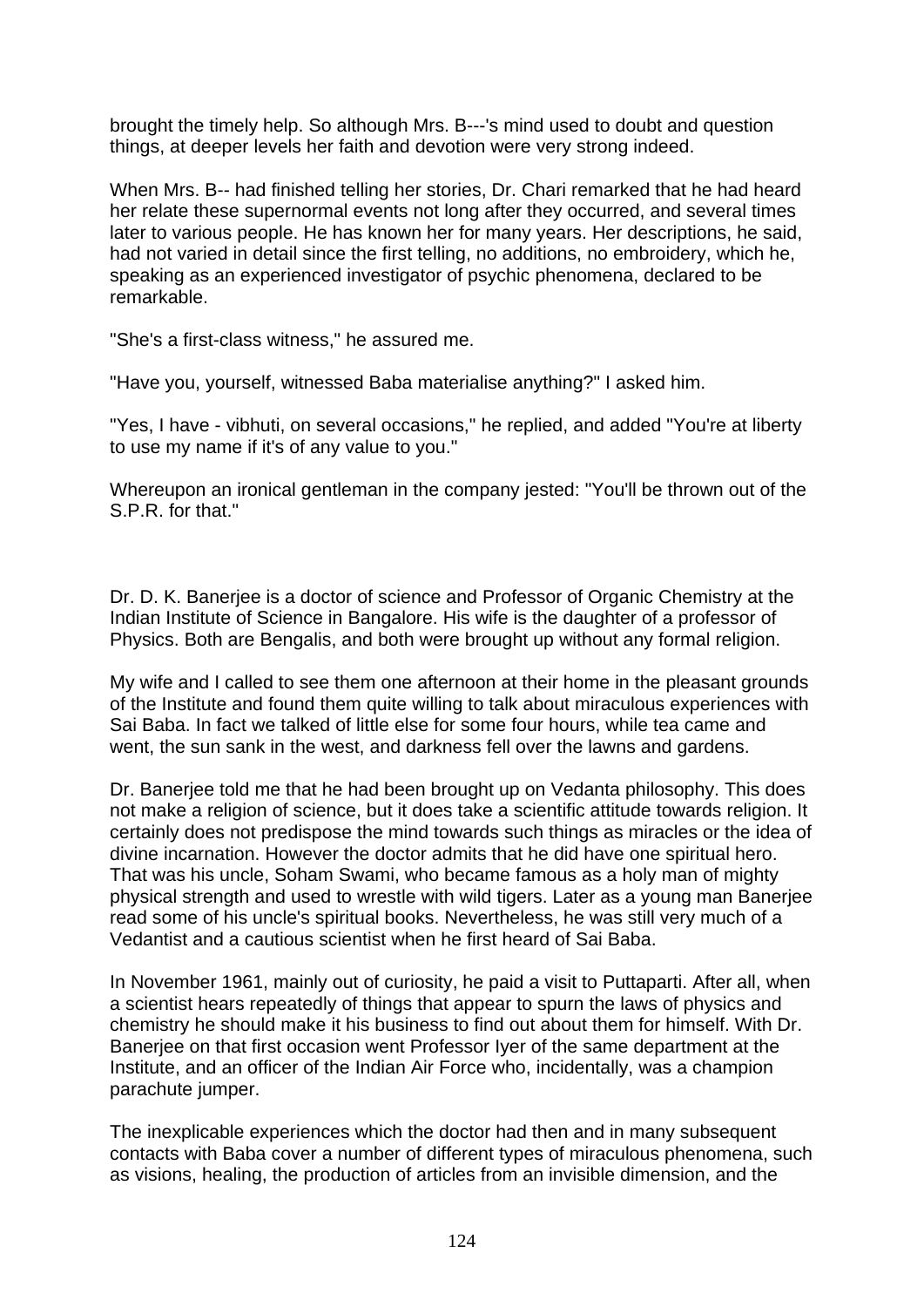brought the timely help. So although Mrs. B---'s mind used to doubt and question things, at deeper levels her faith and devotion were very strong indeed.

When Mrs. B-- had finished telling her stories, Dr. Chari remarked that he had heard her relate these supernormal events not long after they occurred, and several times later to various people. He has known her for many years. Her descriptions, he said, had not varied in detail since the first telling, no additions, no embroidery, which he, speaking as an experienced investigator of psychic phenomena, declared to be remarkable.

"She's a first-class witness," he assured me.

"Have you, yourself, witnessed Baba materialise anything?" I asked him.

"Yes, I have - vibhuti, on several occasions," he replied, and added "You're at liberty to use my name if it's of any value to you."

Whereupon an ironical gentleman in the company jested: "You'll be thrown out of the S.P.R. for that."

Dr. D. K. Banerjee is a doctor of science and Professor of Organic Chemistry at the Indian Institute of Science in Bangalore. His wife is the daughter of a professor of Physics. Both are Bengalis, and both were brought up without any formal religion.

My wife and I called to see them one afternoon at their home in the pleasant grounds of the Institute and found them quite willing to talk about miraculous experiences with Sai Baba. In fact we talked of little else for some four hours, while tea came and went, the sun sank in the west, and darkness fell over the lawns and gardens.

Dr. Banerjee told me that he had been brought up on Vedanta philosophy. This does not make a religion of science, but it does take a scientific attitude towards religion. It certainly does not predispose the mind towards such things as miracles or the idea of divine incarnation. However the doctor admits that he did have one spiritual hero. That was his uncle, Soham Swami, who became famous as a holy man of mighty physical strength and used to wrestle with wild tigers. Later as a young man Banerjee read some of his uncle's spiritual books. Nevertheless, he was still very much of a Vedantist and a cautious scientist when he first heard of Sai Baba.

In November 1961, mainly out of curiosity, he paid a visit to Puttaparti. After all, when a scientist hears repeatedly of things that appear to spurn the laws of physics and chemistry he should make it his business to find out about them for himself. With Dr. Banerjee on that first occasion went Professor Iyer of the same department at the Institute, and an officer of the Indian Air Force who, incidentally, was a champion parachute jumper.

The inexplicable experiences which the doctor had then and in many subsequent contacts with Baba cover a number of different types of miraculous phenomena, such as visions, healing, the production of articles from an invisible dimension, and the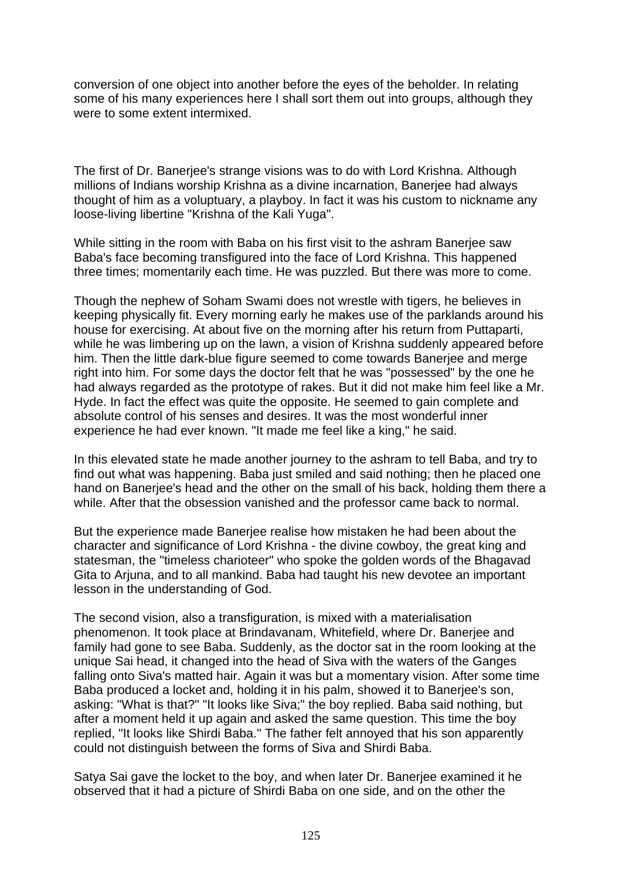conversion of one object into another before the eyes of the beholder. In relating some of his many experiences here I shall sort them out into groups, although they were to some extent intermixed.

The first of Dr. Banerjee's strange visions was to do with Lord Krishna. Although millions of Indians worship Krishna as a divine incarnation, Banerjee had always thought of him as a voluptuary, a playboy. In fact it was his custom to nickname any loose-living libertine "Krishna of the Kali Yuga".

While sitting in the room with Baba on his first visit to the ashram Banerjee saw Baba's face becoming transfigured into the face of Lord Krishna. This happened three times; momentarily each time. He was puzzled. But there was more to come.

Though the nephew of Soham Swami does not wrestle with tigers, he believes in keeping physically fit. Every morning early he makes use of the parklands around his house for exercising. At about five on the morning after his return from Puttaparti, while he was limbering up on the lawn, a vision of Krishna suddenly appeared before him. Then the little dark-blue figure seemed to come towards Banerjee and merge right into him. For some days the doctor felt that he was "possessed" by the one he had always regarded as the prototype of rakes. But it did not make him feel like a Mr. Hyde. In fact the effect was quite the opposite. He seemed to gain complete and absolute control of his senses and desires. It was the most wonderful inner experience he had ever known. "It made me feel like a king," he said.

In this elevated state he made another journey to the ashram to tell Baba, and try to find out what was happening. Baba just smiled and said nothing; then he placed one hand on Banerjee's head and the other on the small of his back, holding them there a while. After that the obsession vanished and the professor came back to normal.

But the experience made Banerjee realise how mistaken he had been about the character and significance of Lord Krishna - the divine cowboy, the great king and statesman, the "timeless charioteer" who spoke the golden words of the Bhagavad Gita to Arjuna, and to all mankind. Baba had taught his new devotee an important lesson in the understanding of God.

The second vision, also a transfiguration, is mixed with a materialisation phenomenon. It took place at Brindavanam, Whitefield, where Dr. Banerjee and family had gone to see Baba. Suddenly, as the doctor sat in the room looking at the unique Sai head, it changed into the head of Siva with the waters of the Ganges falling onto Siva's matted hair. Again it was but a momentary vision. After some time Baba produced a locket and, holding it in his palm, showed it to Banerjee's son, asking: "What is that?" "It looks like Siva;" the boy replied. Baba said nothing, but after a moment held it up again and asked the same question. This time the boy replied, "It looks like Shirdi Baba." The father felt annoyed that his son apparently could not distinguish between the forms of Siva and Shirdi Baba.

Satya Sai gave the locket to the boy, and when later Dr. Banerjee examined it he observed that it had a picture of Shirdi Baba on one side, and on the other the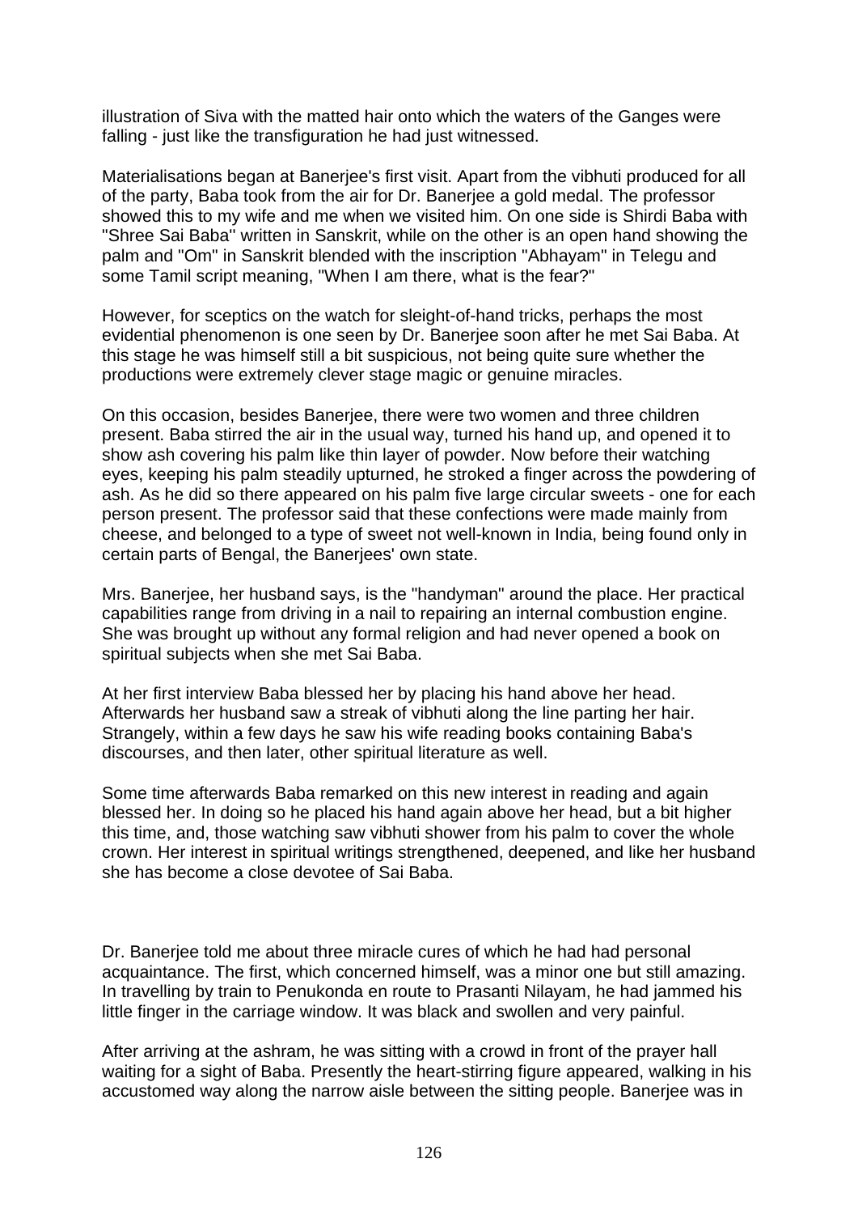illustration of Siva with the matted hair onto which the waters of the Ganges were falling - just like the transfiguration he had just witnessed.

Materialisations began at Banerjee's first visit. Apart from the vibhuti produced for all of the party, Baba took from the air for Dr. Banerjee a gold medal. The professor showed this to my wife and me when we visited him. On one side is Shirdi Baba with "Shree Sai Baba" written in Sanskrit, while on the other is an open hand showing the palm and "Om" in Sanskrit blended with the inscription "Abhayam" in Telegu and some Tamil script meaning, "When I am there, what is the fear?"

However, for sceptics on the watch for sleight-of-hand tricks, perhaps the most evidential phenomenon is one seen by Dr. Banerjee soon after he met Sai Baba. At this stage he was himself still a bit suspicious, not being quite sure whether the productions were extremely clever stage magic or genuine miracles.

On this occasion, besides Banerjee, there were two women and three children present. Baba stirred the air in the usual way, turned his hand up, and opened it to show ash covering his palm like thin layer of powder. Now before their watching eyes, keeping his palm steadily upturned, he stroked a finger across the powdering of ash. As he did so there appeared on his palm five large circular sweets - one for each person present. The professor said that these confections were made mainly from cheese, and belonged to a type of sweet not well-known in India, being found only in certain parts of Bengal, the Banerjees' own state.

Mrs. Banerjee, her husband says, is the "handyman" around the place. Her practical capabilities range from driving in a nail to repairing an internal combustion engine. She was brought up without any formal religion and had never opened a book on spiritual subjects when she met Sai Baba.

At her first interview Baba blessed her by placing his hand above her head. Afterwards her husband saw a streak of vibhuti along the line parting her hair. Strangely, within a few days he saw his wife reading books containing Baba's discourses, and then later, other spiritual literature as well.

Some time afterwards Baba remarked on this new interest in reading and again blessed her. In doing so he placed his hand again above her head, but a bit higher this time, and, those watching saw vibhuti shower from his palm to cover the whole crown. Her interest in spiritual writings strengthened, deepened, and like her husband she has become a close devotee of Sai Baba.

Dr. Banerjee told me about three miracle cures of which he had had personal acquaintance. The first, which concerned himself, was a minor one but still amazing. In travelling by train to Penukonda en route to Prasanti Nilayam, he had jammed his little finger in the carriage window. It was black and swollen and very painful.

After arriving at the ashram, he was sitting with a crowd in front of the prayer hall waiting for a sight of Baba. Presently the heart-stirring figure appeared, walking in his accustomed way along the narrow aisle between the sitting people. Banerjee was in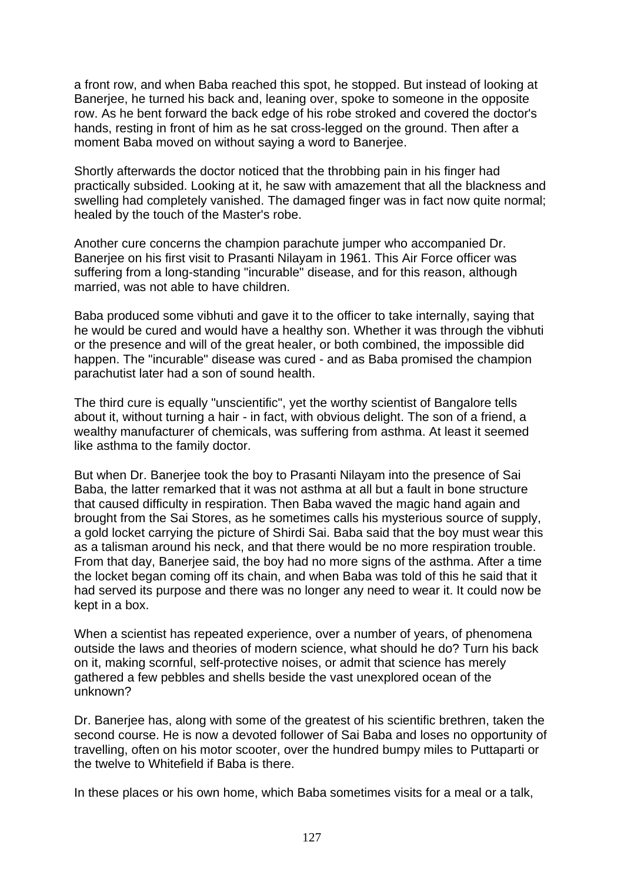a front row, and when Baba reached this spot, he stopped. But instead of looking at Banerjee, he turned his back and, leaning over, spoke to someone in the opposite row. As he bent forward the back edge of his robe stroked and covered the doctor's hands, resting in front of him as he sat cross-legged on the ground. Then after a moment Baba moved on without saying a word to Banerjee.

Shortly afterwards the doctor noticed that the throbbing pain in his finger had practically subsided. Looking at it, he saw with amazement that all the blackness and swelling had completely vanished. The damaged finger was in fact now quite normal; healed by the touch of the Master's robe.

Another cure concerns the champion parachute jumper who accompanied Dr. Banerjee on his first visit to Prasanti Nilayam in 1961. This Air Force officer was suffering from a long-standing "incurable" disease, and for this reason, although married, was not able to have children.

Baba produced some vibhuti and gave it to the officer to take internally, saying that he would be cured and would have a healthy son. Whether it was through the vibhuti or the presence and will of the great healer, or both combined, the impossible did happen. The "incurable" disease was cured - and as Baba promised the champion parachutist later had a son of sound health.

The third cure is equally "unscientific", yet the worthy scientist of Bangalore tells about it, without turning a hair - in fact, with obvious delight. The son of a friend, a wealthy manufacturer of chemicals, was suffering from asthma. At least it seemed like asthma to the family doctor.

But when Dr. Banerjee took the boy to Prasanti Nilayam into the presence of Sai Baba, the latter remarked that it was not asthma at all but a fault in bone structure that caused difficulty in respiration. Then Baba waved the magic hand again and brought from the Sai Stores, as he sometimes calls his mysterious source of supply, a gold locket carrying the picture of Shirdi Sai. Baba said that the boy must wear this as a talisman around his neck, and that there would be no more respiration trouble. From that day, Banerjee said, the boy had no more signs of the asthma. After a time the locket began coming off its chain, and when Baba was told of this he said that it had served its purpose and there was no longer any need to wear it. It could now be kept in a box.

When a scientist has repeated experience, over a number of years, of phenomena outside the laws and theories of modern science, what should he do? Turn his back on it, making scornful, self-protective noises, or admit that science has merely gathered a few pebbles and shells beside the vast unexplored ocean of the unknown?

Dr. Banerjee has, along with some of the greatest of his scientific brethren, taken the second course. He is now a devoted follower of Sai Baba and loses no opportunity of travelling, often on his motor scooter, over the hundred bumpy miles to Puttaparti or the twelve to Whitefield if Baba is there.

In these places or his own home, which Baba sometimes visits for a meal or a talk,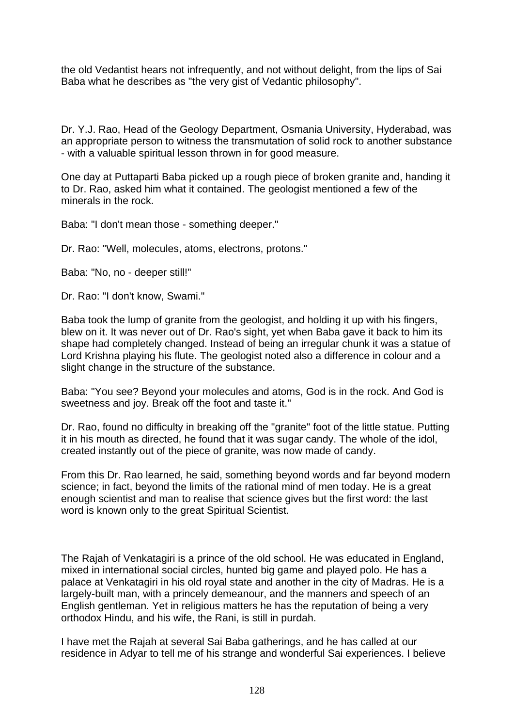the old Vedantist hears not infrequently, and not without delight, from the lips of Sai Baba what he describes as "the very gist of Vedantic philosophy".

Dr. Y.J. Rao, Head of the Geology Department, Osmania University, Hyderabad, was an appropriate person to witness the transmutation of solid rock to another substance - with a valuable spiritual lesson thrown in for good measure.

One day at Puttaparti Baba picked up a rough piece of broken granite and, handing it to Dr. Rao, asked him what it contained. The geologist mentioned a few of the minerals in the rock.

Baba: "I don't mean those - something deeper."

Dr. Rao: "Well, molecules, atoms, electrons, protons."

Baba: "No, no - deeper still!"

Dr. Rao: "I don't know, Swami."

Baba took the lump of granite from the geologist, and holding it up with his fingers, blew on it. It was never out of Dr. Rao's sight, yet when Baba gave it back to him its shape had completely changed. Instead of being an irregular chunk it was a statue of Lord Krishna playing his flute. The geologist noted also a difference in colour and a slight change in the structure of the substance.

Baba: "You see? Beyond your molecules and atoms, God is in the rock. And God is sweetness and joy. Break off the foot and taste it."

Dr. Rao, found no difficulty in breaking off the "granite" foot of the little statue. Putting it in his mouth as directed, he found that it was sugar candy. The whole of the idol, created instantly out of the piece of granite, was now made of candy.

From this Dr. Rao learned, he said, something beyond words and far beyond modern science; in fact, beyond the limits of the rational mind of men today. He is a great enough scientist and man to realise that science gives but the first word: the last word is known only to the great Spiritual Scientist.

The Rajah of Venkatagiri is a prince of the old school. He was educated in England, mixed in international social circles, hunted big game and played polo. He has a palace at Venkatagiri in his old royal state and another in the city of Madras. He is a largely-built man, with a princely demeanour, and the manners and speech of an English gentleman. Yet in religious matters he has the reputation of being a very orthodox Hindu, and his wife, the Rani, is still in purdah.

I have met the Rajah at several Sai Baba gatherings, and he has called at our residence in Adyar to tell me of his strange and wonderful Sai experiences. I believe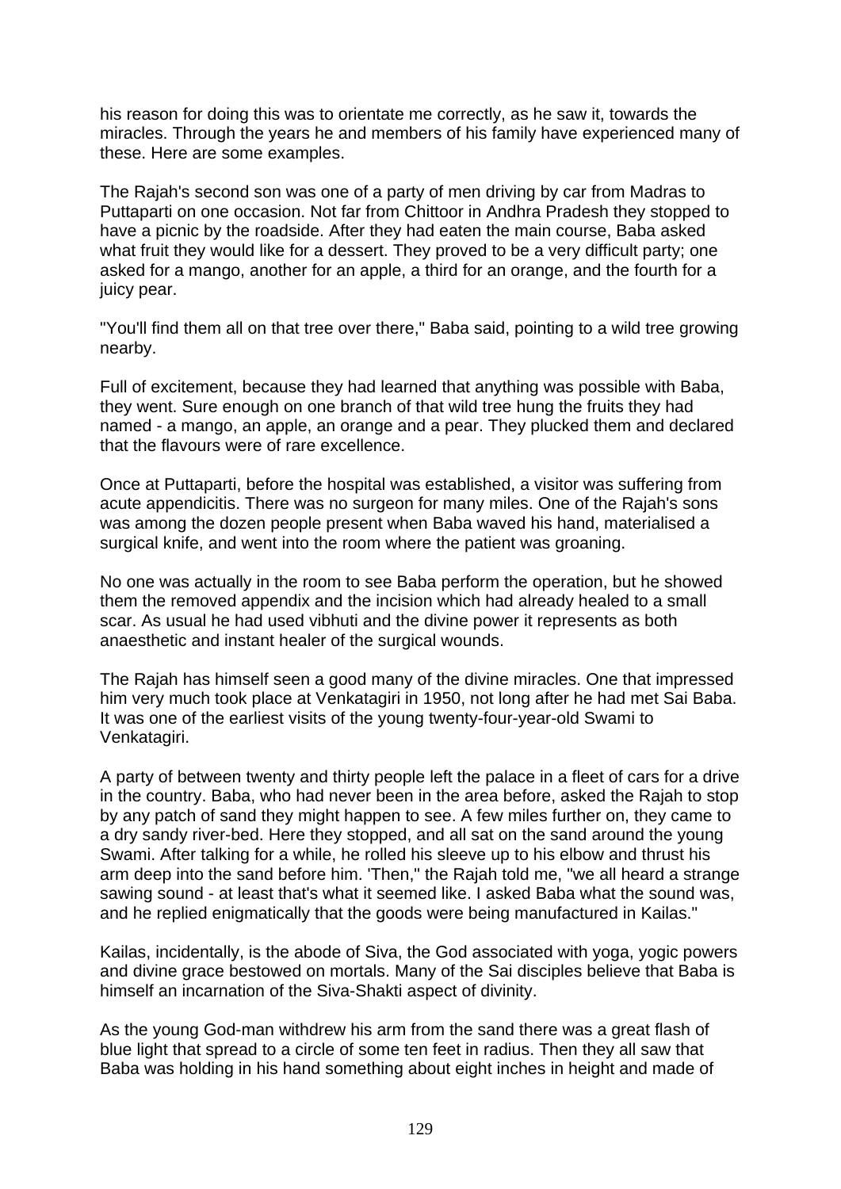his reason for doing this was to orientate me correctly, as he saw it, towards the miracles. Through the years he and members of his family have experienced many of these. Here are some examples.

The Rajah's second son was one of a party of men driving by car from Madras to Puttaparti on one occasion. Not far from Chittoor in Andhra Pradesh they stopped to have a picnic by the roadside. After they had eaten the main course, Baba asked what fruit they would like for a dessert. They proved to be a very difficult party; one asked for a mango, another for an apple, a third for an orange, and the fourth for a juicy pear.

"You'll find them all on that tree over there," Baba said, pointing to a wild tree growing nearby.

Full of excitement, because they had learned that anything was possible with Baba, they went. Sure enough on one branch of that wild tree hung the fruits they had named - a mango, an apple, an orange and a pear. They plucked them and declared that the flavours were of rare excellence.

Once at Puttaparti, before the hospital was established, a visitor was suffering from acute appendicitis. There was no surgeon for many miles. One of the Rajah's sons was among the dozen people present when Baba waved his hand, materialised a surgical knife, and went into the room where the patient was groaning.

No one was actually in the room to see Baba perform the operation, but he showed them the removed appendix and the incision which had already healed to a small scar. As usual he had used vibhuti and the divine power it represents as both anaesthetic and instant healer of the surgical wounds.

The Rajah has himself seen a good many of the divine miracles. One that impressed him very much took place at Venkatagiri in 1950, not long after he had met Sai Baba. It was one of the earliest visits of the young twenty-four-year-old Swami to Venkatagiri.

A party of between twenty and thirty people left the palace in a fleet of cars for a drive in the country. Baba, who had never been in the area before, asked the Rajah to stop by any patch of sand they might happen to see. A few miles further on, they came to a dry sandy river-bed. Here they stopped, and all sat on the sand around the young Swami. After talking for a while, he rolled his sleeve up to his elbow and thrust his arm deep into the sand before him. 'Then," the Rajah told me, "we all heard a strange sawing sound - at least that's what it seemed like. I asked Baba what the sound was, and he replied enigmatically that the goods were being manufactured in Kailas."

Kailas, incidentally, is the abode of Siva, the God associated with yoga, yogic powers and divine grace bestowed on mortals. Many of the Sai disciples believe that Baba is himself an incarnation of the Siva-Shakti aspect of divinity.

As the young God-man withdrew his arm from the sand there was a great flash of blue light that spread to a circle of some ten feet in radius. Then they all saw that Baba was holding in his hand something about eight inches in height and made of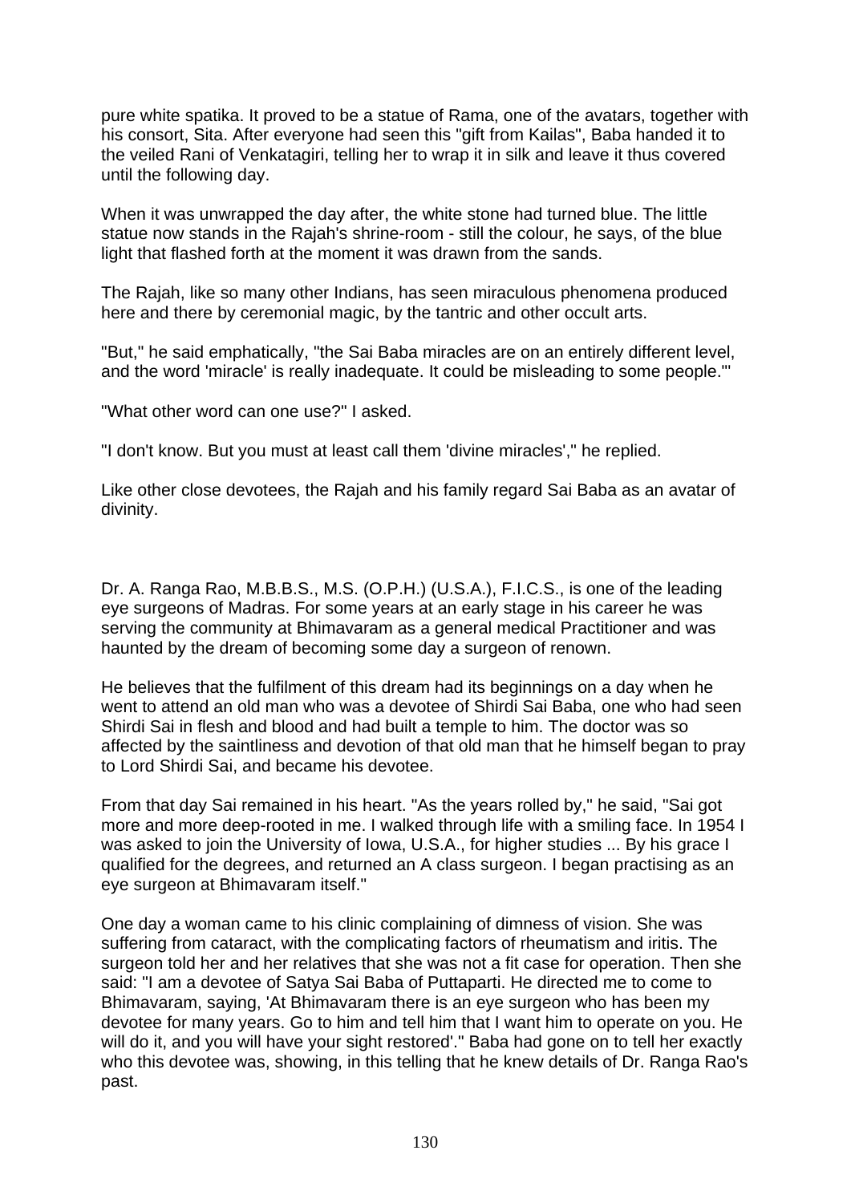pure white spatika. It proved to be a statue of Rama, one of the avatars, together with his consort, Sita. After everyone had seen this "gift from Kailas", Baba handed it to the veiled Rani of Venkatagiri, telling her to wrap it in silk and leave it thus covered until the following day.

When it was unwrapped the day after, the white stone had turned blue. The little statue now stands in the Rajah's shrine-room - still the colour, he says, of the blue light that flashed forth at the moment it was drawn from the sands.

The Rajah, like so many other Indians, has seen miraculous phenomena produced here and there by ceremonial magic, by the tantric and other occult arts.

"But," he said emphatically, "the Sai Baba miracles are on an entirely different level, and the word 'miracle' is really inadequate. It could be misleading to some people.'"

"What other word can one use?" I asked.

"I don't know. But you must at least call them 'divine miracles'," he replied.

Like other close devotees, the Rajah and his family regard Sai Baba as an avatar of divinity.

Dr. A. Ranga Rao, M.B.B.S., M.S. (O.P.H.) (U.S.A.), F.I.C.S., is one of the leading eye surgeons of Madras. For some years at an early stage in his career he was serving the community at Bhimavaram as a general medical Practitioner and was haunted by the dream of becoming some day a surgeon of renown.

He believes that the fulfilment of this dream had its beginnings on a day when he went to attend an old man who was a devotee of Shirdi Sai Baba, one who had seen Shirdi Sai in flesh and blood and had built a temple to him. The doctor was so affected by the saintliness and devotion of that old man that he himself began to pray to Lord Shirdi Sai, and became his devotee.

From that day Sai remained in his heart. "As the years rolled by," he said, "Sai got more and more deep-rooted in me. I walked through life with a smiling face. In 1954 I was asked to join the University of Iowa, U.S.A., for higher studies ... By his grace I qualified for the degrees, and returned an A class surgeon. I began practising as an eye surgeon at Bhimavaram itself."

One day a woman came to his clinic complaining of dimness of vision. She was suffering from cataract, with the complicating factors of rheumatism and iritis. The surgeon told her and her relatives that she was not a fit case for operation. Then she said: "I am a devotee of Satya Sai Baba of Puttaparti. He directed me to come to Bhimavaram, saying, 'At Bhimavaram there is an eye surgeon who has been my devotee for many years. Go to him and tell him that I want him to operate on you. He will do it, and you will have your sight restored'." Baba had gone on to tell her exactly who this devotee was, showing, in this telling that he knew details of Dr. Ranga Rao's past.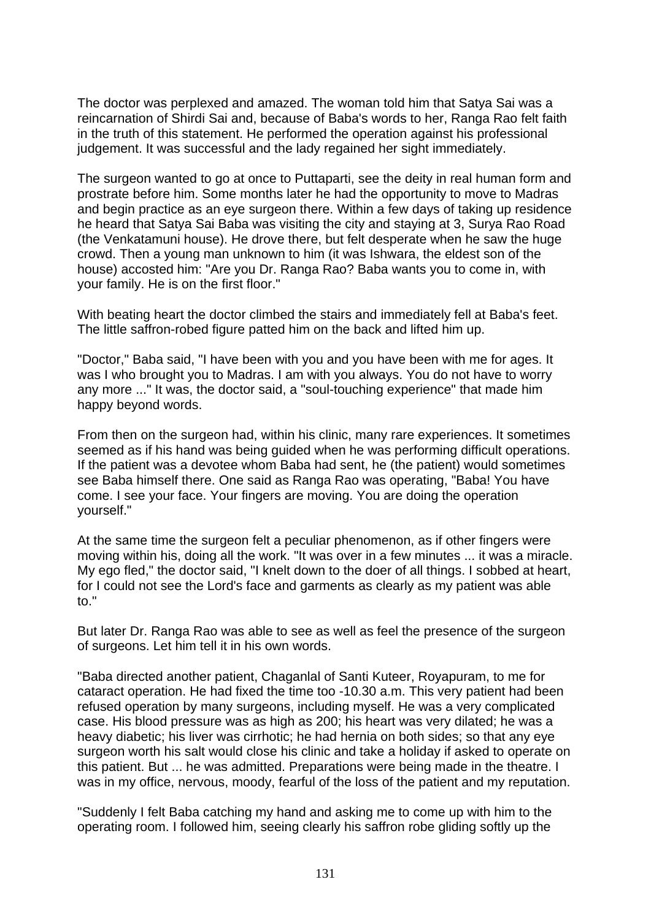The doctor was perplexed and amazed. The woman told him that Satya Sai was a reincarnation of Shirdi Sai and, because of Baba's words to her, Ranga Rao felt faith in the truth of this statement. He performed the operation against his professional judgement. It was successful and the lady regained her sight immediately.

The surgeon wanted to go at once to Puttaparti, see the deity in real human form and prostrate before him. Some months later he had the opportunity to move to Madras and begin practice as an eye surgeon there. Within a few days of taking up residence he heard that Satya Sai Baba was visiting the city and staying at 3, Surya Rao Road (the Venkatamuni house). He drove there, but felt desperate when he saw the huge crowd. Then a young man unknown to him (it was Ishwara, the eldest son of the house) accosted him: "Are you Dr. Ranga Rao? Baba wants you to come in, with your family. He is on the first floor."

With beating heart the doctor climbed the stairs and immediately fell at Baba's feet. The little saffron-robed figure patted him on the back and lifted him up.

"Doctor," Baba said, "I have been with you and you have been with me for ages. It was I who brought you to Madras. I am with you always. You do not have to worry any more ..." It was, the doctor said, a "soul-touching experience" that made him happy beyond words.

From then on the surgeon had, within his clinic, many rare experiences. It sometimes seemed as if his hand was being guided when he was performing difficult operations. If the patient was a devotee whom Baba had sent, he (the patient) would sometimes see Baba himself there. One said as Ranga Rao was operating, "Baba! You have come. I see your face. Your fingers are moving. You are doing the operation yourself."

At the same time the surgeon felt a peculiar phenomenon, as if other fingers were moving within his, doing all the work. "It was over in a few minutes ... it was a miracle. My ego fled," the doctor said, "I knelt down to the doer of all things. I sobbed at heart, for I could not see the Lord's face and garments as clearly as my patient was able to."

But later Dr. Ranga Rao was able to see as well as feel the presence of the surgeon of surgeons. Let him tell it in his own words.

"Baba directed another patient, Chaganlal of Santi Kuteer, Royapuram, to me for cataract operation. He had fixed the time too -10.30 a.m. This very patient had been refused operation by many surgeons, including myself. He was a very complicated case. His blood pressure was as high as 200; his heart was very dilated; he was a heavy diabetic; his liver was cirrhotic; he had hernia on both sides; so that any eye surgeon worth his salt would close his clinic and take a holiday if asked to operate on this patient. But ... he was admitted. Preparations were being made in the theatre. I was in my office, nervous, moody, fearful of the loss of the patient and my reputation.

"Suddenly I felt Baba catching my hand and asking me to come up with him to the operating room. I followed him, seeing clearly his saffron robe gliding softly up the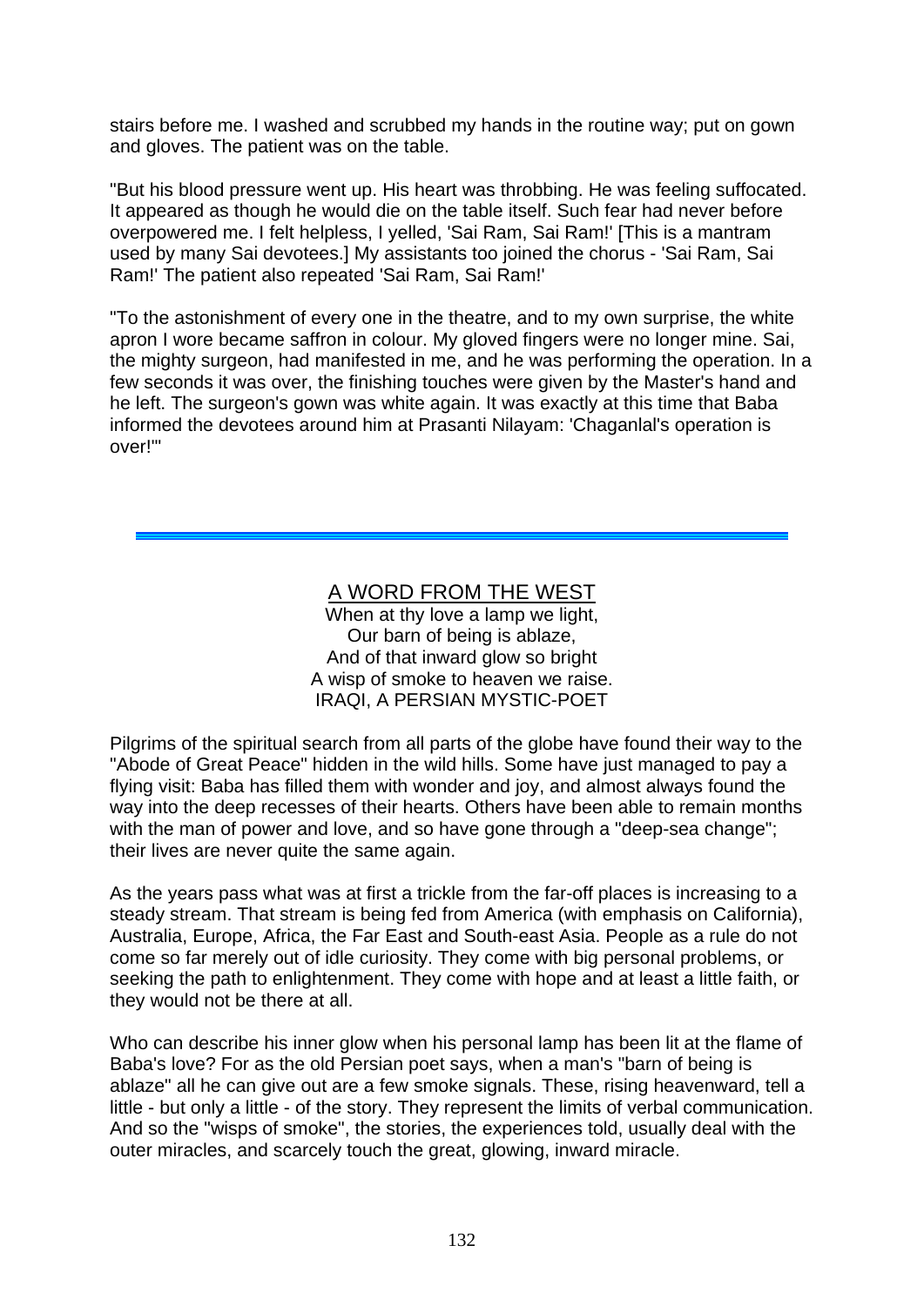stairs before me. I washed and scrubbed my hands in the routine way; put on gown and gloves. The patient was on the table.

"But his blood pressure went up. His heart was throbbing. He was feeling suffocated. It appeared as though he would die on the table itself. Such fear had never before overpowered me. I felt helpless, I yelled, 'Sai Ram, Sai Ram!' [This is a mantram used by many Sai devotees.] My assistants too joined the chorus - 'Sai Ram, Sai Ram!' The patient also repeated 'Sai Ram, Sai Ram!'

"To the astonishment of every one in the theatre, and to my own surprise, the white apron I wore became saffron in colour. My gloved fingers were no longer mine. Sai, the mighty surgeon, had manifested in me, and he was performing the operation. In a few seconds it was over, the finishing touches were given by the Master's hand and he left. The surgeon's gown was white again. It was exactly at this time that Baba informed the devotees around him at Prasanti Nilayam: 'Chaganlal's operation is over!'"

---

## A WORD FROM THE WEST

When at thy love a lamp we light,
Our barn of being is ablaze,
And of that inward glow so bright
A wisp of smoke to heaven we raise.
IRAQI, A PERSIAN MYSTIC-POET

Pilgrims of the spiritual search from all parts of the globe have found their way to the "Abode of Great Peace" hidden in the wild hills. Some have just managed to pay a flying visit: Baba has filled them with wonder and joy, and almost always found the way into the deep recesses of their hearts. Others have been able to remain months with the man of power and love, and so have gone through a "deep-sea change"; their lives are never quite the same again.

As the years pass what was at first a trickle from the far-off places is increasing to a steady stream. That stream is being fed from America (with emphasis on California), Australia, Europe, Africa, the Far East and South-east Asia. People as a rule do not come so far merely out of idle curiosity. They come with big personal problems, or seeking the path to enlightenment. They come with hope and at least a little faith, or they would not be there at all.

Who can describe his inner glow when his personal lamp has been lit at the flame of Baba's love? For as the old Persian poet says, when a man's "barn of being is ablaze" all he can give out are a few smoke signals. These, rising heavenward, tell a little - but only a little - of the story. They represent the limits of verbal communication. And so the "wisps of smoke", the stories, the experiences told, usually deal with the outer miracles, and scarcely touch the great, glowing, inward miracle.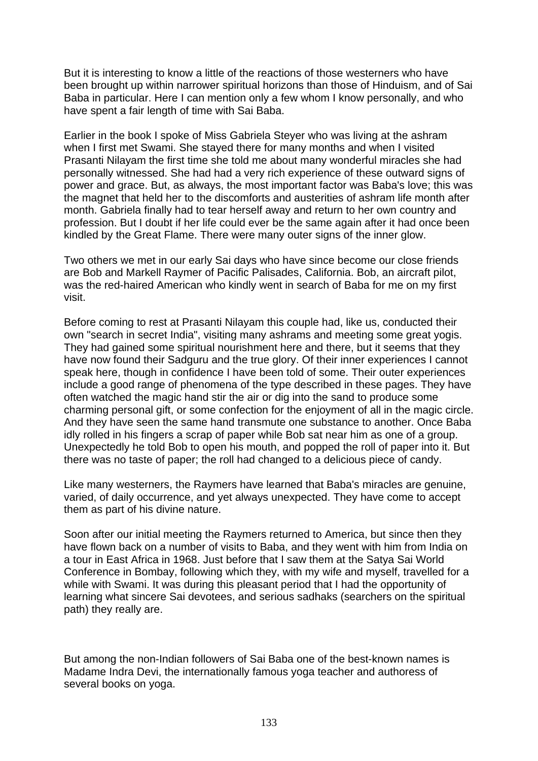But it is interesting to know a little of the reactions of those westerners who have been brought up within narrower spiritual horizons than those of Hinduism, and of Sai Baba in particular. Here I can mention only a few whom I know personally, and who have spent a fair length of time with Sai Baba.

Earlier in the book I spoke of Miss Gabriela Steyer who was living at the ashram when I first met Swami. She stayed there for many months and when I visited Prasanti Nilayam the first time she told me about many wonderful miracles she had personally witnessed. She had had a very rich experience of these outward signs of power and grace. But, as always, the most important factor was Baba's love; this was the magnet that held her to the discomforts and austerities of ashram life month after month. Gabriela finally had to tear herself away and return to her own country and profession. But I doubt if her life could ever be the same again after it had once been kindled by the Great Flame. There were many outer signs of the inner glow.

Two others we met in our early Sai days who have since become our close friends are Bob and Markell Raymer of Pacific Palisades, California. Bob, an aircraft pilot, was the red-haired American who kindly went in search of Baba for me on my first visit.

Before coming to rest at Prasanti Nilayam this couple had, like us, conducted their own "search in secret India", visiting many ashrams and meeting some great yogis. They had gained some spiritual nourishment here and there, but it seems that they have now found their Sadguru and the true glory. Of their inner experiences I cannot speak here, though in confidence I have been told of some. Their outer experiences include a good range of phenomena of the type described in these pages. They have often watched the magic hand stir the air or dig into the sand to produce some charming personal gift, or some confection for the enjoyment of all in the magic circle. And they have seen the same hand transmute one substance to another. Once Baba idly rolled in his fingers a scrap of paper while Bob sat near him as one of a group. Unexpectedly he told Bob to open his mouth, and popped the roll of paper into it. But there was no taste of paper; the roll had changed to a delicious piece of candy.

Like many westerners, the Raymers have learned that Baba's miracles are genuine, varied, of daily occurrence, and yet always unexpected. They have come to accept them as part of his divine nature.

Soon after our initial meeting the Raymers returned to America, but since then they have flown back on a number of visits to Baba, and they went with him from India on a tour in East Africa in 1968. Just before that I saw them at the Satya Sai World Conference in Bombay, following which they, with my wife and myself, travelled for a while with Swami. It was during this pleasant period that I had the opportunity of learning what sincere Sai devotees, and serious sadhaks (searchers on the spiritual path) they really are.

But among the non-Indian followers of Sai Baba one of the best-known names is Madame Indra Devi, the internationally famous yoga teacher and authoress of several books on yoga.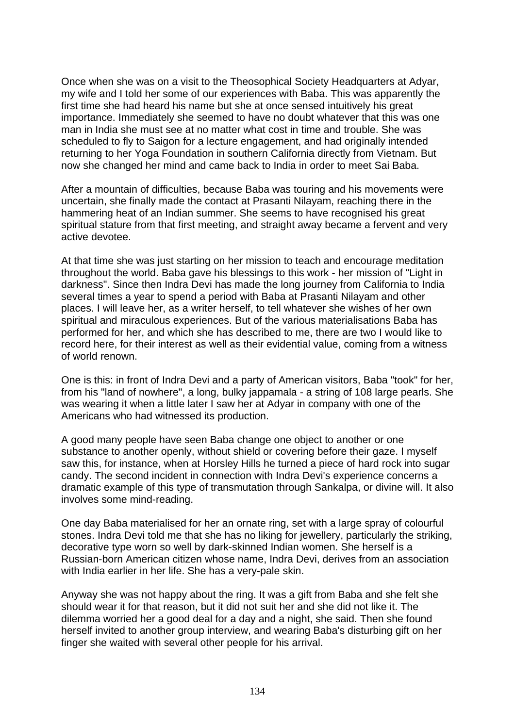Once when she was on a visit to the Theosophical Society Headquarters at Adyar, my wife and I told her some of our experiences with Baba. This was apparently the first time she had heard his name but she at once sensed intuitively his great importance. Immediately she seemed to have no doubt whatever that this was one man in India she must see at no matter what cost in time and trouble. She was scheduled to fly to Saigon for a lecture engagement, and had originally intended returning to her Yoga Foundation in southern California directly from Vietnam. But now she changed her mind and came back to India in order to meet Sai Baba.

After a mountain of difficulties, because Baba was touring and his movements were uncertain, she finally made the contact at Prasanti Nilayam, reaching there in the hammering heat of an Indian summer. She seems to have recognised his great spiritual stature from that first meeting, and straight away became a fervent and very active devotee.

At that time she was just starting on her mission to teach and encourage meditation throughout the world. Baba gave his blessings to this work - her mission of "Light in darkness". Since then Indra Devi has made the long journey from California to India several times a year to spend a period with Baba at Prasanti Nilayam and other places. I will leave her, as a writer herself, to tell whatever she wishes of her own spiritual and miraculous experiences. But of the various materialisations Baba has performed for her, and which she has described to me, there are two I would like to record here, for their interest as well as their evidential value, coming from a witness of world renown.

One is this: in front of Indra Devi and a party of American visitors, Baba "took" for her, from his "land of nowhere", a long, bulky jappamala - a string of 108 large pearls. She was wearing it when a little later I saw her at Adyar in company with one of the Americans who had witnessed its production.

A good many people have seen Baba change one object to another or one substance to another openly, without shield or covering before their gaze. I myself saw this, for instance, when at Horsley Hills he turned a piece of hard rock into sugar candy. The second incident in connection with Indra Devi's experience concerns a dramatic example of this type of transmutation through Sankalpa, or divine will. It also involves some mind-reading.

One day Baba materialised for her an ornate ring, set with a large spray of colourful stones. Indra Devi told me that she has no liking for jewellery, particularly the striking, decorative type worn so well by dark-skinned Indian women. She herself is a Russian-born American citizen whose name, Indra Devi, derives from an association with India earlier in her life. She has a very-pale skin.

Anyway she was not happy about the ring. It was a gift from Baba and she felt she should wear it for that reason, but it did not suit her and she did not like it. The dilemma worried her a good deal for a day and a night, she said. Then she found herself invited to another group interview, and wearing Baba's disturbing gift on her finger she waited with several other people for his arrival.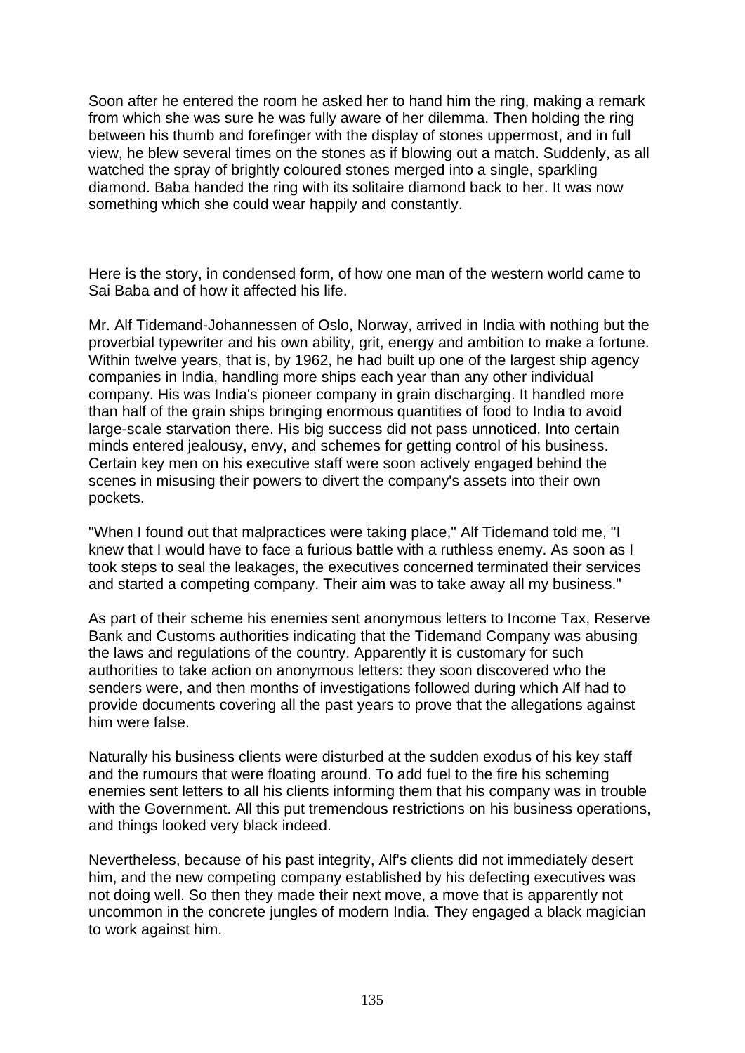Soon after he entered the room he asked her to hand him the ring, making a remark from which she was sure he was fully aware of her dilemma. Then holding the ring between his thumb and forefinger with the display of stones uppermost, and in full view, he blew several times on the stones as if blowing out a match. Suddenly, as all watched the spray of brightly coloured stones merged into a single, sparkling diamond. Baba handed the ring with its solitaire diamond back to her. It was now something which she could wear happily and constantly.

Here is the story, in condensed form, of how one man of the western world came to Sai Baba and of how it affected his life.

Mr. Alf Tidemand-Johannessen of Oslo, Norway, arrived in India with nothing but the proverbial typewriter and his own ability, grit, energy and ambition to make a fortune. Within twelve years, that is, by 1962, he had built up one of the largest ship agency companies in India, handling more ships each year than any other individual company. His was India's pioneer company in grain discharging. It handled more than half of the grain ships bringing enormous quantities of food to India to avoid large-scale starvation there. His big success did not pass unnoticed. Into certain minds entered jealousy, envy, and schemes for getting control of his business. Certain key men on his executive staff were soon actively engaged behind the scenes in misusing their powers to divert the company's assets into their own pockets.

"When I found out that malpractices were taking place," Alf Tidemand told me, "I knew that I would have to face a furious battle with a ruthless enemy. As soon as I took steps to seal the leakages, the executives concerned terminated their services and started a competing company. Their aim was to take away all my business."

As part of their scheme his enemies sent anonymous letters to Income Tax, Reserve Bank and Customs authorities indicating that the Tidemand Company was abusing the laws and regulations of the country. Apparently it is customary for such authorities to take action on anonymous letters: they soon discovered who the senders were, and then months of investigations followed during which Alf had to provide documents covering all the past years to prove that the allegations against him were false.

Naturally his business clients were disturbed at the sudden exodus of his key staff and the rumours that were floating around. To add fuel to the fire his scheming enemies sent letters to all his clients informing them that his company was in trouble with the Government. All this put tremendous restrictions on his business operations, and things looked very black indeed.

Nevertheless, because of his past integrity, Alf's clients did not immediately desert him, and the new competing company established by his defecting executives was not doing well. So then they made their next move, a move that is apparently not uncommon in the concrete jungles of modern India. They engaged a black magician to work against him.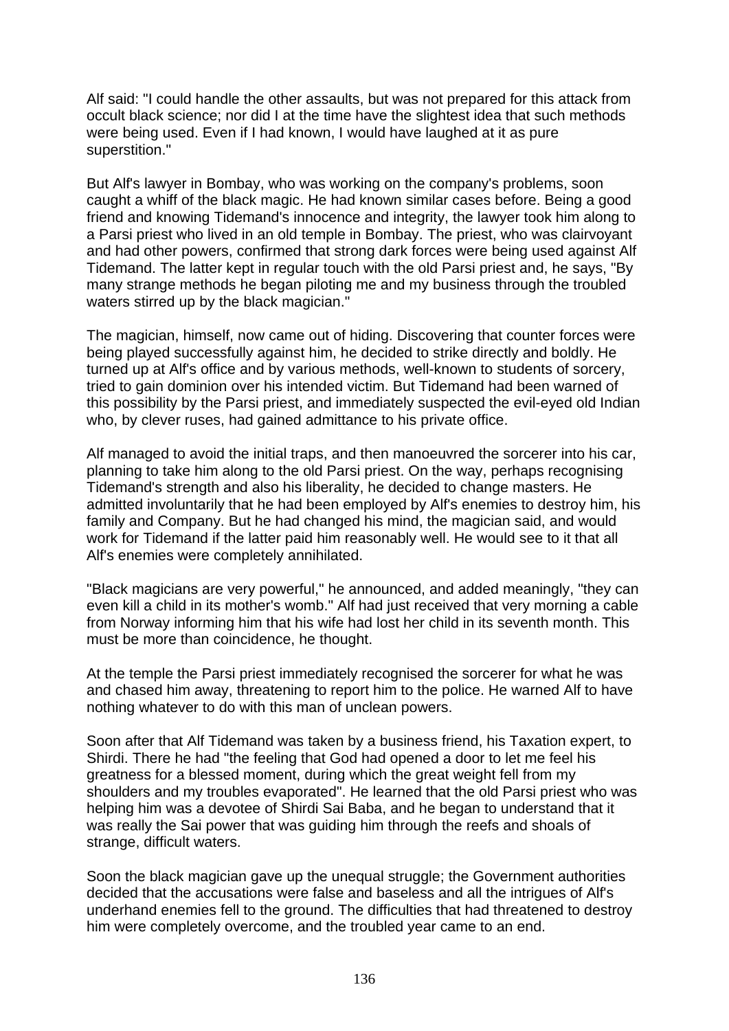Alf said: "I could handle the other assaults, but was not prepared for this attack from occult black science; nor did I at the time have the slightest idea that such methods were being used. Even if I had known, I would have laughed at it as pure superstition."

But Alf's lawyer in Bombay, who was working on the company's problems, soon caught a whiff of the black magic. He had known similar cases before. Being a good friend and knowing Tidemand's innocence and integrity, the lawyer took him along to a Parsi priest who lived in an old temple in Bombay. The priest, who was clairvoyant and had other powers, confirmed that strong dark forces were being used against Alf Tidemand. The latter kept in regular touch with the old Parsi priest and, he says, "By many strange methods he began piloting me and my business through the troubled waters stirred up by the black magician."

The magician, himself, now came out of hiding. Discovering that counter forces were being played successfully against him, he decided to strike directly and boldly. He turned up at Alf's office and by various methods, well-known to students of sorcery, tried to gain dominion over his intended victim. But Tidemand had been warned of this possibility by the Parsi priest, and immediately suspected the evil-eyed old Indian who, by clever ruses, had gained admittance to his private office.

Alf managed to avoid the initial traps, and then manoeuvred the sorcerer into his car, planning to take him along to the old Parsi priest. On the way, perhaps recognising Tidemand's strength and also his liberality, he decided to change masters. He admitted involuntarily that he had been employed by Alf's enemies to destroy him, his family and Company. But he had changed his mind, the magician said, and would work for Tidemand if the latter paid him reasonably well. He would see to it that all Alf's enemies were completely annihilated.

"Black magicians are very powerful," he announced, and added meaningly, "they can even kill a child in its mother's womb." Alf had just received that very morning a cable from Norway informing him that his wife had lost her child in its seventh month. This must be more than coincidence, he thought.

At the temple the Parsi priest immediately recognised the sorcerer for what he was and chased him away, threatening to report him to the police. He warned Alf to have nothing whatever to do with this man of unclean powers.

Soon after that Alf Tidemand was taken by a business friend, his Taxation expert, to Shirdi. There he had "the feeling that God had opened a door to let me feel his greatness for a blessed moment, during which the great weight fell from my shoulders and my troubles evaporated". He learned that the old Parsi priest who was helping him was a devotee of Shirdi Sai Baba, and he began to understand that it was really the Sai power that was guiding him through the reefs and shoals of strange, difficult waters.

Soon the black magician gave up the unequal struggle; the Government authorities decided that the accusations were false and baseless and all the intrigues of Alf's underhand enemies fell to the ground. The difficulties that had threatened to destroy him were completely overcome, and the troubled year came to an end.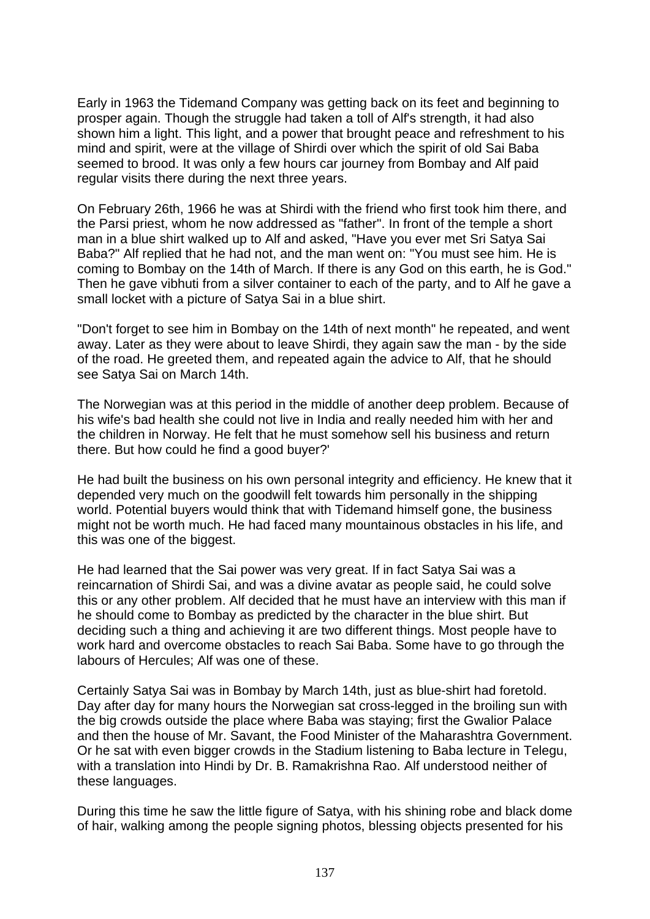Early in 1963 the Tidemand Company was getting back on its feet and beginning to prosper again. Though the struggle had taken a toll of Alf's strength, it had also shown him a light. This light, and a power that brought peace and refreshment to his mind and spirit, were at the village of Shirdi over which the spirit of old Sai Baba seemed to brood. It was only a few hours car journey from Bombay and Alf paid regular visits there during the next three years.

On February 26th, 1966 he was at Shirdi with the friend who first took him there, and the Parsi priest, whom he now addressed as "father". In front of the temple a short man in a blue shirt walked up to Alf and asked, "Have you ever met Sri Satya Sai Baba?" Alf replied that he had not, and the man went on: "You must see him. He is coming to Bombay on the 14th of March. If there is any God on this earth, he is God." Then he gave vibhuti from a silver container to each of the party, and to Alf he gave a small locket with a picture of Satya Sai in a blue shirt.

"Don't forget to see him in Bombay on the 14th of next month" he repeated, and went away. Later as they were about to leave Shirdi, they again saw the man - by the side of the road. He greeted them, and repeated again the advice to Alf, that he should see Satya Sai on March 14th.

The Norwegian was at this period in the middle of another deep problem. Because of his wife's bad health she could not live in India and really needed him with her and the children in Norway. He felt that he must somehow sell his business and return there. But how could he find a good buyer?'

He had built the business on his own personal integrity and efficiency. He knew that it depended very much on the goodwill felt towards him personally in the shipping world. Potential buyers would think that with Tidemand himself gone, the business might not be worth much. He had faced many mountainous obstacles in his life, and this was one of the biggest.

He had learned that the Sai power was very great. If in fact Satya Sai was a reincarnation of Shirdi Sai, and was a divine avatar as people said, he could solve this or any other problem. Alf decided that he must have an interview with this man if he should come to Bombay as predicted by the character in the blue shirt. But deciding such a thing and achieving it are two different things. Most people have to work hard and overcome obstacles to reach Sai Baba. Some have to go through the labours of Hercules; Alf was one of these.

Certainly Satya Sai was in Bombay by March 14th, just as blue-shirt had foretold. Day after day for many hours the Norwegian sat cross-legged in the broiling sun with the big crowds outside the place where Baba was staying; first the Gwalior Palace and then the house of Mr. Savant, the Food Minister of the Maharashtra Government. Or he sat with even bigger crowds in the Stadium listening to Baba lecture in Telegu, with a translation into Hindi by Dr. B. Ramakrishna Rao. Alf understood neither of these languages.

During this time he saw the little figure of Satya, with his shining robe and black dome of hair, walking among the people signing photos, blessing objects presented for his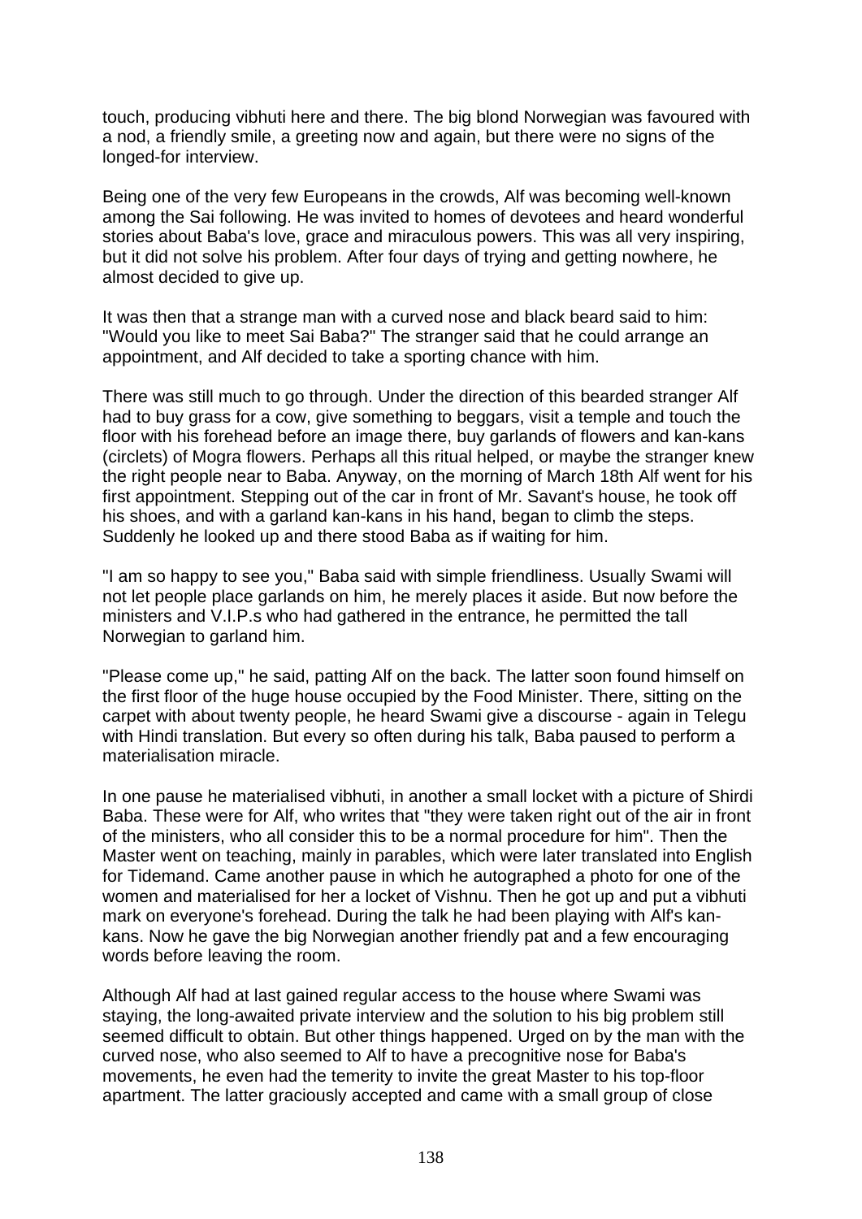touch, producing vibhuti here and there. The big blond Norwegian was favoured with a nod, a friendly smile, a greeting now and again, but there were no signs of the longed-for interview.

Being one of the very few Europeans in the crowds, Alf was becoming well-known among the Sai following. He was invited to homes of devotees and heard wonderful stories about Baba's love, grace and miraculous powers. This was all very inspiring, but it did not solve his problem. After four days of trying and getting nowhere, he almost decided to give up.

It was then that a strange man with a curved nose and black beard said to him: "Would you like to meet Sai Baba?" The stranger said that he could arrange an appointment, and Alf decided to take a sporting chance with him.

There was still much to go through. Under the direction of this bearded stranger Alf had to buy grass for a cow, give something to beggars, visit a temple and touch the floor with his forehead before an image there, buy garlands of flowers and kan-kans (circlets) of Mogra flowers. Perhaps all this ritual helped, or maybe the stranger knew the right people near to Baba. Anyway, on the morning of March 18th Alf went for his first appointment. Stepping out of the car in front of Mr. Savant's house, he took off his shoes, and with a garland kan-kans in his hand, began to climb the steps. Suddenly he looked up and there stood Baba as if waiting for him.

"I am so happy to see you," Baba said with simple friendliness. Usually Swami will not let people place garlands on him, he merely places it aside. But now before the ministers and V.I.P.s who had gathered in the entrance, he permitted the tall Norwegian to garland him.

"Please come up," he said, patting Alf on the back. The latter soon found himself on the first floor of the huge house occupied by the Food Minister. There, sitting on the carpet with about twenty people, he heard Swami give a discourse - again in Telegu with Hindi translation. But every so often during his talk, Baba paused to perform a materialisation miracle.

In one pause he materialised vibhuti, in another a small locket with a picture of Shirdi Baba. These were for Alf, who writes that "they were taken right out of the air in front of the ministers, who all consider this to be a normal procedure for him". Then the Master went on teaching, mainly in parables, which were later translated into English for Tidemand. Came another pause in which he autographed a photo for one of the women and materialised for her a locket of Vishnu. Then he got up and put a vibhuti mark on everyone's forehead. During the talk he had been playing with Alf's kan-kans. Now he gave the big Norwegian another friendly pat and a few encouraging words before leaving the room.

Although Alf had at last gained regular access to the house where Swami was staying, the long-awaited private interview and the solution to his big problem still seemed difficult to obtain. But other things happened. Urged on by the man with the curved nose, who also seemed to Alf to have a precognitive nose for Baba's movements, he even had the temerity to invite the great Master to his top-floor apartment. The latter graciously accepted and came with a small group of close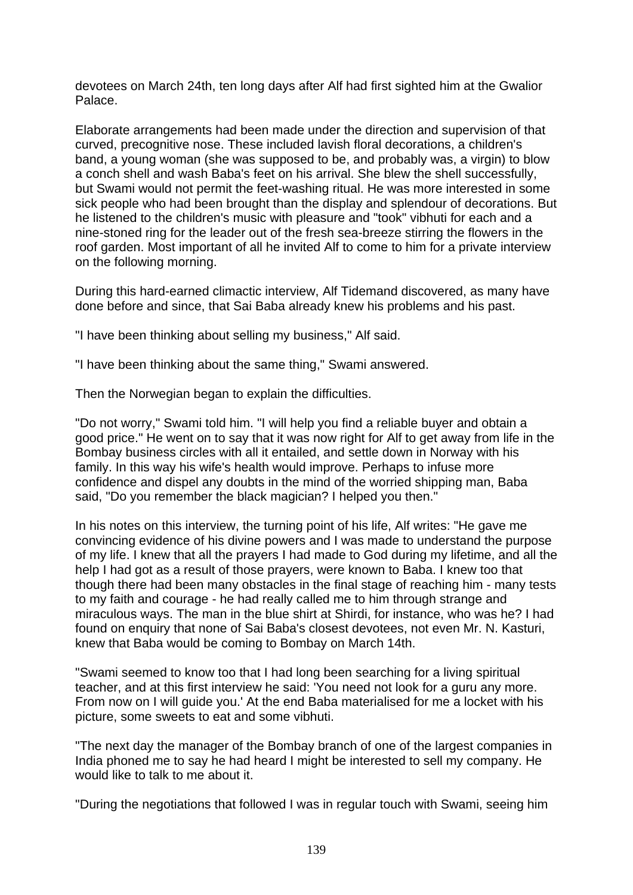devotees on March 24th, ten long days after Alf had first sighted him at the Gwalior Palace.

Elaborate arrangements had been made under the direction and supervision of that curved, precognitive nose. These included lavish floral decorations, a children's band, a young woman (she was supposed to be, and probably was, a virgin) to blow a conch shell and wash Baba's feet on his arrival. She blew the shell successfully, but Swami would not permit the feet-washing ritual. He was more interested in some sick people who had been brought than the display and splendour of decorations. But he listened to the children's music with pleasure and "took" vibhuti for each and a nine-stoned ring for the leader out of the fresh sea-breeze stirring the flowers in the roof garden. Most important of all he invited Alf to come to him for a private interview on the following morning.

During this hard-earned climactic interview, Alf Tidemand discovered, as many have done before and since, that Sai Baba already knew his problems and his past.

"I have been thinking about selling my business," Alf said.

"I have been thinking about the same thing," Swami answered.

Then the Norwegian began to explain the difficulties.

"Do not worry," Swami told him. "I will help you find a reliable buyer and obtain a good price." He went on to say that it was now right for Alf to get away from life in the Bombay business circles with all it entailed, and settle down in Norway with his family. In this way his wife's health would improve. Perhaps to infuse more confidence and dispel any doubts in the mind of the worried shipping man, Baba said, "Do you remember the black magician? I helped you then."

In his notes on this interview, the turning point of his life, Alf writes: "He gave me convincing evidence of his divine powers and I was made to understand the purpose of my life. I knew that all the prayers I had made to God during my lifetime, and all the help I had got as a result of those prayers, were known to Baba. I knew too that though there had been many obstacles in the final stage of reaching him - many tests to my faith and courage - he had really called me to him through strange and miraculous ways. The man in the blue shirt at Shirdi, for instance, who was he? I had found on enquiry that none of Sai Baba's closest devotees, not even Mr. N. Kasturi, knew that Baba would be coming to Bombay on March 14th.

"Swami seemed to know too that I had long been searching for a living spiritual teacher, and at this first interview he said: 'You need not look for a guru any more. From now on I will guide you.' At the end Baba materialised for me a locket with his picture, some sweets to eat and some vibhuti.

"The next day the manager of the Bombay branch of one of the largest companies in India phoned me to say he had heard I might be interested to sell my company. He would like to talk to me about it.

"During the negotiations that followed I was in regular touch with Swami, seeing him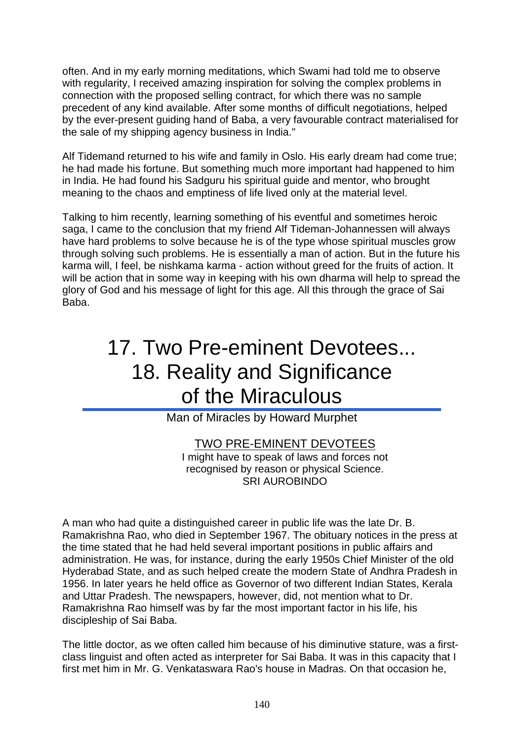often. And in my early morning meditations, which Swami had told me to observe with regularity, I received amazing inspiration for solving the complex problems in connection with the proposed selling contract, for which there was no sample precedent of any kind available. After some months of difficult negotiations, helped by the ever-present guiding hand of Baba, a very favourable contract materialised for the sale of my shipping agency business in India."

Alf Tidemand returned to his wife and family in Oslo. His early dream had come true; he had made his fortune. But something much more important had happened to him in India. He had found his Sadguru his spiritual guide and mentor, who brought meaning to the chaos and emptiness of life lived only at the material level.

Talking to him recently, learning something of his eventful and sometimes heroic saga, I came to the conclusion that my friend Alf Tideman-Johannessen will always have hard problems to solve because he is of the type whose spiritual muscles grow through solving such problems. He is essentially a man of action. But in the future his karma will, I feel, be nishkama karma - action without greed for the fruits of action. It will be action that in some way in keeping with his own dharma will help to spread the glory of God and his message of light for this age. All this through the grace of Sai Baba.

# 17. Two Pre-eminent Devotees... 18. Reality and Significance of the Miraculous

Man of Miracles by Howard Murphet

## TWO PRE-EMINENT DEVOTEES

I might have to speak of laws and forces not recognised by reason or physical Science.
SRI AUROBINDO

A man who had quite a distinguished career in public life was the late Dr. B. Ramakrishna Rao, who died in September 1967. The obituary notices in the press at the time stated that he had held several important positions in public affairs and administration. He was, for instance, during the early 1950s Chief Minister of the old Hyderabad State, and as such helped create the modern State of Andhra Pradesh in 1956. In later years he held office as Governor of two different Indian States, Kerala and Uttar Pradesh. The newspapers, however, did, not mention what to Dr. Ramakrishna Rao himself was by far the most important factor in his life, his discipleship of Sai Baba.

The little doctor, as we often called him because of his diminutive stature, was a first-class linguist and often acted as interpreter for Sai Baba. It was in this capacity that I first met him in Mr. G. Venkataswara Rao's house in Madras. On that occasion he,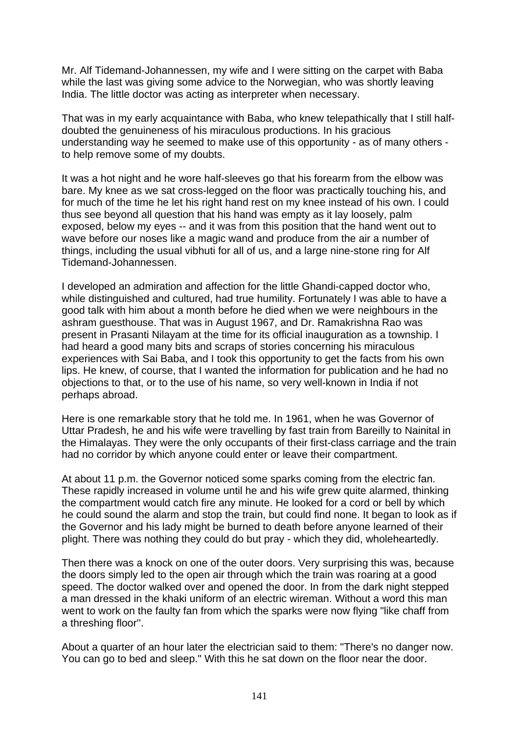Mr. Alf Tidemand-Johannessen, my wife and I were sitting on the carpet with Baba while the last was giving some advice to the Norwegian, who was shortly leaving India. The little doctor was acting as interpreter when necessary.

That was in my early acquaintance with Baba, who knew telepathically that I still half-doubted the genuineness of his miraculous productions. In his gracious understanding way he seemed to make use of this opportunity - as of many others - to help remove some of my doubts.

It was a hot night and he wore half-sleeves go that his forearm from the elbow was bare. My knee as we sat cross-legged on the floor was practically touching his, and for much of the time he let his right hand rest on my knee instead of his own. I could thus see beyond all question that his hand was empty as it lay loosely, palm exposed, below my eyes -- and it was from this position that the hand went out to wave before our noses like a magic wand and produce from the air a number of things, including the usual vibhuti for all of us, and a large nine-stone ring for Alf Tidemand-Johannessen.

I developed an admiration and affection for the little Ghandi-capped doctor who, while distinguished and cultured, had true humility. Fortunately I was able to have a good talk with him about a month before he died when we were neighbours in the ashram guesthouse. That was in August 1967, and Dr. Ramakrishna Rao was present in Prasanti Nilayam at the time for its official inauguration as a township. I had heard a good many bits and scraps of stories concerning his miraculous experiences with Sai Baba, and I took this opportunity to get the facts from his own lips. He knew, of course, that I wanted the information for publication and he had no objections to that, or to the use of his name, so very well-known in India if not perhaps abroad.

Here is one remarkable story that he told me. In 1961, when he was Governor of Uttar Pradesh, he and his wife were travelling by fast train from Bareilly to Nainital in the Himalayas. They were the only occupants of their first-class carriage and the train had no corridor by which anyone could enter or leave their compartment.

At about 11 p.m. the Governor noticed some sparks coming from the electric fan. These rapidly increased in volume until he and his wife grew quite alarmed, thinking the compartment would catch fire any minute. He looked for a cord or bell by which he could sound the alarm and stop the train, but could find none. It began to look as if the Governor and his lady might be burned to death before anyone learned of their plight. There was nothing they could do but pray - which they did, wholeheartedly.

Then there was a knock on one of the outer doors. Very surprising this was, because the doors simply led to the open air through which the train was roaring at a good speed. The doctor walked over and opened the door. In from the dark night stepped a man dressed in the khaki uniform of an electric wireman. Without a word this man went to work on the faulty fan from which the sparks were now flying "like chaff from a threshing floor".

About a quarter of an hour later the electrician said to them: "There's no danger now. You can go to bed and sleep." With this he sat down on the floor near the door.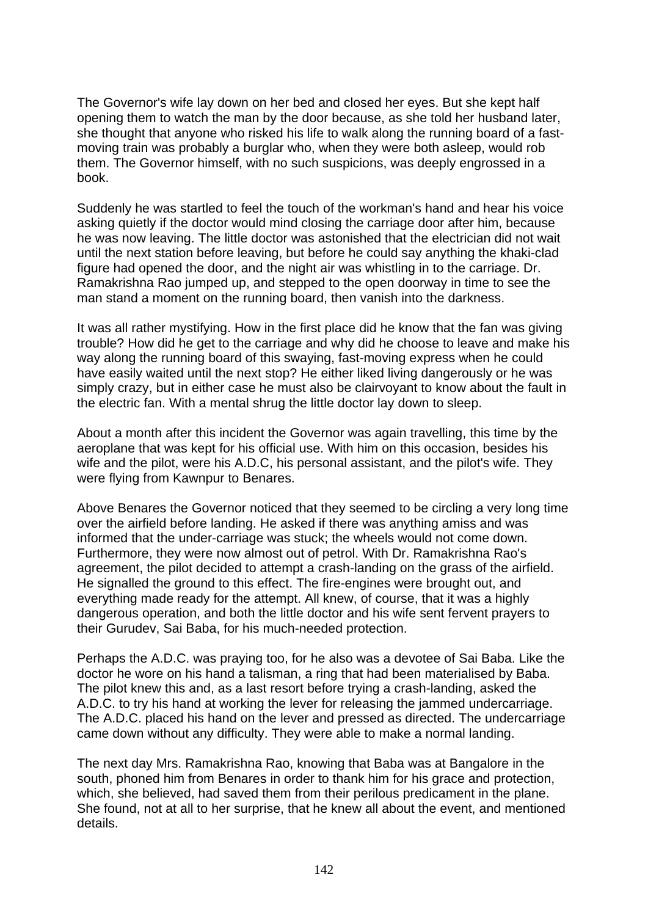The Governor's wife lay down on her bed and closed her eyes. But she kept half opening them to watch the man by the door because, as she told her husband later, she thought that anyone who risked his life to walk along the running board of a fast-moving train was probably a burglar who, when they were both asleep, would rob them. The Governor himself, with no such suspicions, was deeply engrossed in a book.

Suddenly he was startled to feel the touch of the workman's hand and hear his voice asking quietly if the doctor would mind closing the carriage door after him, because he was now leaving. The little doctor was astonished that the electrician did not wait until the next station before leaving, but before he could say anything the khaki-clad figure had opened the door, and the night air was whistling in to the carriage. Dr. Ramakrishna Rao jumped up, and stepped to the open doorway in time to see the man stand a moment on the running board, then vanish into the darkness.

It was all rather mystifying. How in the first place did he know that the fan was giving trouble? How did he get to the carriage and why did he choose to leave and make his way along the running board of this swaying, fast-moving express when he could have easily waited until the next stop? He either liked living dangerously or he was simply crazy, but in either case he must also be clairvoyant to know about the fault in the electric fan. With a mental shrug the little doctor lay down to sleep.

About a month after this incident the Governor was again travelling, this time by the aeroplane that was kept for his official use. With him on this occasion, besides his wife and the pilot, were his A.D.C, his personal assistant, and the pilot's wife. They were flying from Kawnpur to Benares.

Above Benares the Governor noticed that they seemed to be circling a very long time over the airfield before landing. He asked if there was anything amiss and was informed that the under-carriage was stuck; the wheels would not come down. Furthermore, they were now almost out of petrol. With Dr. Ramakrishna Rao's agreement, the pilot decided to attempt a crash-landing on the grass of the airfield. He signalled the ground to this effect. The fire-engines were brought out, and everything made ready for the attempt. All knew, of course, that it was a highly dangerous operation, and both the little doctor and his wife sent fervent prayers to their Gurudev, Sai Baba, for his much-needed protection.

Perhaps the A.D.C. was praying too, for he also was a devotee of Sai Baba. Like the doctor he wore on his hand a talisman, a ring that had been materialised by Baba. The pilot knew this and, as a last resort before trying a crash-landing, asked the A.D.C. to try his hand at working the lever for releasing the jammed undercarriage. The A.D.C. placed his hand on the lever and pressed as directed. The undercarriage came down without any difficulty. They were able to make a normal landing.

The next day Mrs. Ramakrishna Rao, knowing that Baba was at Bangalore in the south, phoned him from Benares in order to thank him for his grace and protection, which, she believed, had saved them from their perilous predicament in the plane. She found, not at all to her surprise, that he knew all about the event, and mentioned details.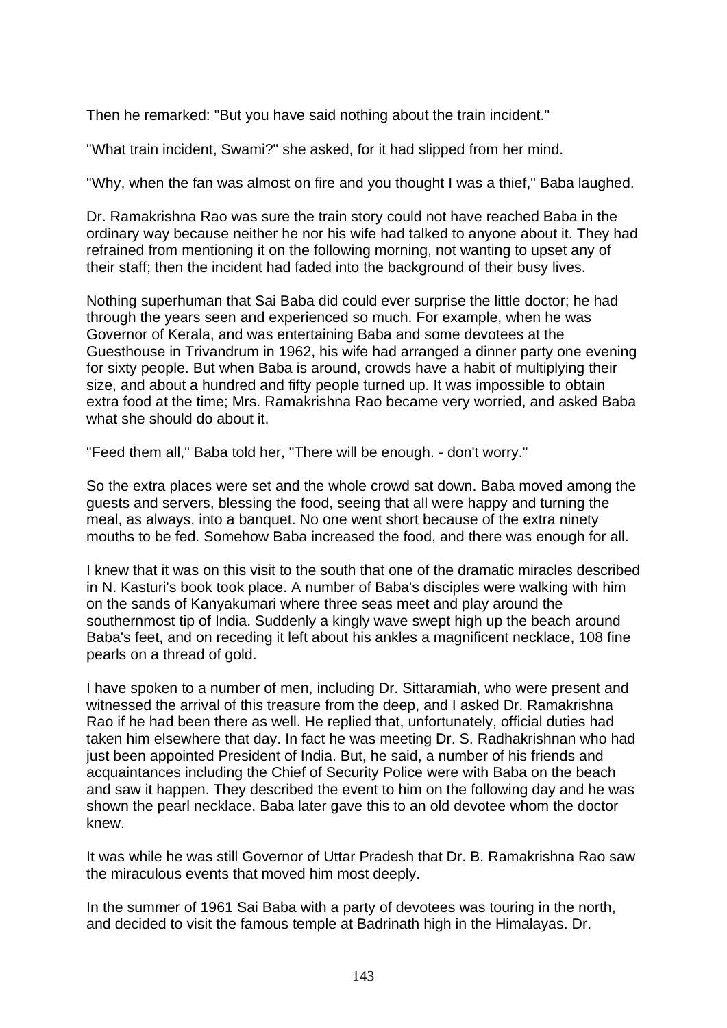Then he remarked: "But you have said nothing about the train incident."

"What train incident, Swami?" she asked, for it had slipped from her mind.

"Why, when the fan was almost on fire and you thought I was a thief," Baba laughed.

Dr. Ramakrishna Rao was sure the train story could not have reached Baba in the ordinary way because neither he nor his wife had talked to anyone about it. They had refrained from mentioning it on the following morning, not wanting to upset any of their staff; then the incident had faded into the background of their busy lives.

Nothing superhuman that Sai Baba did could ever surprise the little doctor; he had through the years seen and experienced so much. For example, when he was Governor of Kerala, and was entertaining Baba and some devotees at the Guesthouse in Trivandrum in 1962, his wife had arranged a dinner party one evening for sixty people. But when Baba is around, crowds have a habit of multiplying their size, and about a hundred and fifty people turned up. It was impossible to obtain extra food at the time; Mrs. Ramakrishna Rao became very worried, and asked Baba what she should do about it.

"Feed them all," Baba told her, "There will be enough. - don't worry."

So the extra places were set and the whole crowd sat down. Baba moved among the guests and servers, blessing the food, seeing that all were happy and turning the meal, as always, into a banquet. No one went short because of the extra ninety mouths to be fed. Somehow Baba increased the food, and there was enough for all.

I knew that it was on this visit to the south that one of the dramatic miracles described in N. Kasturi's book took place. A number of Baba's disciples were walking with him on the sands of Kanyakumari where three seas meet and play around the southernmost tip of India. Suddenly a kingly wave swept high up the beach around Baba's feet, and on receding it left about his ankles a magnificent necklace, 108 fine pearls on a thread of gold.

I have spoken to a number of men, including Dr. Sittaramiah, who were present and witnessed the arrival of this treasure from the deep, and I asked Dr. Ramakrishna Rao if he had been there as well. He replied that, unfortunately, official duties had taken him elsewhere that day. In fact he was meeting Dr. S. Radhakrishnan who had just been appointed President of India. But, he said, a number of his friends and acquaintances including the Chief of Security Police were with Baba on the beach and saw it happen. They described the event to him on the following day and he was shown the pearl necklace. Baba later gave this to an old devotee whom the doctor knew.

It was while he was still Governor of Uttar Pradesh that Dr. B. Ramakrishna Rao saw the miraculous events that moved him most deeply.

In the summer of 1961 Sai Baba with a party of devotees was touring in the north, and decided to visit the famous temple at Badrinath high in the Himalayas. Dr.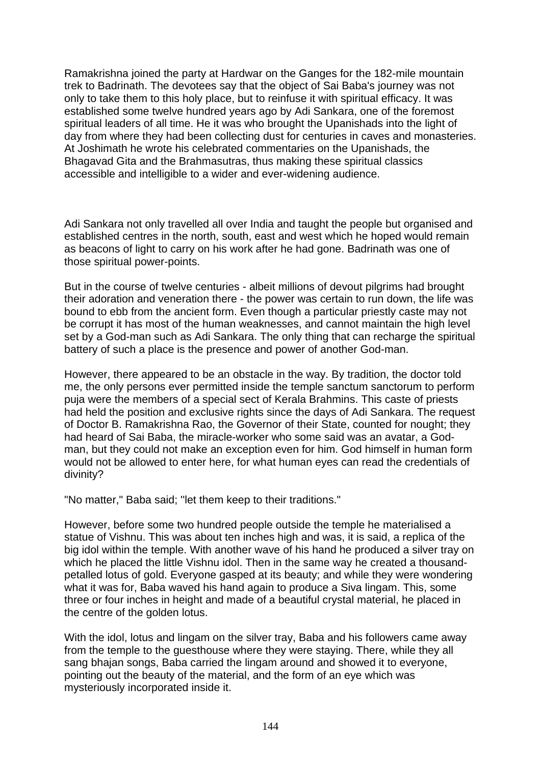Ramakrishna joined the party at Hardwar on the Ganges for the 182-mile mountain trek to Badrinath. The devotees say that the object of Sai Baba's journey was not only to take them to this holy place, but to reinfuse it with spiritual efficacy. It was established some twelve hundred years ago by Adi Sankara, one of the foremost spiritual leaders of all time. He it was who brought the Upanishads into the light of day from where they had been collecting dust for centuries in caves and monasteries. At Joshimath he wrote his celebrated commentaries on the Upanishads, the Bhagavad Gita and the Brahmasutras, thus making these spiritual classics accessible and intelligible to a wider and ever-widening audience.

Adi Sankara not only travelled all over India and taught the people but organised and established centres in the north, south, east and west which he hoped would remain as beacons of light to carry on his work after he had gone. Badrinath was one of those spiritual power-points.

But in the course of twelve centuries - albeit millions of devout pilgrims had brought their adoration and veneration there - the power was certain to run down, the life was bound to ebb from the ancient form. Even though a particular priestly caste may not be corrupt it has most of the human weaknesses, and cannot maintain the high level set by a God-man such as Adi Sankara. The only thing that can recharge the spiritual battery of such a place is the presence and power of another God-man.

However, there appeared to be an obstacle in the way. By tradition, the doctor told me, the only persons ever permitted inside the temple sanctum sanctorum to perform puja were the members of a special sect of Kerala Brahmins. This caste of priests had held the position and exclusive rights since the days of Adi Sankara. The request of Doctor B. Ramakrishna Rao, the Governor of their State, counted for nought; they had heard of Sai Baba, the miracle-worker who some said was an avatar, a God-man, but they could not make an exception even for him. God himself in human form would not be allowed to enter here, for what human eyes can read the credentials of divinity?

"No matter," Baba said; "let them keep to their traditions."

However, before some two hundred people outside the temple he materialised a statue of Vishnu. This was about ten inches high and was, it is said, a replica of the big idol within the temple. With another wave of his hand he produced a silver tray on which he placed the little Vishnu idol. Then in the same way he created a thousand-petalled lotus of gold. Everyone gasped at its beauty; and while they were wondering what it was for, Baba waved his hand again to produce a Siva lingam. This, some three or four inches in height and made of a beautiful crystal material, he placed in the centre of the golden lotus.

With the idol, lotus and lingam on the silver tray, Baba and his followers came away from the temple to the guesthouse where they were staying. There, while they all sang bhajan songs, Baba carried the lingam around and showed it to everyone, pointing out the beauty of the material, and the form of an eye which was mysteriously incorporated inside it.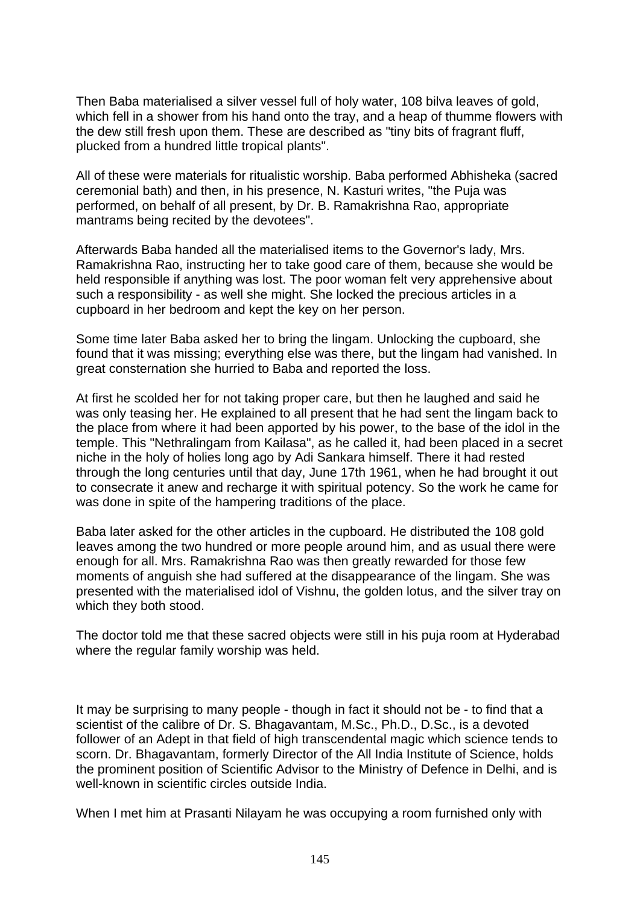Then Baba materialised a silver vessel full of holy water, 108 bilva leaves of gold, which fell in a shower from his hand onto the tray, and a heap of thumme flowers with the dew still fresh upon them. These are described as "tiny bits of fragrant fluff, plucked from a hundred little tropical plants".

All of these were materials for ritualistic worship. Baba performed Abhisheka (sacred ceremonial bath) and then, in his presence, N. Kasturi writes, "the Puja was performed, on behalf of all present, by Dr. B. Ramakrishna Rao, appropriate mantrams being recited by the devotees".

Afterwards Baba handed all the materialised items to the Governor's lady, Mrs. Ramakrishna Rao, instructing her to take good care of them, because she would be held responsible if anything was lost. The poor woman felt very apprehensive about such a responsibility - as well she might. She locked the precious articles in a cupboard in her bedroom and kept the key on her person.

Some time later Baba asked her to bring the lingam. Unlocking the cupboard, she found that it was missing; everything else was there, but the lingam had vanished. In great consternation she hurried to Baba and reported the loss.

At first he scolded her for not taking proper care, but then he laughed and said he was only teasing her. He explained to all present that he had sent the lingam back to the place from where it had been apported by his power, to the base of the idol in the temple. This "Nethralingam from Kailasa", as he called it, had been placed in a secret niche in the holy of holies long ago by Adi Sankara himself. There it had rested through the long centuries until that day, June 17th 1961, when he had brought it out to consecrate it anew and recharge it with spiritual potency. So the work he came for was done in spite of the hampering traditions of the place.

Baba later asked for the other articles in the cupboard. He distributed the 108 gold leaves among the two hundred or more people around him, and as usual there were enough for all. Mrs. Ramakrishna Rao was then greatly rewarded for those few moments of anguish she had suffered at the disappearance of the lingam. She was presented with the materialised idol of Vishnu, the golden lotus, and the silver tray on which they both stood.

The doctor told me that these sacred objects were still in his puja room at Hyderabad where the regular family worship was held.

It may be surprising to many people - though in fact it should not be - to find that a scientist of the calibre of Dr. S. Bhagavantam, M.Sc., Ph.D., D.Sc., is a devoted follower of an Adept in that field of high transcendental magic which science tends to scorn. Dr. Bhagavantam, formerly Director of the All India Institute of Science, holds the prominent position of Scientific Advisor to the Ministry of Defence in Delhi, and is well-known in scientific circles outside India.

When I met him at Prasanti Nilayam he was occupying a room furnished only with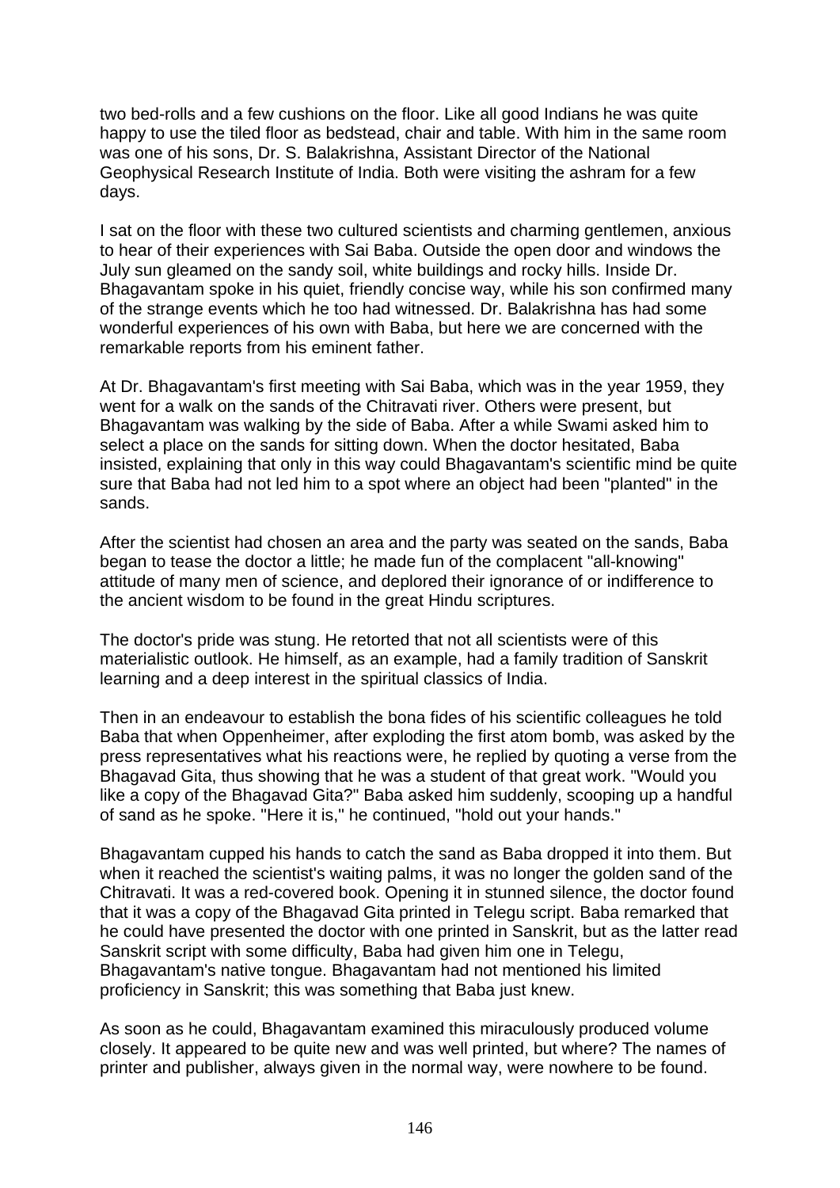two bed-rolls and a few cushions on the floor. Like all good Indians he was quite happy to use the tiled floor as bedstead, chair and table. With him in the same room was one of his sons, Dr. S. Balakrishna, Assistant Director of the National Geophysical Research Institute of India. Both were visiting the ashram for a few days.

I sat on the floor with these two cultured scientists and charming gentlemen, anxious to hear of their experiences with Sai Baba. Outside the open door and windows the July sun gleamed on the sandy soil, white buildings and rocky hills. Inside Dr. Bhagavantam spoke in his quiet, friendly concise way, while his son confirmed many of the strange events which he too had witnessed. Dr. Balakrishna has had some wonderful experiences of his own with Baba, but here we are concerned with the remarkable reports from his eminent father.

At Dr. Bhagavantam's first meeting with Sai Baba, which was in the year 1959, they went for a walk on the sands of the Chitravati river. Others were present, but Bhagavantam was walking by the side of Baba. After a while Swami asked him to select a place on the sands for sitting down. When the doctor hesitated, Baba insisted, explaining that only in this way could Bhagavantam's scientific mind be quite sure that Baba had not led him to a spot where an object had been "planted" in the sands.

After the scientist had chosen an area and the party was seated on the sands, Baba began to tease the doctor a little; he made fun of the complacent "all-knowing" attitude of many men of science, and deplored their ignorance of or indifference to the ancient wisdom to be found in the great Hindu scriptures.

The doctor's pride was stung. He retorted that not all scientists were of this materialistic outlook. He himself, as an example, had a family tradition of Sanskrit learning and a deep interest in the spiritual classics of India.

Then in an endeavour to establish the bona fides of his scientific colleagues he told Baba that when Oppenheimer, after exploding the first atom bomb, was asked by the press representatives what his reactions were, he replied by quoting a verse from the Bhagavad Gita, thus showing that he was a student of that great work. "Would you like a copy of the Bhagavad Gita?" Baba asked him suddenly, scooping up a handful of sand as he spoke. "Here it is," he continued, "hold out your hands."

Bhagavantam cupped his hands to catch the sand as Baba dropped it into them. But when it reached the scientist's waiting palms, it was no longer the golden sand of the Chitravati. It was a red-covered book. Opening it in stunned silence, the doctor found that it was a copy of the Bhagavad Gita printed in Telegu script. Baba remarked that he could have presented the doctor with one printed in Sanskrit, but as the latter read Sanskrit script with some difficulty, Baba had given him one in Telegu, Bhagavantam's native tongue. Bhagavantam had not mentioned his limited proficiency in Sanskrit; this was something that Baba just knew.

As soon as he could, Bhagavantam examined this miraculously produced volume closely. It appeared to be quite new and was well printed, but where? The names of printer and publisher, always given in the normal way, were nowhere to be found.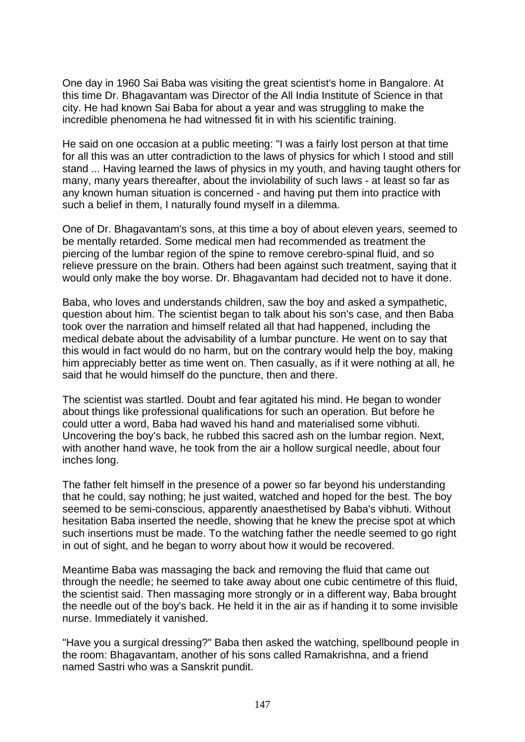One day in 1960 Sai Baba was visiting the great scientist's home in Bangalore. At this time Dr. Bhagavantam was Director of the All India Institute of Science in that city. He had known Sai Baba for about a year and was struggling to make the incredible phenomena he had witnessed fit in with his scientific training.

He said on one occasion at a public meeting: "I was a fairly lost person at that time for all this was an utter contradiction to the laws of physics for which I stood and still stand ... Having learned the laws of physics in my youth, and having taught others for many, many years thereafter, about the inviolability of such laws - at least so far as any known human situation is concerned - and having put them into practice with such a belief in them, I naturally found myself in a dilemma.

One of Dr. Bhagavantam's sons, at this time a boy of about eleven years, seemed to be mentally retarded. Some medical men had recommended as treatment the piercing of the lumbar region of the spine to remove cerebro-spinal fluid, and so relieve pressure on the brain. Others had been against such treatment, saying that it would only make the boy worse. Dr. Bhagavantam had decided not to have it done.

Baba, who loves and understands children, saw the boy and asked a sympathetic, question about him. The scientist began to talk about his son's case, and then Baba took over the narration and himself related all that had happened, including the medical debate about the advisability of a lumbar puncture. He went on to say that this would in fact would do no harm, but on the contrary would help the boy, making him appreciably better as time went on. Then casually, as if it were nothing at all, he said that he would himself do the puncture, then and there.

The scientist was startled. Doubt and fear agitated his mind. He began to wonder about things like professional qualifications for such an operation. But before he could utter a word, Baba had waved his hand and materialised some vibhuti. Uncovering the boy's back, he rubbed this sacred ash on the lumbar region. Next, with another hand wave, he took from the air a hollow surgical needle, about four inches long.

The father felt himself in the presence of a power so far beyond his understanding that he could, say nothing; he just waited, watched and hoped for the best. The boy seemed to be semi-conscious, apparently anaesthetised by Baba's vibhuti. Without hesitation Baba inserted the needle, showing that he knew the precise spot at which such insertions must be made. To the watching father the needle seemed to go right in out of sight, and he began to worry about how it would be recovered.

Meantime Baba was massaging the back and removing the fluid that came out through the needle; he seemed to take away about one cubic centimetre of this fluid, the scientist said. Then massaging more strongly or in a different way, Baba brought the needle out of the boy's back. He held it in the air as if handing it to some invisible nurse. Immediately it vanished.

"Have you a surgical dressing?" Baba then asked the watching, spellbound people in the room: Bhagavantam, another of his sons called Ramakrishna, and a friend named Sastri who was a Sanskrit pundit.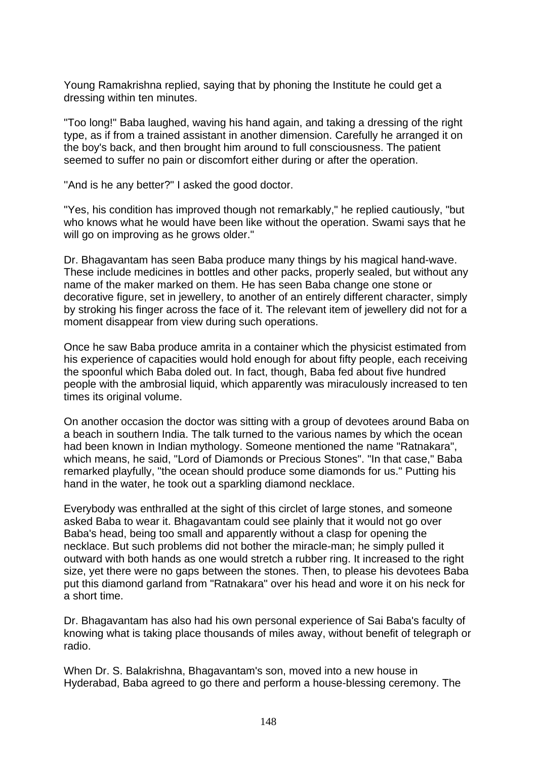Young Ramakrishna replied, saying that by phoning the Institute he could get a dressing within ten minutes.

"Too long!" Baba laughed, waving his hand again, and taking a dressing of the right type, as if from a trained assistant in another dimension. Carefully he arranged it on the boy's back, and then brought him around to full consciousness. The patient seemed to suffer no pain or discomfort either during or after the operation.

"And is he any better?" I asked the good doctor.

"Yes, his condition has improved though not remarkably," he replied cautiously, "but who knows what he would have been like without the operation. Swami says that he will go on improving as he grows older."

Dr. Bhagavantam has seen Baba produce many things by his magical hand-wave. These include medicines in bottles and other packs, properly sealed, but without any name of the maker marked on them. He has seen Baba change one stone or decorative figure, set in jewellery, to another of an entirely different character, simply by stroking his finger across the face of it. The relevant item of jewellery did not for a moment disappear from view during such operations.

Once he saw Baba produce amrita in a container which the physicist estimated from his experience of capacities would hold enough for about fifty people, each receiving the spoonful which Baba doled out. In fact, though, Baba fed about five hundred people with the ambrosial liquid, which apparently was miraculously increased to ten times its original volume.

On another occasion the doctor was sitting with a group of devotees around Baba on a beach in southern India. The talk turned to the various names by which the ocean had been known in Indian mythology. Someone mentioned the name "Ratnakara", which means, he said, "Lord of Diamonds or Precious Stones". "In that case," Baba remarked playfully, "the ocean should produce some diamonds for us." Putting his hand in the water, he took out a sparkling diamond necklace.

Everybody was enthralled at the sight of this circlet of large stones, and someone asked Baba to wear it. Bhagavantam could see plainly that it would not go over Baba's head, being too small and apparently without a clasp for opening the necklace. But such problems did not bother the miracle-man; he simply pulled it outward with both hands as one would stretch a rubber ring. It increased to the right size, yet there were no gaps between the stones. Then, to please his devotees Baba put this diamond garland from "Ratnakara" over his head and wore it on his neck for a short time.

Dr. Bhagavantam has also had his own personal experience of Sai Baba's faculty of knowing what is taking place thousands of miles away, without benefit of telegraph or radio.

When Dr. S. Balakrishna, Bhagavantam's son, moved into a new house in Hyderabad, Baba agreed to go there and perform a house-blessing ceremony. The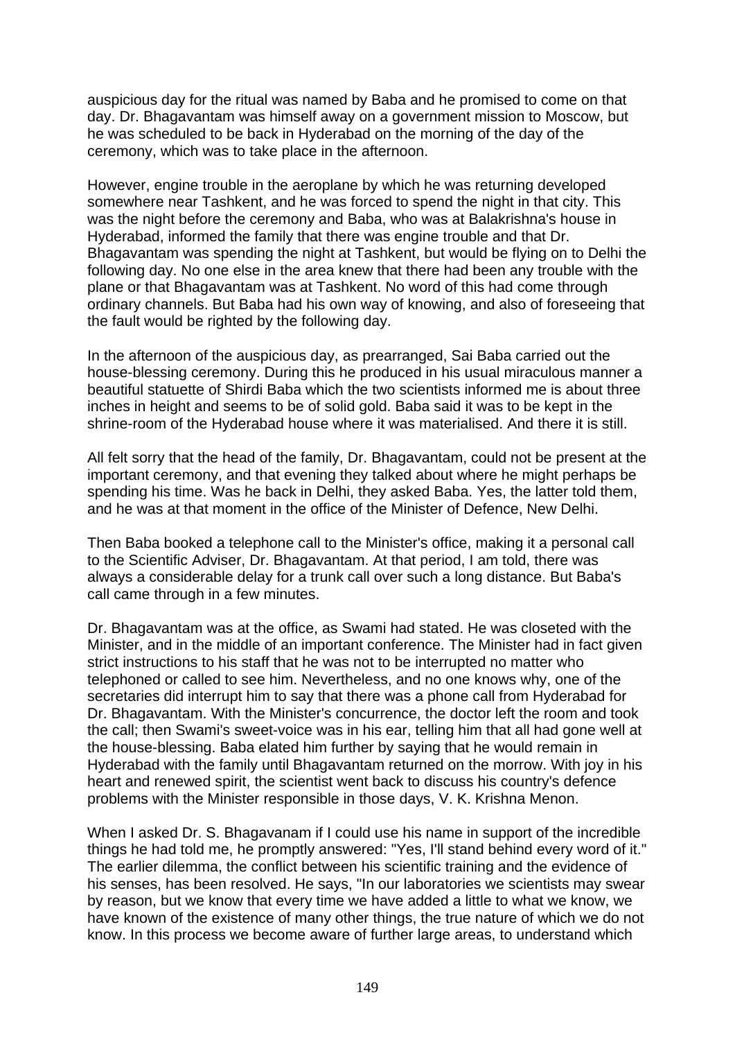auspicious day for the ritual was named by Baba and he promised to come on that day. Dr. Bhagavantam was himself away on a government mission to Moscow, but he was scheduled to be back in Hyderabad on the morning of the day of the ceremony, which was to take place in the afternoon.

However, engine trouble in the aeroplane by which he was returning developed somewhere near Tashkent, and he was forced to spend the night in that city. This was the night before the ceremony and Baba, who was at Balakrishna's house in Hyderabad, informed the family that there was engine trouble and that Dr. Bhagavantam was spending the night at Tashkent, but would be flying on to Delhi the following day. No one else in the area knew that there had been any trouble with the plane or that Bhagavantam was at Tashkent. No word of this had come through ordinary channels. But Baba had his own way of knowing, and also of foreseeing that the fault would be righted by the following day.

In the afternoon of the auspicious day, as prearranged, Sai Baba carried out the house-blessing ceremony. During this he produced in his usual miraculous manner a beautiful statuette of Shirdi Baba which the two scientists informed me is about three inches in height and seems to be of solid gold. Baba said it was to be kept in the shrine-room of the Hyderabad house where it was materialised. And there it is still.

All felt sorry that the head of the family, Dr. Bhagavantam, could not be present at the important ceremony, and that evening they talked about where he might perhaps be spending his time. Was he back in Delhi, they asked Baba. Yes, the latter told them, and he was at that moment in the office of the Minister of Defence, New Delhi.

Then Baba booked a telephone call to the Minister's office, making it a personal call to the Scientific Adviser, Dr. Bhagavantam. At that period, I am told, there was always a considerable delay for a trunk call over such a long distance. But Baba's call came through in a few minutes.

Dr. Bhagavantam was at the office, as Swami had stated. He was closeted with the Minister, and in the middle of an important conference. The Minister had in fact given strict instructions to his staff that he was not to be interrupted no matter who telephoned or called to see him. Nevertheless, and no one knows why, one of the secretaries did interrupt him to say that there was a phone call from Hyderabad for Dr. Bhagavantam. With the Minister's concurrence, the doctor left the room and took the call; then Swami's sweet-voice was in his ear, telling him that all had gone well at the house-blessing. Baba elated him further by saying that he would remain in Hyderabad with the family until Bhagavantam returned on the morrow. With joy in his heart and renewed spirit, the scientist went back to discuss his country's defence problems with the Minister responsible in those days, V. K. Krishna Menon.

When I asked Dr. S. Bhagavanam if I could use his name in support of the incredible things he had told me, he promptly answered: "Yes, I'll stand behind every word of it." The earlier dilemma, the conflict between his scientific training and the evidence of his senses, has been resolved. He says, "In our laboratories we scientists may swear by reason, but we know that every time we have added a little to what we know, we have known of the existence of many other things, the true nature of which we do not know. In this process we become aware of further large areas, to understand which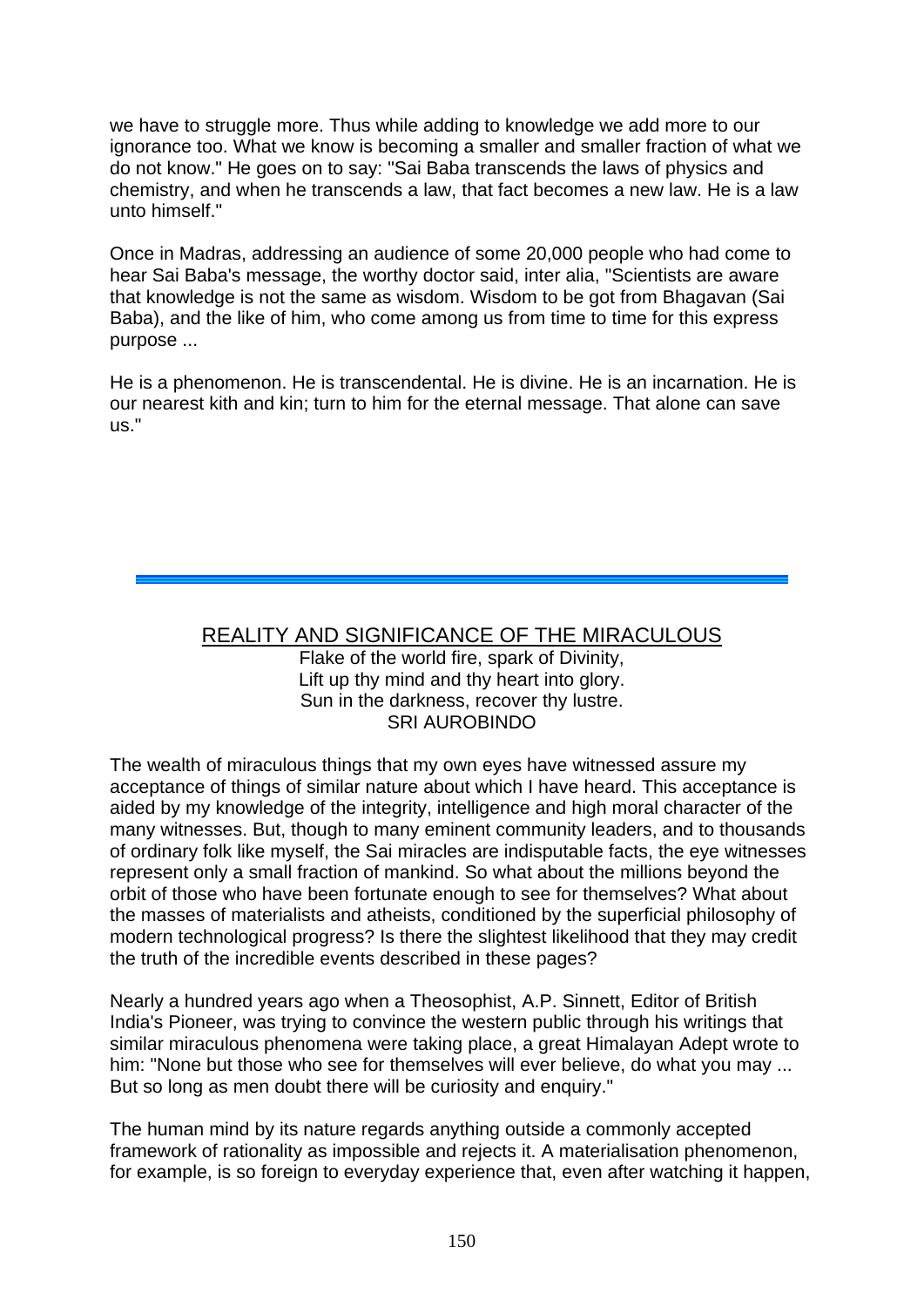we have to struggle more. Thus while adding to knowledge we add more to our ignorance too. What we know is becoming a smaller and smaller fraction of what we do not know." He goes on to say: "Sai Baba transcends the laws of physics and chemistry, and when he transcends a law, that fact becomes a new law. He is a law unto himself."

Once in Madras, addressing an audience of some 20,000 people who had come to hear Sai Baba's message, the worthy doctor said, inter alia, "Scientists are aware that knowledge is not the same as wisdom. Wisdom to be got from Bhagavan (Sai Baba), and the like of him, who come among us from time to time for this express purpose ...

He is a phenomenon. He is transcendental. He is divine. He is an incarnation. He is our nearest kith and kin; turn to him for the eternal message. That alone can save us."

---

## REALITY AND SIGNIFICANCE OF THE MIRACULOUS

Flake of the world fire, spark of Divinity,
Lift up thy mind and thy heart into glory.
Sun in the darkness, recover thy lustre.
SRI AUROBINDO

The wealth of miraculous things that my own eyes have witnessed assure my acceptance of things of similar nature about which I have heard. This acceptance is aided by my knowledge of the integrity, intelligence and high moral character of the many witnesses. But, though to many eminent community leaders, and to thousands of ordinary folk like myself, the Sai miracles are indisputable facts, the eye witnesses represent only a small fraction of mankind. So what about the millions beyond the orbit of those who have been fortunate enough to see for themselves? What about the masses of materialists and atheists, conditioned by the superficial philosophy of modern technological progress? Is there the slightest likelihood that they may credit the truth of the incredible events described in these pages?

Nearly a hundred years ago when a Theosophist, A.P. Sinnett, Editor of British India's Pioneer, was trying to convince the western public through his writings that similar miraculous phenomena were taking place, a great Himalayan Adept wrote to him: "None but those who see for themselves will ever believe, do what you may ... But so long as men doubt there will be curiosity and enquiry."

The human mind by its nature regards anything outside a commonly accepted framework of rationality as impossible and rejects it. A materialisation phenomenon, for example, is so foreign to everyday experience that, even after watching it happen,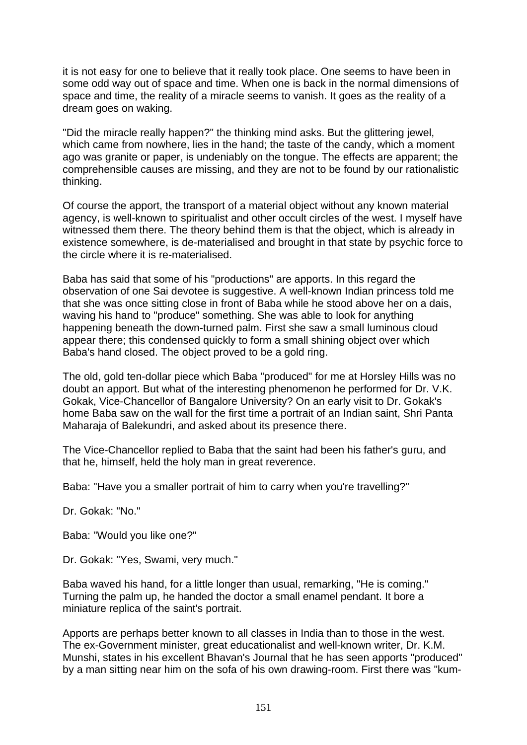it is not easy for one to believe that it really took place. One seems to have been in some odd way out of space and time. When one is back in the normal dimensions of space and time, the reality of a miracle seems to vanish. It goes as the reality of a dream goes on waking.

"Did the miracle really happen?" the thinking mind asks. But the glittering jewel, which came from nowhere, lies in the hand; the taste of the candy, which a moment ago was granite or paper, is undeniably on the tongue. The effects are apparent; the comprehensible causes are missing, and they are not to be found by our rationalistic thinking.

Of course the apport, the transport of a material object without any known material agency, is well-known to spiritualist and other occult circles of the west. I myself have witnessed them there. The theory behind them is that the object, which is already in existence somewhere, is de-materialised and brought in that state by psychic force to the circle where it is re-materialised.

Baba has said that some of his "productions" are apports. In this regard the observation of one Sai devotee is suggestive. A well-known Indian princess told me that she was once sitting close in front of Baba while he stood above her on a dais, waving his hand to "produce" something. She was able to look for anything happening beneath the down-turned palm. First she saw a small luminous cloud appear there; this condensed quickly to form a small shining object over which Baba's hand closed. The object proved to be a gold ring.

The old, gold ten-dollar piece which Baba "produced" for me at Horsley Hills was no doubt an apport. But what of the interesting phenomenon he performed for Dr. V.K. Gokak, Vice-Chancellor of Bangalore University? On an early visit to Dr. Gokak's home Baba saw on the wall for the first time a portrait of an Indian saint, Shri Panta Maharaja of Balekundri, and asked about its presence there.

The Vice-Chancellor replied to Baba that the saint had been his father's guru, and that he, himself, held the holy man in great reverence.

Baba: "Have you a smaller portrait of him to carry when you're travelling?"

Dr. Gokak: "No."

Baba: "Would you like one?"

Dr. Gokak: "Yes, Swami, very much."

Baba waved his hand, for a little longer than usual, remarking, "He is coming." Turning the palm up, he handed the doctor a small enamel pendant. It bore a miniature replica of the saint's portrait.

Apports are perhaps better known to all classes in India than to those in the west. The ex-Government minister, great educationalist and well-known writer, Dr. K.M. Munshi, states in his excellent Bhavan's Journal that he has seen apports "produced" by a man sitting near him on the sofa of his own drawing-room. First there was "kum-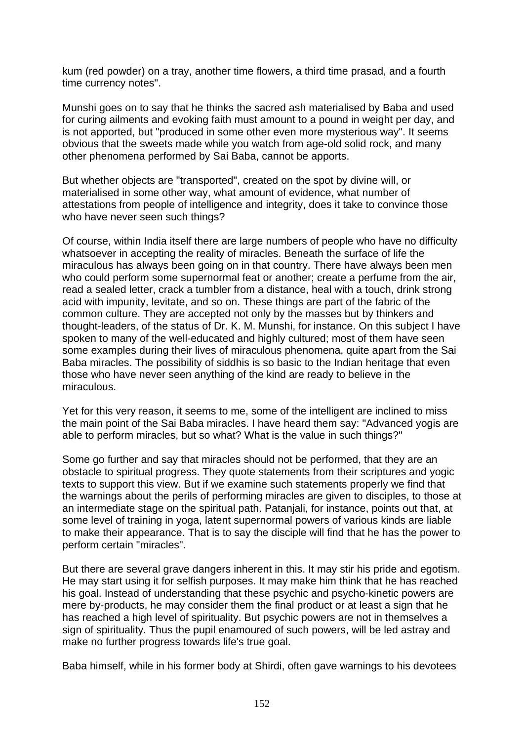kum (red powder) on a tray, another time flowers, a third time prasad, and a fourth time currency notes".

Munshi goes on to say that he thinks the sacred ash materialised by Baba and used for curing ailments and evoking faith must amount to a pound in weight per day, and is not apported, but "produced in some other even more mysterious way". It seems obvious that the sweets made while you watch from age-old solid rock, and many other phenomena performed by Sai Baba, cannot be apports.

But whether objects are "transported", created on the spot by divine will, or materialised in some other way, what amount of evidence, what number of attestations from people of intelligence and integrity, does it take to convince those who have never seen such things?

Of course, within India itself there are large numbers of people who have no difficulty whatsoever in accepting the reality of miracles. Beneath the surface of life the miraculous has always been going on in that country. There have always been men who could perform some supernormal feat or another; create a perfume from the air, read a sealed letter, crack a tumbler from a distance, heal with a touch, drink strong acid with impunity, levitate, and so on. These things are part of the fabric of the common culture. They are accepted not only by the masses but by thinkers and thought-leaders, of the status of Dr. K. M. Munshi, for instance. On this subject I have spoken to many of the well-educated and highly cultured; most of them have seen some examples during their lives of miraculous phenomena, quite apart from the Sai Baba miracles. The possibility of siddhis is so basic to the Indian heritage that even those who have never seen anything of the kind are ready to believe in the miraculous.

Yet for this very reason, it seems to me, some of the intelligent are inclined to miss the main point of the Sai Baba miracles. I have heard them say: "Advanced yogis are able to perform miracles, but so what? What is the value in such things?"

Some go further and say that miracles should not be performed, that they are an obstacle to spiritual progress. They quote statements from their scriptures and yogic texts to support this view. But if we examine such statements properly we find that the warnings about the perils of performing miracles are given to disciples, to those at an intermediate stage on the spiritual path. Patanjali, for instance, points out that, at some level of training in yoga, latent supernormal powers of various kinds are liable to make their appearance. That is to say the disciple will find that he has the power to perform certain "miracles".

But there are several grave dangers inherent in this. It may stir his pride and egotism. He may start using it for selfish purposes. It may make him think that he has reached his goal. Instead of understanding that these psychic and psycho-kinetic powers are mere by-products, he may consider them the final product or at least a sign that he has reached a high level of spirituality. But psychic powers are not in themselves a sign of spirituality. Thus the pupil enamoured of such powers, will be led astray and make no further progress towards life's true goal.

Baba himself, while in his former body at Shirdi, often gave warnings to his devotees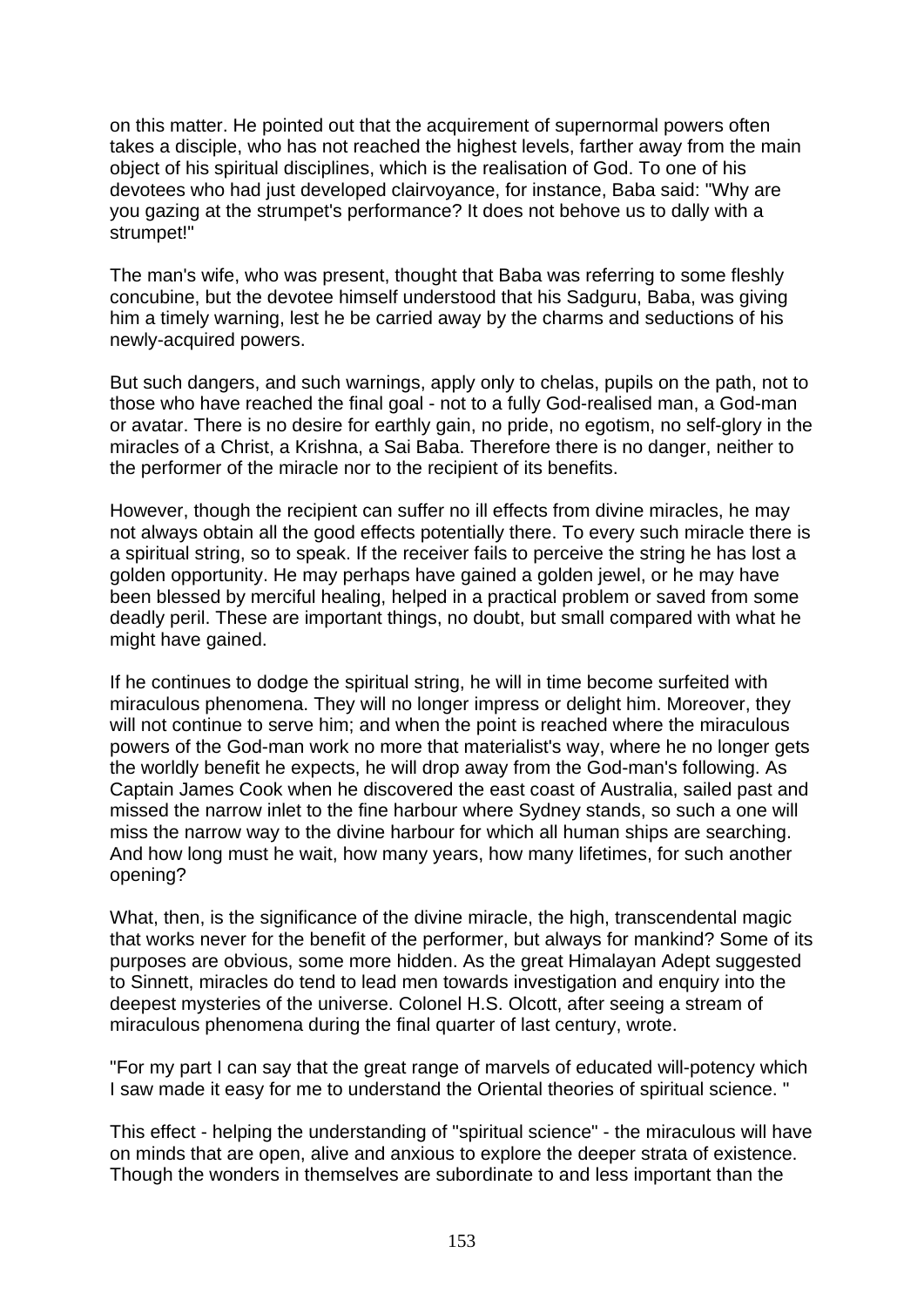on this matter. He pointed out that the acquirement of supernormal powers often takes a disciple, who has not reached the highest levels, farther away from the main object of his spiritual disciplines, which is the realisation of God. To one of his devotees who had just developed clairvoyance, for instance, Baba said: "Why are you gazing at the strumpet's performance? It does not behove us to dally with a strumpet!"

The man's wife, who was present, thought that Baba was referring to some fleshly concubine, but the devotee himself understood that his Sadguru, Baba, was giving him a timely warning, lest he be carried away by the charms and seductions of his newly-acquired powers.

But such dangers, and such warnings, apply only to chelas, pupils on the path, not to those who have reached the final goal - not to a fully God-realised man, a God-man or avatar. There is no desire for earthly gain, no pride, no egotism, no self-glory in the miracles of a Christ, a Krishna, a Sai Baba. Therefore there is no danger, neither to the performer of the miracle nor to the recipient of its benefits.

However, though the recipient can suffer no ill effects from divine miracles, he may not always obtain all the good effects potentially there. To every such miracle there is a spiritual string, so to speak. If the receiver fails to perceive the string he has lost a golden opportunity. He may perhaps have gained a golden jewel, or he may have been blessed by merciful healing, helped in a practical problem or saved from some deadly peril. These are important things, no doubt, but small compared with what he might have gained.

If he continues to dodge the spiritual string, he will in time become surfeited with miraculous phenomena. They will no longer impress or delight him. Moreover, they will not continue to serve him; and when the point is reached where the miraculous powers of the God-man work no more that materialist's way, where he no longer gets the worldly benefit he expects, he will drop away from the God-man's following. As Captain James Cook when he discovered the east coast of Australia, sailed past and missed the narrow inlet to the fine harbour where Sydney stands, so such a one will miss the narrow way to the divine harbour for which all human ships are searching. And how long must he wait, how many years, how many lifetimes, for such another opening?

What, then, is the significance of the divine miracle, the high, transcendental magic that works never for the benefit of the performer, but always for mankind? Some of its purposes are obvious, some more hidden. As the great Himalayan Adept suggested to Sinnett, miracles do tend to lead men towards investigation and enquiry into the deepest mysteries of the universe. Colonel H.S. Olcott, after seeing a stream of miraculous phenomena during the final quarter of last century, wrote.

"For my part I can say that the great range of marvels of educated will-potency which I saw made it easy for me to understand the Oriental theories of spiritual science. "

This effect - helping the understanding of "spiritual science" - the miraculous will have on minds that are open, alive and anxious to explore the deeper strata of existence. Though the wonders in themselves are subordinate to and less important than the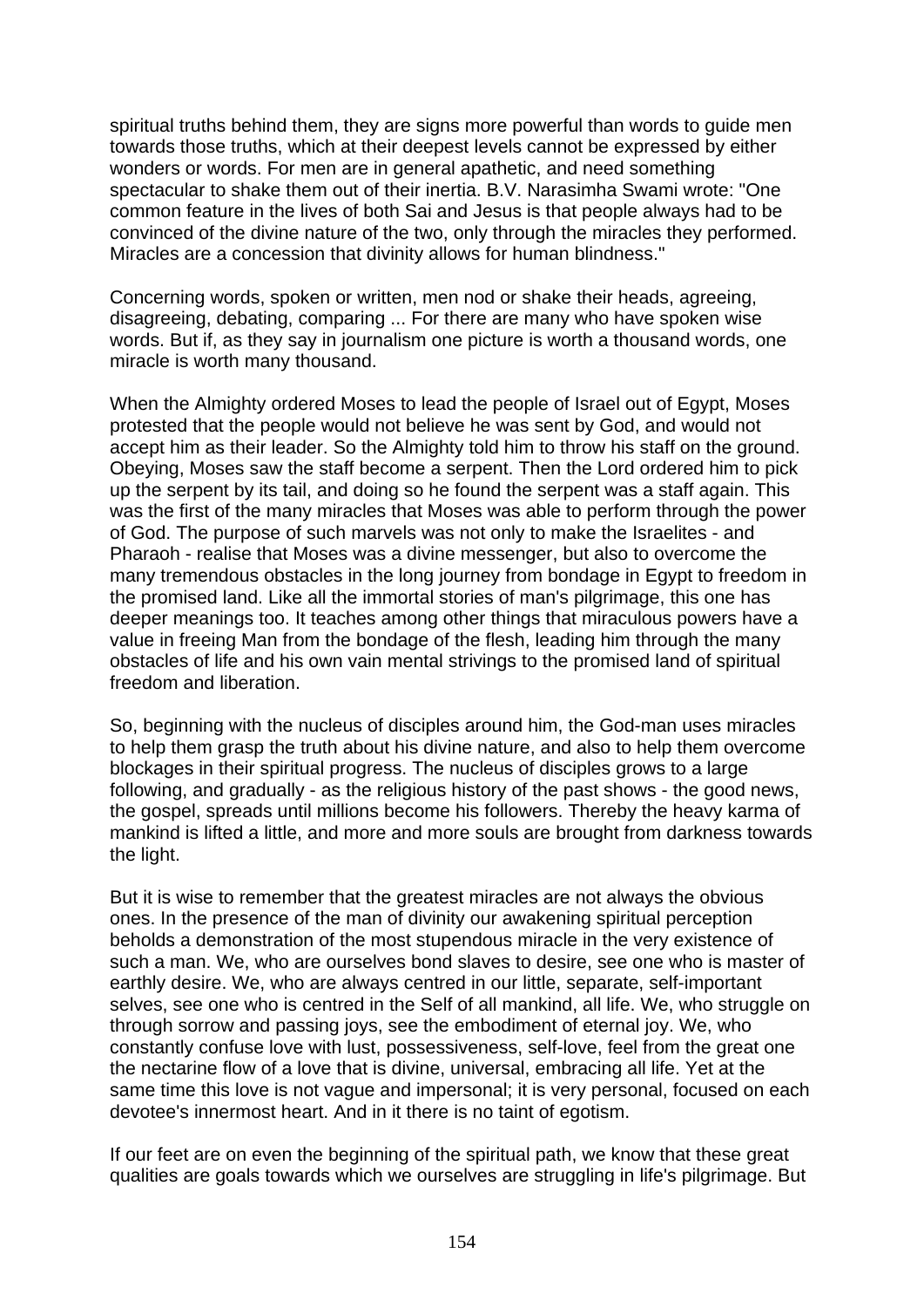spiritual truths behind them, they are signs more powerful than words to guide men towards those truths, which at their deepest levels cannot be expressed by either wonders or words. For men are in general apathetic, and need something spectacular to shake them out of their inertia. B.V. Narasimha Swami wrote: "One common feature in the lives of both Sai and Jesus is that people always had to be convinced of the divine nature of the two, only through the miracles they performed. Miracles are a concession that divinity allows for human blindness."

Concerning words, spoken or written, men nod or shake their heads, agreeing, disagreeing, debating, comparing ... For there are many who have spoken wise words. But if, as they say in journalism one picture is worth a thousand words, one miracle is worth many thousand.

When the Almighty ordered Moses to lead the people of Israel out of Egypt, Moses protested that the people would not believe he was sent by God, and would not accept him as their leader. So the Almighty told him to throw his staff on the ground. Obeying, Moses saw the staff become a serpent. Then the Lord ordered him to pick up the serpent by its tail, and doing so he found the serpent was a staff again. This was the first of the many miracles that Moses was able to perform through the power of God. The purpose of such marvels was not only to make the Israelites - and Pharaoh - realise that Moses was a divine messenger, but also to overcome the many tremendous obstacles in the long journey from bondage in Egypt to freedom in the promised land. Like all the immortal stories of man's pilgrimage, this one has deeper meanings too. It teaches among other things that miraculous powers have a value in freeing Man from the bondage of the flesh, leading him through the many obstacles of life and his own vain mental strivings to the promised land of spiritual freedom and liberation.

So, beginning with the nucleus of disciples around him, the God-man uses miracles to help them grasp the truth about his divine nature, and also to help them overcome blockages in their spiritual progress. The nucleus of disciples grows to a large following, and gradually - as the religious history of the past shows - the good news, the gospel, spreads until millions become his followers. Thereby the heavy karma of mankind is lifted a little, and more and more souls are brought from darkness towards the light.

But it is wise to remember that the greatest miracles are not always the obvious ones. In the presence of the man of divinity our awakening spiritual perception beholds a demonstration of the most stupendous miracle in the very existence of such a man. We, who are ourselves bond slaves to desire, see one who is master of earthly desire. We, who are always centred in our little, separate, self-important selves, see one who is centred in the Self of all mankind, all life. We, who struggle on through sorrow and passing joys, see the embodiment of eternal joy. We, who constantly confuse love with lust, possessiveness, self-love, feel from the great one the nectarine flow of a love that is divine, universal, embracing all life. Yet at the same time this love is not vague and impersonal; it is very personal, focused on each devotee's innermost heart. And in it there is no taint of egotism.

If our feet are on even the beginning of the spiritual path, we know that these great qualities are goals towards which we ourselves are struggling in life's pilgrimage. But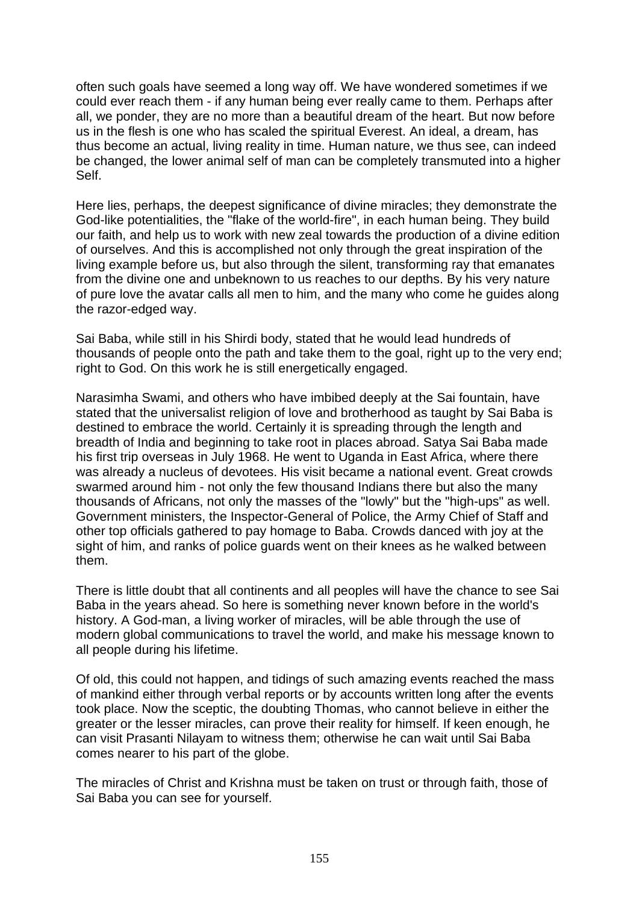often such goals have seemed a long way off. We have wondered sometimes if we could ever reach them - if any human being ever really came to them. Perhaps after all, we ponder, they are no more than a beautiful dream of the heart. But now before us in the flesh is one who has scaled the spiritual Everest. An ideal, a dream, has thus become an actual, living reality in time. Human nature, we thus see, can indeed be changed, the lower animal self of man can be completely transmuted into a higher Self.

Here lies, perhaps, the deepest significance of divine miracles; they demonstrate the God-like potentialities, the "flake of the world-fire", in each human being. They build our faith, and help us to work with new zeal towards the production of a divine edition of ourselves. And this is accomplished not only through the great inspiration of the living example before us, but also through the silent, transforming ray that emanates from the divine one and unbeknown to us reaches to our depths. By his very nature of pure love the avatar calls all men to him, and the many who come he guides along the razor-edged way.

Sai Baba, while still in his Shirdi body, stated that he would lead hundreds of thousands of people onto the path and take them to the goal, right up to the very end; right to God. On this work he is still energetically engaged.

Narasimha Swami, and others who have imbibed deeply at the Sai fountain, have stated that the universalist religion of love and brotherhood as taught by Sai Baba is destined to embrace the world. Certainly it is spreading through the length and breadth of India and beginning to take root in places abroad. Satya Sai Baba made his first trip overseas in July 1968. He went to Uganda in East Africa, where there was already a nucleus of devotees. His visit became a national event. Great crowds swarmed around him - not only the few thousand Indians there but also the many thousands of Africans, not only the masses of the "lowly" but the "high-ups" as well. Government ministers, the Inspector-General of Police, the Army Chief of Staff and other top officials gathered to pay homage to Baba. Crowds danced with joy at the sight of him, and ranks of police guards went on their knees as he walked between them.

There is little doubt that all continents and all peoples will have the chance to see Sai Baba in the years ahead. So here is something never known before in the world's history. A God-man, a living worker of miracles, will be able through the use of modern global communications to travel the world, and make his message known to all people during his lifetime.

Of old, this could not happen, and tidings of such amazing events reached the mass of mankind either through verbal reports or by accounts written long after the events took place. Now the sceptic, the doubting Thomas, who cannot believe in either the greater or the lesser miracles, can prove their reality for himself. If keen enough, he can visit Prasanti Nilayam to witness them; otherwise he can wait until Sai Baba comes nearer to his part of the globe.

The miracles of Christ and Krishna must be taken on trust or through faith, those of Sai Baba you can see for yourself.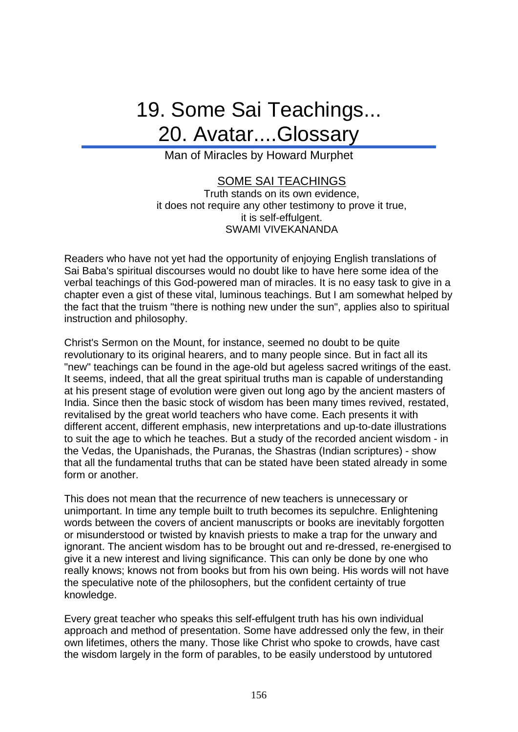# 19. Some Sai Teachings...
# 20. Avatar....Glossary

Man of Miracles by Howard Murphet

## SOME SAI TEACHINGS

Truth stands on its own evidence,
it does not require any other testimony to prove it true,
it is self-effulgent.
SWAMI VIVEKANANDA

Readers who have not yet had the opportunity of enjoying English translations of Sai Baba's spiritual discourses would no doubt like to have here some idea of the verbal teachings of this God-powered man of miracles. It is no easy task to give in a chapter even a gist of these vital, luminous teachings. But I am somewhat helped by the fact that the truism "there is nothing new under the sun", applies also to spiritual instruction and philosophy.

Christ's Sermon on the Mount, for instance, seemed no doubt to be quite revolutionary to its original hearers, and to many people since. But in fact all its "new" teachings can be found in the age-old but ageless sacred writings of the east. It seems, indeed, that all the great spiritual truths man is capable of understanding at his present stage of evolution were given out long ago by the ancient masters of India. Since then the basic stock of wisdom has been many times revived, restated, revitalised by the great world teachers who have come. Each presents it with different accent, different emphasis, new interpretations and up-to-date illustrations to suit the age to which he teaches. But a study of the recorded ancient wisdom - in the Vedas, the Upanishads, the Puranas, the Shastras (Indian scriptures) - show that all the fundamental truths that can be stated have been stated already in some form or another.

This does not mean that the recurrence of new teachers is unnecessary or unimportant. In time any temple built to truth becomes its sepulchre. Enlightening words between the covers of ancient manuscripts or books are inevitably forgotten or misunderstood or twisted by knavish priests to make a trap for the unwary and ignorant. The ancient wisdom has to be brought out and re-dressed, re-energised to give it a new interest and living significance. This can only be done by one who really knows; knows not from books but from his own being. His words will not have the speculative note of the philosophers, but the confident certainty of true knowledge.

Every great teacher who speaks this self-effulgent truth has his own individual approach and method of presentation. Some have addressed only the few, in their own lifetimes, others the many. Those like Christ who spoke to crowds, have cast the wisdom largely in the form of parables, to be easily understood by untutored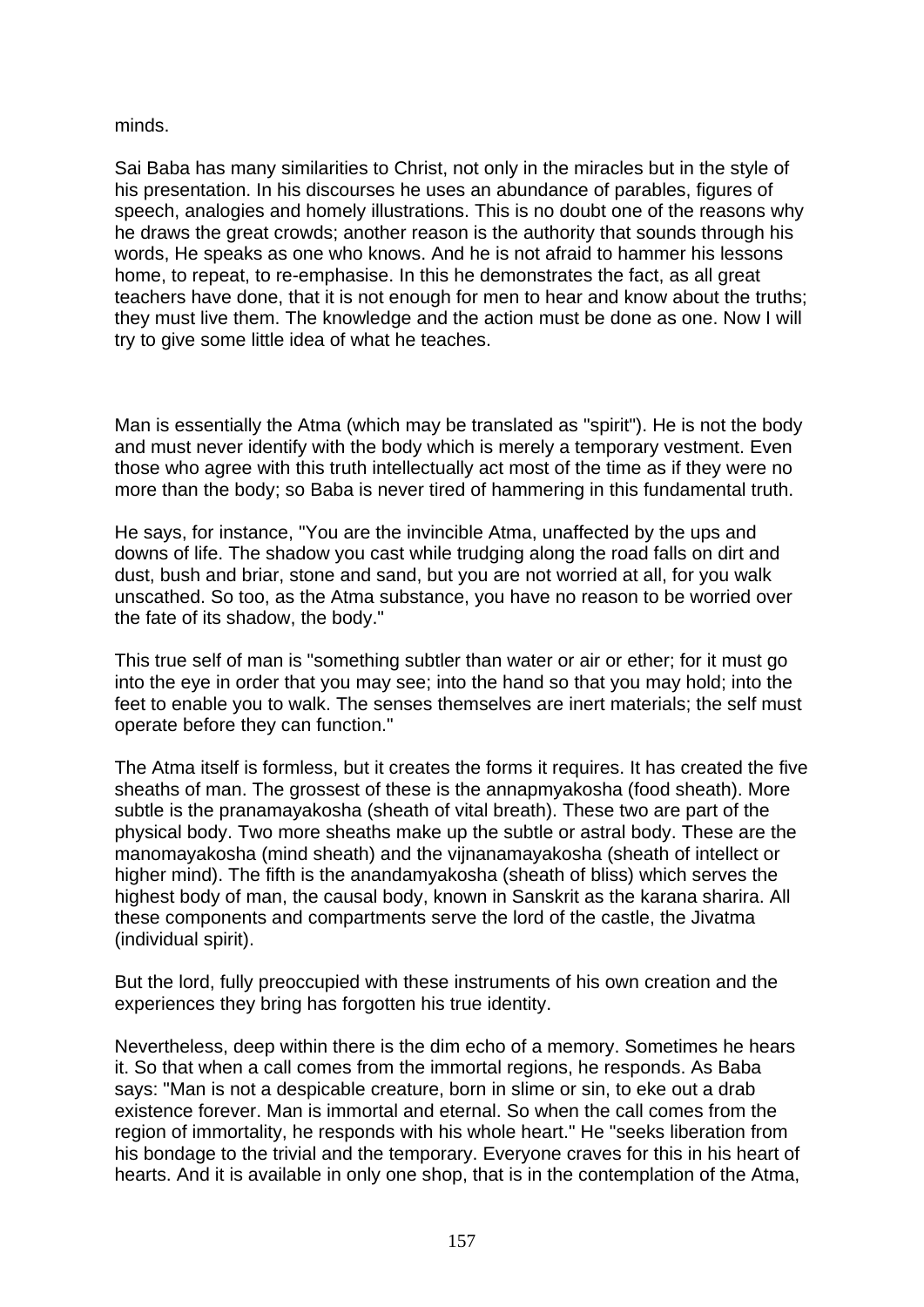minds.

Sai Baba has many similarities to Christ, not only in the miracles but in the style of his presentation. In his discourses he uses an abundance of parables, figures of speech, analogies and homely illustrations. This is no doubt one of the reasons why he draws the great crowds; another reason is the authority that sounds through his words, He speaks as one who knows. And he is not afraid to hammer his lessons home, to repeat, to re-emphasise. In this he demonstrates the fact, as all great teachers have done, that it is not enough for men to hear and know about the truths; they must live them. The knowledge and the action must be done as one. Now I will try to give some little idea of what he teaches.

Man is essentially the Atma (which may be translated as "spirit"). He is not the body and must never identify with the body which is merely a temporary vestment. Even those who agree with this truth intellectually act most of the time as if they were no more than the body; so Baba is never tired of hammering in this fundamental truth.

He says, for instance, "You are the invincible Atma, unaffected by the ups and downs of life. The shadow you cast while trudging along the road falls on dirt and dust, bush and briar, stone and sand, but you are not worried at all, for you walk unscathed. So too, as the Atma substance, you have no reason to be worried over the fate of its shadow, the body."

This true self of man is "something subtler than water or air or ether; for it must go into the eye in order that you may see; into the hand so that you may hold; into the feet to enable you to walk. The senses themselves are inert materials; the self must operate before they can function."

The Atma itself is formless, but it creates the forms it requires. It has created the five sheaths of man. The grossest of these is the annapmyakosha (food sheath). More subtle is the pranamayakosha (sheath of vital breath). These two are part of the physical body. Two more sheaths make up the subtle or astral body. These are the manomayakosha (mind sheath) and the vijnanamayakosha (sheath of intellect or higher mind). The fifth is the anandamyakosha (sheath of bliss) which serves the highest body of man, the causal body, known in Sanskrit as the karana sharira. All these components and compartments serve the lord of the castle, the Jivatma (individual spirit).

But the lord, fully preoccupied with these instruments of his own creation and the experiences they bring has forgotten his true identity.

Nevertheless, deep within there is the dim echo of a memory. Sometimes he hears it. So that when a call comes from the immortal regions, he responds. As Baba says: "Man is not a despicable creature, born in slime or sin, to eke out a drab existence forever. Man is immortal and eternal. So when the call comes from the region of immortality, he responds with his whole heart." He "seeks liberation from his bondage to the trivial and the temporary. Everyone craves for this in his heart of hearts. And it is available in only one shop, that is in the contemplation of the Atma,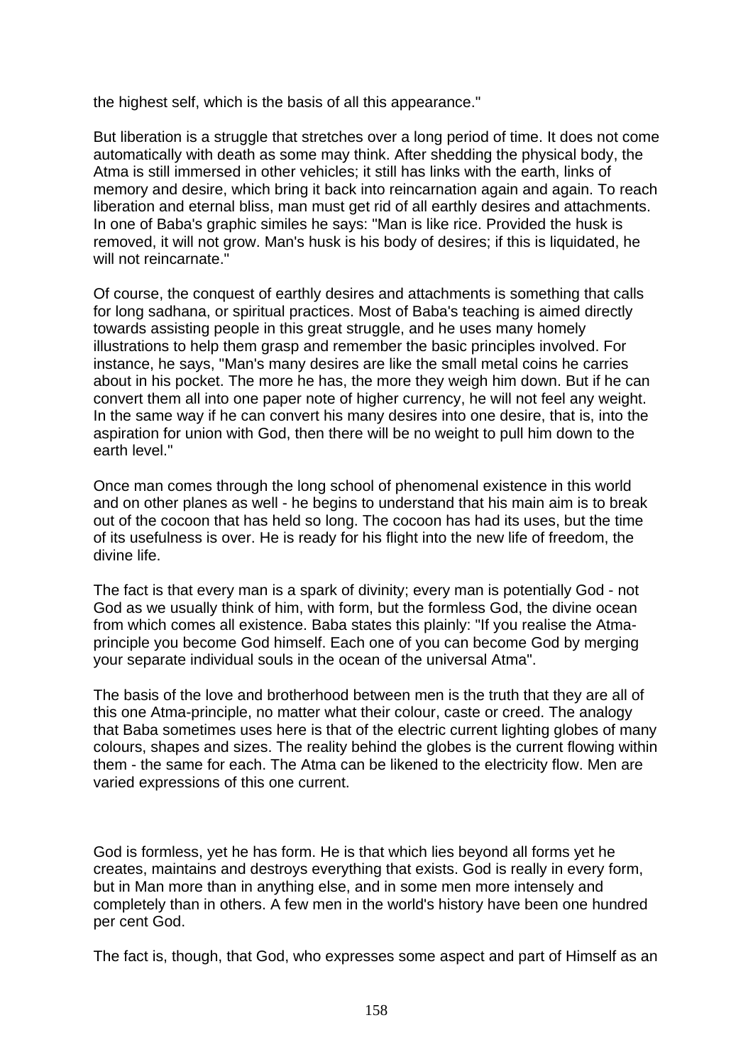the highest self, which is the basis of all this appearance."

But liberation is a struggle that stretches over a long period of time. It does not come automatically with death as some may think. After shedding the physical body, the Atma is still immersed in other vehicles; it still has links with the earth, links of memory and desire, which bring it back into reincarnation again and again. To reach liberation and eternal bliss, man must get rid of all earthly desires and attachments. In one of Baba's graphic similes he says: "Man is like rice. Provided the husk is removed, it will not grow. Man's husk is his body of desires; if this is liquidated, he will not reincarnate."

Of course, the conquest of earthly desires and attachments is something that calls for long sadhana, or spiritual practices. Most of Baba's teaching is aimed directly towards assisting people in this great struggle, and he uses many homely illustrations to help them grasp and remember the basic principles involved. For instance, he says, "Man's many desires are like the small metal coins he carries about in his pocket. The more he has, the more they weigh him down. But if he can convert them all into one paper note of higher currency, he will not feel any weight. In the same way if he can convert his many desires into one desire, that is, into the aspiration for union with God, then there will be no weight to pull him down to the earth level."

Once man comes through the long school of phenomenal existence in this world and on other planes as well - he begins to understand that his main aim is to break out of the cocoon that has held so long. The cocoon has had its uses, but the time of its usefulness is over. He is ready for his flight into the new life of freedom, the divine life.

The fact is that every man is a spark of divinity; every man is potentially God - not God as we usually think of him, with form, but the formless God, the divine ocean from which comes all existence. Baba states this plainly: "If you realise the Atma-principle you become God himself. Each one of you can become God by merging your separate individual souls in the ocean of the universal Atma".

The basis of the love and brotherhood between men is the truth that they are all of this one Atma-principle, no matter what their colour, caste or creed. The analogy that Baba sometimes uses here is that of the electric current lighting globes of many colours, shapes and sizes. The reality behind the globes is the current flowing within them - the same for each. The Atma can be likened to the electricity flow. Men are varied expressions of this one current.

God is formless, yet he has form. He is that which lies beyond all forms yet he creates, maintains and destroys everything that exists. God is really in every form, but in Man more than in anything else, and in some men more intensely and completely than in others. A few men in the world's history have been one hundred per cent God.

The fact is, though, that God, who expresses some aspect and part of Himself as an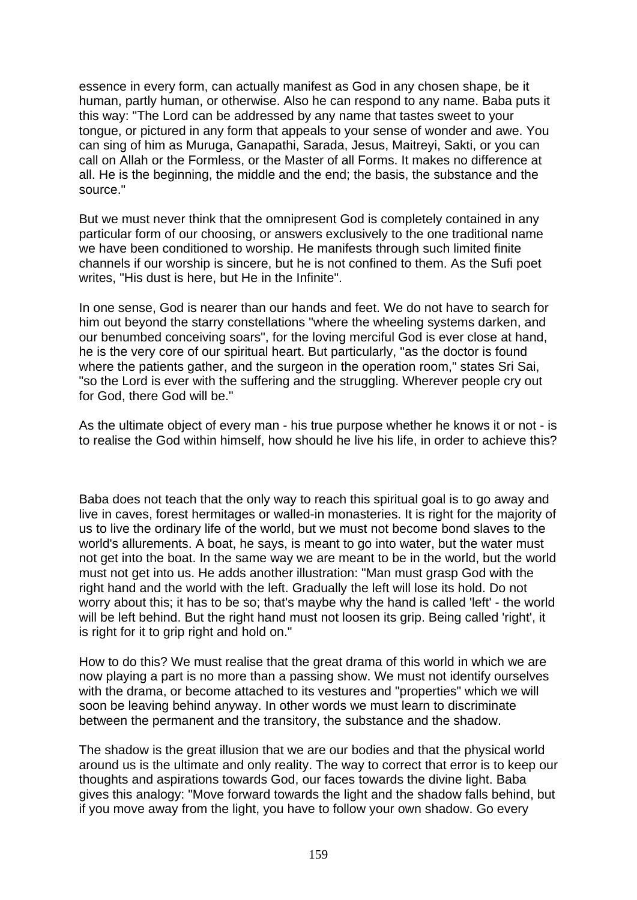essence in every form, can actually manifest as God in any chosen shape, be it human, partly human, or otherwise. Also he can respond to any name. Baba puts it this way: "The Lord can be addressed by any name that tastes sweet to your tongue, or pictured in any form that appeals to your sense of wonder and awe. You can sing of him as Muruga, Ganapathi, Sarada, Jesus, Maitreyi, Sakti, or you can call on Allah or the Formless, or the Master of all Forms. It makes no difference at all. He is the beginning, the middle and the end; the basis, the substance and the source."

But we must never think that the omnipresent God is completely contained in any particular form of our choosing, or answers exclusively to the one traditional name we have been conditioned to worship. He manifests through such limited finite channels if our worship is sincere, but he is not confined to them. As the Sufi poet writes, "His dust is here, but He in the Infinite".

In one sense, God is nearer than our hands and feet. We do not have to search for him out beyond the starry constellations "where the wheeling systems darken, and our benumbed conceiving soars", for the loving merciful God is ever close at hand, he is the very core of our spiritual heart. But particularly, "as the doctor is found where the patients gather, and the surgeon in the operation room," states Sri Sai, "so the Lord is ever with the suffering and the struggling. Wherever people cry out for God, there God will be."

As the ultimate object of every man - his true purpose whether he knows it or not - is to realise the God within himself, how should he live his life, in order to achieve this?

Baba does not teach that the only way to reach this spiritual goal is to go away and live in caves, forest hermitages or walled-in monasteries. It is right for the majority of us to live the ordinary life of the world, but we must not become bond slaves to the world's allurements. A boat, he says, is meant to go into water, but the water must not get into the boat. In the same way we are meant to be in the world, but the world must not get into us. He adds another illustration: "Man must grasp God with the right hand and the world with the left. Gradually the left will lose its hold. Do not worry about this; it has to be so; that's maybe why the hand is called 'left' - the world will be left behind. But the right hand must not loosen its grip. Being called 'right', it is right for it to grip right and hold on."

How to do this? We must realise that the great drama of this world in which we are now playing a part is no more than a passing show. We must not identify ourselves with the drama, or become attached to its vestures and "properties" which we will soon be leaving behind anyway. In other words we must learn to discriminate between the permanent and the transitory, the substance and the shadow.

The shadow is the great illusion that we are our bodies and that the physical world around us is the ultimate and only reality. The way to correct that error is to keep our thoughts and aspirations towards God, our faces towards the divine light. Baba gives this analogy: "Move forward towards the light and the shadow falls behind, but if you move away from the light, you have to follow your own shadow. Go every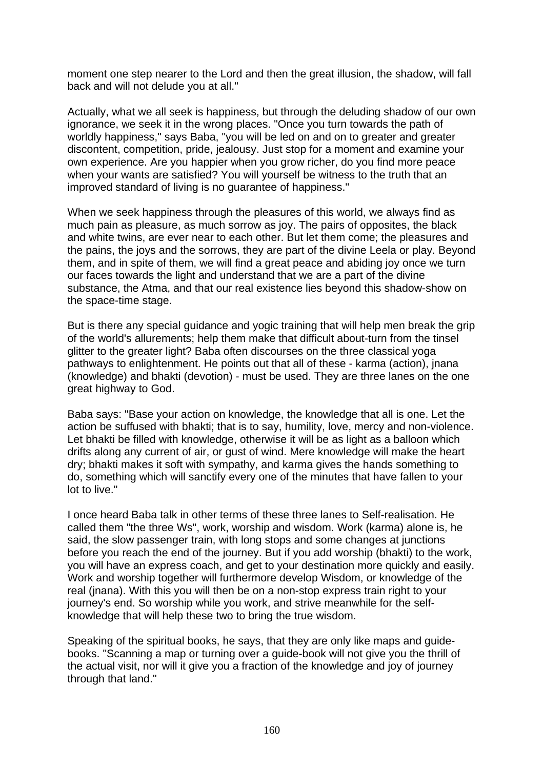moment one step nearer to the Lord and then the great illusion, the shadow, will fall back and will not delude you at all."

Actually, what we all seek is happiness, but through the deluding shadow of our own ignorance, we seek it in the wrong places. "Once you turn towards the path of worldly happiness," says Baba, "you will be led on and on to greater and greater discontent, competition, pride, jealousy. Just stop for a moment and examine your own experience. Are you happier when you grow richer, do you find more peace when your wants are satisfied? You will yourself be witness to the truth that an improved standard of living is no guarantee of happiness."

When we seek happiness through the pleasures of this world, we always find as much pain as pleasure, as much sorrow as joy. The pairs of opposites, the black and white twins, are ever near to each other. But let them come; the pleasures and the pains, the joys and the sorrows, they are part of the divine Leela or play. Beyond them, and in spite of them, we will find a great peace and abiding joy once we turn our faces towards the light and understand that we are a part of the divine substance, the Atma, and that our real existence lies beyond this shadow-show on the space-time stage.

But is there any special guidance and yogic training that will help men break the grip of the world's allurements; help them make that difficult about-turn from the tinsel glitter to the greater light? Baba often discourses on the three classical yoga pathways to enlightenment. He points out that all of these - karma (action), jnana (knowledge) and bhakti (devotion) - must be used. They are three lanes on the one great highway to God.

Baba says: "Base your action on knowledge, the knowledge that all is one. Let the action be suffused with bhakti; that is to say, humility, love, mercy and non-violence. Let bhakti be filled with knowledge, otherwise it will be as light as a balloon which drifts along any current of air, or gust of wind. Mere knowledge will make the heart dry; bhakti makes it soft with sympathy, and karma gives the hands something to do, something which will sanctify every one of the minutes that have fallen to your lot to live."

I once heard Baba talk in other terms of these three lanes to Self-realisation. He called them "the three Ws", work, worship and wisdom. Work (karma) alone is, he said, the slow passenger train, with long stops and some changes at junctions before you reach the end of the journey. But if you add worship (bhakti) to the work, you will have an express coach, and get to your destination more quickly and easily. Work and worship together will furthermore develop Wisdom, or knowledge of the real (jnana). With this you will then be on a non-stop express train right to your journey's end. So worship while you work, and strive meanwhile for the self-knowledge that will help these two to bring the true wisdom.

Speaking of the spiritual books, he says, that they are only like maps and guide-books. "Scanning a map or turning over a guide-book will not give you the thrill of the actual visit, nor will it give you a fraction of the knowledge and joy of journey through that land."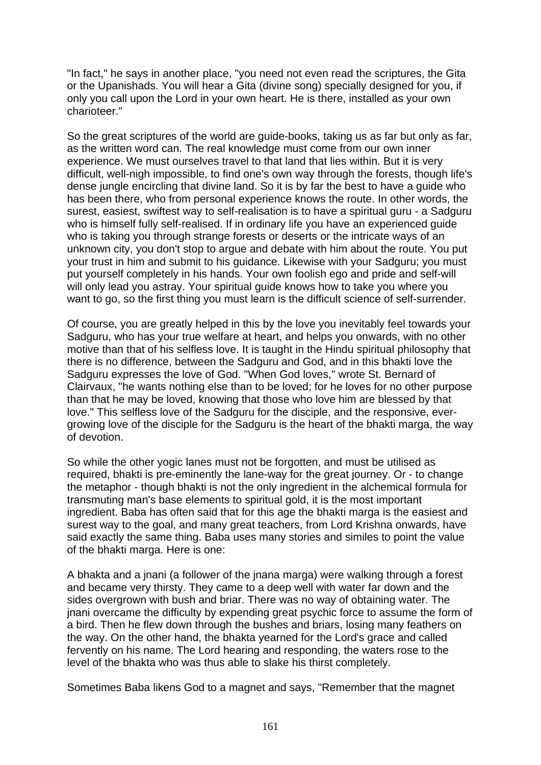"In fact," he says in another place, "you need not even read the scriptures, the Gita or the Upanishads. You will hear a Gita (divine song) specially designed for you, if only you call upon the Lord in your own heart. He is there, installed as your own charioteer."

So the great scriptures of the world are guide-books, taking us as far but only as far, as the written word can. The real knowledge must come from our own inner experience. We must ourselves travel to that land that lies within. But it is very difficult, well-nigh impossible, to find one's own way through the forests, though life's dense jungle encircling that divine land. So it is by far the best to have a guide who has been there, who from personal experience knows the route. In other words, the surest, easiest, swiftest way to self-realisation is to have a spiritual guru - a Sadguru who is himself fully self-realised. If in ordinary life you have an experienced guide who is taking you through strange forests or deserts or the intricate ways of an unknown city, you don't stop to argue and debate with him about the route. You put your trust in him and submit to his guidance. Likewise with your Sadguru; you must put yourself completely in his hands. Your own foolish ego and pride and self-will will only lead you astray. Your spiritual guide knows how to take you where you want to go, so the first thing you must learn is the difficult science of self-surrender.

Of course, you are greatly helped in this by the love you inevitably feel towards your Sadguru, who has your true welfare at heart, and helps you onwards, with no other motive than that of his selfless love. It is taught in the Hindu spiritual philosophy that there is no difference, between the Sadguru and God, and in this bhakti love the Sadguru expresses the love of God. "When God loves," wrote St. Bernard of Clairvaux, "he wants nothing else than to be loved; for he loves for no other purpose than that he may be loved, knowing that those who love him are blessed by that love." This selfless love of the Sadguru for the disciple, and the responsive, ever-growing love of the disciple for the Sadguru is the heart of the bhakti marga, the way of devotion.

So while the other yogic lanes must not be forgotten, and must be utilised as required, bhakti is pre-eminently the lane-way for the great journey. Or - to change the metaphor - though bhakti is not the only ingredient in the alchemical formula for transmuting man's base elements to spiritual gold, it is the most important ingredient. Baba has often said that for this age the bhakti marga is the easiest and surest way to the goal, and many great teachers, from Lord Krishna onwards, have said exactly the same thing. Baba uses many stories and similes to point the value of the bhakti marga. Here is one:

A bhakta and a jnani (a follower of the jnana marga) were walking through a forest and became very thirsty. They came to a deep well with water far down and the sides overgrown with bush and briar. There was no way of obtaining water. The jnani overcame the difficulty by expending great psychic force to assume the form of a bird. Then he flew down through the bushes and briars, losing many feathers on the way. On the other hand, the bhakta yearned for the Lord's grace and called fervently on his name. The Lord hearing and responding, the waters rose to the level of the bhakta who was thus able to slake his thirst completely.

Sometimes Baba likens God to a magnet and says, "Remember that the magnet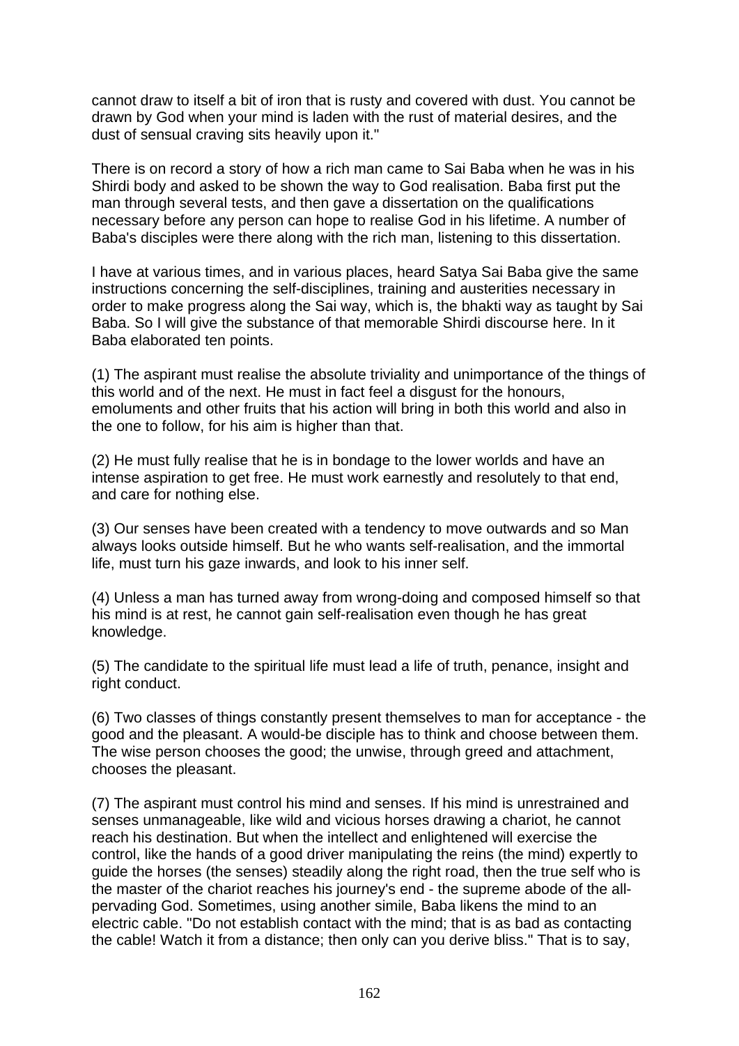cannot draw to itself a bit of iron that is rusty and covered with dust. You cannot be drawn by God when your mind is laden with the rust of material desires, and the dust of sensual craving sits heavily upon it."

There is on record a story of how a rich man came to Sai Baba when he was in his Shirdi body and asked to be shown the way to God realisation. Baba first put the man through several tests, and then gave a dissertation on the qualifications necessary before any person can hope to realise God in his lifetime. A number of Baba's disciples were there along with the rich man, listening to this dissertation.

I have at various times, and in various places, heard Satya Sai Baba give the same instructions concerning the self-disciplines, training and austerities necessary in order to make progress along the Sai way, which is, the bhakti way as taught by Sai Baba. So I will give the substance of that memorable Shirdi discourse here. In it Baba elaborated ten points.

(1) The aspirant must realise the absolute triviality and unimportance of the things of this world and of the next. He must in fact feel a disgust for the honours, emoluments and other fruits that his action will bring in both this world and also in the one to follow, for his aim is higher than that.

(2) He must fully realise that he is in bondage to the lower worlds and have an intense aspiration to get free. He must work earnestly and resolutely to that end, and care for nothing else.

(3) Our senses have been created with a tendency to move outwards and so Man always looks outside himself. But he who wants self-realisation, and the immortal life, must turn his gaze inwards, and look to his inner self.

(4) Unless a man has turned away from wrong-doing and composed himself so that his mind is at rest, he cannot gain self-realisation even though he has great knowledge.

(5) The candidate to the spiritual life must lead a life of truth, penance, insight and right conduct.

(6) Two classes of things constantly present themselves to man for acceptance - the good and the pleasant. A would-be disciple has to think and choose between them. The wise person chooses the good; the unwise, through greed and attachment, chooses the pleasant.

(7) The aspirant must control his mind and senses. If his mind is unrestrained and senses unmanageable, like wild and vicious horses drawing a chariot, he cannot reach his destination. But when the intellect and enlightened will exercise the control, like the hands of a good driver manipulating the reins (the mind) expertly to guide the horses (the senses) steadily along the right road, then the true self who is the master of the chariot reaches his journey's end - the supreme abode of the all-pervading God. Sometimes, using another simile, Baba likens the mind to an electric cable. "Do not establish contact with the mind; that is as bad as contacting the cable! Watch it from a distance; then only can you derive bliss." That is to say,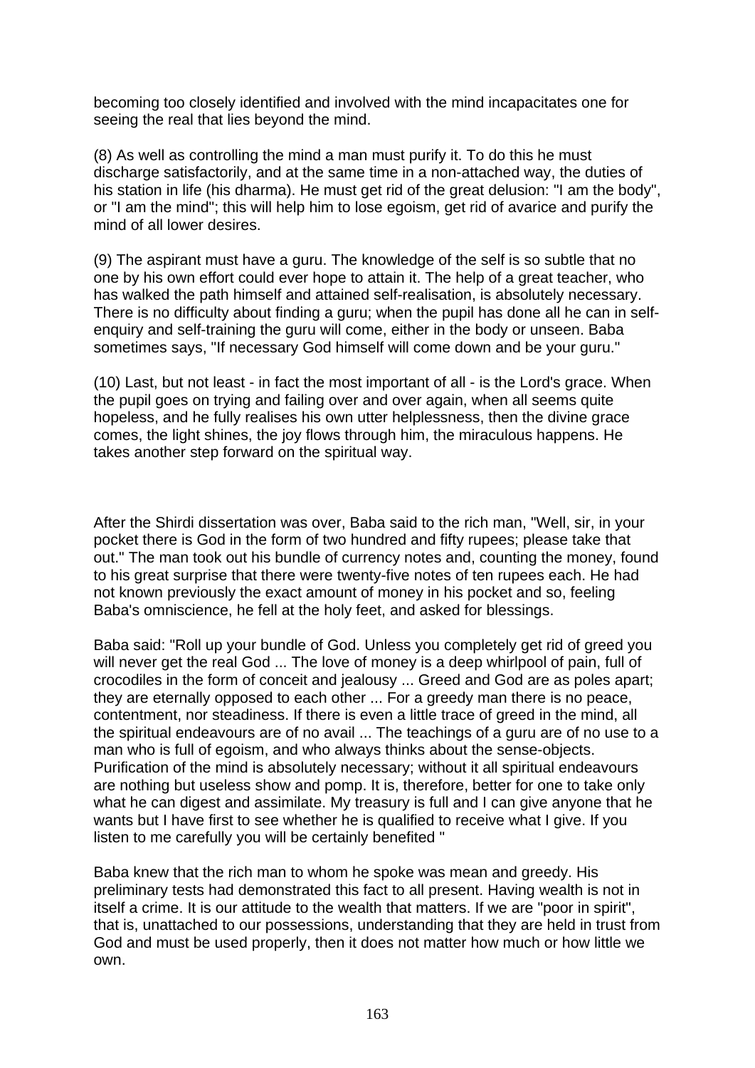becoming too closely identified and involved with the mind incapacitates one for seeing the real that lies beyond the mind.

(8) As well as controlling the mind a man must purify it. To do this he must discharge satisfactorily, and at the same time in a non-attached way, the duties of his station in life (his dharma). He must get rid of the great delusion: "I am the body", or "I am the mind"; this will help him to lose egoism, get rid of avarice and purify the mind of all lower desires.

(9) The aspirant must have a guru. The knowledge of the self is so subtle that no one by his own effort could ever hope to attain it. The help of a great teacher, who has walked the path himself and attained self-realisation, is absolutely necessary. There is no difficulty about finding a guru; when the pupil has done all he can in self-enquiry and self-training the guru will come, either in the body or unseen. Baba sometimes says, "If necessary God himself will come down and be your guru."

(10) Last, but not least - in fact the most important of all - is the Lord's grace. When the pupil goes on trying and failing over and over again, when all seems quite hopeless, and he fully realises his own utter helplessness, then the divine grace comes, the light shines, the joy flows through him, the miraculous happens. He takes another step forward on the spiritual way.

After the Shirdi dissertation was over, Baba said to the rich man, "Well, sir, in your pocket there is God in the form of two hundred and fifty rupees; please take that out." The man took out his bundle of currency notes and, counting the money, found to his great surprise that there were twenty-five notes of ten rupees each. He had not known previously the exact amount of money in his pocket and so, feeling Baba's omniscience, he fell at the holy feet, and asked for blessings.

Baba said: "Roll up your bundle of God. Unless you completely get rid of greed you will never get the real God ... The love of money is a deep whirlpool of pain, full of crocodiles in the form of conceit and jealousy ... Greed and God are as poles apart; they are eternally opposed to each other ... For a greedy man there is no peace, contentment, nor steadiness. If there is even a little trace of greed in the mind, all the spiritual endeavours are of no avail ... The teachings of a guru are of no use to a man who is full of egoism, and who always thinks about the sense-objects. Purification of the mind is absolutely necessary; without it all spiritual endeavours are nothing but useless show and pomp. It is, therefore, better for one to take only what he can digest and assimilate. My treasury is full and I can give anyone that he wants but I have first to see whether he is qualified to receive what I give. If you listen to me carefully you will be certainly benefited "

Baba knew that the rich man to whom he spoke was mean and greedy. His preliminary tests had demonstrated this fact to all present. Having wealth is not in itself a crime. It is our attitude to the wealth that matters. If we are "poor in spirit", that is, unattached to our possessions, understanding that they are held in trust from God and must be used properly, then it does not matter how much or how little we own.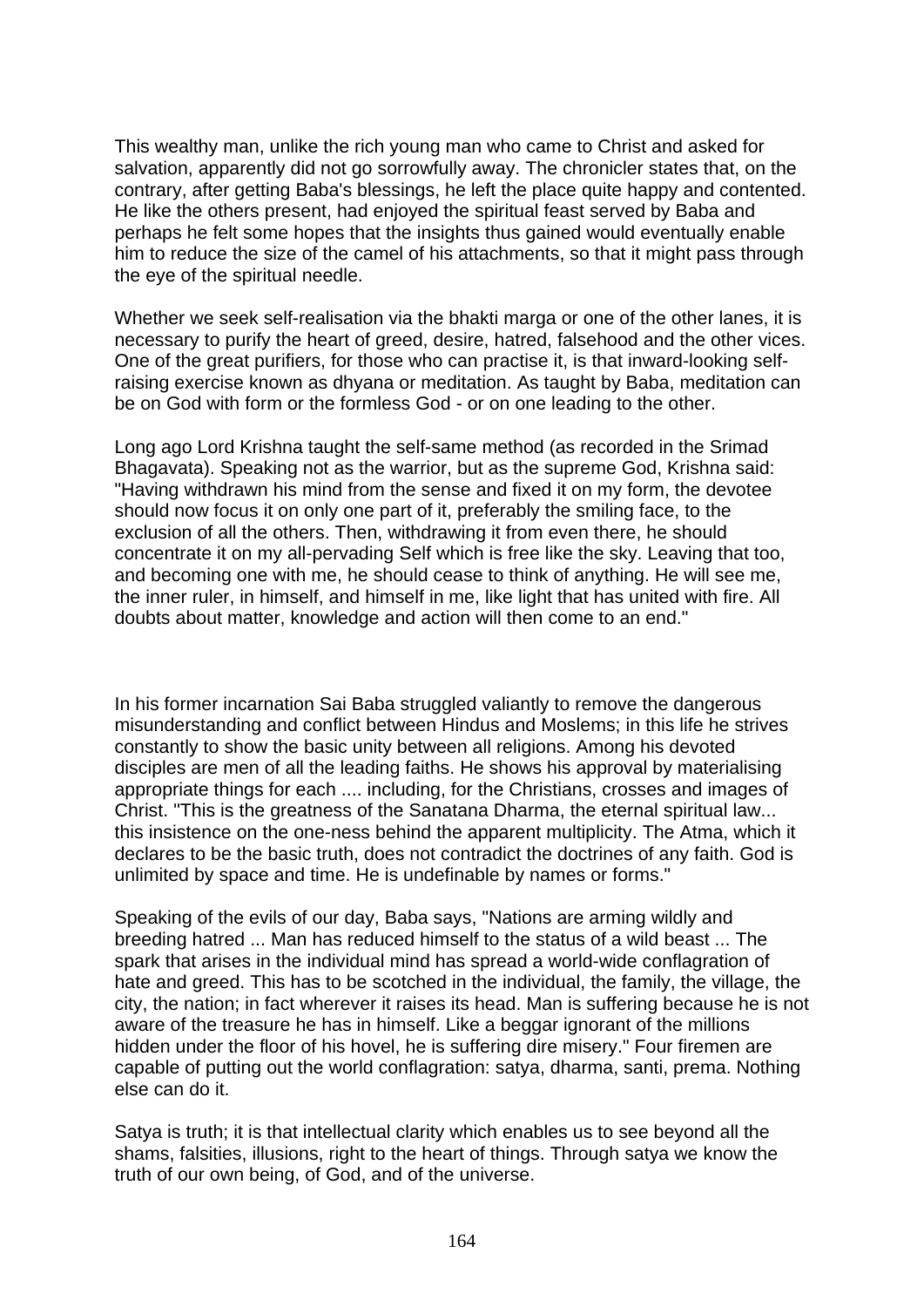This wealthy man, unlike the rich young man who came to Christ and asked for salvation, apparently did not go sorrowfully away. The chronicler states that, on the contrary, after getting Baba's blessings, he left the place quite happy and contented. He like the others present, had enjoyed the spiritual feast served by Baba and perhaps he felt some hopes that the insights thus gained would eventually enable him to reduce the size of the camel of his attachments, so that it might pass through the eye of the spiritual needle.

Whether we seek self-realisation via the bhakti marga or one of the other lanes, it is necessary to purify the heart of greed, desire, hatred, falsehood and the other vices. One of the great purifiers, for those who can practise it, is that inward-looking self-raising exercise known as dhyana or meditation. As taught by Baba, meditation can be on God with form or the formless God - or on one leading to the other.

Long ago Lord Krishna taught the self-same method (as recorded in the Srimad Bhagavata). Speaking not as the warrior, but as the supreme God, Krishna said: "Having withdrawn his mind from the sense and fixed it on my form, the devotee should now focus it on only one part of it, preferably the smiling face, to the exclusion of all the others. Then, withdrawing it from even there, he should concentrate it on my all-pervading Self which is free like the sky. Leaving that too, and becoming one with me, he should cease to think of anything. He will see me, the inner ruler, in himself, and himself in me, like light that has united with fire. All doubts about matter, knowledge and action will then come to an end."

In his former incarnation Sai Baba struggled valiantly to remove the dangerous misunderstanding and conflict between Hindus and Moslems; in this life he strives constantly to show the basic unity between all religions. Among his devoted disciples are men of all the leading faiths. He shows his approval by materialising appropriate things for each .... including, for the Christians, crosses and images of Christ. "This is the greatness of the Sanatana Dharma, the eternal spiritual law... this insistence on the one-ness behind the apparent multiplicity. The Atma, which it declares to be the basic truth, does not contradict the doctrines of any faith. God is unlimited by space and time. He is undefinable by names or forms."

Speaking of the evils of our day, Baba says, "Nations are arming wildly and breeding hatred ... Man has reduced himself to the status of a wild beast ... The spark that arises in the individual mind has spread a world-wide conflagration of hate and greed. This has to be scotched in the individual, the family, the village, the city, the nation; in fact wherever it raises its head. Man is suffering because he is not aware of the treasure he has in himself. Like a beggar ignorant of the millions hidden under the floor of his hovel, he is suffering dire misery." Four firemen are capable of putting out the world conflagration: satya, dharma, santi, prema. Nothing else can do it.

Satya is truth; it is that intellectual clarity which enables us to see beyond all the shams, falsities, illusions, right to the heart of things. Through satya we know the truth of our own being, of God, and of the universe.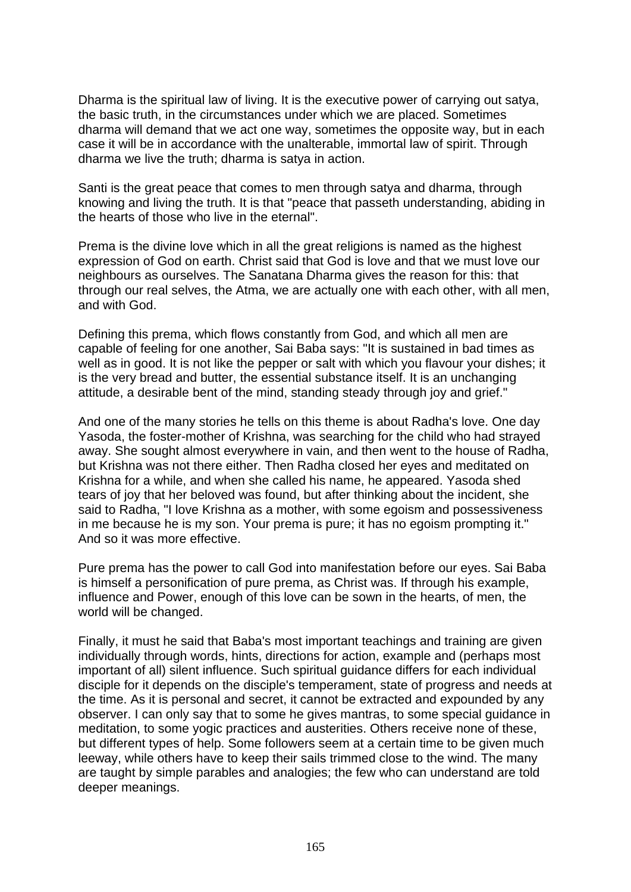Dharma is the spiritual law of living. It is the executive power of carrying out satya, the basic truth, in the circumstances under which we are placed. Sometimes dharma will demand that we act one way, sometimes the opposite way, but in each case it will be in accordance with the unalterable, immortal law of spirit. Through dharma we live the truth; dharma is satya in action.

Santi is the great peace that comes to men through satya and dharma, through knowing and living the truth. It is that "peace that passeth understanding, abiding in the hearts of those who live in the eternal".

Prema is the divine love which in all the great religions is named as the highest expression of God on earth. Christ said that God is love and that we must love our neighbours as ourselves. The Sanatana Dharma gives the reason for this: that through our real selves, the Atma, we are actually one with each other, with all men, and with God.

Defining this prema, which flows constantly from God, and which all men are capable of feeling for one another, Sai Baba says: "It is sustained in bad times as well as in good. It is not like the pepper or salt with which you flavour your dishes; it is the very bread and butter, the essential substance itself. It is an unchanging attitude, a desirable bent of the mind, standing steady through joy and grief."

And one of the many stories he tells on this theme is about Radha's love. One day Yasoda, the foster-mother of Krishna, was searching for the child who had strayed away. She sought almost everywhere in vain, and then went to the house of Radha, but Krishna was not there either. Then Radha closed her eyes and meditated on Krishna for a while, and when she called his name, he appeared. Yasoda shed tears of joy that her beloved was found, but after thinking about the incident, she said to Radha, "I love Krishna as a mother, with some egoism and possessiveness in me because he is my son. Your prema is pure; it has no egoism prompting it." And so it was more effective.

Pure prema has the power to call God into manifestation before our eyes. Sai Baba is himself a personification of pure prema, as Christ was. If through his example, influence and Power, enough of this love can be sown in the hearts, of men, the world will be changed.

Finally, it must he said that Baba's most important teachings and training are given individually through words, hints, directions for action, example and (perhaps most important of all) silent influence. Such spiritual guidance differs for each individual disciple for it depends on the disciple's temperament, state of progress and needs at the time. As it is personal and secret, it cannot be extracted and expounded by any observer. I can only say that to some he gives mantras, to some special guidance in meditation, to some yogic practices and austerities. Others receive none of these, but different types of help. Some followers seem at a certain time to be given much leeway, while others have to keep their sails trimmed close to the wind. The many are taught by simple parables and analogies; the few who can understand are told deeper meanings.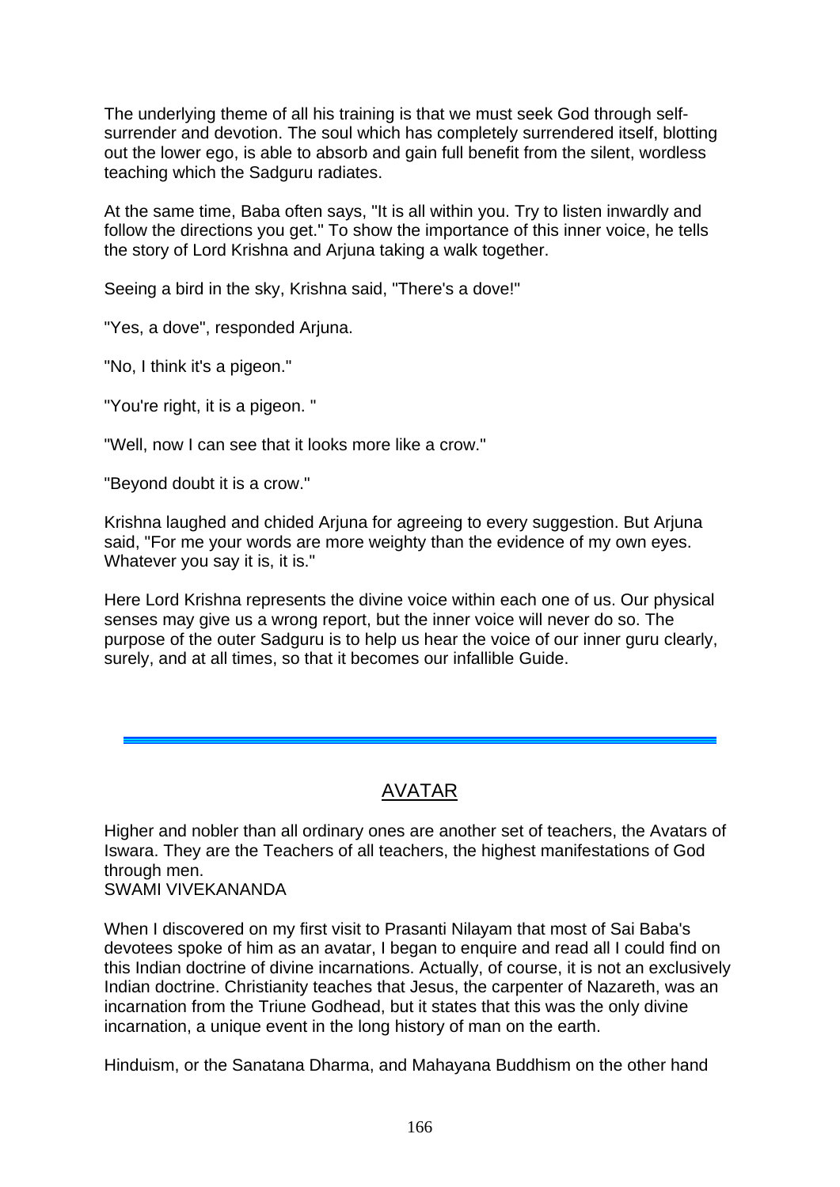The underlying theme of all his training is that we must seek God through self-surrender and devotion. The soul which has completely surrendered itself, blotting out the lower ego, is able to absorb and gain full benefit from the silent, wordless teaching which the Sadguru radiates.

At the same time, Baba often says, "It is all within you. Try to listen inwardly and follow the directions you get." To show the importance of this inner voice, he tells the story of Lord Krishna and Arjuna taking a walk together.

Seeing a bird in the sky, Krishna said, "There's a dove!"

"Yes, a dove", responded Arjuna.

"No, I think it's a pigeon."

"You're right, it is a pigeon. "

"Well, now I can see that it looks more like a crow."

"Beyond doubt it is a crow."

Krishna laughed and chided Arjuna for agreeing to every suggestion. But Arjuna said, "For me your words are more weighty than the evidence of my own eyes. Whatever you say it is, it is."

Here Lord Krishna represents the divine voice within each one of us. Our physical senses may give us a wrong report, but the inner voice will never do so. The purpose of the outer Sadguru is to help us hear the voice of our inner guru clearly, surely, and at all times, so that it becomes our infallible Guide.

---

## AVATAR

Higher and nobler than all ordinary ones are another set of teachers, the Avatars of Iswara. They are the Teachers of all teachers, the highest manifestations of God through men.
SWAMI VIVEKANANDA

When I discovered on my first visit to Prasanti Nilayam that most of Sai Baba's devotees spoke of him as an avatar, I began to enquire and read all I could find on this Indian doctrine of divine incarnations. Actually, of course, it is not an exclusively Indian doctrine. Christianity teaches that Jesus, the carpenter of Nazareth, was an incarnation from the Triune Godhead, but it states that this was the only divine incarnation, a unique event in the long history of man on the earth.

Hinduism, or the Sanatana Dharma, and Mahayana Buddhism on the other hand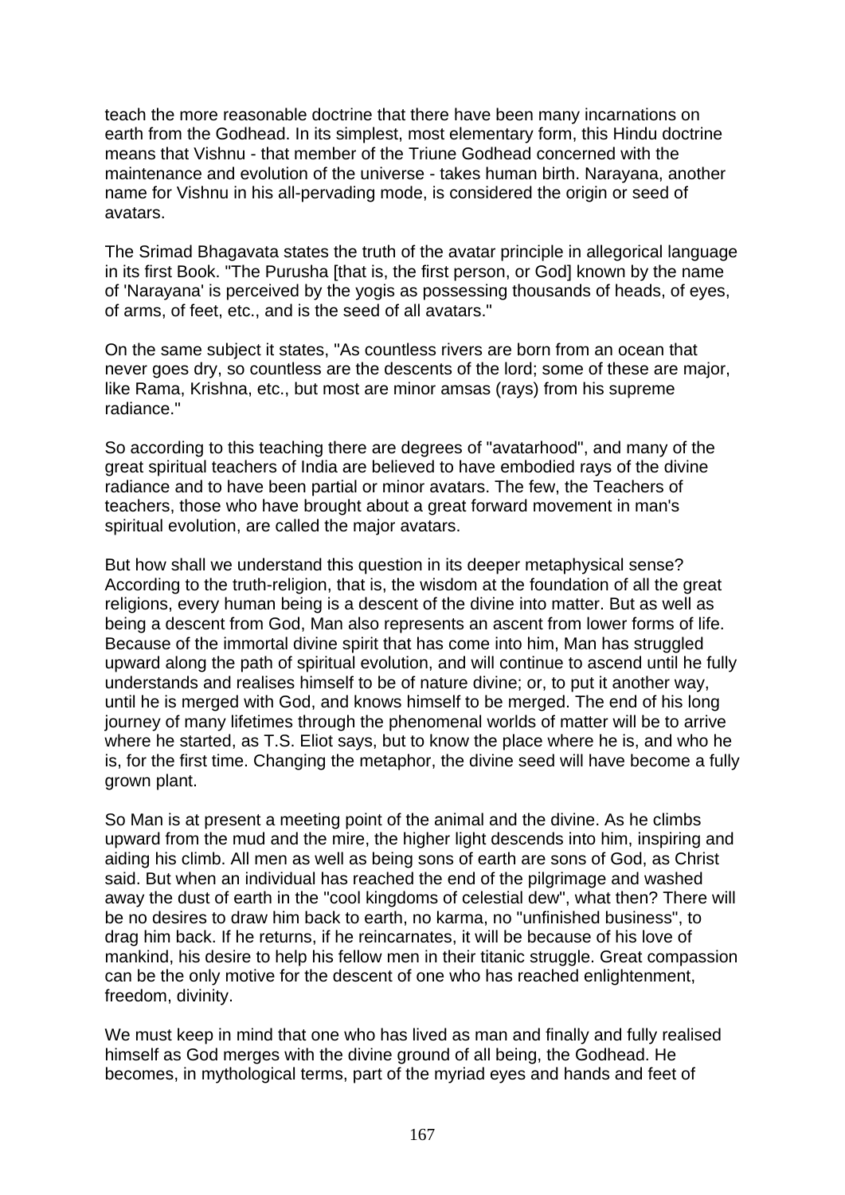teach the more reasonable doctrine that there have been many incarnations on earth from the Godhead. In its simplest, most elementary form, this Hindu doctrine means that Vishnu - that member of the Triune Godhead concerned with the maintenance and evolution of the universe - takes human birth. Narayana, another name for Vishnu in his all-pervading mode, is considered the origin or seed of avatars.

The Srimad Bhagavata states the truth of the avatar principle in allegorical language in its first Book. "The Purusha [that is, the first person, or God] known by the name of 'Narayana' is perceived by the yogis as possessing thousands of heads, of eyes, of arms, of feet, etc., and is the seed of all avatars."

On the same subject it states, "As countless rivers are born from an ocean that never goes dry, so countless are the descents of the lord; some of these are major, like Rama, Krishna, etc., but most are minor amsas (rays) from his supreme radiance."

So according to this teaching there are degrees of "avatarhood", and many of the great spiritual teachers of India are believed to have embodied rays of the divine radiance and to have been partial or minor avatars. The few, the Teachers of teachers, those who have brought about a great forward movement in man's spiritual evolution, are called the major avatars.

But how shall we understand this question in its deeper metaphysical sense? According to the truth-religion, that is, the wisdom at the foundation of all the great religions, every human being is a descent of the divine into matter. But as well as being a descent from God, Man also represents an ascent from lower forms of life. Because of the immortal divine spirit that has come into him, Man has struggled upward along the path of spiritual evolution, and will continue to ascend until he fully understands and realises himself to be of nature divine; or, to put it another way, until he is merged with God, and knows himself to be merged. The end of his long journey of many lifetimes through the phenomenal worlds of matter will be to arrive where he started, as T.S. Eliot says, but to know the place where he is, and who he is, for the first time. Changing the metaphor, the divine seed will have become a fully grown plant.

So Man is at present a meeting point of the animal and the divine. As he climbs upward from the mud and the mire, the higher light descends into him, inspiring and aiding his climb. All men as well as being sons of earth are sons of God, as Christ said. But when an individual has reached the end of the pilgrimage and washed away the dust of earth in the "cool kingdoms of celestial dew", what then? There will be no desires to draw him back to earth, no karma, no "unfinished business", to drag him back. If he returns, if he reincarnates, it will be because of his love of mankind, his desire to help his fellow men in their titanic struggle. Great compassion can be the only motive for the descent of one who has reached enlightenment, freedom, divinity.

We must keep in mind that one who has lived as man and finally and fully realised himself as God merges with the divine ground of all being, the Godhead. He becomes, in mythological terms, part of the myriad eyes and hands and feet of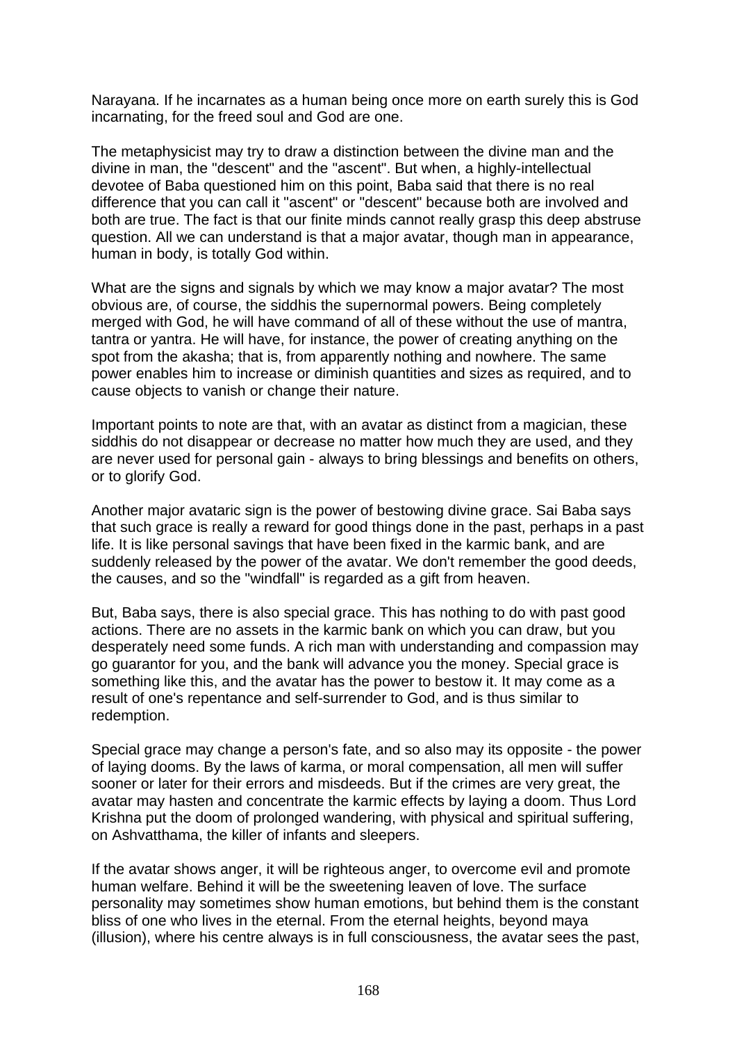Narayana. If he incarnates as a human being once more on earth surely this is God incarnating, for the freed soul and God are one.

The metaphysicist may try to draw a distinction between the divine man and the divine in man, the "descent" and the "ascent". But when, a highly-intellectual devotee of Baba questioned him on this point, Baba said that there is no real difference that you can call it "ascent" or "descent" because both are involved and both are true. The fact is that our finite minds cannot really grasp this deep abstruse question. All we can understand is that a major avatar, though man in appearance, human in body, is totally God within.

What are the signs and signals by which we may know a major avatar? The most obvious are, of course, the siddhis the supernormal powers. Being completely merged with God, he will have command of all of these without the use of mantra, tantra or yantra. He will have, for instance, the power of creating anything on the spot from the akasha; that is, from apparently nothing and nowhere. The same power enables him to increase or diminish quantities and sizes as required, and to cause objects to vanish or change their nature.

Important points to note are that, with an avatar as distinct from a magician, these siddhis do not disappear or decrease no matter how much they are used, and they are never used for personal gain - always to bring blessings and benefits on others, or to glorify God.

Another major avataric sign is the power of bestowing divine grace. Sai Baba says that such grace is really a reward for good things done in the past, perhaps in a past life. It is like personal savings that have been fixed in the karmic bank, and are suddenly released by the power of the avatar. We don't remember the good deeds, the causes, and so the "windfall" is regarded as a gift from heaven.

But, Baba says, there is also special grace. This has nothing to do with past good actions. There are no assets in the karmic bank on which you can draw, but you desperately need some funds. A rich man with understanding and compassion may go guarantor for you, and the bank will advance you the money. Special grace is something like this, and the avatar has the power to bestow it. It may come as a result of one's repentance and self-surrender to God, and is thus similar to redemption.

Special grace may change a person's fate, and so also may its opposite - the power of laying dooms. By the laws of karma, or moral compensation, all men will suffer sooner or later for their errors and misdeeds. But if the crimes are very great, the avatar may hasten and concentrate the karmic effects by laying a doom. Thus Lord Krishna put the doom of prolonged wandering, with physical and spiritual suffering, on Ashvatthama, the killer of infants and sleepers.

If the avatar shows anger, it will be righteous anger, to overcome evil and promote human welfare. Behind it will be the sweetening leaven of love. The surface personality may sometimes show human emotions, but behind them is the constant bliss of one who lives in the eternal. From the eternal heights, beyond maya (illusion), where his centre always is in full consciousness, the avatar sees the past,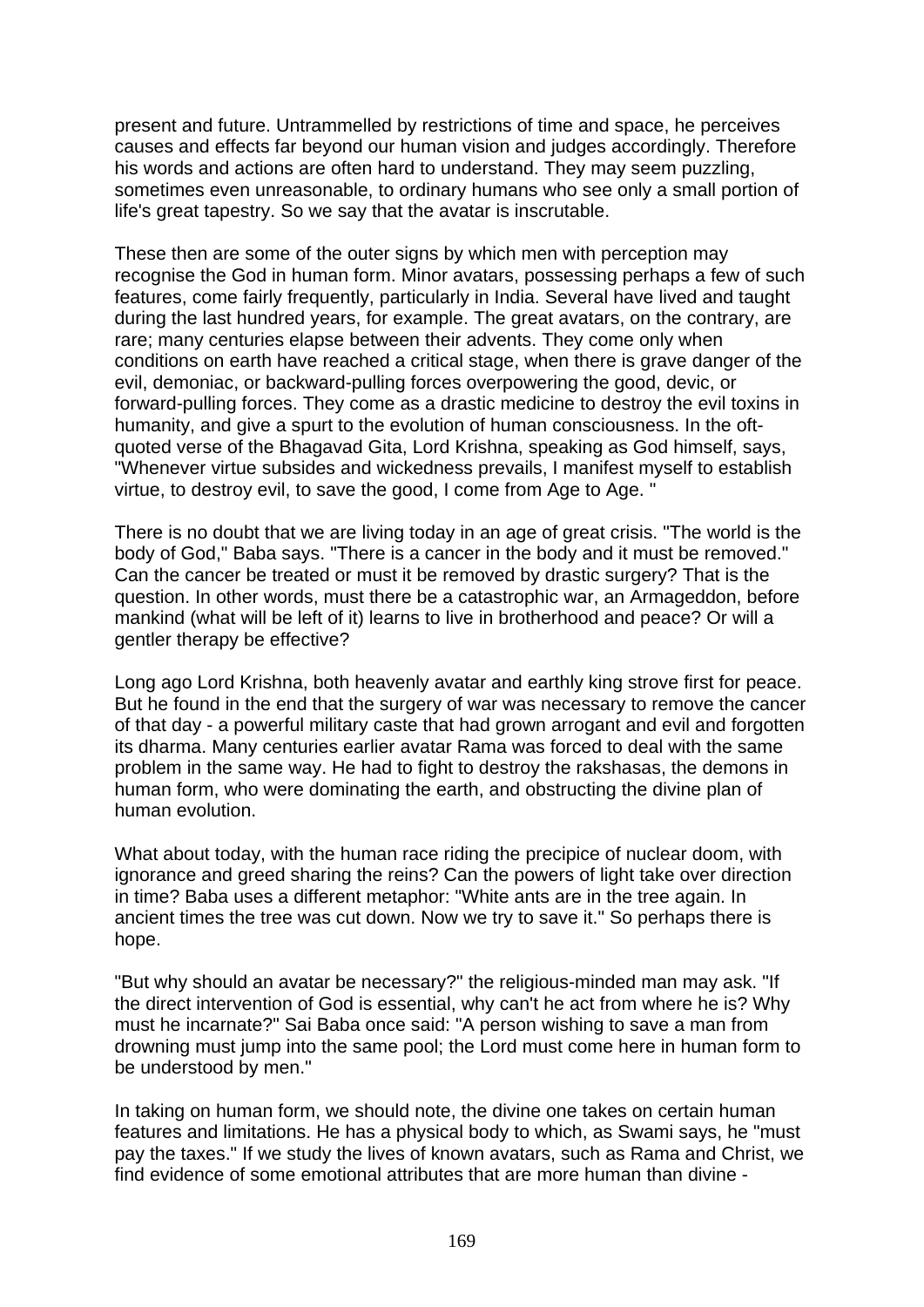present and future. Untrammelled by restrictions of time and space, he perceives causes and effects far beyond our human vision and judges accordingly. Therefore his words and actions are often hard to understand. They may seem puzzling, sometimes even unreasonable, to ordinary humans who see only a small portion of life's great tapestry. So we say that the avatar is inscrutable.

These then are some of the outer signs by which men with perception may recognise the God in human form. Minor avatars, possessing perhaps a few of such features, come fairly frequently, particularly in India. Several have lived and taught during the last hundred years, for example. The great avatars, on the contrary, are rare; many centuries elapse between their advents. They come only when conditions on earth have reached a critical stage, when there is grave danger of the evil, demoniac, or backward-pulling forces overpowering the good, devic, or forward-pulling forces. They come as a drastic medicine to destroy the evil toxins in humanity, and give a spurt to the evolution of human consciousness. In the oft-quoted verse of the Bhagavad Gita, Lord Krishna, speaking as God himself, says, "Whenever virtue subsides and wickedness prevails, I manifest myself to establish virtue, to destroy evil, to save the good, I come from Age to Age. "

There is no doubt that we are living today in an age of great crisis. "The world is the body of God," Baba says. "There is a cancer in the body and it must be removed." Can the cancer be treated or must it be removed by drastic surgery? That is the question. In other words, must there be a catastrophic war, an Armageddon, before mankind (what will be left of it) learns to live in brotherhood and peace? Or will a gentler therapy be effective?

Long ago Lord Krishna, both heavenly avatar and earthly king strove first for peace. But he found in the end that the surgery of war was necessary to remove the cancer of that day - a powerful military caste that had grown arrogant and evil and forgotten its dharma. Many centuries earlier avatar Rama was forced to deal with the same problem in the same way. He had to fight to destroy the rakshasas, the demons in human form, who were dominating the earth, and obstructing the divine plan of human evolution.

What about today, with the human race riding the precipice of nuclear doom, with ignorance and greed sharing the reins? Can the powers of light take over direction in time? Baba uses a different metaphor: "White ants are in the tree again. In ancient times the tree was cut down. Now we try to save it." So perhaps there is hope.

"But why should an avatar be necessary?" the religious-minded man may ask. "If the direct intervention of God is essential, why can't he act from where he is? Why must he incarnate?" Sai Baba once said: "A person wishing to save a man from drowning must jump into the same pool; the Lord must come here in human form to be understood by men."

In taking on human form, we should note, the divine one takes on certain human features and limitations. He has a physical body to which, as Swami says, he "must pay the taxes." If we study the lives of known avatars, such as Rama and Christ, we find evidence of some emotional attributes that are more human than divine -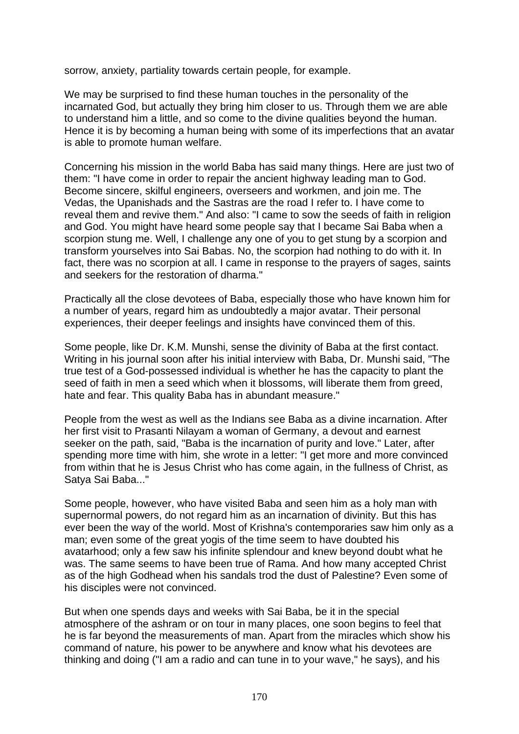sorrow, anxiety, partiality towards certain people, for example.

We may be surprised to find these human touches in the personality of the incarnated God, but actually they bring him closer to us. Through them we are able to understand him a little, and so come to the divine qualities beyond the human. Hence it is by becoming a human being with some of its imperfections that an avatar is able to promote human welfare.

Concerning his mission in the world Baba has said many things. Here are just two of them: "I have come in order to repair the ancient highway leading man to God. Become sincere, skilful engineers, overseers and workmen, and join me. The Vedas, the Upanishads and the Sastras are the road I refer to. I have come to reveal them and revive them." And also: "I came to sow the seeds of faith in religion and God. You might have heard some people say that I became Sai Baba when a scorpion stung me. Well, I challenge any one of you to get stung by a scorpion and transform yourselves into Sai Babas. No, the scorpion had nothing to do with it. In fact, there was no scorpion at all. I came in response to the prayers of sages, saints and seekers for the restoration of dharma."

Practically all the close devotees of Baba, especially those who have known him for a number of years, regard him as undoubtedly a major avatar. Their personal experiences, their deeper feelings and insights have convinced them of this.

Some people, like Dr. K.M. Munshi, sense the divinity of Baba at the first contact. Writing in his journal soon after his initial interview with Baba, Dr. Munshi said, "The true test of a God-possessed individual is whether he has the capacity to plant the seed of faith in men a seed which when it blossoms, will liberate them from greed, hate and fear. This quality Baba has in abundant measure."

People from the west as well as the Indians see Baba as a divine incarnation. After her first visit to Prasanti Nilayam a woman of Germany, a devout and earnest seeker on the path, said, "Baba is the incarnation of purity and love." Later, after spending more time with him, she wrote in a letter: "I get more and more convinced from within that he is Jesus Christ who has come again, in the fullness of Christ, as Satya Sai Baba..."

Some people, however, who have visited Baba and seen him as a holy man with supernormal powers, do not regard him as an incarnation of divinity. But this has ever been the way of the world. Most of Krishna's contemporaries saw him only as a man; even some of the great yogis of the time seem to have doubted his avatarhood; only a few saw his infinite splendour and knew beyond doubt what he was. The same seems to have been true of Rama. And how many accepted Christ as of the high Godhead when his sandals trod the dust of Palestine? Even some of his disciples were not convinced.

But when one spends days and weeks with Sai Baba, be it in the special atmosphere of the ashram or on tour in many places, one soon begins to feel that he is far beyond the measurements of man. Apart from the miracles which show his command of nature, his power to be anywhere and know what his devotees are thinking and doing ("I am a radio and can tune in to your wave," he says), and his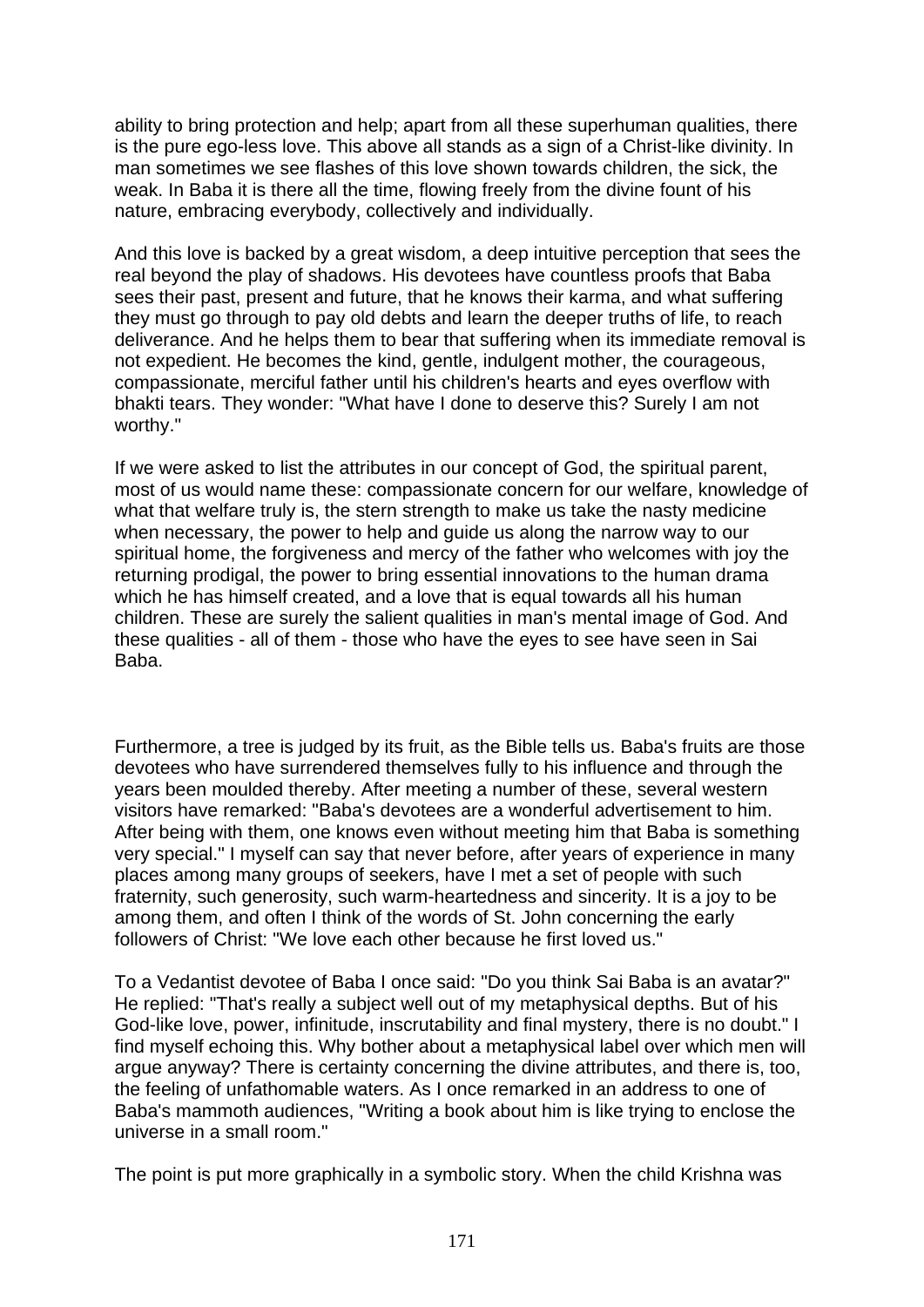ability to bring protection and help; apart from all these superhuman qualities, there is the pure ego-less love. This above all stands as a sign of a Christ-like divinity. In man sometimes we see flashes of this love shown towards children, the sick, the weak. In Baba it is there all the time, flowing freely from the divine fount of his nature, embracing everybody, collectively and individually.

And this love is backed by a great wisdom, a deep intuitive perception that sees the real beyond the play of shadows. His devotees have countless proofs that Baba sees their past, present and future, that he knows their karma, and what suffering they must go through to pay old debts and learn the deeper truths of life, to reach deliverance. And he helps them to bear that suffering when its immediate removal is not expedient. He becomes the kind, gentle, indulgent mother, the courageous, compassionate, merciful father until his children's hearts and eyes overflow with bhakti tears. They wonder: "What have I done to deserve this? Surely I am not worthy."

If we were asked to list the attributes in our concept of God, the spiritual parent, most of us would name these: compassionate concern for our welfare, knowledge of what that welfare truly is, the stern strength to make us take the nasty medicine when necessary, the power to help and guide us along the narrow way to our spiritual home, the forgiveness and mercy of the father who welcomes with joy the returning prodigal, the power to bring essential innovations to the human drama which he has himself created, and a love that is equal towards all his human children. These are surely the salient qualities in man's mental image of God. And these qualities - all of them - those who have the eyes to see have seen in Sai Baba.

Furthermore, a tree is judged by its fruit, as the Bible tells us. Baba's fruits are those devotees who have surrendered themselves fully to his influence and through the years been moulded thereby. After meeting a number of these, several western visitors have remarked: "Baba's devotees are a wonderful advertisement to him. After being with them, one knows even without meeting him that Baba is something very special." I myself can say that never before, after years of experience in many places among many groups of seekers, have I met a set of people with such fraternity, such generosity, such warm-heartedness and sincerity. It is a joy to be among them, and often I think of the words of St. John concerning the early followers of Christ: "We love each other because he first loved us."

To a Vedantist devotee of Baba I once said: "Do you think Sai Baba is an avatar?" He replied: "That's really a subject well out of my metaphysical depths. But of his God-like love, power, infinitude, inscrutability and final mystery, there is no doubt." I find myself echoing this. Why bother about a metaphysical label over which men will argue anyway? There is certainty concerning the divine attributes, and there is, too, the feeling of unfathomable waters. As I once remarked in an address to one of Baba's mammoth audiences, "Writing a book about him is like trying to enclose the universe in a small room."

The point is put more graphically in a symbolic story. When the child Krishna was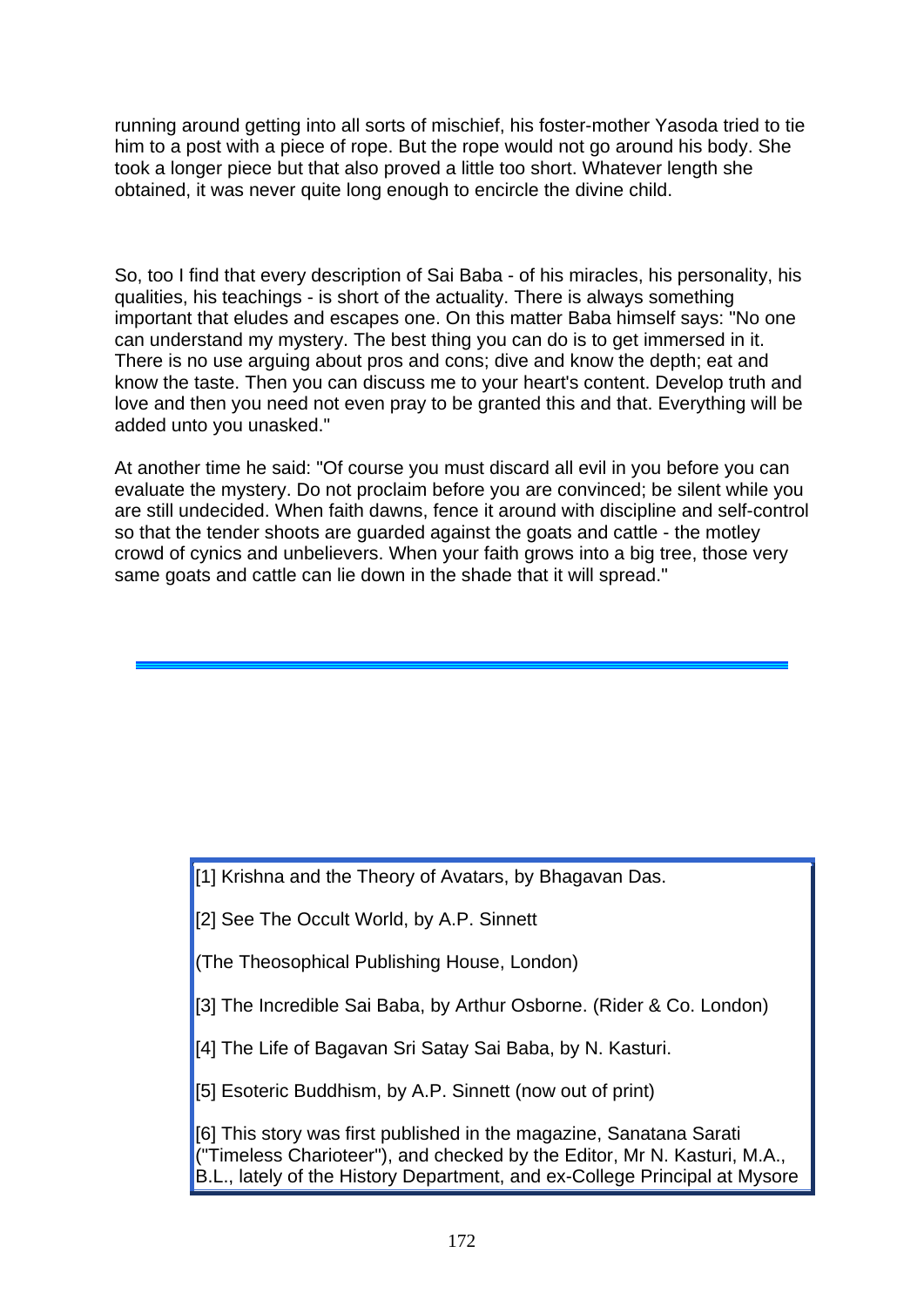running around getting into all sorts of mischief, his foster-mother Yasoda tried to tie him to a post with a piece of rope. But the rope would not go around his body. She took a longer piece but that also proved a little too short. Whatever length she obtained, it was never quite long enough to encircle the divine child.

So, too I find that every description of Sai Baba - of his miracles, his personality, his qualities, his teachings - is short of the actuality. There is always something important that eludes and escapes one. On this matter Baba himself says: "No one can understand my mystery. The best thing you can do is to get immersed in it. There is no use arguing about pros and cons; dive and know the depth; eat and know the taste. Then you can discuss me to your heart's content. Develop truth and love and then you need not even pray to be granted this and that. Everything will be added unto you unasked."

At another time he said: "Of course you must discard all evil in you before you can evaluate the mystery. Do not proclaim before you are convinced; be silent while you are still undecided. When faith dawns, fence it around with discipline and self-control so that the tender shoots are guarded against the goats and cattle - the motley crowd of cynics and unbelievers. When your faith grows into a big tree, those very same goats and cattle can lie down in the shade that it will spread."

---

[1] Krishna and the Theory of Avatars, by Bhagavan Das.

[2] See The Occult World, by A.P. Sinnett

(The Theosophical Publishing House, London)

[3] The Incredible Sai Baba, by Arthur Osborne. (Rider & Co. London)

[4] The Life of Bagavan Sri Satay Sai Baba, by N. Kasturi.

[5] Esoteric Buddhism, by A.P. Sinnett (now out of print)

[6] This story was first published in the magazine, Sanatana Sarati ("Timeless Charioteer"), and checked by the Editor, Mr N. Kasturi, M.A., B.L., lately of the History Department, and ex-College Principal at Mysore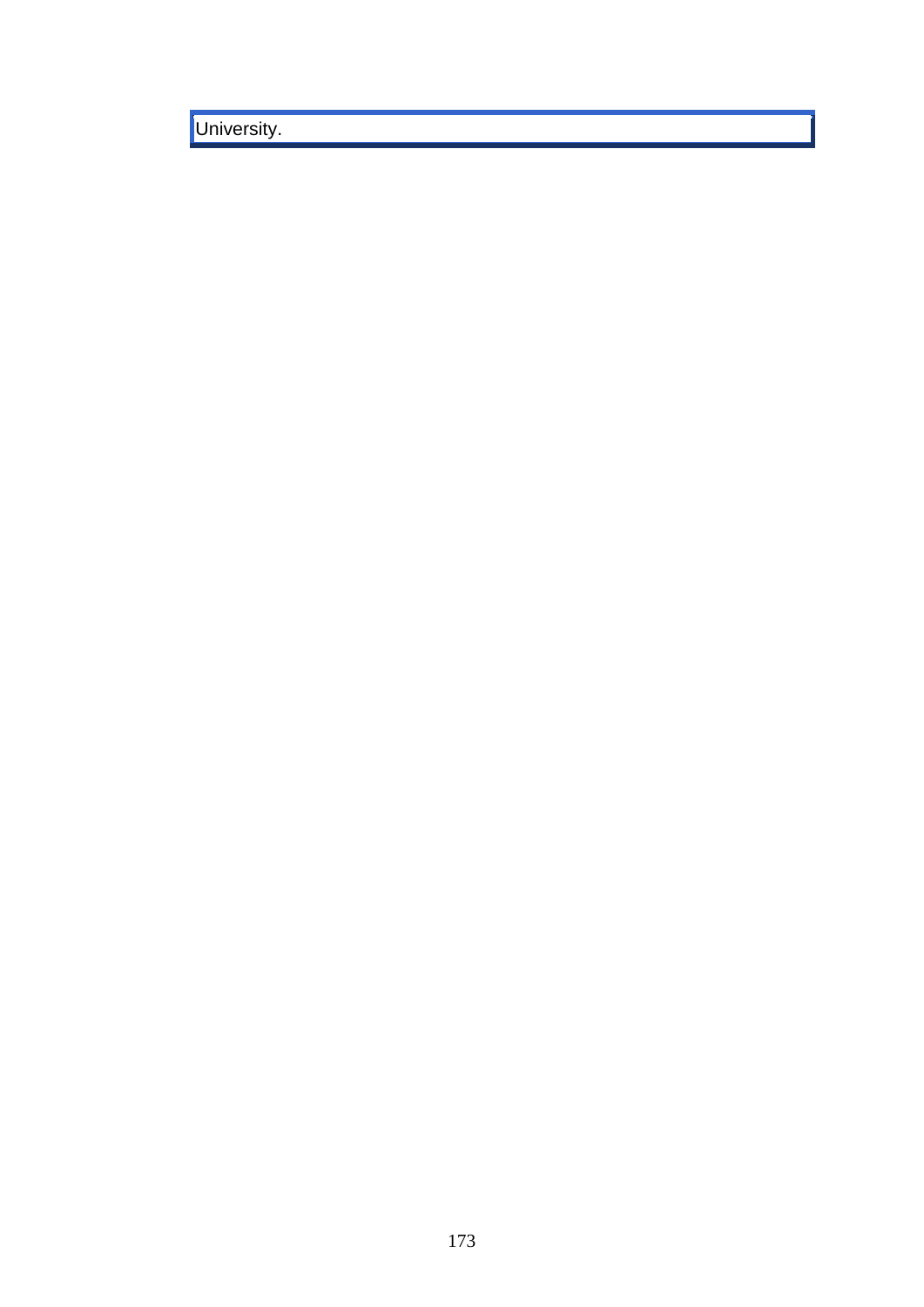University.